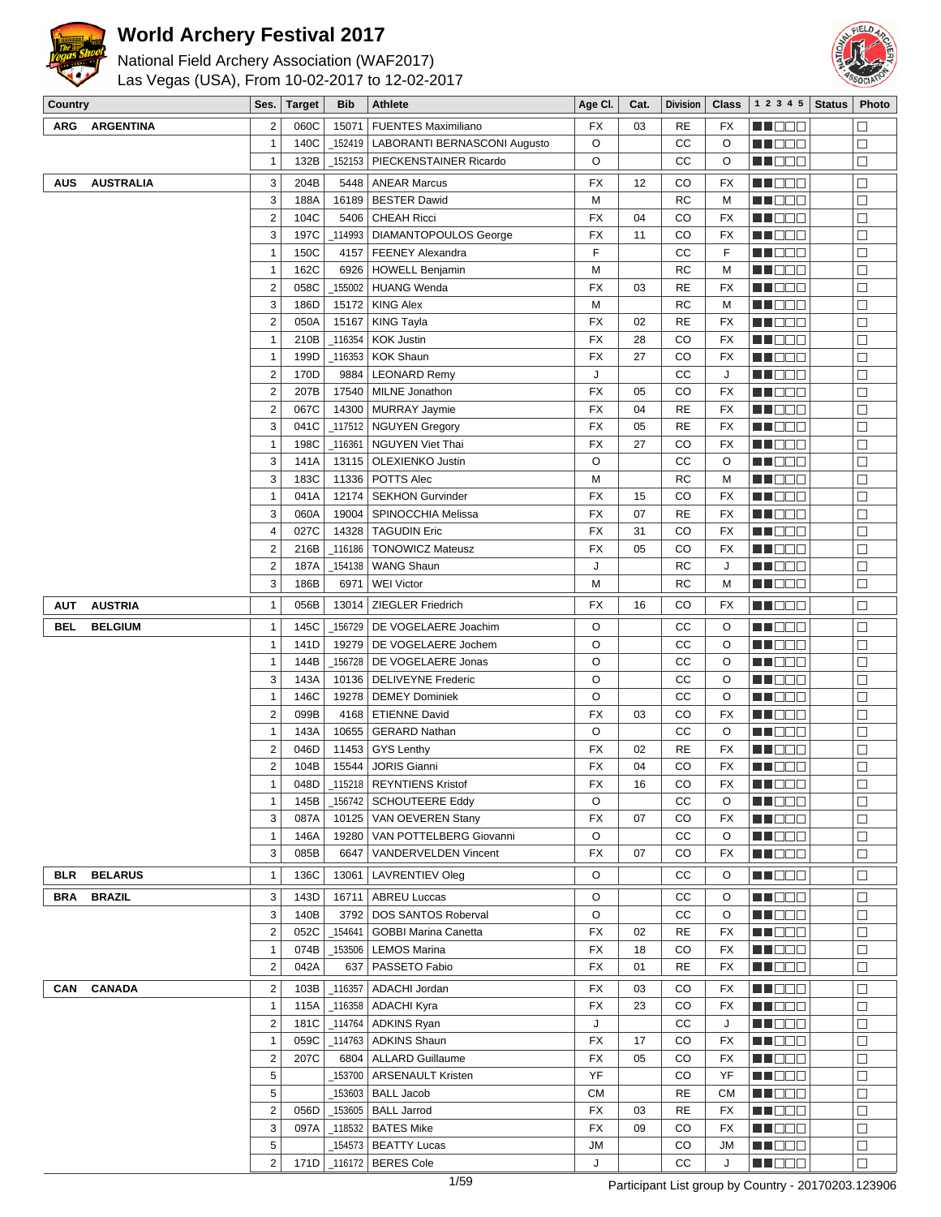# World Archery Festival 2017

National Field Archery Association (WAF2017)
Las Vegas (USA), From 10-02-2017 to 12-02-2017

| Country | Ses. | Target | Bib | Athlete | Age Cl. | Cat. | Division | Class | 1 2 3 4 5 | Status | Photo |
|---|---|---|---|---|---|---|---|---|---|---|---|
| ARG ARGENTINA | 2 | 060C | 15071 | FUENTES Maximiliano | FX | 03 | RE | FX | | | ☐ |
| | 1 | 140C | _152419 | LABORANTI BERNASCONI Augusto | O | | CC | O | | | ☐ |
| | 1 | 132B | _152153 | PIECKENSTAINER Ricardo | O | | CC | O | | | ☐ |
| AUS AUSTRALIA | 3 | 204B | 5448 | ANEAR Marcus | FX | 12 | CO | FX | | | ☐ |
| | 3 | 188A | 16189 | BESTER Dawid | M | | RC | M | | | ☐ |
| | 2 | 104C | 5406 | CHEAH Ricci | FX | 04 | CO | FX | | | ☐ |
| | 3 | 197C | _114993 | DIAMANTOPOULOS George | FX | 11 | CO | FX | | | ☐ |
| | 1 | 150C | 4157 | FEENEY Alexandra | F | | CC | F | | | ☐ |
| | 1 | 162C | 6926 | HOWELL Benjamin | M | | RC | M | | | ☐ |
| | 2 | 058C | _155002 | HUANG Wenda | FX | 03 | RE | FX | | | ☐ |
| | 3 | 186D | 15172 | KING Alex | M | | RC | M | | | ☐ |
| | 2 | 050A | 15167 | KING Tayla | FX | 02 | RE | FX | | | ☐ |
| | 1 | 210B | _116354 | KOK Justin | FX | 28 | CO | FX | | | ☐ |
| | 1 | 199D | _116353 | KOK Shaun | FX | 27 | CO | FX | | | ☐ |
| | 2 | 170D | 9884 | LEONARD Remy | J | | CC | J | | | ☐ |
| | 2 | 207B | 17540 | MILNE Jonathon | FX | 05 | CO | FX | | | ☐ |
| | 2 | 067C | 14300 | MURRAY Jaymie | FX | 04 | RE | FX | | | ☐ |
| | 3 | 041C | _117512 | NGUYEN Gregory | FX | 05 | RE | FX | | | ☐ |
| | 1 | 198C | _116361 | NGUYEN Viet Thai | FX | 27 | CO | FX | | | ☐ |
| | 3 | 141A | 13115 | OLEXIENKO Justin | O | | CC | O | | | ☐ |
| | 3 | 183C | 11336 | POTTS Alec | M | | RC | M | | | ☐ |
| | 1 | 041A | 12174 | SEKHON Gurvinder | FX | 15 | CO | FX | | | ☐ |
| | 3 | 060A | 19004 | SPINOCCHIA Melissa | FX | 07 | RE | FX | | | ☐ |
| | 4 | 027C | 14328 | TAGUDIN Eric | FX | 31 | CO | FX | | | ☐ |
| | 2 | 216B | _116186 | TONOWICZ Mateusz | FX | 05 | CO | FX | | | ☐ |
| | 2 | 187A | _154138 | WANG Shaun | J | | RC | J | | | ☐ |
| | 3 | 186B | 6971 | WEI Victor | M | | RC | M | | | ☐ |
| AUT AUSTRIA | 1 | 056B | 13014 | ZIEGLER Friedrich | FX | 16 | CO | FX | | | ☐ |
| BEL BELGIUM | 1 | 145C | _156729 | DE VOGELAERE Joachim | O | | CC | O | | | ☐ |
| | 1 | 141D | 19279 | DE VOGELAERE Jochem | O | | CC | O | | | ☐ |
| | 1 | 144B | _156728 | DE VOGELAERE Jonas | O | | CC | O | | | ☐ |
| | 3 | 143A | 10136 | DELIVEYNE Frederic | O | | CC | O | | | ☐ |
| | 1 | 146C | 19278 | DEMEY Dominiek | O | | CC | O | | | ☐ |
| | 2 | 099B | 4168 | ETIENNE David | FX | 03 | CO | FX | | | ☐ |
| | 1 | 143A | 10655 | GERARD Nathan | O | | CC | O | | | ☐ |
| | 2 | 046D | 11453 | GYS Lenthy | FX | 02 | RE | FX | | | ☐ |
| | 2 | 104B | 15544 | JORIS Gianni | FX | 04 | CO | FX | | | ☐ |
| | 1 | 048D | _115218 | REYNTIENS Kristof | FX | 16 | CO | FX | | | ☐ |
| | 1 | 145B | _156742 | SCHOUTEERE Eddy | O | | CC | O | | | ☐ |
| | 3 | 087A | 10125 | VAN OEVEREN Stany | FX | 07 | CO | FX | | | ☐ |
| | 1 | 146A | 19280 | VAN POTTELBERG Giovanni | O | | CC | O | | | ☐ |
| | 3 | 085B | 6647 | VANDERVELDEN Vincent | FX | 07 | CO | FX | | | ☐ |
| BLR BELARUS | 1 | 136C | 13061 | LAVRENTIEV Oleg | O | | CC | O | | | ☐ |
| BRA BRAZIL | 3 | 143D | 16711 | ABREU Luccas | O | | CC | O | | | ☐ |
| | 3 | 140B | 3792 | DOS SANTOS Roberval | O | | CC | O | | | ☐ |
| | 2 | 052C | _154641 | GOBBI Marina Canetta | FX | 02 | RE | FX | | | ☐ |
| | 1 | 074B | _153506 | LEMOS Marina | FX | 18 | CO | FX | | | ☐ |
| | 2 | 042A | 637 | PASSETO Fabio | FX | 01 | RE | FX | | | ☐ |
| CAN CANADA | 2 | 103B | _116357 | ADACHI Jordan | FX | 03 | CO | FX | | | ☐ |
| | 1 | 115A | _116358 | ADACHI Kyra | FX | 23 | CO | FX | | | ☐ |
| | 2 | 181C | _114764 | ADKINS Ryan | J | | CC | J | | | ☐ |
| | 1 | 059C | _114763 | ADKINS Shaun | FX | 17 | CO | FX | | | ☐ |
| | 2 | 207C | 6804 | ALLARD Guillaume | FX | 05 | CO | FX | | | ☐ |
| | 5 | | _153700 | ARSENAULT Kristen | YF | | CO | YF | | | ☐ |
| | 5 | | _153603 | BALL Jacob | CM | | RE | CM | | | ☐ |
| | 2 | 056D | _153605 | BALL Jarrod | FX | 03 | RE | FX | | | ☐ |
| | 3 | 097A | _118532 | BATES Mike | FX | 09 | CO | FX | | | ☐ |
| | 5 | | _154573 | BEATTY Lucas | JM | | CO | JM | | | ☐ |
| | 2 | 171D | _116172 | BERES Cole | J | | CC | J | | | ☐ |

Participant List group by Country - 20170203.123906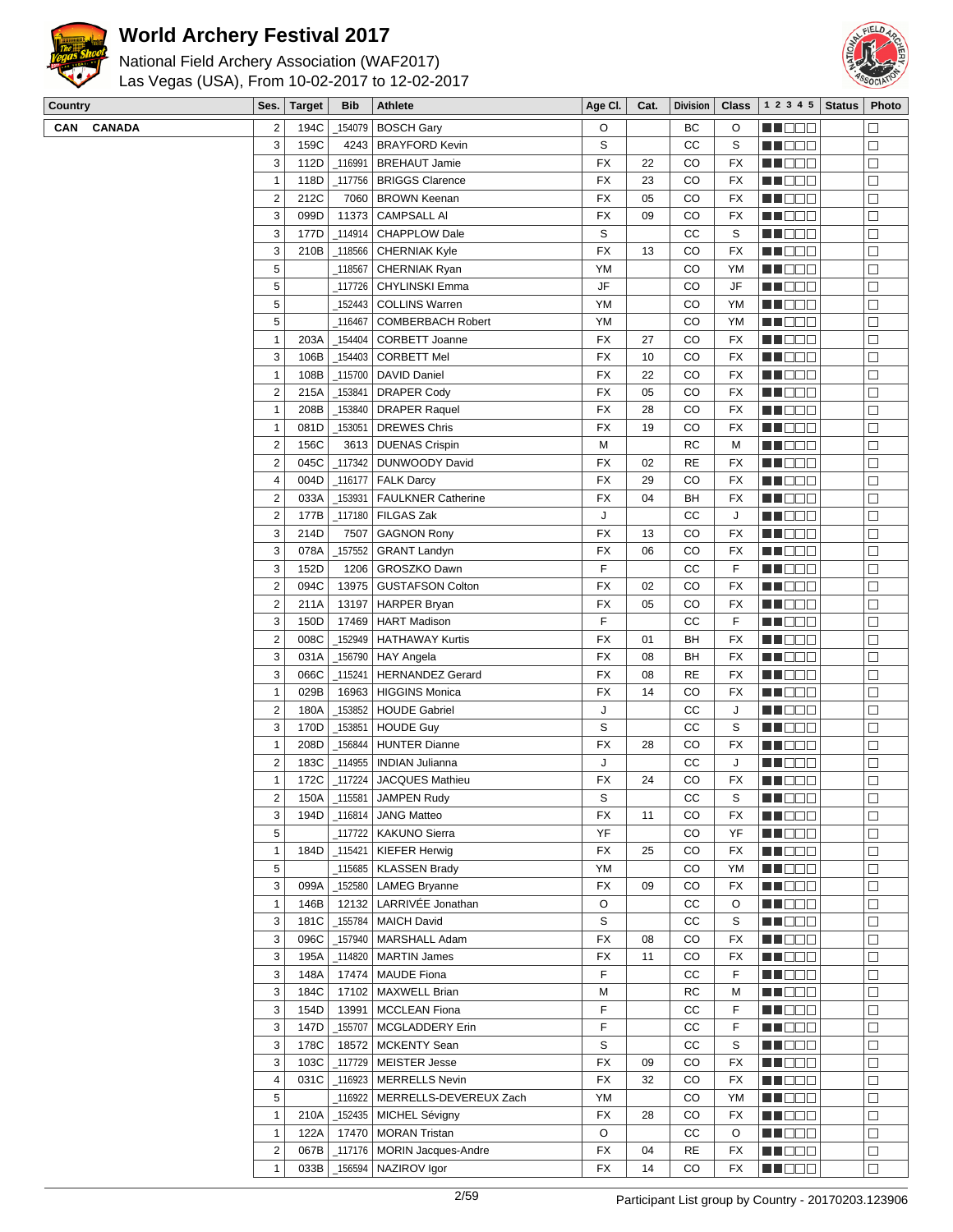# World Archery Festival 2017

National Field Archery Association (WAF2017)
Las Vegas (USA), From 10-02-2017 to 12-02-2017

| Country | Ses. | Target | Bib | Athlete | Age Cl. | Cat. | Division | Class | 1 2 3 4 5 | Status | Photo |
|---|---|---|---|---|---|---|---|---|---|---|---|
| CAN CANADA | 2 | 194C | _154079 | BOSCH Gary | O | | BC | O | ■■□□□ | | □ |
| | 3 | 159C | 4243 | BRAYFORD Kevin | S | | CC | S | ■■□□□ | | □ |
| | 3 | 112D | _116991 | BREHAUT Jamie | FX | 22 | CO | FX | ■■□□□ | | □ |
| | 1 | 118D | _117756 | BRIGGS Clarence | FX | 23 | CO | FX | ■■□□□ | | □ |
| | 2 | 212C | 7060 | BROWN Keenan | FX | 05 | CO | FX | ■■□□□ | | □ |
| | 3 | 099D | 11373 | CAMPSALL Al | FX | 09 | CO | FX | ■■□□□ | | □ |
| | 3 | 177D | _114914 | CHAPPLOW Dale | S | | CC | S | ■■□□□ | | □ |
| | 3 | 210B | _118566 | CHERNIAK Kyle | FX | 13 | CO | FX | ■■□□□ | | □ |
| | 5 | | _118567 | CHERNIAK Ryan | YM | | CO | YM | ■■□□□ | | □ |
| | 5 | | _117726 | CHYLINSKI Emma | JF | | CO | JF | ■■□□□ | | □ |
| | 5 | | _152443 | COLLINS Warren | YM | | CO | YM | ■■□□□ | | □ |
| | 5 | | _116467 | COMBERBACH Robert | YM | | CO | YM | ■■□□□ | | □ |
| | 1 | 203A | _154404 | CORBETT Joanne | FX | 27 | CO | FX | ■■□□□ | | □ |
| | 3 | 106B | _154403 | CORBETT Mel | FX | 10 | CO | FX | ■■□□□ | | □ |
| | 1 | 108B | _115700 | DAVID Daniel | FX | 22 | CO | FX | ■■□□□ | | □ |
| | 2 | 215A | _153841 | DRAPER Cody | FX | 05 | CO | FX | ■■□□□ | | □ |
| | 1 | 208B | _153840 | DRAPER Raquel | FX | 28 | CO | FX | ■■□□□ | | □ |
| | 1 | 081D | _153051 | DREWES Chris | FX | 19 | CO | FX | ■■□□□ | | □ |
| | 2 | 156C | 3613 | DUENAS Crispin | M | | RC | M | ■■□□□ | | □ |
| | 2 | 045C | _117342 | DUNWOODY David | FX | 02 | RE | FX | ■■□□□ | | □ |
| | 4 | 004D | _116177 | FALK Darcy | FX | 29 | CO | FX | ■■□□□ | | □ |
| | 2 | 033A | _153931 | FAULKNER Catherine | FX | 04 | BH | FX | ■■□□□ | | □ |
| | 2 | 177B | _117180 | FILGAS Zak | J | | CC | J | ■■□□□ | | □ |
| | 3 | 214D | 7507 | GAGNON Rony | FX | 13 | CO | FX | ■■□□□ | | □ |
| | 3 | 078A | _157552 | GRANT Landyn | FX | 06 | CO | FX | ■■□□□ | | □ |
| | 3 | 152D | 1206 | GROSZKO Dawn | F | | CC | F | ■■□□□ | | □ |
| | 2 | 094C | 13975 | GUSTAFSON Colton | FX | 02 | CO | FX | ■■□□□ | | □ |
| | 2 | 211A | 13197 | HARPER Bryan | FX | 05 | CO | FX | ■■□□□ | | □ |
| | 3 | 150D | 17469 | HART Madison | F | | CC | F | ■■□□□ | | □ |
| | 2 | 008C | _152949 | HATHAWAY Kurtis | FX | 01 | BH | FX | ■■□□□ | | □ |
| | 3 | 031A | _156790 | HAY Angela | FX | 08 | BH | FX | ■■□□□ | | □ |
| | 3 | 066C | _115241 | HERNANDEZ Gerard | FX | 08 | RE | FX | ■■□□□ | | □ |
| | 1 | 029B | 16963 | HIGGINS Monica | FX | 14 | CO | FX | ■■□□□ | | □ |
| | 2 | 180A | _153852 | HOUDE Gabriel | J | | CC | J | ■■□□□ | | □ |
| | 3 | 170D | _153851 | HOUDE Guy | S | | CC | S | ■■□□□ | | □ |
| | 1 | 208D | _156844 | HUNTER Dianne | FX | 28 | CO | FX | ■■□□□ | | □ |
| | 2 | 183C | _114955 | INDIAN Julianna | J | | CC | J | ■■□□□ | | □ |
| | 1 | 172C | _117224 | JACQUES Mathieu | FX | 24 | CO | FX | ■■□□□ | | □ |
| | 2 | 150A | _115581 | JAMPEN Rudy | S | | CC | S | ■■□□□ | | □ |
| | 3 | 194D | _116814 | JANG Matteo | FX | 11 | CO | FX | ■■□□□ | | □ |
| | 5 | | _117722 | KAKUNO Sierra | YF | | CO | YF | ■■□□□ | | □ |
| | 1 | 184D | _115421 | KIEFER Herwig | FX | 25 | CO | FX | ■■□□□ | | □ |
| | 5 | | _115685 | KLASSEN Brady | YM | | CO | YM | ■■□□□ | | □ |
| | 3 | 099A | _152580 | LAMEG Bryanne | FX | 09 | CO | FX | ■■□□□ | | □ |
| | 1 | 146B | 12132 | LARRIVÉE Jonathan | O | | CC | O | ■■□□□ | | □ |
| | 3 | 181C | _155784 | MAICH David | S | | CC | S | ■■□□□ | | □ |
| | 3 | 096C | _157940 | MARSHALL Adam | FX | 08 | CO | FX | ■■□□□ | | □ |
| | 3 | 195A | _114820 | MARTIN James | FX | 11 | CO | FX | ■■□□□ | | □ |
| | 3 | 148A | 17474 | MAUDE Fiona | F | | CC | F | ■■□□□ | | □ |
| | 3 | 184C | 17102 | MAXWELL Brian | M | | RC | M | ■■□□□ | | □ |
| | 3 | 154D | 13991 | MCCLEAN Fiona | F | | CC | F | ■■□□□ | | □ |
| | 3 | 147D | _155707 | MCGLADDERY Erin | F | | CC | F | ■■□□□ | | □ |
| | 3 | 178C | 18572 | MCKENTY Sean | S | | CC | S | ■■□□□ | | □ |
| | 3 | 103C | _117729 | MEISTER Jesse | FX | 09 | CO | FX | ■■□□□ | | □ |
| | 4 | 031C | _116923 | MERRELLS Nevin | FX | 32 | CO | FX | ■■□□□ | | □ |
| | 5 | | _116922 | MERRELLS-DEVEREUX Zach | YM | | CO | YM | ■■□□□ | | □ |
| | 1 | 210A | _152435 | MICHEL Sévigny | FX | 28 | CO | FX | ■■□□□ | | □ |
| | 1 | 122A | 17470 | MORAN Tristan | O | | CC | O | ■■□□□ | | □ |
| | 2 | 067B | _117176 | MORIN Jacques-Andre | FX | 04 | RE | FX | ■■□□□ | | □ |
| | 1 | 033B | _156594 | NAZIROV Igor | FX | 14 | CO | FX | ■■□□□ | | □ |

Participant List group by Country - 20170203.123906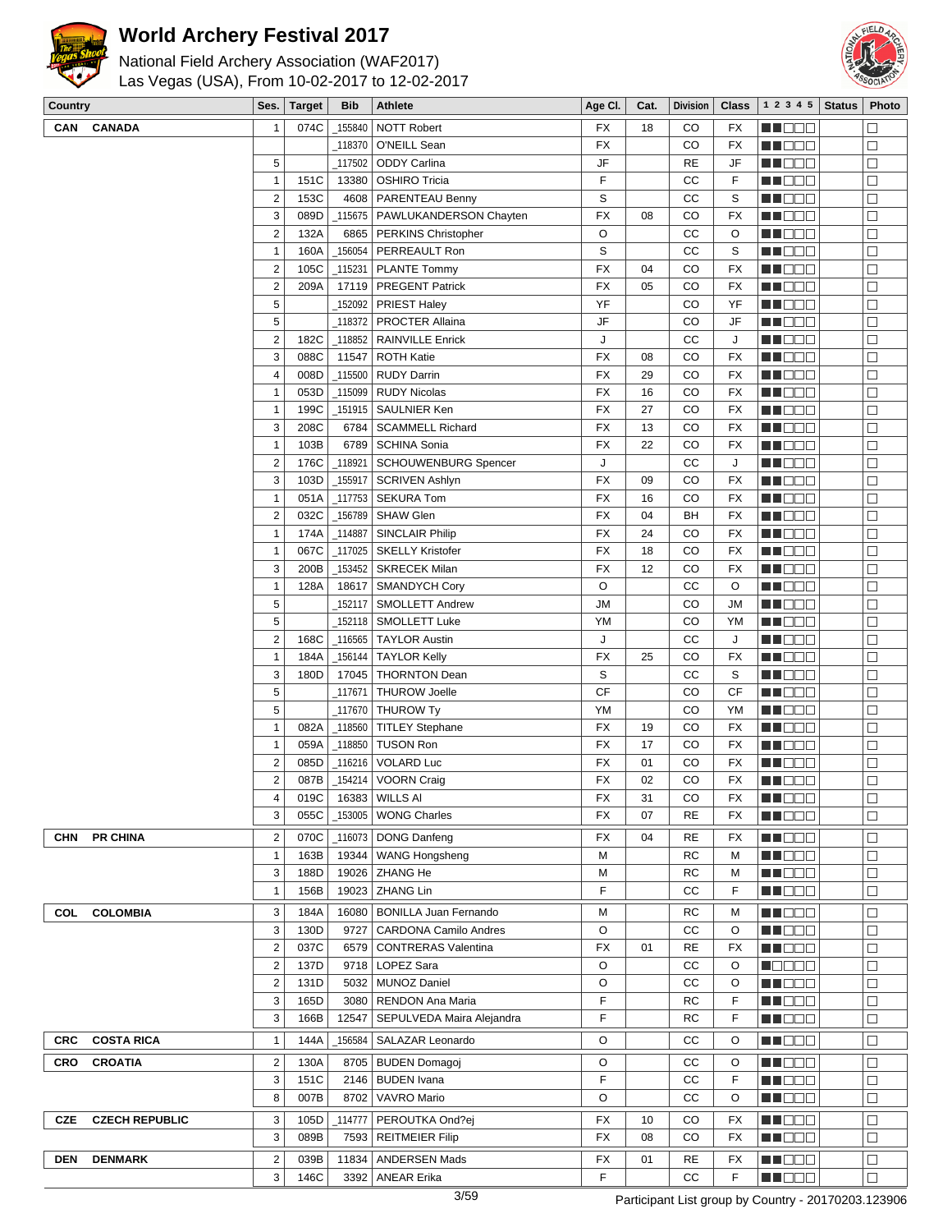# World Archery Festival 2017

National Field Archery Association (WAF2017)
Las Vegas (USA), From 10-02-2017 to 12-02-2017

| Country | | Ses. | Target | Bib | Athlete | Age Cl. | Cat. | Division | Class | 1 2 3 4 5 | Status | Photo |
|---|---|---|---|---|---|---|---|---|---|---|---|---|
| CAN | CANADA | 1 | 074C | _155840 | NOTT Robert | FX | 18 | CO | FX | | | |
| | | | | _118370 | O'NEILL Sean | FX | | CO | FX | | | |
| | | 5 | | _117502 | ODDY Carlina | JF | | RE | JF | | | |
| | | 1 | 151C | 13380 | OSHIRO Tricia | F | | CC | F | | | |
| | | 2 | 153C | 4608 | PARENTEAU Benny | S | | CC | S | | | |
| | | 3 | 089D | _115675 | PAWLUKANDERSON Chayten | FX | 08 | CO | FX | | | |
| | | 2 | 132A | 6865 | PERKINS Christopher | O | | CC | O | | | |
| | | 1 | 160A | _156054 | PERREAULT Ron | S | | CC | S | | | |
| | | 2 | 105C | _115231 | PLANTE Tommy | FX | 04 | CO | FX | | | |
| | | 2 | 209A | 17119 | PREGENT Patrick | FX | 05 | CO | FX | | | |
| | | 5 | | _152092 | PRIEST Haley | YF | | CO | YF | | | |
| | | 5 | | _118372 | PROCTER Allaina | JF | | CO | JF | | | |
| | | 2 | 182C | _118852 | RAINVILLE Enrick | J | | CC | J | | | |
| | | 3 | 088C | 11547 | ROTH Katie | FX | 08 | CO | FX | | | |
| | | 4 | 008D | _115500 | RUDY Darrin | FX | 29 | CO | FX | | | |
| | | 1 | 053D | _115099 | RUDY Nicolas | FX | 16 | CO | FX | | | |
| | | 1 | 199C | _151915 | SAULNIER Ken | FX | 27 | CO | FX | | | |
| | | 3 | 208C | 6784 | SCAMMELL Richard | FX | 13 | CO | FX | | | |
| | | 1 | 103B | 6789 | SCHINA Sonia | FX | 22 | CO | FX | | | |
| | | 2 | 176C | _118921 | SCHOUWENBURG Spencer | J | | CC | J | | | |
| | | 3 | 103D | _155917 | SCRIVEN Ashlyn | FX | 09 | CO | FX | | | |
| | | 1 | 051A | _117753 | SEKURA Tom | FX | 16 | CO | FX | | | |
| | | 2 | 032C | _156789 | SHAW Glen | FX | 04 | BH | FX | | | |
| | | 1 | 174A | _114887 | SINCLAIR Philip | FX | 24 | CO | FX | | | |
| | | 1 | 067C | _117025 | SKELLY Kristofer | FX | 18 | CO | FX | | | |
| | | 3 | 200B | _153452 | SKRECEK Milan | FX | 12 | CO | FX | | | |
| | | 1 | 128A | 18617 | SMANDYCH Cory | O | | CC | O | | | |
| | | 5 | | _152117 | SMOLLETT Andrew | JM | | CO | JM | | | |
| | | 5 | | _152118 | SMOLLETT Luke | YM | | CO | YM | | | |
| | | 2 | 168C | _116565 | TAYLOR Austin | J | | CC | J | | | |
| | | 1 | 184A | _156144 | TAYLOR Kelly | FX | 25 | CO | FX | | | |
| | | 3 | 180D | 17045 | THORNTON Dean | S | | CC | S | | | |
| | | 5 | | _117671 | THUROW Joelle | CF | | CO | CF | | | |
| | | 5 | | _117670 | THUROW Ty | YM | | CO | YM | | | |
| | | 1 | 082A | _118560 | TITLEY Stephane | FX | 19 | CO | FX | | | |
| | | 1 | 059A | _118850 | TUSON Ron | FX | 17 | CO | FX | | | |
| | | 2 | 085D | _116216 | VOLARD Luc | FX | 01 | CO | FX | | | |
| | | 2 | 087B | _154214 | VOORN Craig | FX | 02 | CO | FX | | | |
| | | 4 | 019C | 16383 | WILLS Al | FX | 31 | CO | FX | | | |
| | | 3 | 055C | _153005 | WONG Charles | FX | 07 | RE | FX | | | |
| CHN | PR CHINA | 2 | 070C | _116073 | DONG Danfeng | FX | 04 | RE | FX | | | |
| | | 1 | 163B | 19344 | WANG Hongsheng | M | | RC | M | | | |
| | | 3 | 188D | 19026 | ZHANG He | M | | RC | M | | | |
| | | 1 | 156B | 19023 | ZHANG Lin | F | | CC | F | | | |
| COL | COLOMBIA | 3 | 184A | 16080 | BONILLA Juan Fernando | M | | RC | M | | | |
| | | 3 | 130D | 9727 | CARDONA Camilo Andres | O | | CC | O | | | |
| | | 2 | 037C | 6579 | CONTRERAS Valentina | FX | 01 | RE | FX | | | |
| | | 2 | 137D | 9718 | LOPEZ Sara | O | | CC | O | | | |
| | | 2 | 131D | 5032 | MUNOZ Daniel | O | | CC | O | | | |
| | | 3 | 165D | 3080 | RENDON Ana Maria | F | | RC | F | | | |
| | | 3 | 166B | 12547 | SEPULVEDA Maira Alejandra | F | | RC | F | | | |
| CRC | COSTA RICA | 1 | 144A | _156584 | SALAZAR Leonardo | O | | CC | O | | | |
| CRO | CROATIA | 2 | 130A | 8705 | BUDEN Domagoj | O | | CC | O | | | |
| | | 3 | 151C | 2146 | BUDEN Ivana | F | | CC | F | | | |
| | | 8 | 007B | 8702 | VAVRO Mario | O | | CC | O | | | |
| CZE | CZECH REPUBLIC | 3 | 105D | _114777 | PEROUTKA Ond?ej | FX | 10 | CO | FX | | | |
| | | 3 | 089B | 7593 | REITMEIER Filip | FX | 08 | CO | FX | | | |
| DEN | DENMARK | 2 | 039B | 11834 | ANDERSEN Mads | FX | 01 | RE | FX | | | |
| | | 3 | 146C | 3392 | ANEAR Erika | F | | CC | F | | | |

Participant List group by Country - 20170203.123906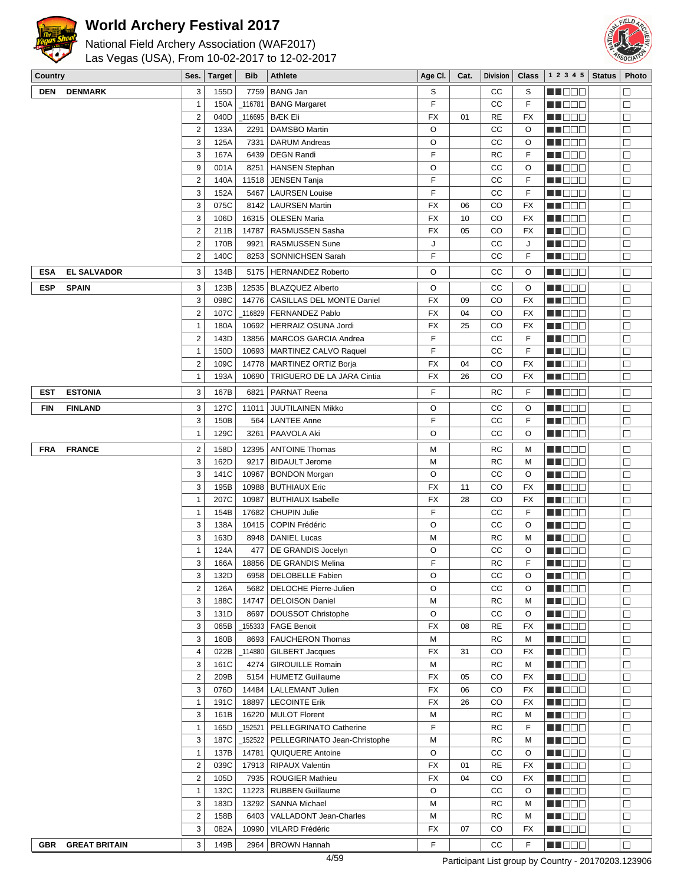# World Archery Festival 2017

National Field Archery Association (WAF2017)
Las Vegas (USA), From 10-02-2017 to 12-02-2017

| Country | | Ses. | Target | Bib | Athlete | Age Cl. | Cat. | Division | Class | 1 2 3 4 5 | Status | Photo |
|---|---|---|---|---|---|---|---|---|---|---|---|---|
| DEN | DENMARK | 3 | 155D | 7759 | BANG Jan | S | | CC | S | | | |
| | | 1 | 150A | _116781 | BANG Margaret | F | | CC | F | | | |
| | | 2 | 040D | _116695 | BÆK Eli | FX | 01 | RE | FX | | | |
| | | 2 | 133A | 2291 | DAMSBO Martin | O | | CC | O | | | |
| | | 3 | 125A | 7331 | DARUM Andreas | O | | CC | O | | | |
| | | 3 | 167A | 6439 | DEGN Randi | F | | RC | F | | | |
| | | 9 | 001A | 8251 | HANSEN Stephan | O | | CC | O | | | |
| | | 2 | 140A | 11518 | JENSEN Tanja | F | | CC | F | | | |
| | | 3 | 152A | 5467 | LAURSEN Louise | F | | CC | F | | | |
| | | 3 | 075C | 8142 | LAURSEN Martin | FX | 06 | CO | FX | | | |
| | | 3 | 106D | 16315 | OLESEN Maria | FX | 10 | CO | FX | | | |
| | | 2 | 211B | 14787 | RASMUSSEN Sasha | FX | 05 | CO | FX | | | |
| | | 2 | 170B | 9921 | RASMUSSEN Sune | J | | CC | J | | | |
| | | 2 | 140C | 8253 | SONNICHSEN Sarah | F | | CC | F | | | |
| ESA | EL SALVADOR | 3 | 134B | 5175 | HERNANDEZ Roberto | O | | CC | O | | | |
| ESP | SPAIN | 3 | 123B | 12535 | BLAZQUEZ Alberto | O | | CC | O | | | |
| | | 3 | 098C | 14776 | CASILLAS DEL MONTE Daniel | FX | 09 | CO | FX | | | |
| | | 2 | 107C | _116829 | FERNANDEZ Pablo | FX | 04 | CO | FX | | | |
| | | 1 | 180A | 10692 | HERRAIZ OSUNA Jordi | FX | 25 | CO | FX | | | |
| | | 2 | 143D | 13856 | MARCOS GARCIA Andrea | F | | CC | F | | | |
| | | 1 | 150D | 10693 | MARTINEZ CALVO Raquel | F | | CC | F | | | |
| | | 2 | 109C | 14778 | MARTINEZ ORTIZ Borja | FX | 04 | CO | FX | | | |
| | | 1 | 193A | 10690 | TRIGUERO DE LA JARA Cintia | FX | 26 | CO | FX | | | |
| EST | ESTONIA | 3 | 167B | 6821 | PARNAT Reena | F | | RC | F | | | |
| FIN | FINLAND | 3 | 127C | 11011 | JUUTILAINEN Mikko | O | | CC | O | | | |
| | | 3 | 150B | 564 | LANTEE Anne | F | | CC | F | | | |
| | | 1 | 129C | 3261 | PAAVOLA Aki | O | | CC | O | | | |
| FRA | FRANCE | 2 | 158D | 12395 | ANTOINE Thomas | M | | RC | M | | | |
| | | 3 | 162D | 9217 | BIDAULT Jerome | M | | RC | M | | | |
| | | 3 | 141C | 10967 | BONDON Morgan | O | | CC | O | | | |
| | | 3 | 195B | 10988 | BUTHIAUX Eric | FX | 11 | CO | FX | | | |
| | | 1 | 207C | 10987 | BUTHIAUX Isabelle | FX | 28 | CO | FX | | | |
| | | 1 | 154B | 17682 | CHUPIN Julie | F | | CC | F | | | |
| | | 3 | 138A | 10415 | COPIN Frédéric | O | | CC | O | | | |
| | | 3 | 163D | 8948 | DANIEL Lucas | M | | RC | M | | | |
| | | 1 | 124A | 477 | DE GRANDIS Jocelyn | O | | CC | O | | | |
| | | 3 | 166A | 18856 | DE GRANDIS Melina | F | | RC | F | | | |
| | | 3 | 132D | 6958 | DELOBELLE Fabien | O | | CC | O | | | |
| | | 2 | 126A | 5682 | DELOCHE Pierre-Julien | O | | CC | O | | | |
| | | 3 | 188C | 14747 | DELOISON Daniel | M | | RC | M | | | |
| | | 3 | 131D | 8697 | DOUSSOT Christophe | O | | CC | O | | | |
| | | 3 | 065B | _155333 | FAGE Benoit | FX | 08 | RE | FX | | | |
| | | 3 | 160B | 8693 | FAUCHERON Thomas | M | | RC | M | | | |
| | | 4 | 022B | _114880 | GILBERT Jacques | FX | 31 | CO | FX | | | |
| | | 3 | 161C | 4274 | GIROUILLE Romain | M | | RC | M | | | |
| | | 2 | 209B | 5154 | HUMETZ Guillaume | FX | 05 | CO | FX | | | |
| | | 3 | 076D | 14484 | LALLEMANT Julien | FX | 06 | CO | FX | | | |
| | | 1 | 191C | 18897 | LECOINTE Erik | FX | 26 | CO | FX | | | |
| | | 3 | 161B | 16220 | MULOT Florent | M | | RC | M | | | |
| | | 1 | 165D | _152521 | PELLEGRINATO Catherine | F | | RC | F | | | |
| | | 3 | 187C | _152522 | PELLEGRINATO Jean-Christophe | M | | RC | M | | | |
| | | 1 | 137B | 14781 | QUIQUERE Antoine | O | | CC | O | | | |
| | | 2 | 039C | 17913 | RIPAUX Valentin | FX | 01 | RE | FX | | | |
| | | 2 | 105D | 7935 | ROUGIER Mathieu | FX | 04 | CO | FX | | | |
| | | 1 | 132C | 11223 | RUBBEN Guillaume | O | | CC | O | | | |
| | | 3 | 183D | 13292 | SANNA Michael | M | | RC | M | | | |
| | | 2 | 158B | 6403 | VALLADONT Jean-Charles | M | | RC | M | | | |
| | | 3 | 082A | 10990 | VILARD Frédéric | FX | 07 | CO | FX | | | |
| GBR | GREAT BRITAIN | 3 | 149B | 2964 | BROWN Hannah | F | | CC | F | | | |

Participant List group by Country - 20170203.123906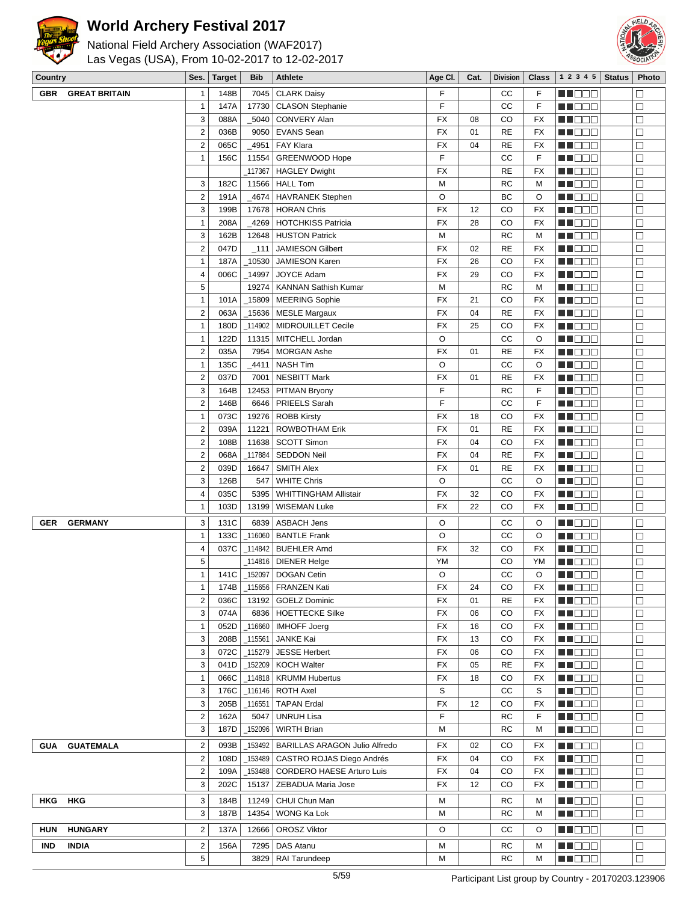# World Archery Festival 2017

National Field Archery Association (WAF2017)
Las Vegas (USA), From 10-02-2017 to 12-02-2017

| Country | Ses. | Target | Bib | Athlete | Age Cl. | Cat. | Division | Class | 1 2 3 4 5 | Status | Photo |
|---|---|---|---|---|---|---|---|---|---|---|---|
| GBR GREAT BRITAIN | 1 | 148B | 7045 | CLARK Daisy | F | | CC | F | | | |
| | 1 | 147A | 17730 | CLASON Stephanie | F | | CC | F | | | |
| | 3 | 088A | _5040 | CONVERY Alan | FX | 08 | CO | FX | | | |
| | 2 | 036B | 9050 | EVANS Sean | FX | 01 | RE | FX | | | |
| | 2 | 065C | _4951 | FAY Klara | FX | 04 | RE | FX | | | |
| | 1 | 156C | 11554 | GREENWOOD Hope | F | | CC | F | | | |
| | | | _117367 | HAGLEY Dwight | FX | | RE | FX | | | |
| | 3 | 182C | 11566 | HALL Tom | M | | RC | M | | | |
| | 2 | 191A | _4674 | HAVRANEK Stephen | O | | BC | O | | | |
| | 3 | 199B | 17678 | HORAN Chris | FX | 12 | CO | FX | | | |
| | 1 | 208A | _4269 | HOTCHKISS Patricia | FX | 28 | CO | FX | | | |
| | 3 | 162B | 12648 | HUSTON Patrick | M | | RC | M | | | |
| | 2 | 047D | _111 | JAMIESON Gilbert | FX | 02 | RE | FX | | | |
| | 1 | 187A | _10530 | JAMIESON Karen | FX | 26 | CO | FX | | | |
| | 4 | 006C | _14997 | JOYCE Adam | FX | 29 | CO | FX | | | |
| | 5 | | 19274 | KANNAN Sathish Kumar | M | | RC | M | | | |
| | 1 | 101A | _15809 | MEERING Sophie | FX | 21 | CO | FX | | | |
| | 2 | 063A | _15636 | MESLE Margaux | FX | 04 | RE | FX | | | |
| | 1 | 180D | _114902 | MIDROUILLET Cecile | FX | 25 | CO | FX | | | |
| | 1 | 122D | 11315 | MITCHELL Jordan | O | | CC | O | | | |
| | 2 | 035A | 7954 | MORGAN Ashe | FX | 01 | RE | FX | | | |
| | 1 | 135C | _4411 | NASH Tim | O | | CC | O | | | |
| | 2 | 037D | 7001 | NESBITT Mark | FX | 01 | RE | FX | | | |
| | 3 | 164B | 12453 | PITMAN Bryony | F | | RC | F | | | |
| | 2 | 146B | 6646 | PRIEELS Sarah | F | | CC | F | | | |
| | 1 | 073C | 19276 | ROBB Kirsty | FX | 18 | CO | FX | | | |
| | 2 | 039A | 11221 | ROWBOTHAM Erik | FX | 01 | RE | FX | | | |
| | 2 | 108B | 11638 | SCOTT Simon | FX | 04 | CO | FX | | | |
| | 2 | 068A | _117884 | SEDDON Neil | FX | 04 | RE | FX | | | |
| | 2 | 039D | 16647 | SMITH Alex | FX | 01 | RE | FX | | | |
| | 3 | 126B | 547 | WHITE Chris | O | | CC | O | | | |
| | 4 | 035C | 5395 | WHITTINGHAM Allistair | FX | 32 | CO | FX | | | |
| | 1 | 103D | 13199 | WISEMAN Luke | FX | 22 | CO | FX | | | |
| GER GERMANY | 3 | 131C | 6839 | ASBACH Jens | O | | CC | O | | | |
| | 1 | 133C | _116060 | BANTLE Frank | O | | CC | O | | | |
| | 4 | 037C | _114842 | BUEHLER Arnd | FX | 32 | CO | FX | | | |
| | 5 | | _114816 | DIENER Helge | YM | | CO | YM | | | |
| | 1 | 141C | _152097 | DOGAN Cetin | O | | CC | O | | | |
| | 1 | 174B | _115656 | FRANZEN Kati | FX | 24 | CO | FX | | | |
| | 2 | 036C | 13192 | GOELZ Dominic | FX | 01 | RE | FX | | | |
| | 3 | 074A | 6836 | HOETTECKE Silke | FX | 06 | CO | FX | | | |
| | 1 | 052D | _116660 | IMHOFF Joerg | FX | 16 | CO | FX | | | |
| | 3 | 208B | _115561 | JANKE Kai | FX | 13 | CO | FX | | | |
| | 3 | 072C | _115279 | JESSE Herbert | FX | 06 | CO | FX | | | |
| | 3 | 041D | _152209 | KOCH Walter | FX | 05 | RE | FX | | | |
| | 1 | 066C | _114818 | KRUMM Hubertus | FX | 18 | CO | FX | | | |
| | 3 | 176C | _116146 | ROTH Axel | S | | CC | S | | | |
| | 3 | 205B | _116551 | TAPAN Erdal | FX | 12 | CO | FX | | | |
| | 2 | 162A | 5047 | UNRUH Lisa | F | | RC | F | | | |
| | 3 | 187D | _152096 | WIRTH Brian | M | | RC | M | | | |
| GUA GUATEMALA | 2 | 093B | _153492 | BARILLAS ARAGON Julio Alfredo | FX | 02 | CO | FX | | | |
| | 2 | 108D | _153489 | CASTRO ROJAS Diego Andrés | FX | 04 | CO | FX | | | |
| | 2 | 109A | _153488 | CORDERO HAESE Arturo Luis | FX | 04 | CO | FX | | | |
| | 3 | 202C | 15137 | ZEBADUA Maria Jose | FX | 12 | CO | FX | | | |
| HKG HKG | 3 | 184B | 11249 | CHUI Chun Man | M | | RC | M | | | |
| | 3 | 187B | 14354 | WONG Ka Lok | M | | RC | M | | | |
| HUN HUNGARY | 2 | 137A | 12666 | OROSZ Viktor | O | | CC | O | | | |
| IND INDIA | 2 | 156A | 7295 | DAS Atanu | M | | RC | M | | | |
| | 5 | | 3829 | RAI Tarundeep | M | | RC | M | | | |

Participant List group by Country - 20170203.123906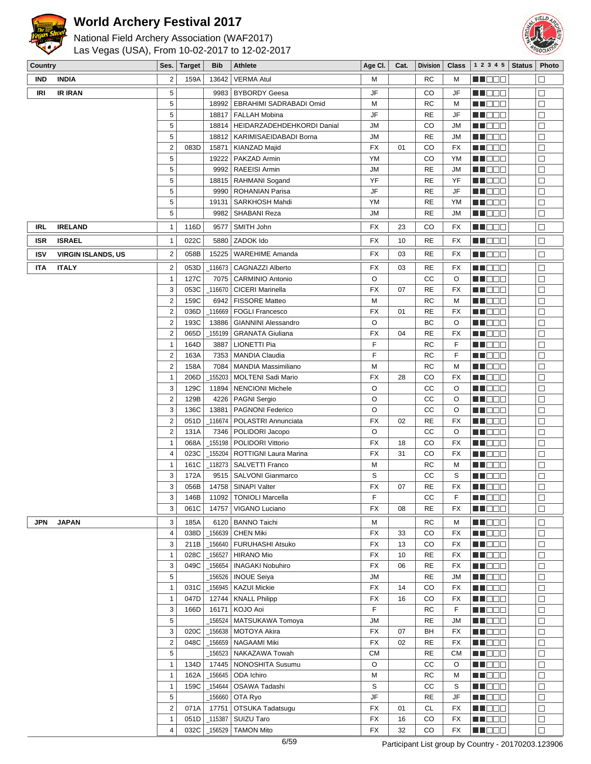# World Archery Festival 2017

National Field Archery Association (WAF2017)
Las Vegas (USA), From 10-02-2017 to 12-02-2017

| Country | | Ses. | Target | Bib | Athlete | Age Cl. | Cat. | Division | Class | 1 2 3 4 5 | Status | Photo |
|---|---|---|---|---|---|---|---|---|---|---|---|---|
| IND | INDIA | 2 | 159A | 13642 | VERMA Atul | M | | RC | M | | | |
| IRI | IR IRAN | 5 | | 9983 | BYBORDY Geesa | JF | | CO | JF | | | |
| | | 5 | | 18992 | EBRAHIMI SADRABADI Omid | M | | RC | M | | | |
| | | 5 | | 18817 | FALLAH Mobina | JF | | RE | JF | | | |
| | | 5 | | 18814 | HEIDARZADEHDEHKORDI Danial | JM | | CO | JM | | | |
| | | 5 | | 18812 | KARIMISAEIDABADI Borna | JM | | RE | JM | | | |
| | | 2 | 083D | 15871 | KIANZAD Majid | FX | 01 | CO | FX | | | |
| | | 5 | | 19222 | PAKZAD Armin | YM | | CO | YM | | | |
| | | 5 | | 9992 | RAEEISI Armin | JM | | RE | JM | | | |
| | | 5 | | 18815 | RAHMANI Sogand | YF | | RE | YF | | | |
| | | 5 | | 9990 | ROHANIAN Parisa | JF | | RE | JF | | | |
| | | 5 | | 19131 | SARKHOSH Mahdi | YM | | RE | YM | | | |
| | | 5 | | 9982 | SHABANI Reza | JM | | RE | JM | | | |
| IRL | IRELAND | 1 | 116D | 9577 | SMITH John | FX | 23 | CO | FX | | | |
| ISR | ISRAEL | 1 | 022C | 5880 | ZADOK Ido | FX | 10 | RE | FX | | | |
| ISV | VIRGIN ISLANDS, US | 2 | 058B | 15225 | WAREHIME Amanda | FX | 03 | RE | FX | | | |
| ITA | ITALY | 2 | 053D | _116673 | CAGNAZZI Alberto | FX | 03 | RE | FX | | | |
| | | 1 | 127C | 7075 | CARMINIO Antonio | O | | CC | O | | | |
| | | 3 | 053C | _116670 | CICERI Marinella | FX | 07 | RE | FX | | | |
| | | 2 | 159C | 6942 | FISSORE Matteo | M | | RC | M | | | |
| | | 2 | 036D | _116669 | FOGLI Francesco | FX | 01 | RE | FX | | | |
| | | 2 | 193C | 13886 | GIANNINI Alessandro | O | | BC | O | | | |
| | | 2 | 065D | _155199 | GRANATA Giuliana | FX | 04 | RE | FX | | | |
| | | 1 | 164D | 3887 | LIONETTI Pia | F | | RC | F | | | |
| | | 2 | 163A | 7353 | MANDIA Claudia | F | | RC | F | | | |
| | | 2 | 158A | 7084 | MANDIA Massimiliano | M | | RC | M | | | |
| | | 1 | 206D | _155203 | MOLTENI Sadi Mario | FX | 28 | CO | FX | | | |
| | | 3 | 129C | 11894 | NENCIONI Michele | O | | CC | O | | | |
| | | 2 | 129B | 4226 | PAGNI Sergio | O | | CC | O | | | |
| | | 3 | 136C | 13881 | PAGNONI Federico | O | | CC | O | | | |
| | | 2 | 051D | _116674 | POLASTRI Annunciata | FX | 02 | RE | FX | | | |
| | | 2 | 131A | 7346 | POLIDORI Jacopo | O | | CC | O | | | |
| | | 1 | 068A | _155198 | POLIDORI Vittorio | FX | 18 | CO | FX | | | |
| | | 4 | 023C | _155204 | ROTTIGNI Laura Marina | FX | 31 | CO | FX | | | |
| | | 1 | 161C | _118273 | SALVETTI Franco | M | | RC | M | | | |
| | | 3 | 172A | 9515 | SALVONI Gianmarco | S | | CC | S | | | |
| | | 3 | 056B | 14758 | SINAPI Valter | FX | 07 | RE | FX | | | |
| | | 3 | 146B | 11092 | TONIOLI Marcella | F | | CC | F | | | |
| | | 3 | 061C | 14757 | VIGANO Luciano | FX | 08 | RE | FX | | | |
| JPN | JAPAN | 3 | 185A | 6120 | BANNO Taichi | M | | RC | M | | | |
| | | 4 | 038D | _156639 | CHEN Miki | FX | 33 | CO | FX | | | |
| | | 3 | 211B | _156640 | FURUHASHI Atsuko | FX | 13 | CO | FX | | | |
| | | 1 | 028C | _156527 | HIRANO Mio | FX | 10 | RE | FX | | | |
| | | 3 | 049C | _156654 | INAGAKI Nobuhiro | FX | 06 | RE | FX | | | |
| | | 5 | | _156526 | INOUE Seiya | JM | | RE | JM | | | |
| | | 1 | 031C | _156945 | KAZUI Mickie | FX | 14 | CO | FX | | | |
| | | 1 | 047D | 12744 | KNALL Philipp | FX | 16 | CO | FX | | | |
| | | 3 | 166D | 16171 | KOJO Aoi | F | | RC | F | | | |
| | | 5 | | _156524 | MATSUKAWA Tomoya | JM | | RE | JM | | | |
| | | 3 | 020C | _156638 | MOTOYA Akira | FX | 07 | BH | FX | | | |
| | | 2 | 048C | _156659 | NAGAAMI Miki | FX | 02 | RE | FX | | | |
| | | 5 | | _156523 | NAKAZAWA Towah | CM | | RE | CM | | | |
| | | 1 | 134D | 17445 | NONOSHITA Susumu | O | | CC | O | | | |
| | | 1 | 162A | _156645 | ODA Ichiro | M | | RC | M | | | |
| | | 1 | 159C | _154644 | OSAWA Tadashi | S | | CC | S | | | |
| | | 5 | | _156660 | OTA Ryo | JF | | RE | JF | | | |
| | | 2 | 071A | 17751 | OTSUKA Tadatsugu | FX | 01 | CL | FX | | | |
| | | 1 | 051D | _115387 | SUIZU Taro | FX | 16 | CO | FX | | | |
| | | 4 | 032C | _156529 | TAMON Mito | FX | 32 | CO | FX | | | |

Participant List group by Country - 20170203.123906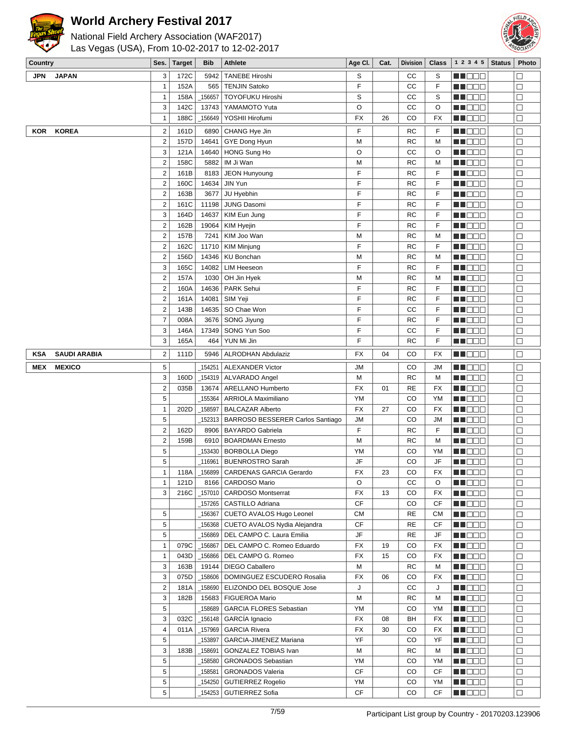# World Archery Festival 2017

National Field Archery Association (WAF2017)
Las Vegas (USA), From 10-02-2017 to 12-02-2017

| Country | | Ses. | Target | Bib | Athlete | Age Cl. | Cat. | Division | Class | 1 2 3 4 5 | Status | Photo |
|---|---|---|---|---|---|---|---|---|---|---|---|---|
| JPN | JAPAN | 3 | 172C | 5942 | TANEBE Hiroshi | S | | CC | S | ■■□□□ | | □ |
| | | 1 | 152A | 565 | TENJIN Satoko | F | | CC | F | ■■□□□ | | □ |
| | | 1 | 158A | _156657 | TOYOFUKU Hiroshi | S | | CC | S | ■■□□□ | | □ |
| | | 3 | 142C | 13743 | YAMAMOTO Yuta | O | | CC | O | ■■□□□ | | □ |
| | | 1 | 188C | _156649 | YOSHII Hirofumi | FX | 26 | CO | FX | ■■□□□ | | □ |
| KOR | KOREA | 2 | 161D | 6890 | CHANG Hye Jin | F | | RC | F | ■■□□□ | | □ |
| | | 2 | 157D | 14641 | GYE Dong Hyun | M | | RC | M | ■■□□□ | | □ |
| | | 3 | 121A | 14640 | HONG Sung Ho | O | | CC | O | ■■□□□ | | □ |
| | | 2 | 158C | 5882 | IM Ji Wan | M | | RC | M | ■■□□□ | | □ |
| | | 2 | 161B | 8183 | JEON Hunyoung | F | | RC | F | ■■□□□ | | □ |
| | | 2 | 160C | 14634 | JIN Yun | F | | RC | F | ■■□□□ | | □ |
| | | 2 | 163B | 3677 | JU Hyebhin | F | | RC | F | ■■□□□ | | □ |
| | | 2 | 161C | 11198 | JUNG Dasomi | F | | RC | F | ■■□□□ | | □ |
| | | 3 | 164D | 14637 | KIM Eun Jung | F | | RC | F | ■■□□□ | | □ |
| | | 2 | 162B | 19064 | KIM Hyejin | F | | RC | F | ■■□□□ | | □ |
| | | 2 | 157B | 7241 | KIM Joo Wan | M | | RC | M | ■■□□□ | | □ |
| | | 2 | 162C | 11710 | KIM Minjung | F | | RC | F | ■■□□□ | | □ |
| | | 2 | 156D | 14346 | KU Bonchan | M | | RC | M | ■■□□□ | | □ |
| | | 3 | 165C | 14082 | LIM Heeseon | F | | RC | F | ■■□□□ | | □ |
| | | 2 | 157A | 1030 | OH Jin Hyek | M | | RC | M | ■■□□□ | | □ |
| | | 2 | 160A | 14636 | PARK Sehui | F | | RC | F | ■■□□□ | | □ |
| | | 2 | 161A | 14081 | SIM Yeji | F | | RC | F | ■■□□□ | | □ |
| | | 2 | 143B | 14635 | SO Chae Won | F | | CC | F | ■■□□□ | | □ |
| | | 7 | 008A | 3676 | SONG Jiyung | F | | RC | F | ■■□□□ | | □ |
| | | 3 | 146A | 17349 | SONG Yun Soo | F | | CC | F | ■■□□□ | | □ |
| | | 3 | 165A | 464 | YUN Mi Jin | F | | RC | F | ■■□□□ | | □ |
| KSA | SAUDI ARABIA | 2 | 111D | 5946 | ALRODHAN Abdulaziz | FX | 04 | CO | FX | ■■□□□ | | □ |
| MEX | MEXICO | 5 | | _154251 | ALEXANDER Victor | JM | | CO | JM | ■■□□□ | | □ |
| | | 3 | 160D | _154319 | ALVARADO Angel | M | | RC | M | ■■□□□ | | □ |
| | | 2 | 035B | 13674 | ARELLANO Humberto | FX | 01 | RE | FX | ■■□□□ | | □ |
| | | 5 | | _155364 | ARRIOLA Maximiliano | YM | | CO | YM | ■■□□□ | | □ |
| | | 1 | 202D | _158597 | BALCAZAR Alberto | FX | 27 | CO | FX | ■■□□□ | | □ |
| | | 5 | | _152313 | BARROSO BESSERER Carlos Santiago | JM | | CO | JM | ■■□□□ | | □ |
| | | 2 | 162D | 8906 | BAYARDO Gabriela | F | | RC | F | ■■□□□ | | □ |
| | | 2 | 159B | 6910 | BOARDMAN Ernesto | M | | RC | M | ■■□□□ | | □ |
| | | 5 | | _153430 | BORBOLLA Diego | YM | | CO | YM | ■■□□□ | | □ |
| | | 5 | | _116961 | BUENROSTRO Sarah | JF | | CO | JF | ■■□□□ | | □ |
| | | 1 | 118A | _156899 | CARDENAS GARCIA Gerardo | FX | 23 | CO | FX | ■■□□□ | | □ |
| | | 1 | 121D | 8166 | CARDOSO Mario | O | | CC | O | ■■□□□ | | □ |
| | | 3 | 216C | _157010 | CARDOSO Montserrat | FX | 13 | CO | FX | ■■□□□ | | □ |
| | | | | _157265 | CASTILLO Adriana | CF | | CO | CF | ■■□□□ | | □ |
| | | 5 | | _156367 | CUETO AVALOS Hugo Leonel | CM | | RE | CM | ■■□□□ | | □ |
| | | 5 | | _156368 | CUETO AVALOS Nydia Alejandra | CF | | RE | CF | ■■□□□ | | □ |
| | | 5 | | _156869 | DEL CAMPO C. Laura Emilia | JF | | RE | JF | ■■□□□ | | □ |
| | | 1 | 079C | _156867 | DEL CAMPO C. Romeo Eduardo | FX | 19 | CO | FX | ■■□□□ | | □ |
| | | 1 | 043D | _156866 | DEL CAMPO G. Romeo | FX | 15 | CO | FX | ■■□□□ | | □ |
| | | 3 | 163B | 19144 | DIEGO Caballero | M | | RC | M | ■■□□□ | | □ |
| | | 3 | 075D | _158606 | DOMINGUEZ ESCUDERO Rosalia | FX | 06 | CO | FX | ■■□□□ | | □ |
| | | 2 | 181A | _158690 | ELIZONDO DEL BOSQUE Jose | J | | CC | J | ■■□□□ | | □ |
| | | 3 | 182B | 15683 | FIGUEROA Mario | M | | RC | M | ■■□□□ | | □ |
| | | 5 | | _158689 | GARCIA FLORES Sebastian | YM | | CO | YM | ■■□□□ | | □ |
| | | 3 | 032C | _156148 | GARCÍA Ignacio | FX | 08 | BH | FX | ■■□□□ | | □ |
| | | 4 | 011A | _157969 | GARCIA Rivera | FX | 30 | CO | FX | ■■□□□ | | □ |
| | | 5 | | _153897 | GARCIA-JIMENEZ Mariana | YF | | CO | YF | ■■□□□ | | □ |
| | | 3 | 183B | _158691 | GONZALEZ TOBIAS Ivan | M | | RC | M | ■■□□□ | | □ |
| | | 5 | | _158580 | GRONADOS Sebastian | YM | | CO | YM | ■■□□□ | | □ |
| | | 5 | | _158581 | GRONADOS Valeria | CF | | CO | CF | ■■□□□ | | □ |
| | | 5 | | _154250 | GUTIERREZ Rogelio | YM | | CO | YM | ■■□□□ | | □ |
| | | 5 | | _154253 | GUTIERREZ Sofia | CF | | CO | CF | ■■□□□ | | □ |

Participant List group by Country - 20170203.123906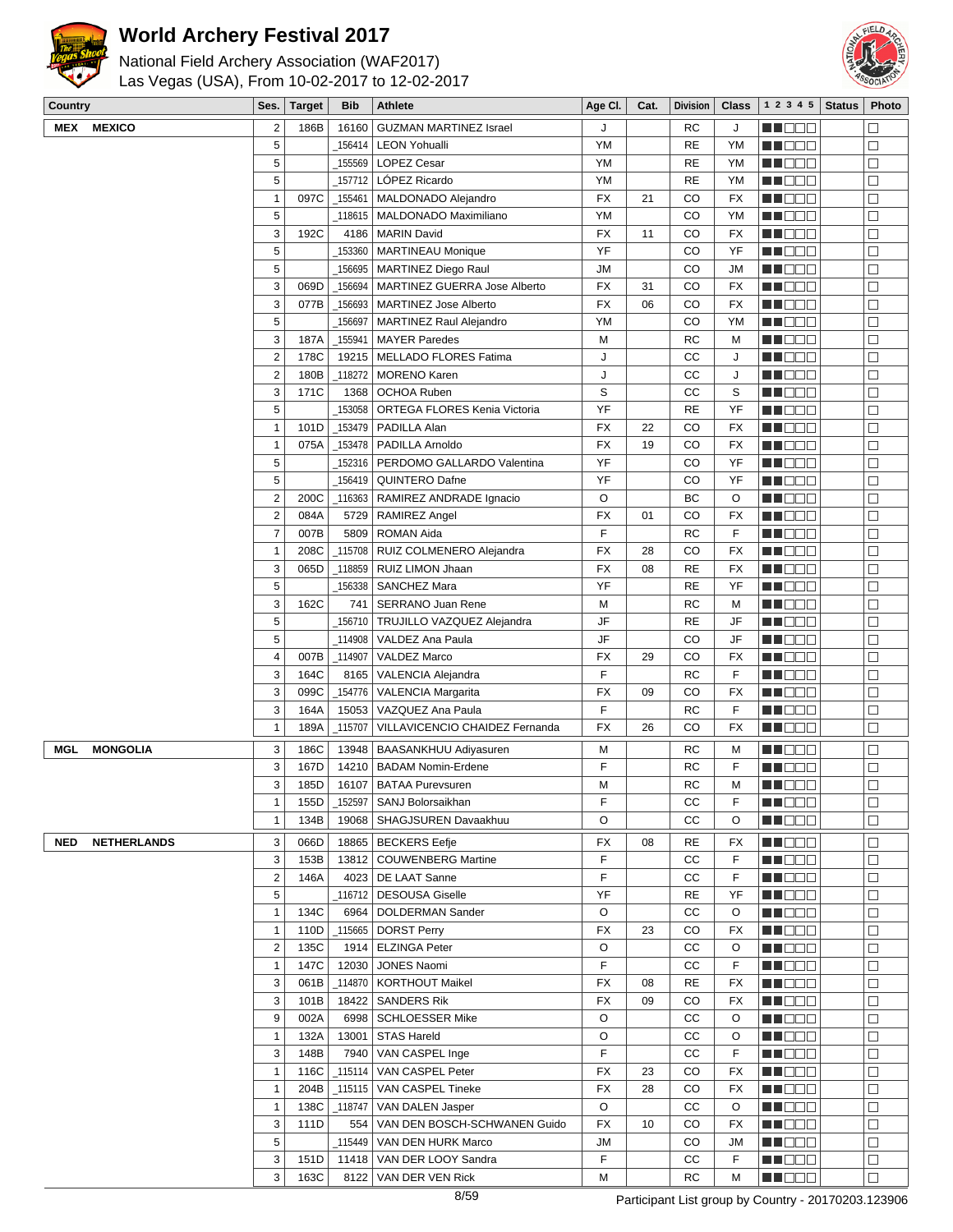# World Archery Festival 2017

National Field Archery Association (WAF2017)
Las Vegas (USA), From 10-02-2017 to 12-02-2017

| Country | Ses. | Target | Bib | Athlete | Age Cl. | Cat. | Division | Class | 1 2 3 4 5 | Status | Photo |
|---|---|---|---|---|---|---|---|---|---|---|---|
| MEX MEXICO | 2 | 186B | 16160 | GUZMAN MARTINEZ Israel | J | | RC | J | | | |
| | 5 | | _156414 | LEON Yohualli | YM | | RE | YM | | | |
| | 5 | | _155569 | LOPEZ Cesar | YM | | RE | YM | | | |
| | 5 | | _157712 | LÓPEZ Ricardo | YM | | RE | YM | | | |
| | 1 | 097C | _155461 | MALDONADO Alejandro | FX | 21 | CO | FX | | | |
| | 5 | | _118615 | MALDONADO Maximiliano | YM | | CO | YM | | | |
| | 3 | 192C | 4186 | MARIN David | FX | 11 | CO | FX | | | |
| | 5 | | _153360 | MARTINEAU Monique | YF | | CO | YF | | | |
| | 5 | | _156695 | MARTINEZ Diego Raul | JM | | CO | JM | | | |
| | 3 | 069D | _156694 | MARTINEZ GUERRA Jose Alberto | FX | 31 | CO | FX | | | |
| | 3 | 077B | _156693 | MARTINEZ Jose Alberto | FX | 06 | CO | FX | | | |
| | 5 | | _156697 | MARTINEZ Raul Alejandro | YM | | CO | YM | | | |
| | 3 | 187A | _155941 | MAYER Paredes | M | | RC | M | | | |
| | 2 | 178C | 19215 | MELLADO FLORES Fatima | J | | CC | J | | | |
| | 2 | 180B | _118272 | MORENO Karen | J | | CC | J | | | |
| | 3 | 171C | 1368 | OCHOA Ruben | S | | CC | S | | | |
| | 5 | | _153058 | ORTEGA FLORES Kenia Victoria | YF | | RE | YF | | | |
| | 1 | 101D | _153479 | PADILLA Alan | FX | 22 | CO | FX | | | |
| | 1 | 075A | _153478 | PADILLA Arnoldo | FX | 19 | CO | FX | | | |
| | 5 | | _152316 | PERDOMO GALLARDO Valentina | YF | | CO | YF | | | |
| | 5 | | _156419 | QUINTERO Dafne | YF | | CO | YF | | | |
| | 2 | 200C | _116363 | RAMIREZ ANDRADE Ignacio | O | | BC | O | | | |
| | 2 | 084A | 5729 | RAMIREZ Angel | FX | 01 | CO | FX | | | |
| | 7 | 007B | 5809 | ROMAN Aida | F | | RC | F | | | |
| | 1 | 208C | _115708 | RUIZ COLMENERO Alejandra | FX | 28 | CO | FX | | | |
| | 3 | 065D | _118859 | RUIZ LIMON Jhaan | FX | 08 | RE | FX | | | |
| | 5 | | _156338 | SANCHEZ Mara | YF | | RE | YF | | | |
| | 3 | 162C | 741 | SERRANO Juan Rene | M | | RC | M | | | |
| | 5 | | _156710 | TRUJILLO VAZQUEZ Alejandra | JF | | RE | JF | | | |
| | 5 | | _114908 | VALDEZ Ana Paula | JF | | CO | JF | | | |
| | 4 | 007B | _114907 | VALDEZ Marco | FX | 29 | CO | FX | | | |
| | 3 | 164C | 8165 | VALENCIA Alejandra | F | | RC | F | | | |
| | 3 | 099C | _154776 | VALENCIA Margarita | FX | 09 | CO | FX | | | |
| | 3 | 164A | 15053 | VAZQUEZ Ana Paula | F | | RC | F | | | |
| | 1 | 189A | _115707 | VILLAVICENCIO CHAIDEZ Fernanda | FX | 26 | CO | FX | | | |
| MGL MONGOLIA | 3 | 186C | 13948 | BAASANKHUU Adiyasuren | M | | RC | M | | | |
| | 3 | 167D | 14210 | BADAM Nomin-Erdene | F | | RC | F | | | |
| | 3 | 185D | 16107 | BATAA Purevsuren | M | | RC | M | | | |
| | 1 | 155D | _152597 | SANJ Bolorsaikhan | F | | CC | F | | | |
| | 1 | 134B | 19068 | SHAGJSUREN Davaakhuu | O | | CC | O | | | |
| NED NETHERLANDS | 3 | 066D | 18865 | BECKERS Eefje | FX | 08 | RE | FX | | | |
| | 3 | 153B | 13812 | COUWENBERG Martine | F | | CC | F | | | |
| | 2 | 146A | 4023 | DE LAAT Sanne | F | | CC | F | | | |
| | 5 | | _116712 | DESOUSA Giselle | YF | | RE | YF | | | |
| | 1 | 134C | 6964 | DOLDERMAN Sander | O | | CC | O | | | |
| | 1 | 110D | _115665 | DORST Perry | FX | 23 | CO | FX | | | |
| | 2 | 135C | 1914 | ELZINGA Peter | O | | CC | O | | | |
| | 1 | 147C | 12030 | JONES Naomi | F | | CC | F | | | |
| | 3 | 061B | _114870 | KORTHOUT Maikel | FX | 08 | RE | FX | | | |
| | 3 | 101B | 18422 | SANDERS Rik | FX | 09 | CO | FX | | | |
| | 9 | 002A | 6998 | SCHLOESSER Mike | O | | CC | O | | | |
| | 1 | 132A | 13001 | STAS Hareld | O | | CC | O | | | |
| | 3 | 148B | 7940 | VAN CASPEL Inge | F | | CC | F | | | |
| | 1 | 116C | _115114 | VAN CASPEL Peter | FX | 23 | CO | FX | | | |
| | 1 | 204B | _115115 | VAN CASPEL Tineke | FX | 28 | CO | FX | | | |
| | 1 | 138C | _118747 | VAN DALEN Jasper | O | | CC | O | | | |
| | 3 | 111D | 554 | VAN DEN BOSCH-SCHWANEN Guido | FX | 10 | CO | FX | | | |
| | 5 | | _115449 | VAN DEN HURK Marco | JM | | CO | JM | | | |
| | 3 | 151D | 11418 | VAN DER LOOY Sandra | F | | CC | F | | | |
| | 3 | 163C | 8122 | VAN DER VEN Rick | M | | RC | M | | | |

Participant List group by Country - 20170203.123906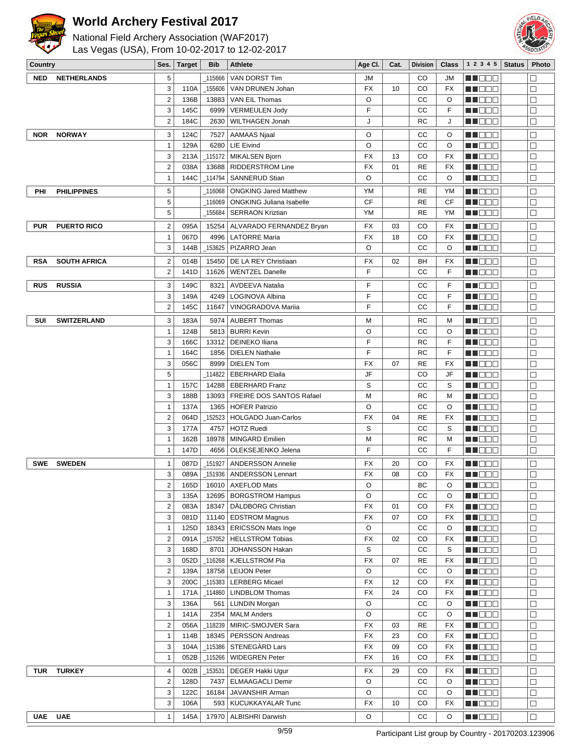# World Archery Festival 2017

National Field Archery Association (WAF2017)
Las Vegas (USA), From 10-02-2017 to 12-02-2017

| Country | | Ses. | Target | Bib | Athlete | Age Cl. | Cat. | Division | Class | 1 2 3 4 5 | Status | Photo |
|---|---|---|---|---|---|---|---|---|---|---|---|---|
| NED | NETHERLANDS | 5 | | _115666 | VAN DORST Tim | JM | | CO | JM | ■■□□□ | | □ |
| | | 3 | 110A | _155606 | VAN DRUNEN Johan | FX | 10 | CO | FX | ■■□□□ | | □ |
| | | 2 | 136B | 13883 | VAN EIL Thomas | O | | CC | O | ■■□□□ | | □ |
| | | 3 | 145C | 6999 | VERMEULEN Jody | F | | CC | F | ■■□□□ | | □ |
| | | 2 | 184C | 2630 | WILTHAGEN Jonah | J | | RC | J | ■■□□□ | | □ |
| NOR | NORWAY | 3 | 124C | 7527 | AAMAAS Njaal | O | | CC | O | ■■□□□ | | □ |
| | | 1 | 129A | 6280 | LIE Eivind | O | | CC | O | ■■□□□ | | □ |
| | | 3 | 213A | _115172 | MIKALSEN Bjorn | FX | 13 | CO | FX | ■■□□□ | | □ |
| | | 2 | 038A | 13688 | RIDDERSTROM Line | FX | 01 | RE | FX | ■■□□□ | | □ |
| | | 1 | 144C | _114794 | SANNERUD Stian | O | | CC | O | ■■□□□ | | □ |
| PHI | PHILIPPINES | 5 | | _116068 | ONGKING Jared Matthew | YM | | RE | YM | ■■□□□ | | □ |
| | | 5 | | _116069 | ONGKING Juliana Isabelle | CF | | RE | CF | ■■□□□ | | □ |
| | | 5 | | _155684 | SERRAON Kriztian | YM | | RE | YM | ■■□□□ | | □ |
| PUR | PUERTO RICO | 2 | 095A | 15254 | ALVARADO FERNANDEZ Bryan | FX | 03 | CO | FX | ■■□□□ | | □ |
| | | 1 | 067D | 4996 | LATORRE Maria | FX | 18 | CO | FX | ■■□□□ | | □ |
| | | 3 | 144B | _153625 | PIZARRO Jean | O | | CC | O | ■■□□□ | | □ |
| RSA | SOUTH AFRICA | 2 | 014B | 15450 | DE LA REY Christiaan | FX | 02 | BH | FX | ■■□□□ | | □ |
| | | 2 | 141D | 11626 | WENTZEL Danelle | F | | CC | F | ■■□□□ | | □ |
| RUS | RUSSIA | 3 | 149C | 8321 | AVDEEVA Natalia | F | | CC | F | ■■□□□ | | □ |
| | | 3 | 149A | 4249 | LOGINOVA Albina | F | | CC | F | ■■□□□ | | □ |
| | | 2 | 145C | 11647 | VINOGRADOVA Mariia | F | | CC | F | ■■□□□ | | □ |
| SUI | SWITZERLAND | 3 | 183A | 5974 | AUBERT Thomas | M | | RC | M | ■■□□□ | | □ |
| | | 1 | 124B | 5813 | BURRI Kevin | O | | CC | O | ■■□□□ | | □ |
| | | 3 | 166C | 13312 | DEINEKO Iliana | F | | RC | F | ■■□□□ | | □ |
| | | 1 | 164C | 1856 | DIELEN Nathalie | F | | RC | F | ■■□□□ | | □ |
| | | 3 | 056C | 8999 | DIELEN Tom | FX | 07 | RE | FX | ■■□□□ | | □ |
| | | 5 | | _114822 | EBERHARD Elaila | JF | | CO | JF | ■■□□□ | | □ |
| | | 1 | 157C | 14288 | EBERHARD Franz | S | | CC | S | ■■□□□ | | □ |
| | | 3 | 188B | 13093 | FREIRE DOS SANTOS Rafael | M | | RC | M | ■■□□□ | | □ |
| | | 1 | 137A | 1365 | HOFER Patrizio | O | | CC | O | ■■□□□ | | □ |
| | | 2 | 064D | _152523 | HOLGADO Juan-Carlos | FX | 04 | RE | FX | ■■□□□ | | □ |
| | | 3 | 177A | 4757 | HOTZ Ruedi | S | | CC | S | ■■□□□ | | □ |
| | | 1 | 162B | 18978 | MINGARD Emilien | M | | RC | M | ■■□□□ | | □ |
| | | 1 | 147D | 4656 | OLEKSEJENKO Jelena | F | | CC | F | ■■□□□ | | □ |
| SWE | SWEDEN | 1 | 087D | _151927 | ANDERSSON Annelie | FX | 20 | CO | FX | ■■□□□ | | □ |
| | | 3 | 089A | _151936 | ANDERSSON Lennart | FX | 08 | CO | FX | ■■□□□ | | □ |
| | | 2 | 165D | 16010 | AXEFLOD Mats | O | | BC | O | ■■□□□ | | □ |
| | | 3 | 135A | 12695 | BORGSTROM Hampus | O | | CC | O | ■■□□□ | | □ |
| | | 2 | 083A | 18347 | DÄLDBORG Christian | FX | 01 | CO | FX | ■■□□□ | | □ |
| | | 3 | 081D | 11140 | EDSTROM Magnus | FX | 07 | CO | FX | ■■□□□ | | □ |
| | | 1 | 125D | 18343 | ERICSSON Mats Inge | O | | CC | O | ■■□□□ | | □ |
| | | 2 | 091A | _157052 | HELLSTROM Tobias | FX | 02 | CO | FX | ■■□□□ | | □ |
| | | 3 | 168D | 8701 | JOHANSSON Hakan | S | | CC | S | ■■□□□ | | □ |
| | | 3 | 052D | _116268 | KJELLSTROM Pia | FX | 07 | RE | FX | ■■□□□ | | □ |
| | | 2 | 139A | 18758 | LEIJON Peter | O | | CC | O | ■■□□□ | | □ |
| | | 3 | 200C | _115383 | LERBERG Micael | FX | 12 | CO | FX | ■■□□□ | | □ |
| | | 1 | 171A | _114860 | LINDBLOM Thomas | FX | 24 | CO | FX | ■■□□□ | | □ |
| | | 3 | 136A | 561 | LUNDIN Morgan | O | | CC | O | ■■□□□ | | □ |
| | | 1 | 141A | 2354 | MALM Anders | O | | CC | O | ■■□□□ | | □ |
| | | 2 | 056A | _118239 | MIRIC-SMOJVER Sara | FX | 03 | RE | FX | ■■□□□ | | □ |
| | | 1 | 114B | 18345 | PERSSON Andreas | FX | 23 | CO | FX | ■■□□□ | | □ |
| | | 3 | 104A | _115386 | STENEGÄRD Lars | FX | 09 | CO | FX | ■■□□□ | | □ |
| | | 1 | 052B | _115266 | WIDEGREN Peter | FX | 16 | CO | FX | ■■□□□ | | □ |
| TUR | TURKEY | 4 | 002B | _153531 | DEGER Hakki Ugur | FX | 29 | CO | FX | ■■□□□ | | □ |
| | | 2 | 128D | 7437 | ELMAAGACLI Demir | O | | CC | O | ■■□□□ | | □ |
| | | 3 | 122C | 16184 | JAVANSHIR Arman | O | | CC | O | ■■□□□ | | □ |
| | | 3 | 106A | 593 | KUCUKKAYALAR Tunc | FX | 10 | CO | FX | ■■□□□ | | □ |
| UAE | UAE | 1 | 145A | 17970 | ALBISHRI Darwish | O | | CC | O | ■■□□□ | | □ |

Participant List group by Country - 20170203.123906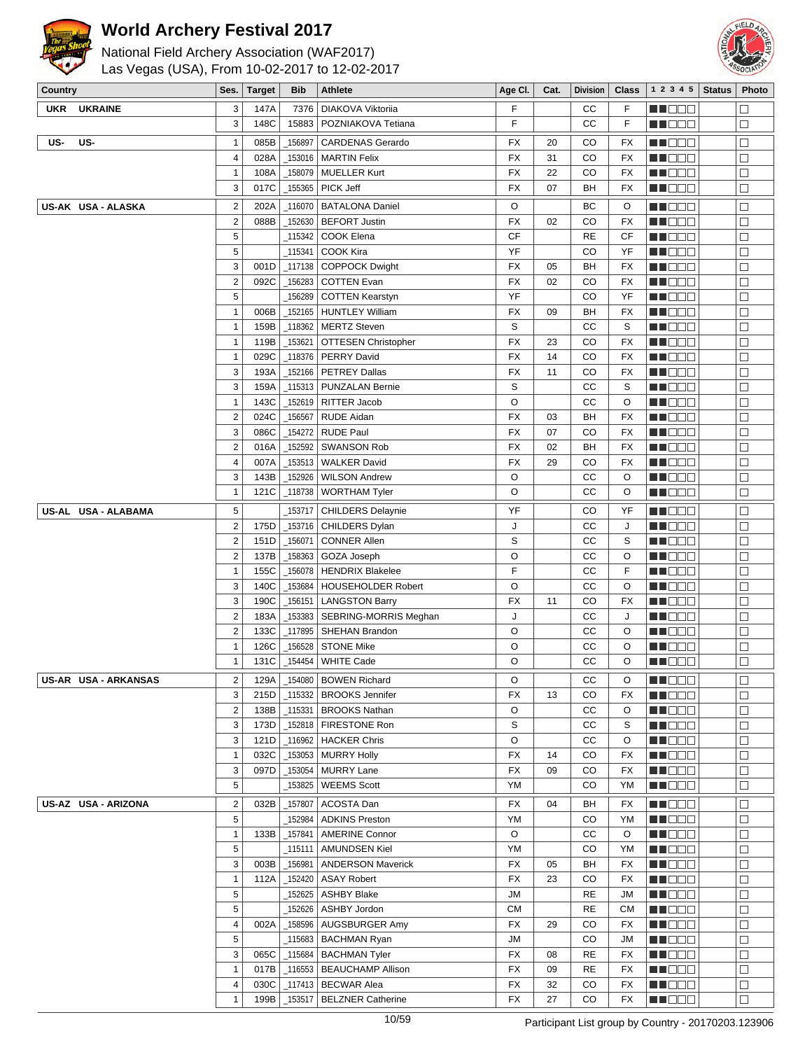# World Archery Festival 2017

National Field Archery Association (WAF2017)
Las Vegas (USA), From 10-02-2017 to 12-02-2017

| Country | Ses. | Target | Bib | Athlete | Age Cl. | Cat. | Division | Class | 1 2 3 4 5 | Status | Photo |
|---|---|---|---|---|---|---|---|---|---|---|---|
| UKR UKRAINE | 3 | 147A | 7376 | DIAKOVA Viktoriia | F | | CC | F | | | |
| | 3 | 148C | 15883 | POZNIAKOVA Tetiana | F | | CC | F | | | |
| US- US- | 1 | 085B | _156897 | CARDENAS Gerardo | FX | 20 | CO | FX | | | |
| | 4 | 028A | _153016 | MARTIN Felix | FX | 31 | CO | FX | | | |
| | 1 | 108A | _158079 | MUELLER Kurt | FX | 22 | CO | FX | | | |
| | 3 | 017C | _155365 | PICK Jeff | FX | 07 | BH | FX | | | |
| US-AK USA - ALASKA | 2 | 202A | _116070 | BATALONA Daniel | O | | BC | O | | | |
| | 2 | 088B | _152630 | BEFORT Justin | FX | 02 | CO | FX | | | |
| | 5 | | _115342 | COOK Elena | CF | | RE | CF | | | |
| | 5 | | _115341 | COOK Kira | YF | | CO | YF | | | |
| | 3 | 001D | _117138 | COPPOCK Dwight | FX | 05 | BH | FX | | | |
| | 2 | 092C | _156283 | COTTEN Evan | FX | 02 | CO | FX | | | |
| | 5 | | _156289 | COTTEN Kearstyn | YF | | CO | YF | | | |
| | 1 | 006B | _152165 | HUNTLEY William | FX | 09 | BH | FX | | | |
| | 1 | 159B | _118362 | MERTZ Steven | S | | CC | S | | | |
| | 1 | 119B | _153621 | OTTESEN Christopher | FX | 23 | CO | FX | | | |
| | 1 | 029C | _118376 | PERRY David | FX | 14 | CO | FX | | | |
| | 3 | 193A | _152166 | PETREY Dallas | FX | 11 | CO | FX | | | |
| | 3 | 159A | _115313 | PUNZALAN Bernie | S | | CC | S | | | |
| | 1 | 143C | _152619 | RITTER Jacob | O | | CC | O | | | |
| | 2 | 024C | _156567 | RUDE Aidan | FX | 03 | BH | FX | | | |
| | 3 | 086C | _154272 | RUDE Paul | FX | 07 | CO | FX | | | |
| | 2 | 016A | _152592 | SWANSON Rob | FX | 02 | BH | FX | | | |
| | 4 | 007A | _153513 | WALKER David | FX | 29 | CO | FX | | | |
| | 3 | 143B | _152926 | WILSON Andrew | O | | CC | O | | | |
| | 1 | 121C | _118738 | WORTHAM Tyler | O | | CC | O | | | |
| US-AL USA - ALABAMA | 5 | | _153717 | CHILDERS Delaynie | YF | | CO | YF | | | |
| | 2 | 175D | _153716 | CHILDERS Dylan | J | | CC | J | | | |
| | 2 | 151D | _156071 | CONNER Allen | S | | CC | S | | | |
| | 2 | 137B | _158363 | GOZA Joseph | O | | CC | O | | | |
| | 1 | 155C | _156078 | HENDRIX Blakelee | F | | CC | F | | | |
| | 3 | 140C | _153684 | HOUSEHOLDER Robert | O | | CC | O | | | |
| | 3 | 190C | _156151 | LANGSTON Barry | FX | 11 | CO | FX | | | |
| | 2 | 183A | _153383 | SEBRING-MORRIS Meghan | J | | CC | J | | | |
| | 2 | 133C | _117895 | SHEHAN Brandon | O | | CC | O | | | |
| | 1 | 126C | _156528 | STONE Mike | O | | CC | O | | | |
| | 1 | 131C | _154454 | WHITE Cade | O | | CC | O | | | |
| US-AR USA - ARKANSAS | 2 | 129A | _154080 | BOWEN Richard | O | | CC | O | | | |
| | 3 | 215D | _115332 | BROOKS Jennifer | FX | 13 | CO | FX | | | |
| | 2 | 138B | _115331 | BROOKS Nathan | O | | CC | O | | | |
| | 3 | 173D | _152818 | FIRESTONE Ron | S | | CC | S | | | |
| | 3 | 121D | _116962 | HACKER Chris | O | | CC | O | | | |
| | 1 | 032C | _153053 | MURRY Holly | FX | 14 | CO | FX | | | |
| | 3 | 097D | _153054 | MURRY Lane | FX | 09 | CO | FX | | | |
| | 5 | | _153825 | WEEMS Scott | YM | | CO | YM | | | |
| US-AZ USA - ARIZONA | 2 | 032B | _157807 | ACOSTA Dan | FX | 04 | BH | FX | | | |
| | 5 | | _152984 | ADKINS Preston | YM | | CO | YM | | | |
| | 1 | 133B | _157841 | AMERINE Connor | O | | CC | O | | | |
| | 5 | | _115111 | AMUNDSEN Kiel | YM | | CO | YM | | | |
| | 3 | 003B | _156981 | ANDERSON Maverick | FX | 05 | BH | FX | | | |
| | 1 | 112A | _152420 | ASAY Robert | FX | 23 | CO | FX | | | |
| | 5 | | _152625 | ASHBY Blake | JM | | RE | JM | | | |
| | 5 | | _152626 | ASHBY Jordon | CM | | RE | CM | | | |
| | 4 | 002A | _158596 | AUGSBURGER Amy | FX | 29 | CO | FX | | | |
| | 5 | | _115683 | BACHMAN Ryan | JM | | CO | JM | | | |
| | 3 | 065C | _115684 | BACHMAN Tyler | FX | 08 | RE | FX | | | |
| | 1 | 017B | _116553 | BEAUCHAMP Allison | FX | 09 | RE | FX | | | |
| | 4 | 030C | _117413 | BECWAR Alea | FX | 32 | CO | FX | | | |
| | 1 | 199B | _153517 | BELZNER Catherine | FX | 27 | CO | FX | | | |

Participant List group by Country - 20170203.123906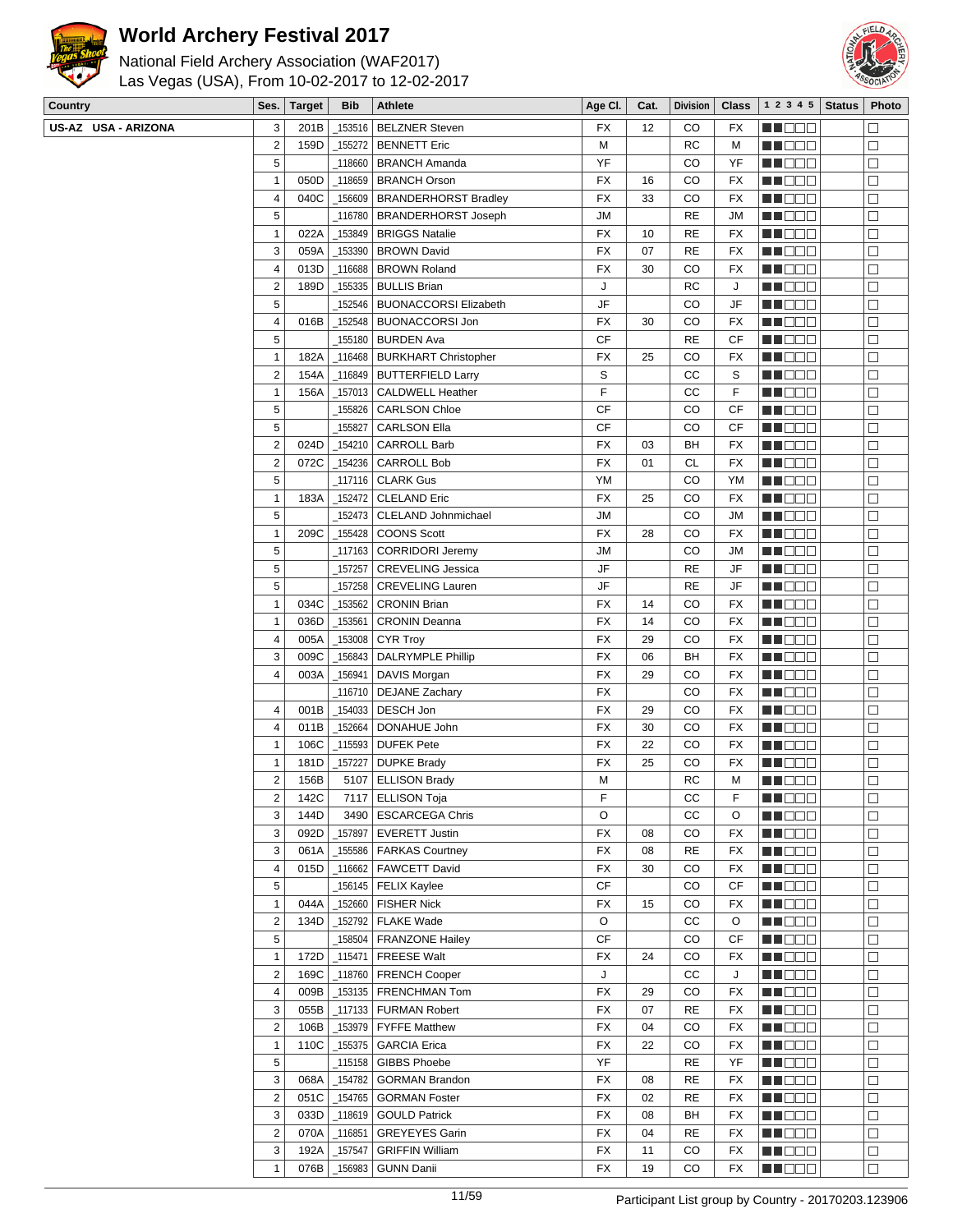# World Archery Festival 2017

National Field Archery Association (WAF2017)
Las Vegas (USA), From 10-02-2017 to 12-02-2017

| Country | Ses. | Target | Bib | Athlete | Age Cl. | Cat. | Division | Class | 1 2 3 4 5 | Status | Photo |
|---|---|---|---|---|---|---|---|---|---|---|---|
| US-AZ USA - ARIZONA | 3 | 201B | _153516 | BELZNER Steven | FX | 12 | CO | FX | ■■□□□ | | □ |
| | 2 | 159D | _155272 | BENNETT Eric | M | | RC | M | ■■□□□ | | □ |
| | 5 | | _118660 | BRANCH Amanda | YF | | CO | YF | ■■□□□ | | □ |
| | 1 | 050D | _118659 | BRANCH Orson | FX | 16 | CO | FX | ■■□□□ | | □ |
| | 4 | 040C | _156609 | BRANDERHORST Bradley | FX | 33 | CO | FX | ■■□□□ | | □ |
| | 5 | | _116780 | BRANDERHORST Joseph | JM | | RE | JM | ■■□□□ | | □ |
| | 1 | 022A | _153849 | BRIGGS Natalie | FX | 10 | RE | FX | ■■□□□ | | □ |
| | 3 | 059A | _153390 | BROWN David | FX | 07 | RE | FX | ■■□□□ | | □ |
| | 4 | 013D | _116688 | BROWN Roland | FX | 30 | CO | FX | ■■□□□ | | □ |
| | 2 | 189D | _155335 | BULLIS Brian | J | | RC | J | ■■□□□ | | □ |
| | 5 | | _152546 | BUONACCORSI Elizabeth | JF | | CO | JF | ■■□□□ | | □ |
| | 4 | 016B | _152548 | BUONACCORSI Jon | FX | 30 | CO | FX | ■■□□□ | | □ |
| | 5 | | _155180 | BURDEN Ava | CF | | RE | CF | ■■□□□ | | □ |
| | 1 | 182A | _116468 | BURKHART Christopher | FX | 25 | CO | FX | ■■□□□ | | □ |
| | 2 | 154A | _116849 | BUTTERFIELD Larry | S | | CC | S | ■■□□□ | | □ |
| | 1 | 156A | _157013 | CALDWELL Heather | F | | CC | F | ■■□□□ | | □ |
| | 5 | | _155826 | CARLSON Chloe | CF | | CO | CF | ■■□□□ | | □ |
| | 5 | | _155827 | CARLSON Ella | CF | | CO | CF | ■■□□□ | | □ |
| | 2 | 024D | _154210 | CARROLL Barb | FX | 03 | BH | FX | ■■□□□ | | □ |
| | 2 | 072C | _154236 | CARROLL Bob | FX | 01 | CL | FX | ■■□□□ | | □ |
| | 5 | | _117116 | CLARK Gus | YM | | CO | YM | ■■□□□ | | □ |
| | 1 | 183A | _152472 | CLELAND Eric | FX | 25 | CO | FX | ■■□□□ | | □ |
| | 5 | | _152473 | CLELAND Johnmichael | JM | | CO | JM | ■■□□□ | | □ |
| | 1 | 209C | _155428 | COONS Scott | FX | 28 | CO | FX | ■■□□□ | | □ |
| | 5 | | _117163 | CORRIDORI Jeremy | JM | | CO | JM | ■■□□□ | | □ |
| | 5 | | _157257 | CREVELING Jessica | JF | | RE | JF | ■■□□□ | | □ |
| | 5 | | _157258 | CREVELING Lauren | JF | | RE | JF | ■■□□□ | | □ |
| | 1 | 034C | _153562 | CRONIN Brian | FX | 14 | CO | FX | ■■□□□ | | □ |
| | 1 | 036D | _153561 | CRONIN Deanna | FX | 14 | CO | FX | ■■□□□ | | □ |
| | 4 | 005A | _153008 | CYR Troy | FX | 29 | CO | FX | ■■□□□ | | □ |
| | 3 | 009C | _156843 | DALRYMPLE Phillip | FX | 06 | BH | FX | ■■□□□ | | □ |
| | 4 | 003A | _156941 | DAVIS Morgan | FX | 29 | CO | FX | ■■□□□ | | □ |
| | | | _116710 | DEJANE Zachary | FX | | CO | FX | ■■□□□ | | □ |
| | 4 | 001B | _154033 | DESCH Jon | FX | 29 | CO | FX | ■■□□□ | | □ |
| | 4 | 011B | _152664 | DONAHUE John | FX | 30 | CO | FX | ■■□□□ | | □ |
| | 1 | 106C | _115593 | DUFEK Pete | FX | 22 | CO | FX | ■■□□□ | | □ |
| | 1 | 181D | _157227 | DUPKE Brady | FX | 25 | CO | FX | ■■□□□ | | □ |
| | 2 | 156B | 5107 | ELLISON Brady | M | | RC | M | ■■□□□ | | □ |
| | 2 | 142C | 7117 | ELLISON Toja | F | | CC | F | ■■□□□ | | □ |
| | 3 | 144D | 3490 | ESCARCEGA Chris | O | | CC | O | ■■□□□ | | □ |
| | 3 | 092D | _157897 | EVERETT Justin | FX | 08 | CO | FX | ■■□□□ | | □ |
| | 3 | 061A | _155586 | FARKAS Courtney | FX | 08 | RE | FX | ■■□□□ | | □ |
| | 4 | 015D | _116662 | FAWCETT David | FX | 30 | CO | FX | ■■□□□ | | □ |
| | 5 | | _156145 | FELIX Kaylee | CF | | CO | CF | ■■□□□ | | □ |
| | 1 | 044A | _152660 | FISHER Nick | FX | 15 | CO | FX | ■■□□□ | | □ |
| | 2 | 134D | _152792 | FLAKE Wade | O | | CC | O | ■■□□□ | | □ |
| | 5 | | _158504 | FRANZONE Hailey | CF | | CO | CF | ■■□□□ | | □ |
| | 1 | 172D | _115471 | FREESE Walt | FX | 24 | CO | FX | ■■□□□ | | □ |
| | 2 | 169C | _118760 | FRENCH Cooper | J | | CC | J | ■■□□□ | | □ |
| | 4 | 009B | _153135 | FRENCHMAN Tom | FX | 29 | CO | FX | ■■□□□ | | □ |
| | 3 | 055B | _117133 | FURMAN Robert | FX | 07 | RE | FX | ■■□□□ | | □ |
| | 2 | 106B | _153979 | FYFFE Matthew | FX | 04 | CO | FX | ■■□□□ | | □ |
| | 1 | 110C | _155375 | GARCIA Erica | FX | 22 | CO | FX | ■■□□□ | | □ |
| | 5 | | _115158 | GIBBS Phoebe | YF | | RE | YF | ■■□□□ | | □ |
| | 3 | 068A | _154782 | GORMAN Brandon | FX | 08 | RE | FX | ■■□□□ | | □ |
| | 2 | 051C | _154765 | GORMAN Foster | FX | 02 | RE | FX | ■■□□□ | | □ |
| | 3 | 033D | _118619 | GOULD Patrick | FX | 08 | BH | FX | ■■□□□ | | □ |
| | 2 | 070A | _116851 | GREYEYES Garin | FX | 04 | RE | FX | ■■□□□ | | □ |
| | 3 | 192A | _157547 | GRIFFIN William | FX | 11 | CO | FX | ■■□□□ | | □ |
| | 1 | 076B | _156983 | GUNN Danii | FX | 19 | CO | FX | ■■□□□ | | □ |

Participant List group by Country - 20170203.123906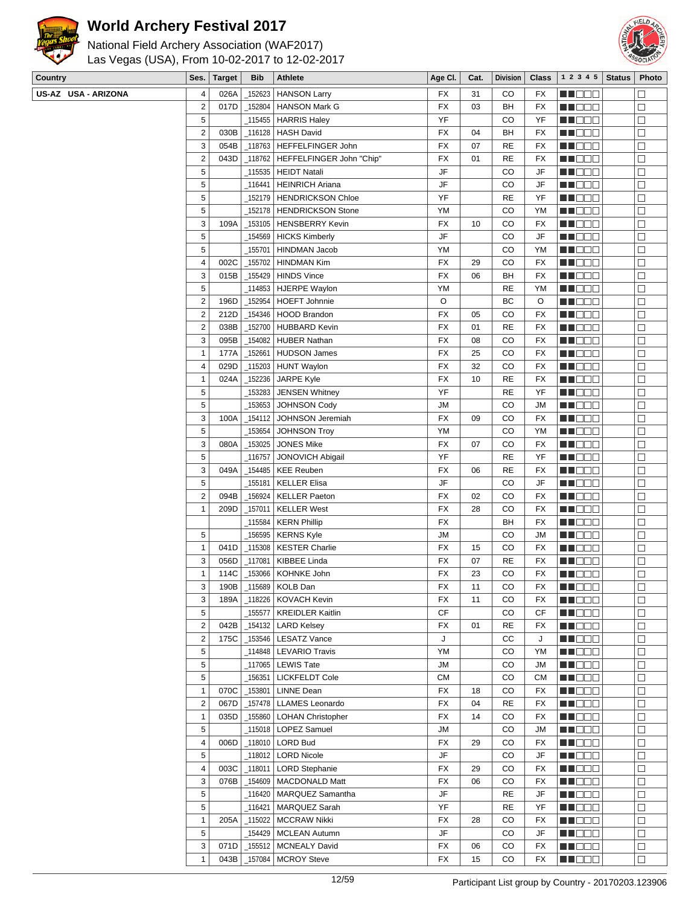# World Archery Festival 2017

National Field Archery Association (WAF2017)
Las Vegas (USA), From 10-02-2017 to 12-02-2017

| Country | Ses. | Target | Bib | Athlete | Age Cl. | Cat. | Division | Class | 1 2 3 4 5 | Status | Photo |
|---|---|---|---|---|---|---|---|---|---|---|---|
| US-AZ USA - ARIZONA | 4 | 026A | _152623 | HANSON Larry | FX | 31 | CO | FX | ■■□□□ | | □ |
| | 2 | 017D | _152804 | HANSON Mark G | FX | 03 | BH | FX | ■■□□□ | | □ |
| | 5 | | _115455 | HARRIS Haley | YF | | CO | YF | ■■□□□ | | □ |
| | 2 | 030B | _116128 | HASH David | FX | 04 | BH | FX | ■■□□□ | | □ |
| | 3 | 054B | _118763 | HEFFELFINGER John | FX | 07 | RE | FX | ■■□□□ | | □ |
| | 2 | 043D | _118762 | HEFFELFINGER John "Chip" | FX | 01 | RE | FX | ■■□□□ | | □ |
| | 5 | | _115535 | HEIDT Natali | JF | | CO | JF | ■■□□□ | | □ |
| | 5 | | _116441 | HEINRICH Ariana | JF | | CO | JF | ■■□□□ | | □ |
| | 5 | | _152179 | HENDRICKSON Chloe | YF | | RE | YF | ■■□□□ | | □ |
| | 5 | | _152178 | HENDRICKSON Stone | YM | | CO | YM | ■■□□□ | | □ |
| | 3 | 109A | _153105 | HENSBERRY Kevin | FX | 10 | CO | FX | ■■□□□ | | □ |
| | 5 | | _154569 | HICKS Kimberly | JF | | CO | JF | ■■□□□ | | □ |
| | 5 | | _155701 | HINDMAN Jacob | YM | | CO | YM | ■■□□□ | | □ |
| | 4 | 002C | _155702 | HINDMAN Kim | FX | 29 | CO | FX | ■■□□□ | | □ |
| | 3 | 015B | _155429 | HINDS Vince | FX | 06 | BH | FX | ■■□□□ | | □ |
| | 5 | | _114853 | HJERPE Waylon | YM | | RE | YM | ■■□□□ | | □ |
| | 2 | 196D | _152954 | HOEFT Johnnie | O | | BC | O | ■■□□□ | | □ |
| | 2 | 212D | _154346 | HOOD Brandon | FX | 05 | CO | FX | ■■□□□ | | □ |
| | 2 | 038B | _152700 | HUBBARD Kevin | FX | 01 | RE | FX | ■■□□□ | | □ |
| | 3 | 095B | _154082 | HUBER Nathan | FX | 08 | CO | FX | ■■□□□ | | □ |
| | 1 | 177A | _152661 | HUDSON James | FX | 25 | CO | FX | ■■□□□ | | □ |
| | 4 | 029D | _115203 | HUNT Waylon | FX | 32 | CO | FX | ■■□□□ | | □ |
| | 1 | 024A | _152236 | JARPE Kyle | FX | 10 | RE | FX | ■■□□□ | | □ |
| | 5 | | _153283 | JENSEN Whitney | YF | | RE | YF | ■■□□□ | | □ |
| | 5 | | _153653 | JOHNSON Cody | JM | | CO | JM | ■■□□□ | | □ |
| | 3 | 100A | _154112 | JOHNSON Jeremiah | FX | 09 | CO | FX | ■■□□□ | | □ |
| | 5 | | _153654 | JOHNSON Troy | YM | | CO | YM | ■■□□□ | | □ |
| | 3 | 080A | _153025 | JONES Mike | FX | 07 | CO | FX | ■■□□□ | | □ |
| | 5 | | _116757 | JONOVICH Abigail | YF | | RE | YF | ■■□□□ | | □ |
| | 3 | 049A | _154485 | KEE Reuben | FX | 06 | RE | FX | ■■□□□ | | □ |
| | 5 | | _155181 | KELLER Elisa | JF | | CO | JF | ■■□□□ | | □ |
| | 2 | 094B | _156924 | KELLER Paeton | FX | 02 | CO | FX | ■■□□□ | | □ |
| | 1 | 209D | _157011 | KELLER West | FX | 28 | CO | FX | ■■□□□ | | □ |
| | | | _115584 | KERN Phillip | FX | | BH | FX | ■■□□□ | | □ |
| | 5 | | _156595 | KERNS Kyle | JM | | CO | JM | ■■□□□ | | □ |
| | 1 | 041D | _115308 | KESTER Charlie | FX | 15 | CO | FX | ■■□□□ | | □ |
| | 3 | 056D | _117081 | KIBBEE Linda | FX | 07 | RE | FX | ■■□□□ | | □ |
| | 1 | 114C | _153066 | KOHNKE John | FX | 23 | CO | FX | ■■□□□ | | □ |
| | 3 | 190B | _115689 | KOLB Dan | FX | 11 | CO | FX | ■■□□□ | | □ |
| | 3 | 189A | _118226 | KOVACH Kevin | FX | 11 | CO | FX | ■■□□□ | | □ |
| | 5 | | _155577 | KREIDLER Kaitlin | CF | | CO | CF | ■■□□□ | | □ |
| | 2 | 042B | _154132 | LARD Kelsey | FX | 01 | RE | FX | ■■□□□ | | □ |
| | 2 | 175C | _153546 | LESATZ Vance | J | | CC | J | ■■□□□ | | □ |
| | 5 | | _114848 | LEVARIO Travis | YM | | CO | YM | ■■□□□ | | □ |
| | 5 | | _117065 | LEWIS Tate | JM | | CO | JM | ■■□□□ | | □ |
| | 5 | | _156351 | LICKFELDT Cole | CM | | CO | CM | ■■□□□ | | □ |
| | 1 | 070C | _153801 | LINNE Dean | FX | 18 | CO | FX | ■■□□□ | | □ |
| | 2 | 067D | _157478 | LLAMES Leonardo | FX | 04 | RE | FX | ■■□□□ | | □ |
| | 1 | 035D | _155860 | LOHAN Christopher | FX | 14 | CO | FX | ■■□□□ | | □ |
| | 5 | | _115018 | LOPEZ Samuel | JM | | CO | JM | ■■□□□ | | □ |
| | 4 | 006D | _118010 | LORD Bud | FX | 29 | CO | FX | ■■□□□ | | □ |
| | 5 | | _118012 | LORD Nicole | JF | | CO | JF | ■■□□□ | | □ |
| | 4 | 003C | _118011 | LORD Stephanie | FX | 29 | CO | FX | ■■□□□ | | □ |
| | 3 | 076B | _154609 | MACDONALD Matt | FX | 06 | CO | FX | ■■□□□ | | □ |
| | 5 | | _116420 | MARQUEZ Samantha | JF | | RE | JF | ■■□□□ | | □ |
| | 5 | | _116421 | MARQUEZ Sarah | YF | | RE | YF | ■■□□□ | | □ |
| | 1 | 205A | _115022 | MCCRAW Nikki | FX | 28 | CO | FX | ■■□□□ | | □ |
| | 5 | | _154429 | MCLEAN Autumn | JF | | CO | JF | ■■□□□ | | □ |
| | 3 | 071D | _155512 | MCNEALY David | FX | 06 | CO | FX | ■■□□□ | | □ |
| | 1 | 043B | _157084 | MCROY Steve | FX | 15 | CO | FX | ■■□□□ | | □ |

Participant List group by Country - 20170203.123906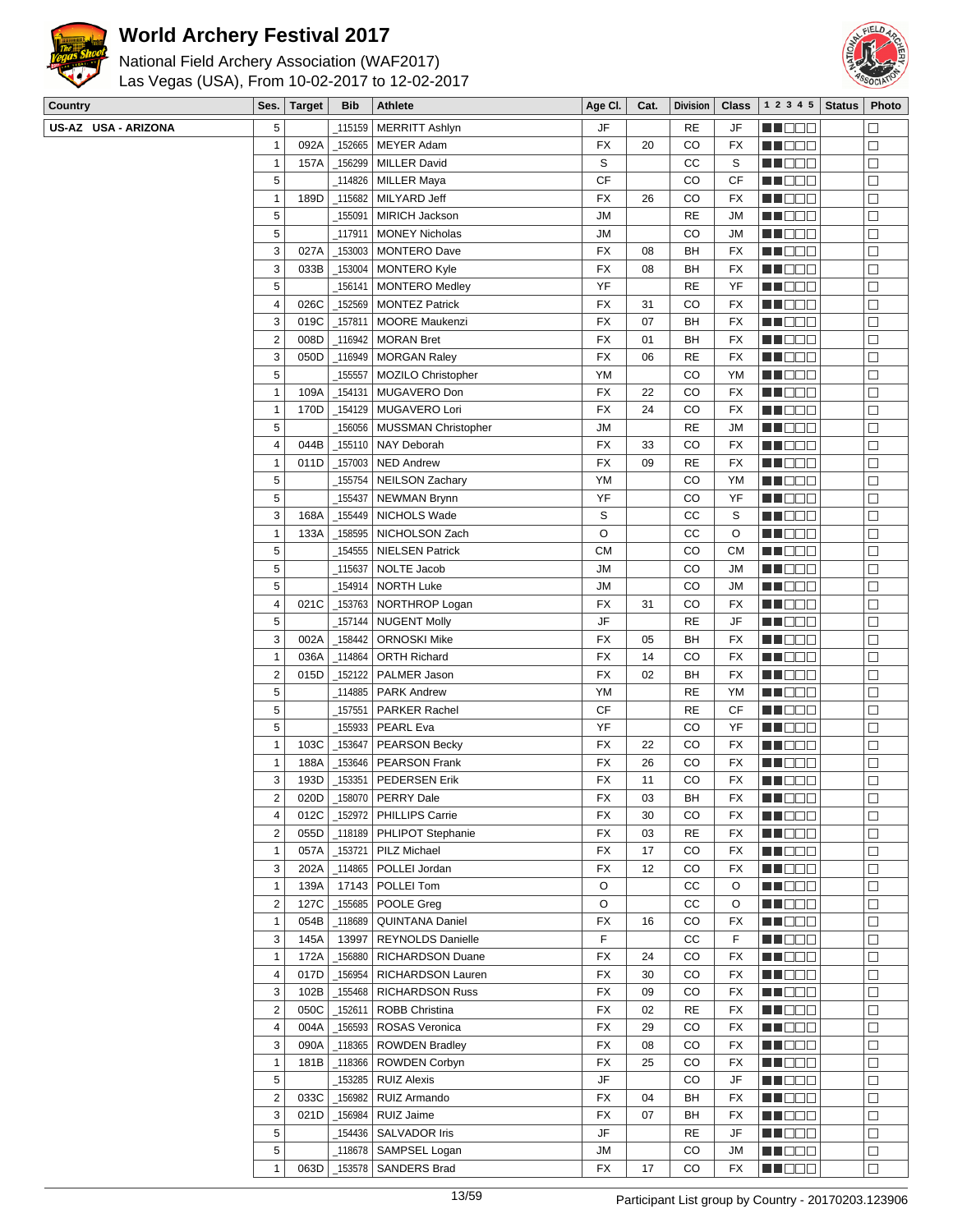# World Archery Festival 2017

National Field Archery Association (WAF2017)
Las Vegas (USA), From 10-02-2017 to 12-02-2017

| Country | Ses. | Target | Bib | Athlete | Age Cl. | Cat. | Division | Class | 1 2 3 4 5 | Status | Photo |
|---|---|---|---|---|---|---|---|---|---|---|---|
| US-AZ USA - ARIZONA | 5 | | _115159 | MERRITT Ashlyn | JF | | RE | JF | | | |
| | 1 | 092A | _152665 | MEYER Adam | FX | 20 | CO | FX | | | |
| | 1 | 157A | _156299 | MILLER David | S | | CC | S | | | |
| | 5 | | _114826 | MILLER Maya | CF | | CO | CF | | | |
| | 1 | 189D | _115682 | MILYARD Jeff | FX | 26 | CO | FX | | | |
| | 5 | | _155091 | MIRICH Jackson | JM | | RE | JM | | | |
| | 5 | | _117911 | MONEY Nicholas | JM | | CO | JM | | | |
| | 3 | 027A | _153003 | MONTERO Dave | FX | 08 | BH | FX | | | |
| | 3 | 033B | _153004 | MONTERO Kyle | FX | 08 | BH | FX | | | |
| | 5 | | _156141 | MONTERO Medley | YF | | RE | YF | | | |
| | 4 | 026C | _152569 | MONTEZ Patrick | FX | 31 | CO | FX | | | |
| | 3 | 019C | _157811 | MOORE Maukenzi | FX | 07 | BH | FX | | | |
| | 2 | 008D | _116942 | MORAN Bret | FX | 01 | BH | FX | | | |
| | 3 | 050D | _116949 | MORGAN Raley | FX | 06 | RE | FX | | | |
| | 5 | | _155557 | MOZILO Christopher | YM | | CO | YM | | | |
| | 1 | 109A | _154131 | MUGAVERO Don | FX | 22 | CO | FX | | | |
| | 1 | 170D | _154129 | MUGAVERO Lori | FX | 24 | CO | FX | | | |
| | 5 | | _156056 | MUSSMAN Christopher | JM | | RE | JM | | | |
| | 4 | 044B | _155110 | NAY Deborah | FX | 33 | CO | FX | | | |
| | 1 | 011D | _157003 | NED Andrew | FX | 09 | RE | FX | | | |
| | 5 | | _155754 | NEILSON Zachary | YM | | CO | YM | | | |
| | 5 | | _155437 | NEWMAN Brynn | YF | | CO | YF | | | |
| | 3 | 168A | _155449 | NICHOLS Wade | S | | CC | S | | | |
| | 1 | 133A | _158595 | NICHOLSON Zach | O | | CC | O | | | |
| | 5 | | _154555 | NIELSEN Patrick | CM | | CO | CM | | | |
| | 5 | | _115637 | NOLTE Jacob | JM | | CO | JM | | | |
| | 5 | | _154914 | NORTH Luke | JM | | CO | JM | | | |
| | 4 | 021C | _153763 | NORTHROP Logan | FX | 31 | CO | FX | | | |
| | 5 | | _157144 | NUGENT Molly | JF | | RE | JF | | | |
| | 3 | 002A | _158442 | ORNOSKI Mike | FX | 05 | BH | FX | | | |
| | 1 | 036A | _114864 | ORTH Richard | FX | 14 | CO | FX | | | |
| | 2 | 015D | _152122 | PALMER Jason | FX | 02 | BH | FX | | | |
| | 5 | | _114885 | PARK Andrew | YM | | RE | YM | | | |
| | 5 | | _157551 | PARKER Rachel | CF | | RE | CF | | | |
| | 5 | | _155933 | PEARL Eva | YF | | CO | YF | | | |
| | 1 | 103C | _153647 | PEARSON Becky | FX | 22 | CO | FX | | | |
| | 1 | 188A | _153646 | PEARSON Frank | FX | 26 | CO | FX | | | |
| | 3 | 193D | _153351 | PEDERSEN Erik | FX | 11 | CO | FX | | | |
| | 2 | 020D | _158070 | PERRY Dale | FX | 03 | BH | FX | | | |
| | 4 | 012C | _152972 | PHILLIPS Carrie | FX | 30 | CO | FX | | | |
| | 2 | 055D | _118189 | PHLIPOT Stephanie | FX | 03 | RE | FX | | | |
| | 1 | 057A | _153721 | PILZ Michael | FX | 17 | CO | FX | | | |
| | 3 | 202A | _114865 | POLLEI Jordan | FX | 12 | CO | FX | | | |
| | 1 | 139A | 17143 | POLLEI Tom | O | | CC | O | | | |
| | 2 | 127C | _155685 | POOLE Greg | O | | CC | O | | | |
| | 1 | 054B | _118689 | QUINTANA Daniel | FX | 16 | CO | FX | | | |
| | 3 | 145A | 13997 | REYNOLDS Danielle | F | | CC | F | | | |
| | 1 | 172A | _156880 | RICHARDSON Duane | FX | 24 | CO | FX | | | |
| | 4 | 017D | _156954 | RICHARDSON Lauren | FX | 30 | CO | FX | | | |
| | 3 | 102B | _155468 | RICHARDSON Russ | FX | 09 | CO | FX | | | |
| | 2 | 050C | _152611 | ROBB Christina | FX | 02 | RE | FX | | | |
| | 4 | 004A | _156593 | ROSAS Veronica | FX | 29 | CO | FX | | | |
| | 3 | 090A | _118365 | ROWDEN Bradley | FX | 08 | CO | FX | | | |
| | 1 | 181B | _118366 | ROWDEN Corbyn | FX | 25 | CO | FX | | | |
| | 5 | | _153285 | RUIZ Alexis | JF | | CO | JF | | | |
| | 2 | 033C | _156982 | RUIZ Armando | FX | 04 | BH | FX | | | |
| | 3 | 021D | _156984 | RUIZ Jaime | FX | 07 | BH | FX | | | |
| | 5 | | _154436 | SALVADOR Iris | JF | | RE | JF | | | |
| | 5 | | _118678 | SAMPSEL Logan | JM | | CO | JM | | | |
| | 1 | 063D | _153578 | SANDERS Brad | FX | 17 | CO | FX | | | |

Participant List group by Country - 20170203.123906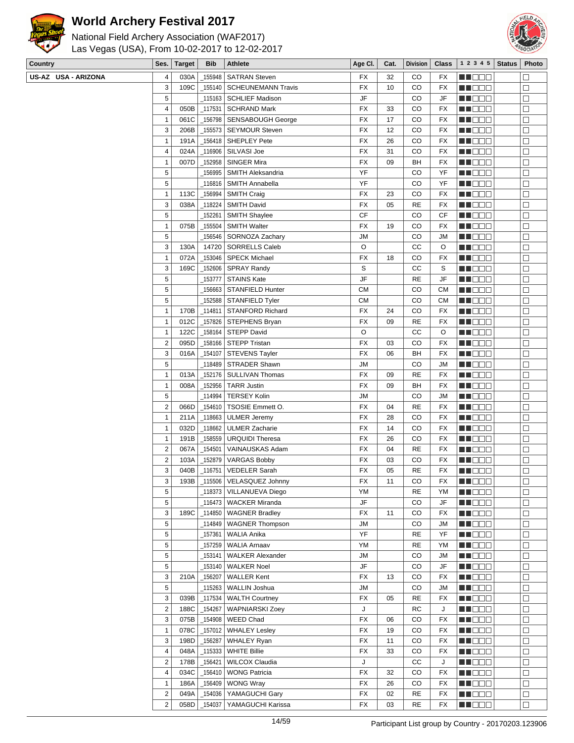# World Archery Festival 2017

National Field Archery Association (WAF2017)
Las Vegas (USA), From 10-02-2017 to 12-02-2017

| Country | Ses. | Target | Bib | Athlete | Age Cl. | Cat. | Division | Class | 1 2 3 4 5 | Status | Photo |
|---|---|---|---|---|---|---|---|---|---|---|---|
| US-AZ USA - ARIZONA | 4 | 030A | _155948 | SATRAN Steven | FX | 32 | CO | FX | ■■□□□ | | □ |
| | 3 | 109C | _155140 | SCHEUNEMANN Travis | FX | 10 | CO | FX | ■■□□□ | | □ |
| | 5 | | _115163 | SCHLIEF Madison | JF | | CO | JF | ■■□□□ | | □ |
| | 4 | 050B | _117531 | SCHRAND Mark | FX | 33 | CO | FX | ■■□□□ | | □ |
| | 1 | 061C | _156798 | SENSABOUGH George | FX | 17 | CO | FX | ■■□□□ | | □ |
| | 3 | 206B | _155573 | SEYMOUR Steven | FX | 12 | CO | FX | ■■□□□ | | □ |
| | 1 | 191A | _156418 | SHEPLEY Pete | FX | 26 | CO | FX | ■■□□□ | | □ |
| | 4 | 024A | _116906 | SILVASI Joe | FX | 31 | CO | FX | ■■□□□ | | □ |
| | 1 | 007D | _152958 | SINGER Mira | FX | 09 | BH | FX | ■■□□□ | | □ |
| | 5 | | _156995 | SMITH Aleksandria | YF | | CO | YF | ■■□□□ | | □ |
| | 5 | | _116816 | SMITH Annabella | YF | | CO | YF | ■■□□□ | | □ |
| | 1 | 113C | _156994 | SMITH Craig | FX | 23 | CO | FX | ■■□□□ | | □ |
| | 3 | 038A | _118224 | SMITH David | FX | 05 | RE | FX | ■■□□□ | | □ |
| | 5 | | _152261 | SMITH Shaylee | CF | | CO | CF | ■■□□□ | | □ |
| | 1 | 075B | _155504 | SMITH Walter | FX | 19 | CO | FX | ■■□□□ | | □ |
| | 5 | | _156546 | SORNOZA Zachary | JM | | CO | JM | ■■□□□ | | □ |
| | 3 | 130A | 14720 | SORRELLS Caleb | O | | CC | O | ■■□□□ | | □ |
| | 1 | 072A | _153046 | SPECK Michael | FX | 18 | CO | FX | ■■□□□ | | □ |
| | 3 | 169C | _152606 | SPRAY Randy | S | | CC | S | ■■□□□ | | □ |
| | 5 | | _153777 | STAINS Kate | JF | | RE | JF | ■■□□□ | | □ |
| | 5 | | _156663 | STANFIELD Hunter | CM | | CO | CM | ■■□□□ | | □ |
| | 5 | | _152588 | STANFIELD Tyler | CM | | CO | CM | ■■□□□ | | □ |
| | 1 | 170B | _114811 | STANFORD Richard | FX | 24 | CO | FX | ■■□□□ | | □ |
| | 1 | 012C | _157826 | STEPHENS Bryan | FX | 09 | RE | FX | ■■□□□ | | □ |
| | 1 | 122C | _158164 | STEPP David | O | | CC | O | ■■□□□ | | □ |
| | 2 | 095D | _158166 | STEPP Tristan | FX | 03 | CO | FX | ■■□□□ | | □ |
| | 3 | 016A | _154107 | STEVENS Tayler | FX | 06 | BH | FX | ■■□□□ | | □ |
| | 5 | | _118489 | STRADER Shawn | JM | | CO | JM | ■■□□□ | | □ |
| | 1 | 013A | _152176 | SULLIVAN Thomas | FX | 09 | RE | FX | ■■□□□ | | □ |
| | 1 | 008A | _152956 | TARR Justin | FX | 09 | BH | FX | ■■□□□ | | □ |
| | 5 | | _114994 | TERSEY Kolin | JM | | CO | JM | ■■□□□ | | □ |
| | 2 | 066D | _154610 | TSOSIE Emmett O. | FX | 04 | RE | FX | ■■□□□ | | □ |
| | 1 | 211A | _118663 | ULMER Jeremy | FX | 28 | CO | FX | ■■□□□ | | □ |
| | 1 | 032D | _118662 | ULMER Zacharie | FX | 14 | CO | FX | ■■□□□ | | □ |
| | 1 | 191B | _158559 | URQUIDI Theresa | FX | 26 | CO | FX | ■■□□□ | | □ |
| | 2 | 067A | _154501 | VAINAUSKAS Adam | FX | 04 | RE | FX | ■■□□□ | | □ |
| | 2 | 103A | _152879 | VARGAS Bobby | FX | 03 | CO | FX | ■■□□□ | | □ |
| | 3 | 040B | _116751 | VEDELER Sarah | FX | 05 | RE | FX | ■■□□□ | | □ |
| | 3 | 193B | _115506 | VELASQUEZ Johnny | FX | 11 | CO | FX | ■■□□□ | | □ |
| | 5 | | _118373 | VILLANUEVA Diego | YM | | RE | YM | ■■□□□ | | □ |
| | 5 | | _116473 | WACKER Miranda | JF | | CO | JF | ■■□□□ | | □ |
| | 3 | 189C | _114850 | WAGNER Bradley | FX | 11 | CO | FX | ■■□□□ | | □ |
| | 5 | | _114849 | WAGNER Thompson | JM | | CO | JM | ■■□□□ | | □ |
| | 5 | | _157361 | WALIA Anika | YF | | RE | YF | ■■□□□ | | □ |
| | 5 | | _157259 | WALIA Arnaav | YM | | RE | YM | ■■□□□ | | □ |
| | 5 | | _153141 | WALKER Alexander | JM | | CO | JM | ■■□□□ | | □ |
| | 5 | | _153140 | WALKER Noel | JF | | CO | JF | ■■□□□ | | □ |
| | 3 | 210A | _156207 | WALLER Kent | FX | 13 | CO | FX | ■■□□□ | | □ |
| | 5 | | _115263 | WALLIN Joshua | JM | | CO | JM | ■■□□□ | | □ |
| | 3 | 039B | _117534 | WALTH Courtney | FX | 05 | RE | FX | ■■□□□ | | □ |
| | 2 | 188C | _154267 | WAPNIARSKI Zoey | J | | RC | J | ■■□□□ | | □ |
| | 3 | 075B | _154908 | WEED Chad | FX | 06 | CO | FX | ■■□□□ | | □ |
| | 1 | 078C | _157012 | WHALEY Lesley | FX | 19 | CO | FX | ■■□□□ | | □ |
| | 3 | 198D | _156287 | WHALEY Ryan | FX | 11 | CO | FX | ■■□□□ | | □ |
| | 4 | 048A | _115333 | WHITE Billie | FX | 33 | CO | FX | ■■□□□ | | □ |
| | 2 | 178B | _156421 | WILCOX Claudia | J | | CC | J | ■■□□□ | | □ |
| | 4 | 034C | _156410 | WONG Patricia | FX | 32 | CO | FX | ■■□□□ | | □ |
| | 1 | 186A | _156409 | WONG Wray | FX | 26 | CO | FX | ■■□□□ | | □ |
| | 2 | 049A | _154036 | YAMAGUCHI Gary | FX | 02 | RE | FX | ■■□□□ | | □ |
| | 2 | 058D | _154037 | YAMAGUCHI Karissa | FX | 03 | RE | FX | ■■□□□ | | □ |

Participant List group by Country - 20170203.123906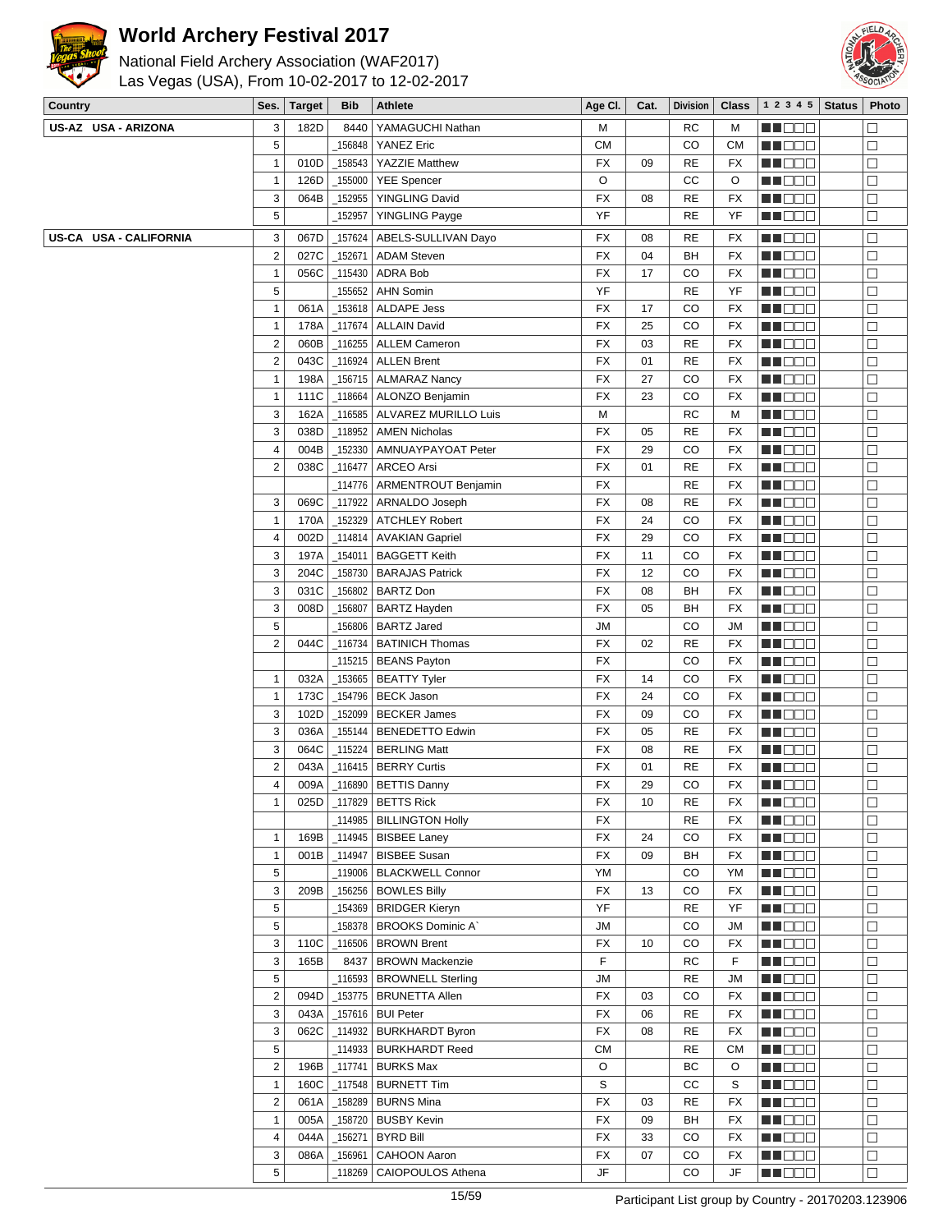# World Archery Festival 2017

National Field Archery Association (WAF2017)
Las Vegas (USA), From 10-02-2017 to 12-02-2017

| Country | Ses. | Target | Bib | Athlete | Age Cl. | Cat. | Division | Class | 1 2 3 4 5 | Status | Photo |
|---|---|---|---|---|---|---|---|---|---|---|---|
| US-AZ USA - ARIZONA | 3 | 182D | 8440 | YAMAGUCHI Nathan | M | | RC | M | ■■□□□ | | □ |
| | 5 | | _156848 | YANEZ Eric | CM | | CO | CM | ■■□□□ | | □ |
| | 1 | 010D | _158543 | YAZZIE Matthew | FX | 09 | RE | FX | ■■□□□ | | □ |
| | 1 | 126D | _155000 | YEE Spencer | O | | CC | O | ■■□□□ | | □ |
| | 3 | 064B | _152955 | YINGLING David | FX | 08 | RE | FX | ■■□□□ | | □ |
| | 5 | | _152957 | YINGLING Payge | YF | | RE | YF | ■■□□□ | | □ |
| US-CA USA - CALIFORNIA | 3 | 067D | _157624 | ABELS-SULLIVAN Dayo | FX | 08 | RE | FX | ■■□□□ | | □ |
| | 2 | 027C | _152671 | ADAM Steven | FX | 04 | BH | FX | ■■□□□ | | □ |
| | 1 | 056C | _115430 | ADRA Bob | FX | 17 | CO | FX | ■■□□□ | | □ |
| | 5 | | _155652 | AHN Somin | YF | | RE | YF | ■■□□□ | | □ |
| | 1 | 061A | _153618 | ALDAPE Jess | FX | 17 | CO | FX | ■■□□□ | | □ |
| | 1 | 178A | _117674 | ALLAIN David | FX | 25 | CO | FX | ■■□□□ | | □ |
| | 2 | 060B | _116255 | ALLEM Cameron | FX | 03 | RE | FX | ■■□□□ | | □ |
| | 2 | 043C | _116924 | ALLEN Brent | FX | 01 | RE | FX | ■■□□□ | | □ |
| | 1 | 198A | _156715 | ALMARAZ Nancy | FX | 27 | CO | FX | ■■□□□ | | □ |
| | 1 | 111C | _118664 | ALONZO Benjamin | FX | 23 | CO | FX | ■■□□□ | | □ |
| | 3 | 162A | _116585 | ALVAREZ MURILLO Luis | M | | RC | M | ■■□□□ | | □ |
| | 3 | 038D | _118952 | AMEN Nicholas | FX | 05 | RE | FX | ■■□□□ | | □ |
| | 4 | 004B | _152330 | AMNUAYPAYOAT Peter | FX | 29 | CO | FX | ■■□□□ | | □ |
| | 2 | 038C | _116477 | ARCEO Arsi | FX | 01 | RE | FX | ■■□□□ | | □ |
| | | | _114776 | ARMENTROUT Benjamin | FX | | RE | FX | ■■□□□ | | □ |
| | 3 | 069C | _117922 | ARNALDO Joseph | FX | 08 | RE | FX | ■■□□□ | | □ |
| | 1 | 170A | _152329 | ATCHLEY Robert | FX | 24 | CO | FX | ■■□□□ | | □ |
| | 4 | 002D | _114814 | AVAKIAN Gapriel | FX | 29 | CO | FX | ■■□□□ | | □ |
| | 3 | 197A | _154011 | BAGGETT Keith | FX | 11 | CO | FX | ■■□□□ | | □ |
| | 3 | 204C | _158730 | BARAJAS Patrick | FX | 12 | CO | FX | ■■□□□ | | □ |
| | 3 | 031C | _156802 | BARTZ Don | FX | 08 | BH | FX | ■■□□□ | | □ |
| | 3 | 008D | _156807 | BARTZ Hayden | FX | 05 | BH | FX | ■■□□□ | | □ |
| | 5 | | _156806 | BARTZ Jared | JM | | CO | JM | ■■□□□ | | □ |
| | 2 | 044C | _116734 | BATINICH Thomas | FX | 02 | RE | FX | ■■□□□ | | □ |
| | | | _115215 | BEANS Payton | FX | | CO | FX | ■■□□□ | | □ |
| | 1 | 032A | _153665 | BEATTY Tyler | FX | 14 | CO | FX | ■■□□□ | | □ |
| | 1 | 173C | _154796 | BECK Jason | FX | 24 | CO | FX | ■■□□□ | | □ |
| | 3 | 102D | _152099 | BECKER James | FX | 09 | CO | FX | ■■□□□ | | □ |
| | 3 | 036A | _155144 | BENEDETTO Edwin | FX | 05 | RE | FX | ■■□□□ | | □ |
| | 3 | 064C | _115224 | BERLING Matt | FX | 08 | RE | FX | ■■□□□ | | □ |
| | 2 | 043A | _116415 | BERRY Curtis | FX | 01 | RE | FX | ■■□□□ | | □ |
| | 4 | 009A | _116890 | BETTIS Danny | FX | 29 | CO | FX | ■■□□□ | | □ |
| | 1 | 025D | _117829 | BETTS Rick | FX | 10 | RE | FX | ■■□□□ | | □ |
| | | | _114985 | BILLINGTON Holly | FX | | RE | FX | ■■□□□ | | □ |
| | 1 | 169B | _114945 | BISBEE Laney | FX | 24 | CO | FX | ■■□□□ | | □ |
| | 1 | 001B | _114947 | BISBEE Susan | FX | 09 | BH | FX | ■■□□□ | | □ |
| | 5 | | _119006 | BLACKWELL Connor | YM | | CO | YM | ■■□□□ | | □ |
| | 3 | 209B | _156256 | BOWLES Billy | FX | 13 | CO | FX | ■■□□□ | | □ |
| | 5 | | _154369 | BRIDGER Kieryn | YF | | RE | YF | ■■□□□ | | □ |
| | 5 | | _158378 | BROOKS Dominic A` | JM | | CO | JM | ■■□□□ | | □ |
| | 3 | 110C | _116506 | BROWN Brent | FX | 10 | CO | FX | ■■□□□ | | □ |
| | 3 | 165B | 8437 | BROWN Mackenzie | F | | RC | F | ■■□□□ | | □ |
| | 5 | | _116593 | BROWNELL Sterling | JM | | RE | JM | ■■□□□ | | □ |
| | 2 | 094D | _153775 | BRUNETTA Allen | FX | 03 | CO | FX | ■■□□□ | | □ |
| | 3 | 043A | _157616 | BUI Peter | FX | 06 | RE | FX | ■■□□□ | | □ |
| | 3 | 062C | _114932 | BURKHARDT Byron | FX | 08 | RE | FX | ■■□□□ | | □ |
| | 5 | | _114933 | BURKHARDT Reed | CM | | RE | CM | ■■□□□ | | □ |
| | 2 | 196B | _117741 | BURKS Max | O | | BC | O | ■■□□□ | | □ |
| | 1 | 160C | _117548 | BURNETT Tim | S | | CC | S | ■■□□□ | | □ |
| | 2 | 061A | _158289 | BURNS Mina | FX | 03 | RE | FX | ■■□□□ | | □ |
| | 1 | 005A | _158720 | BUSBY Kevin | FX | 09 | BH | FX | ■■□□□ | | □ |
| | 4 | 044A | _156271 | BYRD Bill | FX | 33 | CO | FX | ■■□□□ | | □ |
| | 3 | 086A | _156961 | CAHOON Aaron | FX | 07 | CO | FX | ■■□□□ | | □ |
| | 5 | | _118269 | CAIOPOULOS Athena | JF | | CO | JF | ■■□□□ | | □ |

Participant List group by Country - 20170203.123906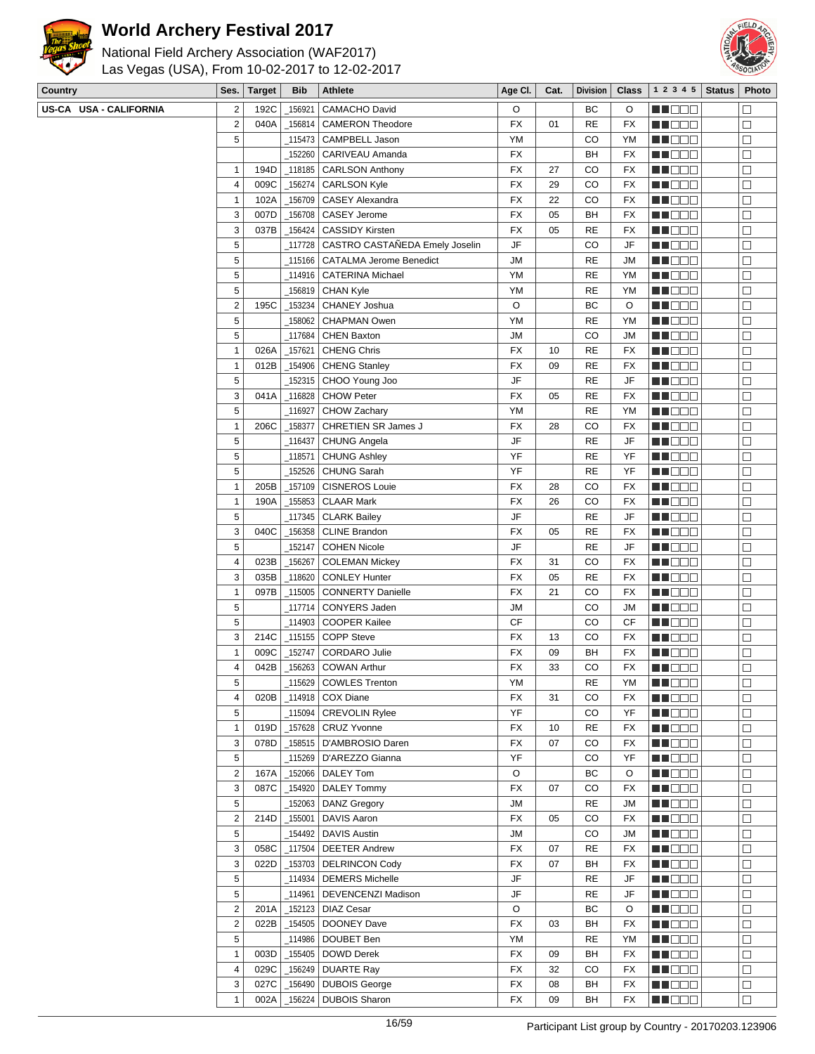# World Archery Festival 2017

National Field Archery Association (WAF2017)
Las Vegas (USA), From 10-02-2017 to 12-02-2017

| Country | Ses. | Target | Bib | Athlete | Age Cl. | Cat. | Division | Class | 1 2 3 4 5 | Status | Photo |
|---|---|---|---|---|---|---|---|---|---|---|---|
| US-CA USA - CALIFORNIA | 2 | 192C | _156921 | CAMACHO David | O | | BC | O | ■■□□□ | | □ |
| | 2 | 040A | _156814 | CAMERON Theodore | FX | 01 | RE | FX | ■■□□□ | | □ |
| | 5 | | _115473 | CAMPBELL Jason | YM | | CO | YM | ■■□□□ | | □ |
| | | | _152260 | CARIVEAU Amanda | FX | | BH | FX | ■■□□□ | | □ |
| | 1 | 194D | _118185 | CARLSON Anthony | FX | 27 | CO | FX | ■■□□□ | | □ |
| | 4 | 009C | _156274 | CARLSON Kyle | FX | 29 | CO | FX | ■■□□□ | | □ |
| | 1 | 102A | _156709 | CASEY Alexandra | FX | 22 | CO | FX | ■■□□□ | | □ |
| | 3 | 007D | _156708 | CASEY Jerome | FX | 05 | BH | FX | ■■□□□ | | □ |
| | 3 | 037B | _156424 | CASSIDY Kirsten | FX | 05 | RE | FX | ■■□□□ | | □ |
| | 5 | | _117728 | CASTRO CASTAÑEDA Emely Joselin | JF | | CO | JF | ■■□□□ | | □ |
| | 5 | | _115166 | CATALMA Jerome Benedict | JM | | RE | JM | ■■□□□ | | □ |
| | 5 | | _114916 | CATERINA Michael | YM | | RE | YM | ■■□□□ | | □ |
| | 5 | | _156819 | CHAN Kyle | YM | | RE | YM | ■■□□□ | | □ |
| | 2 | 195C | _153234 | CHANEY Joshua | O | | BC | O | ■■□□□ | | □ |
| | 5 | | _158062 | CHAPMAN Owen | YM | | RE | YM | ■■□□□ | | □ |
| | 5 | | _117684 | CHEN Baxton | JM | | CO | JM | ■■□□□ | | □ |
| | 1 | 026A | _157621 | CHENG Chris | FX | 10 | RE | FX | ■■□□□ | | □ |
| | 1 | 012B | _154906 | CHENG Stanley | FX | 09 | RE | FX | ■■□□□ | | □ |
| | 5 | | _152315 | CHOO Young Joo | JF | | RE | JF | ■■□□□ | | □ |
| | 3 | 041A | _116828 | CHOW Peter | FX | 05 | RE | FX | ■■□□□ | | □ |
| | 5 | | _116927 | CHOW Zachary | YM | | RE | YM | ■■□□□ | | □ |
| | 1 | 206C | _158377 | CHRETIEN SR James J | FX | 28 | CO | FX | ■■□□□ | | □ |
| | 5 | | _116437 | CHUNG Angela | JF | | RE | JF | ■■□□□ | | □ |
| | 5 | | _118571 | CHUNG Ashley | YF | | RE | YF | ■■□□□ | | □ |
| | 5 | | _152526 | CHUNG Sarah | YF | | RE | YF | ■■□□□ | | □ |
| | 1 | 205B | _157109 | CISNEROS Louie | FX | 28 | CO | FX | ■■□□□ | | □ |
| | 1 | 190A | _155853 | CLAAR Mark | FX | 26 | CO | FX | ■■□□□ | | □ |
| | 5 | | _117345 | CLARK Bailey | JF | | RE | JF | ■■□□□ | | □ |
| | 3 | 040C | _156358 | CLINE Brandon | FX | 05 | RE | FX | ■■□□□ | | □ |
| | 5 | | _152147 | COHEN Nicole | JF | | RE | JF | ■■□□□ | | □ |
| | 4 | 023B | _156267 | COLEMAN Mickey | FX | 31 | CO | FX | ■■□□□ | | □ |
| | 3 | 035B | _118620 | CONLEY Hunter | FX | 05 | RE | FX | ■■□□□ | | □ |
| | 1 | 097B | _115005 | CONNERTY Danielle | FX | 21 | CO | FX | ■■□□□ | | □ |
| | 5 | | _117714 | CONYERS Jaden | JM | | CO | JM | ■■□□□ | | □ |
| | 5 | | _114903 | COOPER Kailee | CF | | CO | CF | ■■□□□ | | □ |
| | 3 | 214C | _115155 | COPP Steve | FX | 13 | CO | FX | ■■□□□ | | □ |
| | 1 | 009C | _152747 | CORDARO Julie | FX | 09 | BH | FX | ■■□□□ | | □ |
| | 4 | 042B | _156263 | COWAN Arthur | FX | 33 | CO | FX | ■■□□□ | | □ |
| | 5 | | _115629 | COWLES Trenton | YM | | RE | YM | ■■□□□ | | □ |
| | 4 | 020B | _114918 | COX Diane | FX | 31 | CO | FX | ■■□□□ | | □ |
| | 5 | | _115094 | CREVOLIN Rylee | YF | | CO | YF | ■■□□□ | | □ |
| | 1 | 019D | _157628 | CRUZ Yvonne | FX | 10 | RE | FX | ■■□□□ | | □ |
| | 3 | 078D | _158515 | D'AMBROSIO Daren | FX | 07 | CO | FX | ■■□□□ | | □ |
| | 5 | | _115269 | D'AREZZO Gianna | YF | | CO | YF | ■■□□□ | | □ |
| | 2 | 167A | _152066 | DALEY Tom | O | | BC | O | ■■□□□ | | □ |
| | 3 | 087C | _154920 | DALEY Tommy | FX | 07 | CO | FX | ■■□□□ | | □ |
| | 5 | | _152063 | DANZ Gregory | JM | | RE | JM | ■■□□□ | | □ |
| | 2 | 214D | _155001 | DAVIS Aaron | FX | 05 | CO | FX | ■■□□□ | | □ |
| | 5 | | _154492 | DAVIS Austin | JM | | CO | JM | ■■□□□ | | □ |
| | 3 | 058C | _117504 | DEETER Andrew | FX | 07 | RE | FX | ■■□□□ | | □ |
| | 3 | 022D | _153703 | DELRINCON Cody | FX | 07 | BH | FX | ■■□□□ | | □ |
| | 5 | | _114934 | DEMERS Michelle | JF | | RE | JF | ■■□□□ | | □ |
| | 5 | | _114961 | DEVENCENZI Madison | JF | | RE | JF | ■■□□□ | | □ |
| | 2 | 201A | _152123 | DIAZ Cesar | O | | BC | O | ■■□□□ | | □ |
| | 2 | 022B | _154505 | DOONEY Dave | FX | 03 | BH | FX | ■■□□□ | | □ |
| | 5 | | _114986 | DOUBET Ben | YM | | RE | YM | ■■□□□ | | □ |
| | 1 | 003D | _155405 | DOWD Derek | FX | 09 | BH | FX | ■■□□□ | | □ |
| | 4 | 029C | _156249 | DUARTE Ray | FX | 32 | CO | FX | ■■□□□ | | □ |
| | 3 | 027C | _156490 | DUBOIS George | FX | 08 | BH | FX | ■■□□□ | | □ |
| | 1 | 002A | _156224 | DUBOIS Sharon | FX | 09 | BH | FX | ■■□□□ | | □ |

Participant List group by Country - 20170203.123906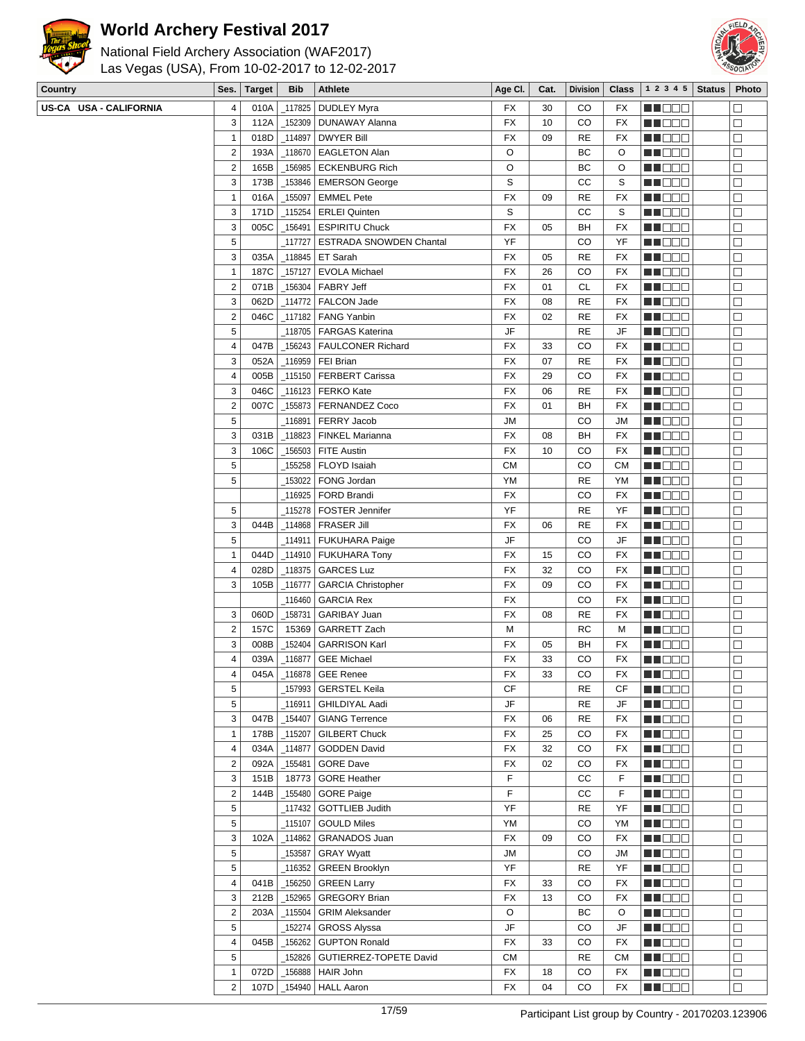# World Archery Festival 2017

National Field Archery Association (WAF2017)
Las Vegas (USA), From 10-02-2017 to 12-02-2017

| Country | Ses. | Target | Bib | Athlete | Age Cl. | Cat. | Division | Class | 1 2 3 4 5 | Status | Photo |
|---|---|---|---|---|---|---|---|---|---|---|---|
| US-CA USA - CALIFORNIA | 4 | 010A | _117825 | DUDLEY Myra | FX | 30 | CO | FX | ■■□□□ | | □ |
| | 3 | 112A | _152309 | DUNAWAY Alanna | FX | 10 | CO | FX | ■■□□□ | | □ |
| | 1 | 018D | _114897 | DWYER Bill | FX | 09 | RE | FX | ■■□□□ | | □ |
| | 2 | 193A | _118670 | EAGLETON Alan | O | | BC | O | ■■□□□ | | □ |
| | 2 | 165B | _156985 | ECKENBURG Rich | O | | BC | O | ■■□□□ | | □ |
| | 3 | 173B | _153846 | EMERSON George | S | | CC | S | ■■□□□ | | □ |
| | 1 | 016A | _155097 | EMMEL Pete | FX | 09 | RE | FX | ■■□□□ | | □ |
| | 3 | 171D | _115254 | ERLEI Quinten | S | | CC | S | ■■□□□ | | □ |
| | 3 | 005C | _156491 | ESPIRITU Chuck | FX | 05 | BH | FX | ■■□□□ | | □ |
| | 5 | | _117727 | ESTRADA SNOWDEN Chantal | YF | | CO | YF | ■■□□□ | | □ |
| | 3 | 035A | _118845 | ET Sarah | FX | 05 | RE | FX | ■■□□□ | | □ |
| | 1 | 187C | _157127 | EVOLA Michael | FX | 26 | CO | FX | ■■□□□ | | □ |
| | 2 | 071B | _156304 | FABRY Jeff | FX | 01 | CL | FX | ■■□□□ | | □ |
| | 3 | 062D | _114772 | FALCON Jade | FX | 08 | RE | FX | ■■□□□ | | □ |
| | 2 | 046C | _117182 | FANG Yanbin | FX | 02 | RE | FX | ■■□□□ | | □ |
| | 5 | | _118705 | FARGAS Katerina | JF | | RE | JF | ■■□□□ | | □ |
| | 4 | 047B | _156243 | FAULCONER Richard | FX | 33 | CO | FX | ■■□□□ | | □ |
| | 3 | 052A | _116959 | FEI Brian | FX | 07 | RE | FX | ■■□□□ | | □ |
| | 4 | 005B | _115150 | FERBERT Carissa | FX | 29 | CO | FX | ■■□□□ | | □ |
| | 3 | 046C | _116123 | FERKO Kate | FX | 06 | RE | FX | ■■□□□ | | □ |
| | 2 | 007C | _155873 | FERNANDEZ Coco | FX | 01 | BH | FX | ■■□□□ | | □ |
| | 5 | | _116891 | FERRY Jacob | JM | | CO | JM | ■■□□□ | | □ |
| | 3 | 031B | _118823 | FINKEL Marianna | FX | 08 | BH | FX | ■■□□□ | | □ |
| | 3 | 106C | _156503 | FITE Austin | FX | 10 | CO | FX | ■■□□□ | | □ |
| | 5 | | _155258 | FLOYD Isaiah | CM | | CO | CM | ■■□□□ | | □ |
| | 5 | | _153022 | FONG Jordan | YM | | RE | YM | ■■□□□ | | □ |
| | | | _116925 | FORD Brandi | FX | | CO | FX | ■■□□□ | | □ |
| | 5 | | _115278 | FOSTER Jennifer | YF | | RE | YF | ■■□□□ | | □ |
| | 3 | 044B | _114868 | FRASER Jill | FX | 06 | RE | FX | ■■□□□ | | □ |
| | 5 | | _114911 | FUKUHARA Paige | JF | | CO | JF | ■■□□□ | | □ |
| | 1 | 044D | _114910 | FUKUHARA Tony | FX | 15 | CO | FX | ■■□□□ | | □ |
| | 4 | 028D | _118375 | GARCES Luz | FX | 32 | CO | FX | ■■□□□ | | □ |
| | 3 | 105B | _116777 | GARCIA Christopher | FX | 09 | CO | FX | ■■□□□ | | □ |
| | | | _116460 | GARCIA Rex | FX | | CO | FX | ■■□□□ | | □ |
| | 3 | 060D | _158731 | GARIBAY Juan | FX | 08 | RE | FX | ■■□□□ | | □ |
| | 2 | 157C | 15369 | GARRETT Zach | M | | RC | M | ■■□□□ | | □ |
| | 3 | 008B | _152404 | GARRISON Karl | FX | 05 | BH | FX | ■■□□□ | | □ |
| | 4 | 039A | _116877 | GEE Michael | FX | 33 | CO | FX | ■■□□□ | | □ |
| | 4 | 045A | _116878 | GEE Renee | FX | 33 | CO | FX | ■■□□□ | | □ |
| | 5 | | _157993 | GERSTEL Keila | CF | | RE | CF | ■■□□□ | | □ |
| | 5 | | _116911 | GHILDIYAL Aadi | JF | | RE | JF | ■■□□□ | | □ |
| | 3 | 047B | _154407 | GIANG Terrence | FX | 06 | RE | FX | ■■□□□ | | □ |
| | 1 | 178B | _115207 | GILBERT Chuck | FX | 25 | CO | FX | ■■□□□ | | □ |
| | 4 | 034A | _114877 | GODDEN David | FX | 32 | CO | FX | ■■□□□ | | □ |
| | 2 | 092A | _155481 | GORE Dave | FX | 02 | CO | FX | ■■□□□ | | □ |
| | 3 | 151B | 18773 | GORE Heather | F | | CC | F | ■■□□□ | | □ |
| | 2 | 144B | _155480 | GORE Paige | F | | CC | F | ■■□□□ | | □ |
| | 5 | | _117432 | GOTTLIEB Judith | YF | | RE | YF | ■■□□□ | | □ |
| | 5 | | _115107 | GOULD Miles | YM | | CO | YM | ■■□□□ | | □ |
| | 3 | 102A | _114862 | GRANADOS Juan | FX | 09 | CO | FX | ■■□□□ | | □ |
| | 5 | | _153587 | GRAY Wyatt | JM | | CO | JM | ■■□□□ | | □ |
| | 5 | | _116352 | GREEN Brooklyn | YF | | RE | YF | ■■□□□ | | □ |
| | 4 | 041B | _156250 | GREEN Larry | FX | 33 | CO | FX | ■■□□□ | | □ |
| | 3 | 212B | _152965 | GREGORY Brian | FX | 13 | CO | FX | ■■□□□ | | □ |
| | 2 | 203A | _115504 | GRIM Aleksander | O | | BC | O | ■■□□□ | | □ |
| | 5 | | _152274 | GROSS Alyssa | JF | | CO | JF | ■■□□□ | | □ |
| | 4 | 045B | _156262 | GUPTON Ronald | FX | 33 | CO | FX | ■■□□□ | | □ |
| | 5 | | _152826 | GUTIERREZ-TOPETE David | CM | | RE | CM | ■■□□□ | | □ |
| | 1 | 072D | _156888 | HAIR John | FX | 18 | CO | FX | ■■□□□ | | □ |
| | 2 | 107D | _154940 | HALL Aaron | FX | 04 | CO | FX | ■■□□□ | | □ |

Participant List group by Country - 20170203.123906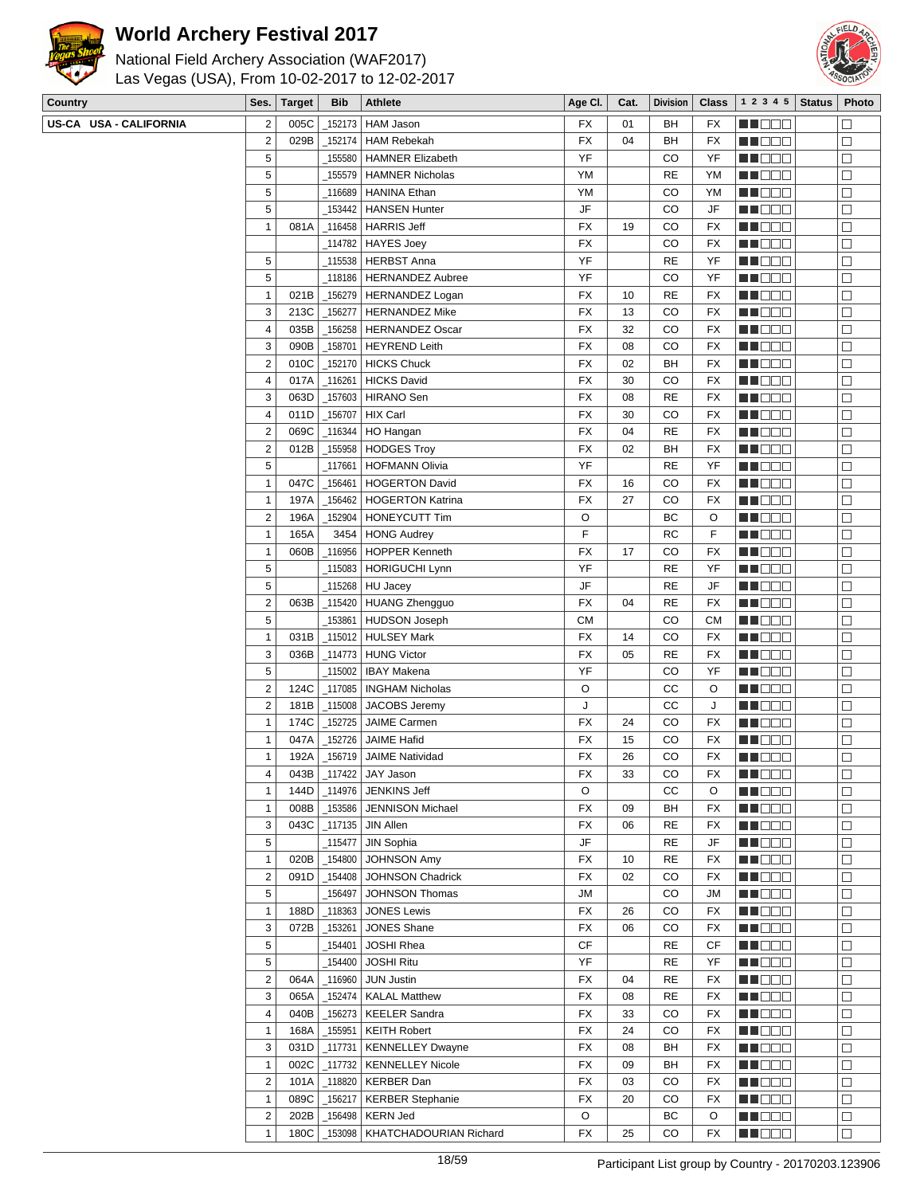# World Archery Festival 2017

National Field Archery Association (WAF2017)
Las Vegas (USA), From 10-02-2017 to 12-02-2017

| Country | Ses. | Target | Bib | Athlete | Age Cl. | Cat. | Division | Class | 1 2 3 4 5 | Status | Photo |
|---|---|---|---|---|---|---|---|---|---|---|---|
| US-CA USA - CALIFORNIA | 2 | 005C | _152173 | HAM Jason | FX | 01 | BH | FX | | | |
| | 2 | 029B | _152174 | HAM Rebekah | FX | 04 | BH | FX | | | |
| | 5 | | _155580 | HAMNER Elizabeth | YF | | CO | YF | | | |
| | 5 | | _155579 | HAMNER Nicholas | YM | | RE | YM | | | |
| | 5 | | _116689 | HANINA Ethan | YM | | CO | YM | | | |
| | 5 | | _153442 | HANSEN Hunter | JF | | CO | JF | | | |
| | 1 | 081A | _116458 | HARRIS Jeff | FX | 19 | CO | FX | | | |
| | | | _114782 | HAYES Joey | FX | | CO | FX | | | |
| | 5 | | _115538 | HERBST Anna | YF | | RE | YF | | | |
| | 5 | | _118186 | HERNANDEZ Aubree | YF | | CO | YF | | | |
| | 1 | 021B | _156279 | HERNANDEZ Logan | FX | 10 | RE | FX | | | |
| | 3 | 213C | _156277 | HERNANDEZ Mike | FX | 13 | CO | FX | | | |
| | 4 | 035B | _156258 | HERNANDEZ Oscar | FX | 32 | CO | FX | | | |
| | 3 | 090B | _158701 | HEYREND Leith | FX | 08 | CO | FX | | | |
| | 2 | 010C | _152170 | HICKS Chuck | FX | 02 | BH | FX | | | |
| | 4 | 017A | _116261 | HICKS David | FX | 30 | CO | FX | | | |
| | 3 | 063D | _157603 | HIRANO Sen | FX | 08 | RE | FX | | | |
| | 4 | 011D | _156707 | HIX Carl | FX | 30 | CO | FX | | | |
| | 2 | 069C | _116344 | HO Hangan | FX | 04 | RE | FX | | | |
| | 2 | 012B | _155958 | HODGES Troy | FX | 02 | BH | FX | | | |
| | 5 | | _117661 | HOFMANN Olivia | YF | | RE | YF | | | |
| | 1 | 047C | _156461 | HOGERTON David | FX | 16 | CO | FX | | | |
| | 1 | 197A | _156462 | HOGERTON Katrina | FX | 27 | CO | FX | | | |
| | 2 | 196A | _152904 | HONEYCUTT Tim | O | | BC | O | | | |
| | 1 | 165A | 3454 | HONG Audrey | F | | RC | F | | | |
| | 1 | 060B | _116956 | HOPPER Kenneth | FX | 17 | CO | FX | | | |
| | 5 | | _115083 | HORIGUCHI Lynn | YF | | RE | YF | | | |
| | 5 | | _115268 | HU Jacey | JF | | RE | JF | | | |
| | 2 | 063B | _115420 | HUANG Zhengguo | FX | 04 | RE | FX | | | |
| | 5 | | _153861 | HUDSON Joseph | CM | | CO | CM | | | |
| | 1 | 031B | _115012 | HULSEY Mark | FX | 14 | CO | FX | | | |
| | 3 | 036B | _114773 | HUNG Victor | FX | 05 | RE | FX | | | |
| | 5 | | _115002 | IBAY Makena | YF | | CO | YF | | | |
| | 2 | 124C | _117085 | INGHAM Nicholas | O | | CC | O | | | |
| | 2 | 181B | _115008 | JACOBS Jeremy | J | | CC | J | | | |
| | 1 | 174C | _152725 | JAIME Carmen | FX | 24 | CO | FX | | | |
| | 1 | 047A | _152726 | JAIME Hafid | FX | 15 | CO | FX | | | |
| | 1 | 192A | _156719 | JAIME Natividad | FX | 26 | CO | FX | | | |
| | 4 | 043B | _117422 | JAY Jason | FX | 33 | CO | FX | | | |
| | 1 | 144D | _114976 | JENKINS Jeff | O | | CC | O | | | |
| | 1 | 008B | _153586 | JENNISON Michael | FX | 09 | BH | FX | | | |
| | 3 | 043C | _117135 | JIN Allen | FX | 06 | RE | FX | | | |
| | 5 | | _115477 | JIN Sophia | JF | | RE | JF | | | |
| | 1 | 020B | _154800 | JOHNSON Amy | FX | 10 | RE | FX | | | |
| | 2 | 091D | _154408 | JOHNSON Chadrick | FX | 02 | CO | FX | | | |
| | 5 | | _156497 | JOHNSON Thomas | JM | | CO | JM | | | |
| | 1 | 188D | _118363 | JONES Lewis | FX | 26 | CO | FX | | | |
| | 3 | 072B | _153261 | JONES Shane | FX | 06 | CO | FX | | | |
| | 5 | | _154401 | JOSHI Rhea | CF | | RE | CF | | | |
| | 5 | | _154400 | JOSHI Ritu | YF | | RE | YF | | | |
| | 2 | 064A | _116960 | JUN Justin | FX | 04 | RE | FX | | | |
| | 3 | 065A | _152474 | KALAL Matthew | FX | 08 | RE | FX | | | |
| | 4 | 040B | _156273 | KEELER Sandra | FX | 33 | CO | FX | | | |
| | 1 | 168A | _155951 | KEITH Robert | FX | 24 | CO | FX | | | |
| | 3 | 031D | _117731 | KENNELLEY Dwayne | FX | 08 | BH | FX | | | |
| | 1 | 002C | _117732 | KENNELLEY Nicole | FX | 09 | BH | FX | | | |
| | 2 | 101A | _118820 | KERBER Dan | FX | 03 | CO | FX | | | |
| | 1 | 089C | _156217 | KERBER Stephanie | FX | 20 | CO | FX | | | |
| | 2 | 202B | _156498 | KERN Jed | O | | BC | O | | | |
| | 1 | 180C | _153098 | KHATCHADOURIAN Richard | FX | 25 | CO | FX | | | |

Participant List group by Country - 20170203.123906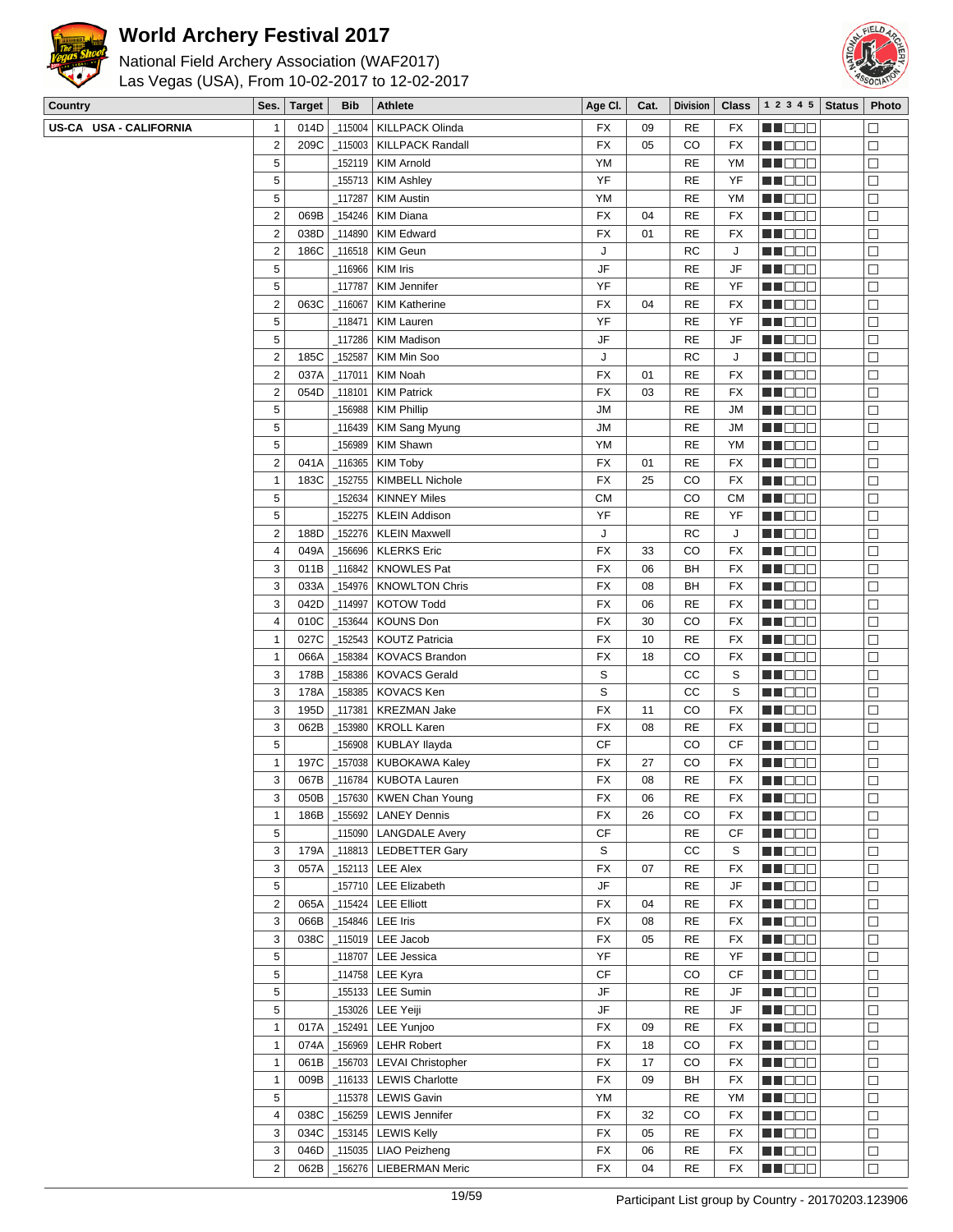# World Archery Festival 2017

National Field Archery Association (WAF2017)
Las Vegas (USA), From 10-02-2017 to 12-02-2017

| Country | Ses. | Target | Bib | Athlete | Age Cl. | Cat. | Division | Class | 1 2 3 4 5 | Status | Photo |
|---|---|---|---|---|---|---|---|---|---|---|---|
| US-CA USA - CALIFORNIA | 1 | 014D | _115004 | KILLPACK Olinda | FX | 09 | RE | FX | ■■□□□ | | □ |
| | 2 | 209C | _115003 | KILLPACK Randall | FX | 05 | CO | FX | ■■□□□ | | □ |
| | 5 | | _152119 | KIM Arnold | YM | | RE | YM | ■■□□□ | | □ |
| | 5 | | _155713 | KIM Ashley | YF | | RE | YF | ■■□□□ | | □ |
| | 5 | | _117287 | KIM Austin | YM | | RE | YM | ■■□□□ | | □ |
| | 2 | 069B | _154246 | KIM Diana | FX | 04 | RE | FX | ■■□□□ | | □ |
| | 2 | 038D | _114890 | KIM Edward | FX | 01 | RE | FX | ■■□□□ | | □ |
| | 2 | 186C | _116518 | KIM Geun | J | | RC | J | ■■□□□ | | □ |
| | 5 | | _116966 | KIM Iris | JF | | RE | JF | ■■□□□ | | □ |
| | 5 | | _117787 | KIM Jennifer | YF | | RE | YF | ■■□□□ | | □ |
| | 2 | 063C | _116067 | KIM Katherine | FX | 04 | RE | FX | ■■□□□ | | □ |
| | 5 | | _118471 | KIM Lauren | YF | | RE | YF | ■■□□□ | | □ |
| | 5 | | _117286 | KIM Madison | JF | | RE | JF | ■■□□□ | | □ |
| | 2 | 185C | _152587 | KIM Min Soo | J | | RC | J | ■■□□□ | | □ |
| | 2 | 037A | _117011 | KIM Noah | FX | 01 | RE | FX | ■■□□□ | | □ |
| | 2 | 054D | _118101 | KIM Patrick | FX | 03 | RE | FX | ■■□□□ | | □ |
| | 5 | | _156988 | KIM Phillip | JM | | RE | JM | ■■□□□ | | □ |
| | 5 | | _116439 | KIM Sang Myung | JM | | RE | JM | ■■□□□ | | □ |
| | 5 | | _156989 | KIM Shawn | YM | | RE | YM | ■■□□□ | | □ |
| | 2 | 041A | _116365 | KIM Toby | FX | 01 | RE | FX | ■■□□□ | | □ |
| | 1 | 183C | _152755 | KIMBELL Nichole | FX | 25 | CO | FX | ■■□□□ | | □ |
| | 5 | | _152634 | KINNEY Miles | CM | | CO | CM | ■■□□□ | | □ |
| | 5 | | _152275 | KLEIN Addison | YF | | RE | YF | ■■□□□ | | □ |
| | 2 | 188D | _152276 | KLEIN Maxwell | J | | RC | J | ■■□□□ | | □ |
| | 4 | 049A | _156696 | KLERKS Eric | FX | 33 | CO | FX | ■■□□□ | | □ |
| | 3 | 011B | _116842 | KNOWLES Pat | FX | 06 | BH | FX | ■■□□□ | | □ |
| | 3 | 033A | _154976 | KNOWLTON Chris | FX | 08 | BH | FX | ■■□□□ | | □ |
| | 3 | 042D | _114997 | KOTOW Todd | FX | 06 | RE | FX | ■■□□□ | | □ |
| | 4 | 010C | _153644 | KOUNS Don | FX | 30 | CO | FX | ■■□□□ | | □ |
| | 1 | 027C | _152543 | KOUTZ Patricia | FX | 10 | RE | FX | ■■□□□ | | □ |
| | 1 | 066A | _158384 | KOVACS Brandon | FX | 18 | CO | FX | ■■□□□ | | □ |
| | 3 | 178B | _158386 | KOVACS Gerald | S | | CC | S | ■■□□□ | | □ |
| | 3 | 178A | _158385 | KOVACS Ken | S | | CC | S | ■■□□□ | | □ |
| | 3 | 195D | _117381 | KREZMAN Jake | FX | 11 | CO | FX | ■■□□□ | | □ |
| | 3 | 062B | _153980 | KROLL Karen | FX | 08 | RE | FX | ■■□□□ | | □ |
| | 5 | | _156908 | KUBLAY Ilayda | CF | | CO | CF | ■■□□□ | | □ |
| | 1 | 197C | _157038 | KUBOKAWA Kaley | FX | 27 | CO | FX | ■■□□□ | | □ |
| | 3 | 067B | _116784 | KUBOTA Lauren | FX | 08 | RE | FX | ■■□□□ | | □ |
| | 3 | 050B | _157630 | KWEN Chan Young | FX | 06 | RE | FX | ■■□□□ | | □ |
| | 1 | 186B | _155692 | LANEY Dennis | FX | 26 | CO | FX | ■■□□□ | | □ |
| | 5 | | _115090 | LANGDALE Avery | CF | | RE | CF | ■■□□□ | | □ |
| | 3 | 179A | _118813 | LEDBETTER Gary | S | | CC | S | ■■□□□ | | □ |
| | 3 | 057A | _152113 | LEE Alex | FX | 07 | RE | FX | ■■□□□ | | □ |
| | 5 | | _157710 | LEE Elizabeth | JF | | RE | JF | ■■□□□ | | □ |
| | 2 | 065A | _115424 | LEE Elliott | FX | 04 | RE | FX | ■■□□□ | | □ |
| | 3 | 066B | _154846 | LEE Iris | FX | 08 | RE | FX | ■■□□□ | | □ |
| | 3 | 038C | _115019 | LEE Jacob | FX | 05 | RE | FX | ■■□□□ | | □ |
| | 5 | | _118707 | LEE Jessica | YF | | RE | YF | ■■□□□ | | □ |
| | 5 | | _114758 | LEE Kyra | CF | | CO | CF | ■■□□□ | | □ |
| | 5 | | _155133 | LEE Sumin | JF | | RE | JF | ■■□□□ | | □ |
| | 5 | | _153026 | LEE Yeiji | JF | | RE | JF | ■■□□□ | | □ |
| | 1 | 017A | _152491 | LEE Yunjoo | FX | 09 | RE | FX | ■■□□□ | | □ |
| | 1 | 074A | _156969 | LEHR Robert | FX | 18 | CO | FX | ■■□□□ | | □ |
| | 1 | 061B | _156703 | LEVAI Christopher | FX | 17 | CO | FX | ■■□□□ | | □ |
| | 1 | 009B | _116133 | LEWIS Charlotte | FX | 09 | BH | FX | ■■□□□ | | □ |
| | 5 | | _115378 | LEWIS Gavin | YM | | RE | YM | ■■□□□ | | □ |
| | 4 | 038C | _156259 | LEWIS Jennifer | FX | 32 | CO | FX | ■■□□□ | | □ |
| | 3 | 034C | _153145 | LEWIS Kelly | FX | 05 | RE | FX | ■■□□□ | | □ |
| | 3 | 046D | _115035 | LIAO Peizheng | FX | 06 | RE | FX | ■■□□□ | | □ |
| | 2 | 062B | _156276 | LIEBERMAN Meric | FX | 04 | RE | FX | ■■□□□ | | □ |

Participant List group by Country - 20170203.123906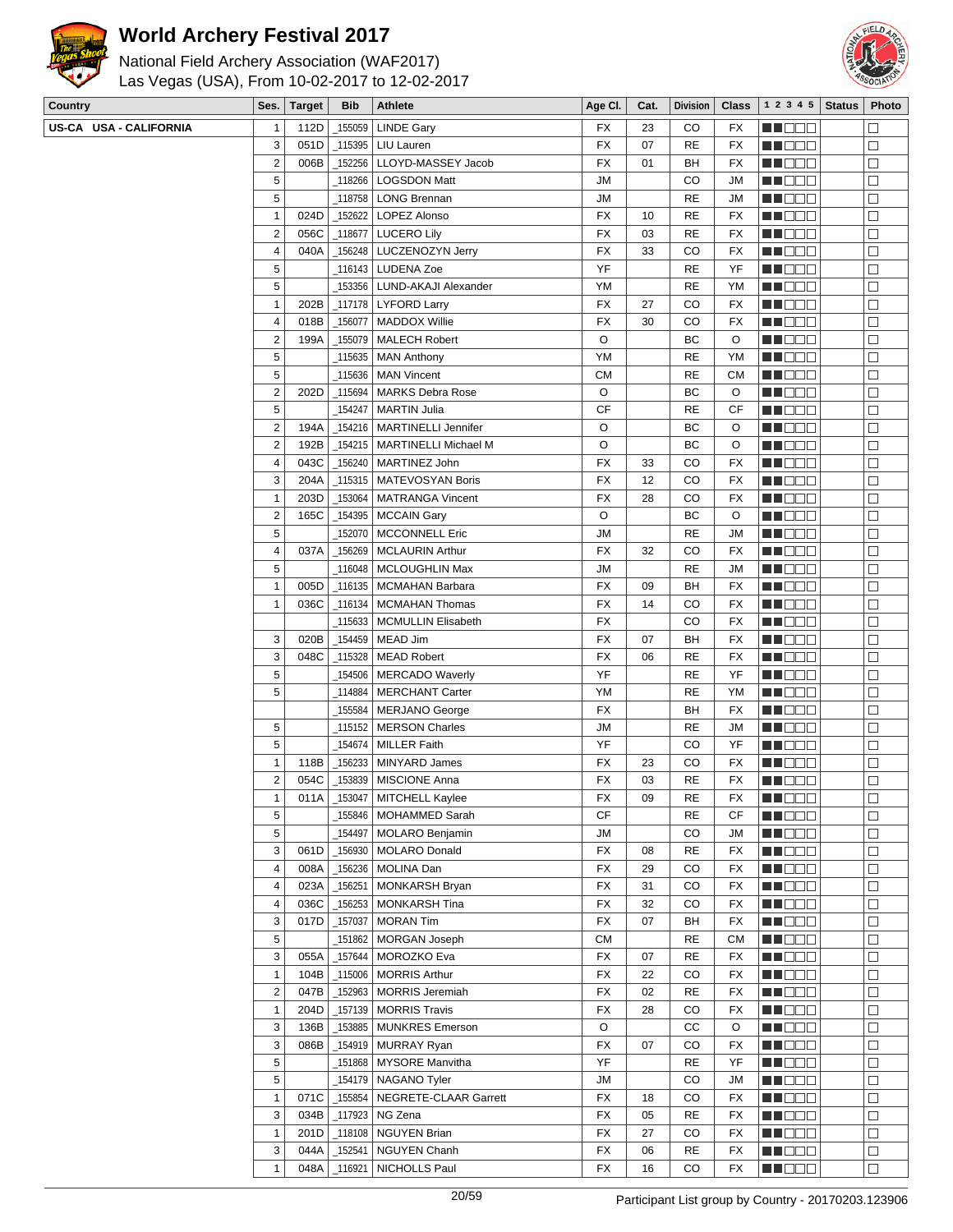# World Archery Festival 2017

National Field Archery Association (WAF2017)
Las Vegas (USA), From 10-02-2017 to 12-02-2017

| Country | Ses. | Target | Bib | Athlete | Age Cl. | Cat. | Division | Class | 1 2 3 4 5 | Status | Photo |
|---|---|---|---|---|---|---|---|---|---|---|---|
| US-CA USA - CALIFORNIA | 1 | 112D | _155059 | LINDE Gary | FX | 23 | CO | FX | ■■□□□ | | □ |
| | 3 | 051D | _115395 | LIU Lauren | FX | 07 | RE | FX | ■■□□□ | | □ |
| | 2 | 006B | _152256 | LLOYD-MASSEY Jacob | FX | 01 | BH | FX | ■■□□□ | | □ |
| | 5 | | _118266 | LOGSDON Matt | JM | | CO | JM | ■■□□□ | | □ |
| | 5 | | _118758 | LONG Brennan | JM | | RE | JM | ■■□□□ | | □ |
| | 1 | 024D | _152622 | LOPEZ Alonso | FX | 10 | RE | FX | ■■□□□ | | □ |
| | 2 | 056C | _118677 | LUCERO Lily | FX | 03 | RE | FX | ■■□□□ | | □ |
| | 4 | 040A | _156248 | LUCZENOZYN Jerry | FX | 33 | CO | FX | ■■□□□ | | □ |
| | 5 | | _116143 | LUDENA Zoe | YF | | RE | YF | ■■□□□ | | □ |
| | 5 | | _153356 | LUND-AKAJI Alexander | YM | | RE | YM | ■■□□□ | | □ |
| | 1 | 202B | _117178 | LYFORD Larry | FX | 27 | CO | FX | ■■□□□ | | □ |
| | 4 | 018B | _156077 | MADDOX Willie | FX | 30 | CO | FX | ■■□□□ | | □ |
| | 2 | 199A | _155079 | MALECH Robert | O | | BC | O | ■■□□□ | | □ |
| | 5 | | _115635 | MAN Anthony | YM | | RE | YM | ■■□□□ | | □ |
| | 5 | | _115636 | MAN Vincent | CM | | RE | CM | ■■□□□ | | □ |
| | 2 | 202D | _115694 | MARKS Debra Rose | O | | BC | O | ■■□□□ | | □ |
| | 5 | | _154247 | MARTIN Julia | CF | | RE | CF | ■■□□□ | | □ |
| | 2 | 194A | _154216 | MARTINELLI Jennifer | O | | BC | O | ■■□□□ | | □ |
| | 2 | 192B | _154215 | MARTINELLI Michael M | O | | BC | O | ■■□□□ | | □ |
| | 4 | 043C | _156240 | MARTINEZ John | FX | 33 | CO | FX | ■■□□□ | | □ |
| | 3 | 204A | _115315 | MATEVOSYAN Boris | FX | 12 | CO | FX | ■■□□□ | | □ |
| | 1 | 203D | _153064 | MATRANGA Vincent | FX | 28 | CO | FX | ■■□□□ | | □ |
| | 2 | 165C | _154395 | MCCAIN Gary | O | | BC | O | ■■□□□ | | □ |
| | 5 | | _152070 | MCCONNELL Eric | JM | | RE | JM | ■■□□□ | | □ |
| | 4 | 037A | _156269 | MCLAURIN Arthur | FX | 32 | CO | FX | ■■□□□ | | □ |
| | 5 | | _116048 | MCLOUGHLIN Max | JM | | RE | JM | ■■□□□ | | □ |
| | 1 | 005D | _116135 | MCMAHAN Barbara | FX | 09 | BH | FX | ■■□□□ | | □ |
| | 1 | 036C | _116134 | MCMAHAN Thomas | FX | 14 | CO | FX | ■■□□□ | | □ |
| | | | _115633 | MCMULLIN Elisabeth | FX | | CO | FX | ■■□□□ | | □ |
| | 3 | 020B | _154459 | MEAD Jim | FX | 07 | BH | FX | ■■□□□ | | □ |
| | 3 | 048C | _115328 | MEAD Robert | FX | 06 | RE | FX | ■■□□□ | | □ |
| | 5 | | _154506 | MERCADO Waverly | YF | | RE | YF | ■■□□□ | | □ |
| | 5 | | _114884 | MERCHANT Carter | YM | | RE | YM | ■■□□□ | | □ |
| | | | _155584 | MERJANO George | FX | | BH | FX | ■■□□□ | | □ |
| | 5 | | _115152 | MERSON Charles | JM | | RE | JM | ■■□□□ | | □ |
| | 5 | | _154674 | MILLER Faith | YF | | CO | YF | ■■□□□ | | □ |
| | 1 | 118B | _156233 | MINYARD James | FX | 23 | CO | FX | ■■□□□ | | □ |
| | 2 | 054C | _153839 | MISCIONE Anna | FX | 03 | RE | FX | ■■□□□ | | □ |
| | 1 | 011A | _153047 | MITCHELL Kaylee | FX | 09 | RE | FX | ■■□□□ | | □ |
| | 5 | | _155846 | MOHAMMED Sarah | CF | | RE | CF | ■■□□□ | | □ |
| | 5 | | _154497 | MOLARO Benjamin | JM | | CO | JM | ■■□□□ | | □ |
| | 3 | 061D | _156930 | MOLARO Donald | FX | 08 | RE | FX | ■■□□□ | | □ |
| | 4 | 008A | _156236 | MOLINA Dan | FX | 29 | CO | FX | ■■□□□ | | □ |
| | 4 | 023A | _156251 | MONKARSH Bryan | FX | 31 | CO | FX | ■■□□□ | | □ |
| | 4 | 036C | _156253 | MONKARSH Tina | FX | 32 | CO | FX | ■■□□□ | | □ |
| | 3 | 017D | _157037 | MORAN Tim | FX | 07 | BH | FX | ■■□□□ | | □ |
| | 5 | | _151862 | MORGAN Joseph | CM | | RE | CM | ■■□□□ | | □ |
| | 3 | 055A | _157644 | MOROZKO Eva | FX | 07 | RE | FX | ■■□□□ | | □ |
| | 1 | 104B | _115006 | MORRIS Arthur | FX | 22 | CO | FX | ■■□□□ | | □ |
| | 2 | 047B | _152963 | MORRIS Jeremiah | FX | 02 | RE | FX | ■■□□□ | | □ |
| | 1 | 204D | _157139 | MORRIS Travis | FX | 28 | CO | FX | ■■□□□ | | □ |
| | 3 | 136B | _153885 | MUNKRES Emerson | O | | CC | O | ■■□□□ | | □ |
| | 3 | 086B | _154919 | MURRAY Ryan | FX | 07 | CO | FX | ■■□□□ | | □ |
| | 5 | | _151868 | MYSORE Manvitha | YF | | RE | YF | ■■□□□ | | □ |
| | 5 | | _154179 | NAGANO Tyler | JM | | CO | JM | ■■□□□ | | □ |
| | 1 | 071C | _155854 | NEGRETE-CLAAR Garrett | FX | 18 | CO | FX | ■■□□□ | | □ |
| | 3 | 034B | _117923 | NG Zena | FX | 05 | RE | FX | ■■□□□ | | □ |
| | 1 | 201D | _118108 | NGUYEN Brian | FX | 27 | CO | FX | ■■□□□ | | □ |
| | 3 | 044A | _152541 | NGUYEN Chanh | FX | 06 | RE | FX | ■■□□□ | | □ |
| | 1 | 048A | _116921 | NICHOLLS Paul | FX | 16 | CO | FX | ■■□□□ | | □ |

Participant List group by Country - 20170203.123906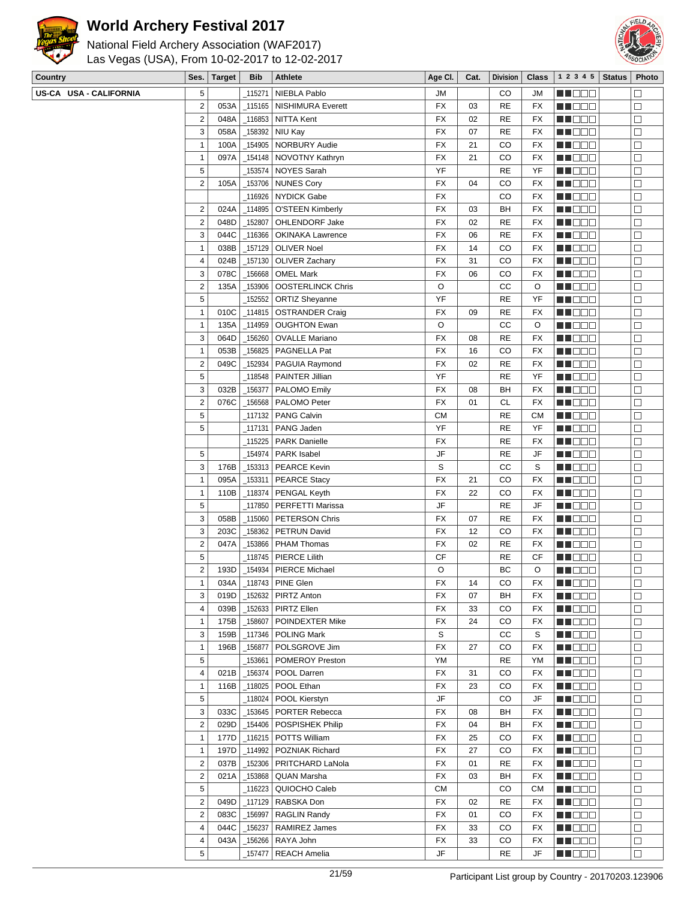# World Archery Festival 2017

National Field Archery Association (WAF2017)
Las Vegas (USA), From 10-02-2017 to 12-02-2017

| Country | Ses. | Target | Bib | Athlete | Age Cl. | Cat. | Division | Class | 1 2 3 4 5 | Status | Photo |
|---|---|---|---|---|---|---|---|---|---|---|---|
| US-CA USA - CALIFORNIA | 5 | | _115271 | NIEBLA Pablo | JM | | CO | JM | ■■□□□ | | □ |
| | 2 | 053A | _115165 | NISHIMURA Everett | FX | 03 | RE | FX | ■■□□□ | | □ |
| | 2 | 048A | _116853 | NITTA Kent | FX | 02 | RE | FX | ■■□□□ | | □ |
| | 3 | 058A | _158392 | NIU Kay | FX | 07 | RE | FX | ■■□□□ | | □ |
| | 1 | 100A | _154905 | NORBURY Audie | FX | 21 | CO | FX | ■■□□□ | | □ |
| | 1 | 097A | _154148 | NOVOTNY Kathryn | FX | 21 | CO | FX | ■■□□□ | | □ |
| | 5 | | _153574 | NOYES Sarah | YF | | RE | YF | ■■□□□ | | □ |
| | 2 | 105A | _153706 | NUNES Cory | FX | 04 | CO | FX | ■■□□□ | | □ |
| | | | _116926 | NYDICK Gabe | FX | | CO | FX | ■■□□□ | | □ |
| | 2 | 024A | _114895 | O'STEEN Kimberly | FX | 03 | BH | FX | ■■□□□ | | □ |
| | 2 | 048D | _152807 | OHLENDORF Jake | FX | 02 | RE | FX | ■■□□□ | | □ |
| | 3 | 044C | _116366 | OKINAKA Lawrence | FX | 06 | RE | FX | ■■□□□ | | □ |
| | 1 | 038B | _157129 | OLIVER Noel | FX | 14 | CO | FX | ■■□□□ | | □ |
| | 4 | 024B | _157130 | OLIVER Zachary | FX | 31 | CO | FX | ■■□□□ | | □ |
| | 3 | 078C | _156668 | OMEL Mark | FX | 06 | CO | FX | ■■□□□ | | □ |
| | 2 | 135A | _153906 | OOSTERLINCK Chris | O | | CC | O | ■■□□□ | | □ |
| | 5 | | _152552 | ORTIZ Sheyanne | YF | | RE | YF | ■■□□□ | | □ |
| | 1 | 010C | _114815 | OSTRANDER Craig | FX | 09 | RE | FX | ■■□□□ | | □ |
| | 1 | 135A | _114959 | OUGHTON Ewan | O | | CC | O | ■■□□□ | | □ |
| | 3 | 064D | _156260 | OVALLE Mariano | FX | 08 | RE | FX | ■■□□□ | | □ |
| | 1 | 053B | _156825 | PAGNELLA Pat | FX | 16 | CO | FX | ■■□□□ | | □ |
| | 2 | 049C | _152934 | PAGUIA Raymond | FX | 02 | RE | FX | ■■□□□ | | □ |
| | 5 | | _118548 | PAINTER Jillian | YF | | RE | YF | ■■□□□ | | □ |
| | 3 | 032B | _156377 | PALOMO Emily | FX | 08 | BH | FX | ■■□□□ | | □ |
| | 2 | 076C | _156568 | PALOMO Peter | FX | 01 | CL | FX | ■■□□□ | | □ |
| | 5 | | _117132 | PANG Calvin | CM | | RE | CM | ■■□□□ | | □ |
| | 5 | | _117131 | PANG Jaden | YF | | RE | YF | ■■□□□ | | □ |
| | | | _115225 | PARK Danielle | FX | | RE | FX | ■■□□□ | | □ |
| | 5 | | _154974 | PARK Isabel | JF | | RE | JF | ■■□□□ | | □ |
| | 3 | 176B | _153313 | PEARCE Kevin | S | | CC | S | ■■□□□ | | □ |
| | 1 | 095A | _153311 | PEARCE Stacy | FX | 21 | CO | FX | ■■□□□ | | □ |
| | 1 | 110B | _118374 | PENGAL Keyth | FX | 22 | CO | FX | ■■□□□ | | □ |
| | 5 | | _117850 | PERFETTI Marissa | JF | | RE | JF | ■■□□□ | | □ |
| | 3 | 058B | _115060 | PETERSON Chris | FX | 07 | RE | FX | ■■□□□ | | □ |
| | 3 | 203C | _158362 | PETRUN David | FX | 12 | CO | FX | ■■□□□ | | □ |
| | 2 | 047A | _153866 | PHAM Thomas | FX | 02 | RE | FX | ■■□□□ | | □ |
| | 5 | | _118745 | PIERCE Lilith | CF | | RE | CF | ■■□□□ | | □ |
| | 2 | 193D | _154934 | PIERCE Michael | O | | BC | O | ■■□□□ | | □ |
| | 1 | 034A | _118743 | PINE Glen | FX | 14 | CO | FX | ■■□□□ | | □ |
| | 3 | 019D | _152632 | PIRTZ Anton | FX | 07 | BH | FX | ■■□□□ | | □ |
| | 4 | 039B | _152633 | PIRTZ Ellen | FX | 33 | CO | FX | ■■□□□ | | □ |
| | 1 | 175B | _158607 | POINDEXTER Mike | FX | 24 | CO | FX | ■■□□□ | | □ |
| | 3 | 159B | _117346 | POLING Mark | S | | CC | S | ■■□□□ | | □ |
| | 1 | 196B | _156877 | POLSGROVE Jim | FX | 27 | CO | FX | ■■□□□ | | □ |
| | 5 | | _153661 | POMEROY Preston | YM | | RE | YM | ■■□□□ | | □ |
| | 4 | 021B | _156374 | POOL Darren | FX | 31 | CO | FX | ■■□□□ | | □ |
| | 1 | 116B | _118025 | POOL Ethan | FX | 23 | CO | FX | ■■□□□ | | □ |
| | 5 | | _118024 | POOL Kierstyn | JF | | CO | JF | ■■□□□ | | □ |
| | 3 | 033C | _153645 | PORTER Rebecca | FX | 08 | BH | FX | ■■□□□ | | □ |
| | 2 | 029D | _154406 | POSPISHEK Philip | FX | 04 | BH | FX | ■■□□□ | | □ |
| | 1 | 177D | _116215 | POTTS William | FX | 25 | CO | FX | ■■□□□ | | □ |
| | 1 | 197D | _114992 | POZNIAK Richard | FX | 27 | CO | FX | ■■□□□ | | □ |
| | 2 | 037B | _152306 | PRITCHARD LaNola | FX | 01 | RE | FX | ■■□□□ | | □ |
| | 2 | 021A | _153868 | QUAN Marsha | FX | 03 | BH | FX | ■■□□□ | | □ |
| | 5 | | _116223 | QUIOCHO Caleb | CM | | CO | CM | ■■□□□ | | □ |
| | 2 | 049D | _117129 | RABSKA Don | FX | 02 | RE | FX | ■■□□□ | | □ |
| | 2 | 083C | _156997 | RAGLIN Randy | FX | 01 | CO | FX | ■■□□□ | | □ |
| | 4 | 044C | _156237 | RAMIREZ James | FX | 33 | CO | FX | ■■□□□ | | □ |
| | 4 | 043A | _156266 | RAYA John | FX | 33 | CO | FX | ■■□□□ | | □ |
| | 5 | | _157477 | REACH Amelia | JF | | RE | JF | ■■□□□ | | □ |

Participant List group by Country - 20170203.123906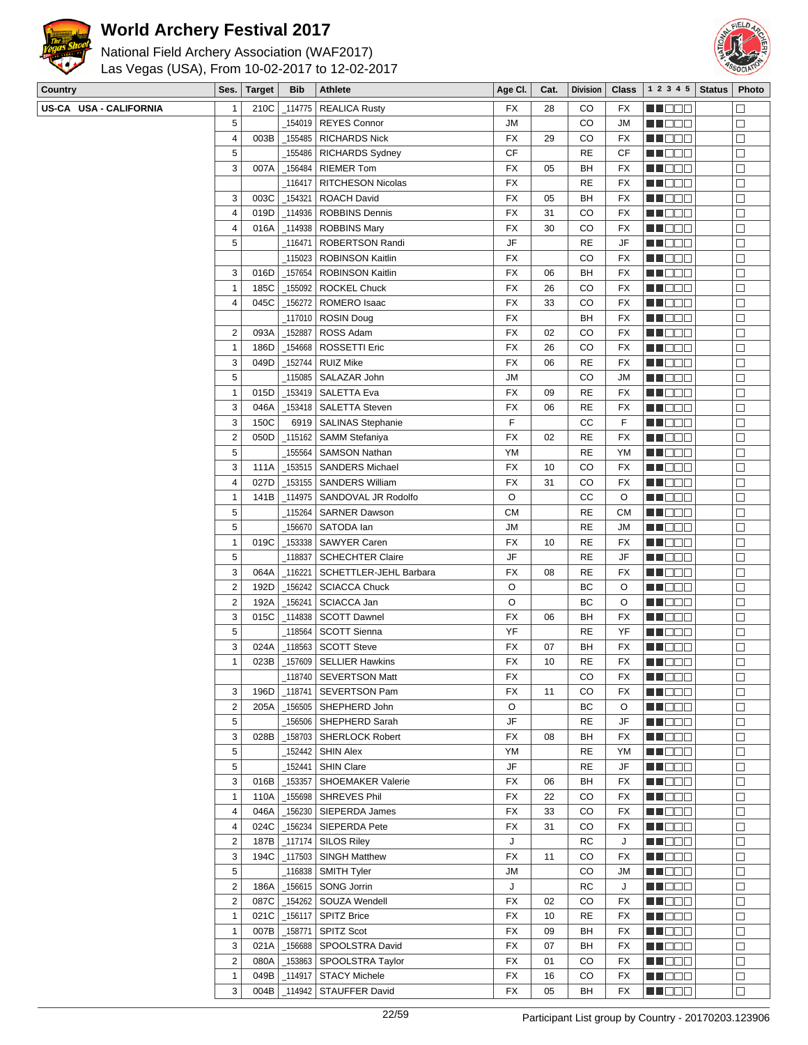# World Archery Festival 2017

National Field Archery Association (WAF2017)
Las Vegas (USA), From 10-02-2017 to 12-02-2017

| Country | Ses. | Target | Bib | Athlete | Age Cl. | Cat. | Division | Class | 1 2 3 4 5 | Status | Photo |
|---|---|---|---|---|---|---|---|---|---|---|---|
| **US-CA USA - CALIFORNIA** | 1 | 210C | _114775 | REALICA Rusty | FX | 28 | CO | FX | ■■□□□ | | □ |
| | 5 | | _154019 | REYES Connor | JM | | CO | JM | ■■□□□ | | □ |
| | 4 | 003B | _155485 | RICHARDS Nick | FX | 29 | CO | FX | ■■□□□ | | □ |
| | 5 | | _155486 | RICHARDS Sydney | CF | | RE | CF | ■■□□□ | | □ |
| | 3 | 007A | _156484 | RIEMER Tom | FX | 05 | BH | FX | ■■□□□ | | □ |
| | | | _116417 | RITCHESON Nicolas | FX | | RE | FX | ■■□□□ | | □ |
| | 3 | 003C | _154321 | ROACH David | FX | 05 | BH | FX | ■■□□□ | | □ |
| | 4 | 019D | _114936 | ROBBINS Dennis | FX | 31 | CO | FX | ■■□□□ | | □ |
| | 4 | 016A | _114938 | ROBBINS Mary | FX | 30 | CO | FX | ■■□□□ | | □ |
| | 5 | | _116471 | ROBERTSON Randi | JF | | RE | JF | ■■□□□ | | □ |
| | | | _115023 | ROBINSON Kaitlin | FX | | CO | FX | ■■□□□ | | □ |
| | 3 | 016D | _157654 | ROBINSON Kaitlin | FX | 06 | BH | FX | ■■□□□ | | □ |
| | 1 | 185C | _155092 | ROCKEL Chuck | FX | 26 | CO | FX | ■■□□□ | | □ |
| | 4 | 045C | _156272 | ROMERO Isaac | FX | 33 | CO | FX | ■■□□□ | | □ |
| | | | _117010 | ROSIN Doug | FX | | BH | FX | ■■□□□ | | □ |
| | 2 | 093A | _152887 | ROSS Adam | FX | 02 | CO | FX | ■■□□□ | | □ |
| | 1 | 186D | _154668 | ROSSETTI Eric | FX | 26 | CO | FX | ■■□□□ | | □ |
| | 3 | 049D | _152744 | RUIZ Mike | FX | 06 | RE | FX | ■■□□□ | | □ |
| | 5 | | _115085 | SALAZAR John | JM | | CO | JM | ■■□□□ | | □ |
| | 1 | 015D | _153419 | SALETTA Eva | FX | 09 | RE | FX | ■■□□□ | | □ |
| | 3 | 046A | _153418 | SALETTA Steven | FX | 06 | RE | FX | ■■□□□ | | □ |
| | 3 | 150C | 6919 | SALINAS Stephanie | F | | CC | F | ■■□□□ | | □ |
| | 2 | 050D | _115162 | SAMM Stefaniya | FX | 02 | RE | FX | ■■□□□ | | □ |
| | 5 | | _155564 | SAMSON Nathan | YM | | RE | YM | ■■□□□ | | □ |
| | 3 | 111A | _153515 | SANDERS Michael | FX | 10 | CO | FX | ■■□□□ | | □ |
| | 4 | 027D | _153155 | SANDERS William | FX | 31 | CO | FX | ■■□□□ | | □ |
| | 1 | 141B | _114975 | SANDOVAL JR Rodolfo | O | | CC | O | ■■□□□ | | □ |
| | 5 | | _115264 | SARNER Dawson | CM | | RE | CM | ■■□□□ | | □ |
| | 5 | | _156670 | SATODA Ian | JM | | RE | JM | ■■□□□ | | □ |
| | 1 | 019C | _153338 | SAWYER Caren | FX | 10 | RE | FX | ■■□□□ | | □ |
| | 5 | | _118837 | SCHECHTER Claire | JF | | RE | JF | ■■□□□ | | □ |
| | 3 | 064A | _116221 | SCHETTLER-JEHL Barbara | FX | 08 | RE | FX | ■■□□□ | | □ |
| | 2 | 192D | _156242 | SCIACCA Chuck | O | | BC | O | ■■□□□ | | □ |
| | 2 | 192A | _156241 | SCIACCA Jan | O | | BC | O | ■■□□□ | | □ |
| | 3 | 015C | _114838 | SCOTT Dawnel | FX | 06 | BH | FX | ■■□□□ | | □ |
| | 5 | | _118564 | SCOTT Sienna | YF | | RE | YF | ■■□□□ | | □ |
| | 3 | 024A | _118563 | SCOTT Steve | FX | 07 | BH | FX | ■■□□□ | | □ |
| | 1 | 023B | _157609 | SELLIER Hawkins | FX | 10 | RE | FX | ■■□□□ | | □ |
| | | | _118740 | SEVERTSON Matt | FX | | CO | FX | ■■□□□ | | □ |
| | 3 | 196D | _118741 | SEVERTSON Pam | FX | 11 | CO | FX | ■■□□□ | | □ |
| | 2 | 205A | _156505 | SHEPHERD John | O | | BC | O | ■■□□□ | | □ |
| | 5 | | _156506 | SHEPHERD Sarah | JF | | RE | JF | ■■□□□ | | □ |
| | 3 | 028B | _158703 | SHERLOCK Robert | FX | 08 | BH | FX | ■■□□□ | | □ |
| | 5 | | _152442 | SHIN Alex | YM | | RE | YM | ■■□□□ | | □ |
| | 5 | | _152441 | SHIN Clare | JF | | RE | JF | ■■□□□ | | □ |
| | 3 | 016B | _153357 | SHOEMAKER Valerie | FX | 06 | BH | FX | ■■□□□ | | □ |
| | 1 | 110A | _155698 | SHREVES Phil | FX | 22 | CO | FX | ■■□□□ | | □ |
| | 4 | 046A | _156230 | SIEPERDA James | FX | 33 | CO | FX | ■■□□□ | | □ |
| | 4 | 024C | _156234 | SIEPERDA Pete | FX | 31 | CO | FX | ■■□□□ | | □ |
| | 2 | 187B | _117174 | SILOS Riley | J | | RC | J | ■■□□□ | | □ |
| | 3 | 194C | _117503 | SINGH Matthew | FX | 11 | CO | FX | ■■□□□ | | □ |
| | 5 | | _116838 | SMITH Tyler | JM | | CO | JM | ■■□□□ | | □ |
| | 2 | 186A | _156615 | SONG Jorrin | J | | RC | J | ■■□□□ | | □ |
| | 2 | 087C | _154262 | SOUZA Wendell | FX | 02 | CO | FX | ■■□□□ | | □ |
| | 1 | 021C | _156117 | SPITZ Brice | FX | 10 | RE | FX | ■■□□□ | | □ |
| | 1 | 007B | _158771 | SPITZ Scot | FX | 09 | BH | FX | ■■□□□ | | □ |
| | 3 | 021A | _156688 | SPOOLSTRA David | FX | 07 | BH | FX | ■■□□□ | | □ |
| | 2 | 080A | _153863 | SPOOLSTRA Taylor | FX | 01 | CO | FX | ■■□□□ | | □ |
| | 1 | 049B | _114917 | STACY Michele | FX | 16 | CO | FX | ■■□□□ | | □ |
| | 3 | 004B | _114942 | STAUFFER David | FX | 05 | BH | FX | ■■□□□ | | □ |

Participant List group by Country - 20170203.123906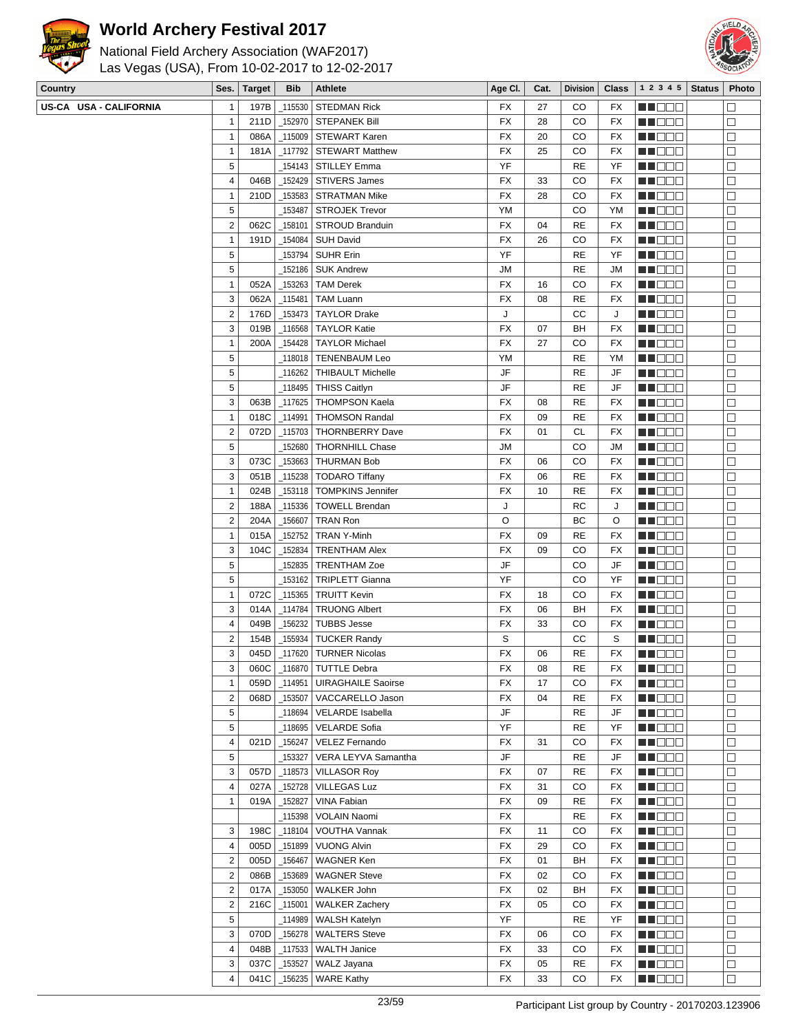# World Archery Festival 2017

National Field Archery Association (WAF2017)
Las Vegas (USA), From 10-02-2017 to 12-02-2017

| Country | Ses. | Target | Bib | Athlete | Age Cl. | Cat. | Division | Class | 1 2 3 4 5 | Status | Photo |
|---|---|---|---|---|---|---|---|---|---|---|---|
| US-CA USA - CALIFORNIA | 1 | 197B | _115530 | STEDMAN Rick | FX | 27 | CO | FX | ■■□□□ | | □ |
| | 1 | 211D | _152970 | STEPANEK Bill | FX | 28 | CO | FX | ■■□□□ | | □ |
| | 1 | 086A | _115009 | STEWART Karen | FX | 20 | CO | FX | ■■□□□ | | □ |
| | 1 | 181A | _117792 | STEWART Matthew | FX | 25 | CO | FX | ■■□□□ | | □ |
| | 5 | | _154143 | STILLEY Emma | YF | | RE | YF | ■■□□□ | | □ |
| | 4 | 046B | _152429 | STIVERS James | FX | 33 | CO | FX | ■■□□□ | | □ |
| | 1 | 210D | _153583 | STRATMAN Mike | FX | 28 | CO | FX | ■■□□□ | | □ |
| | 5 | | _153487 | STROJEK Trevor | YM | | CO | YM | ■■□□□ | | □ |
| | 2 | 062C | _158101 | STROUD Branduin | FX | 04 | RE | FX | ■■□□□ | | □ |
| | 1 | 191D | _154084 | SUH David | FX | 26 | CO | FX | ■■□□□ | | □ |
| | 5 | | _153794 | SUHR Erin | YF | | RE | YF | ■■□□□ | | □ |
| | 5 | | _152186 | SUK Andrew | JM | | RE | JM | ■■□□□ | | □ |
| | 1 | 052A | _153263 | TAM Derek | FX | 16 | CO | FX | ■■□□□ | | □ |
| | 3 | 062A | _115481 | TAM Luann | FX | 08 | RE | FX | ■■□□□ | | □ |
| | 2 | 176D | _153473 | TAYLOR Drake | J | | CC | J | ■■□□□ | | □ |
| | 3 | 019B | _116568 | TAYLOR Katie | FX | 07 | BH | FX | ■■□□□ | | □ |
| | 1 | 200A | _154428 | TAYLOR Michael | FX | 27 | CO | FX | ■■□□□ | | □ |
| | 5 | | _118018 | TENENBAUM Leo | YM | | RE | YM | ■■□□□ | | □ |
| | 5 | | _116262 | THIBAULT Michelle | JF | | RE | JF | ■■□□□ | | □ |
| | 5 | | _118495 | THISS Caitlyn | JF | | RE | JF | ■■□□□ | | □ |
| | 3 | 063B | _117625 | THOMPSON Kaela | FX | 08 | RE | FX | ■■□□□ | | □ |
| | 1 | 018C | _114991 | THOMSON Randal | FX | 09 | RE | FX | ■■□□□ | | □ |
| | 2 | 072D | _115703 | THORNBERRY Dave | FX | 01 | CL | FX | ■■□□□ | | □ |
| | 5 | | _152680 | THORNHILL Chase | JM | | CO | JM | ■■□□□ | | □ |
| | 3 | 073C | _153663 | THURMAN Bob | FX | 06 | CO | FX | ■■□□□ | | □ |
| | 3 | 051B | _115238 | TODARO Tiffany | FX | 06 | RE | FX | ■■□□□ | | □ |
| | 1 | 024B | _153118 | TOMPKINS Jennifer | FX | 10 | RE | FX | ■■□□□ | | □ |
| | 2 | 188A | _115336 | TOWELL Brendan | J | | RC | J | ■■□□□ | | □ |
| | 2 | 204A | _156607 | TRAN Ron | O | | BC | O | ■■□□□ | | □ |
| | 1 | 015A | _152752 | TRAN Y-Minh | FX | 09 | RE | FX | ■■□□□ | | □ |
| | 3 | 104C | _152834 | TRENTHAM Alex | FX | 09 | CO | FX | ■■□□□ | | □ |
| | 5 | | _152835 | TRENTHAM Zoe | JF | | CO | JF | ■■□□□ | | □ |
| | 5 | | _153162 | TRIPLETT Gianna | YF | | CO | YF | ■■□□□ | | □ |
| | 1 | 072C | _115365 | TRUITT Kevin | FX | 18 | CO | FX | ■■□□□ | | □ |
| | 3 | 014A | _114784 | TRUONG Albert | FX | 06 | BH | FX | ■■□□□ | | □ |
| | 4 | 049B | _156232 | TUBBS Jesse | FX | 33 | CO | FX | ■■□□□ | | □ |
| | 2 | 154B | _155934 | TUCKER Randy | S | | CC | S | ■■□□□ | | □ |
| | 3 | 045D | _117620 | TURNER Nicolas | FX | 06 | RE | FX | ■■□□□ | | □ |
| | 3 | 060C | _116870 | TUTTLE Debra | FX | 08 | RE | FX | ■■□□□ | | □ |
| | 1 | 059D | _114951 | UIRAGHAILE Saoirse | FX | 17 | CO | FX | ■■□□□ | | □ |
| | 2 | 068D | _153507 | VACCARELLO Jason | FX | 04 | RE | FX | ■■□□□ | | □ |
| | 5 | | _118694 | VELARDE Isabella | JF | | RE | JF | ■■□□□ | | □ |
| | 5 | | _118695 | VELARDE Sofia | YF | | RE | YF | ■■□□□ | | □ |
| | 4 | 021D | _156247 | VELEZ Fernando | FX | 31 | CO | FX | ■■□□□ | | □ |
| | 5 | | _153327 | VERA LEYVA Samantha | JF | | RE | JF | ■■□□□ | | □ |
| | 3 | 057D | _118573 | VILLASOR Roy | FX | 07 | RE | FX | ■■□□□ | | □ |
| | 4 | 027A | _152728 | VILLEGAS Luz | FX | 31 | CO | FX | ■■□□□ | | □ |
| | 1 | 019A | _152827 | VINA Fabian | FX | 09 | RE | FX | ■■□□□ | | □ |
| | | | _115398 | VOLAIN Naomi | FX | | RE | FX | ■■□□□ | | □ |
| | 3 | 198C | _118104 | VOUTHA Vannak | FX | 11 | CO | FX | ■■□□□ | | □ |
| | 4 | 005D | _151899 | VUONG Alvin | FX | 29 | CO | FX | ■■□□□ | | □ |
| | 2 | 005D | _156467 | WAGNER Ken | FX | 01 | BH | FX | ■■□□□ | | □ |
| | 2 | 086B | _153689 | WAGNER Steve | FX | 02 | CO | FX | ■■□□□ | | □ |
| | 2 | 017A | _153050 | WALKER John | FX | 02 | BH | FX | ■■□□□ | | □ |
| | 2 | 216C | _115001 | WALKER Zachery | FX | 05 | CO | FX | ■■□□□ | | □ |
| | 5 | | _114989 | WALSH Katelyn | YF | | RE | YF | ■■□□□ | | □ |
| | 3 | 070D | _156278 | WALTERS Steve | FX | 06 | CO | FX | ■■□□□ | | □ |
| | 4 | 048B | _117533 | WALTH Janice | FX | 33 | CO | FX | ■■□□□ | | □ |
| | 3 | 037C | _153527 | WALZ Jayana | FX | 05 | RE | FX | ■■□□□ | | □ |
| | 4 | 041C | _156235 | WARE Kathy | FX | 33 | CO | FX | ■■□□□ | | □ |

Participant List group by Country - 20170203.123906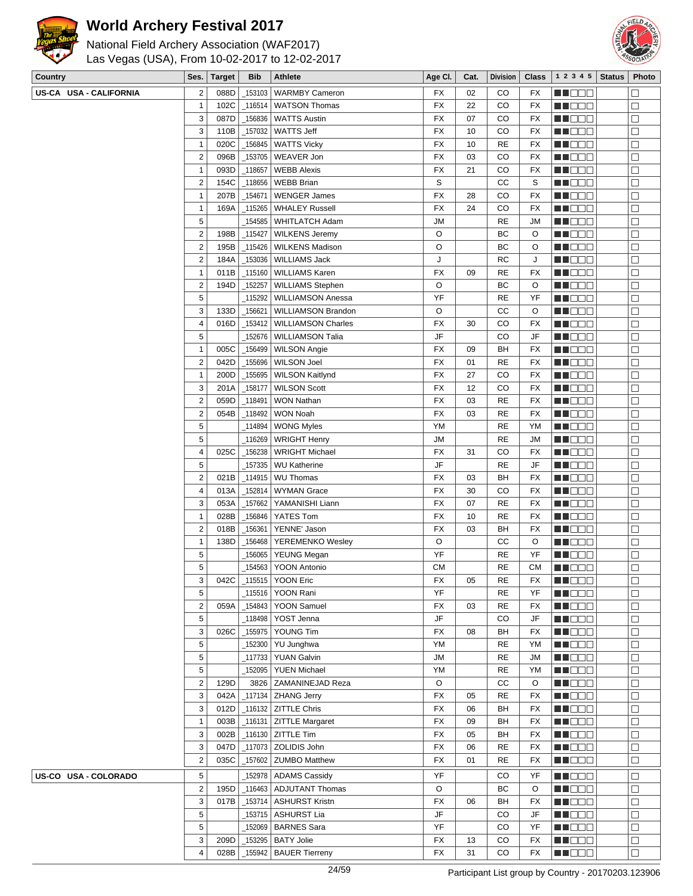# World Archery Festival 2017

National Field Archery Association (WAF2017)
Las Vegas (USA), From 10-02-2017 to 12-02-2017

| Country | Ses. | Target | Bib | Athlete | Age Cl. | Cat. | Division | Class | 1 2 3 4 5 | Status | Photo |
|---|---|---|---|---|---|---|---|---|---|---|---|
| US-CA USA - CALIFORNIA | 2 | 088D | _153103 | WARMBY Cameron | FX | 02 | CO | FX | | | ☐ |
| | 1 | 102C | _116514 | WATSON Thomas | FX | 22 | CO | FX | | | ☐ |
| | 3 | 087D | _156836 | WATTS Austin | FX | 07 | CO | FX | | | ☐ |
| | 3 | 110B | _157032 | WATTS Jeff | FX | 10 | CO | FX | | | ☐ |
| | 1 | 020C | _156845 | WATTS Vicky | FX | 10 | RE | FX | | | ☐ |
| | 2 | 096B | _153705 | WEAVER Jon | FX | 03 | CO | FX | | | ☐ |
| | 1 | 093D | _118657 | WEBB Alexis | FX | 21 | CO | FX | | | ☐ |
| | 2 | 154C | _118656 | WEBB Brian | S | | CC | S | | | ☐ |
| | 1 | 207B | _154671 | WENGER James | FX | 28 | CO | FX | | | ☐ |
| | 1 | 169A | _115265 | WHALEY Russell | FX | 24 | CO | FX | | | ☐ |
| | 5 | | _154585 | WHITLATCH Adam | JM | | RE | JM | | | ☐ |
| | 2 | 198B | _115427 | WILKENS Jeremy | O | | BC | O | | | ☐ |
| | 2 | 195B | _115426 | WILKENS Madison | O | | BC | O | | | ☐ |
| | 2 | 184A | _153036 | WILLIAMS Jack | J | | RC | J | | | ☐ |
| | 1 | 011B | _115160 | WILLIAMS Karen | FX | 09 | RE | FX | | | ☐ |
| | 2 | 194D | _152257 | WILLIAMS Stephen | O | | BC | O | | | ☐ |
| | 5 | | _115292 | WILLIAMSON Anessa | YF | | RE | YF | | | ☐ |
| | 3 | 133D | _156621 | WILLIAMSON Brandon | O | | CC | O | | | ☐ |
| | 4 | 016D | _153412 | WILLIAMSON Charles | FX | 30 | CO | FX | | | ☐ |
| | 5 | | _152676 | WILLIAMSON Talia | JF | | CO | JF | | | ☐ |
| | 1 | 005C | _156499 | WILSON Angie | FX | 09 | BH | FX | | | ☐ |
| | 2 | 042D | _155696 | WILSON Joel | FX | 01 | RE | FX | | | ☐ |
| | 1 | 200D | _155695 | WILSON Kaitlynd | FX | 27 | CO | FX | | | ☐ |
| | 3 | 201A | _158177 | WILSON Scott | FX | 12 | CO | FX | | | ☐ |
| | 2 | 059D | _118491 | WON Nathan | FX | 03 | RE | FX | | | ☐ |
| | 2 | 054B | _118492 | WON Noah | FX | 03 | RE | FX | | | ☐ |
| | 5 | | _114894 | WONG Myles | YM | | RE | YM | | | ☐ |
| | 5 | | _116269 | WRIGHT Henry | JM | | RE | JM | | | ☐ |
| | 4 | 025C | _156238 | WRIGHT Michael | FX | 31 | CO | FX | | | ☐ |
| | 5 | | _157335 | WU Katherine | JF | | RE | JF | | | ☐ |
| | 2 | 021B | _114915 | WU Thomas | FX | 03 | BH | FX | | | ☐ |
| | 4 | 013A | _152814 | WYMAN Grace | FX | 30 | CO | FX | | | ☐ |
| | 3 | 053A | _157662 | YAMANISHI Liann | FX | 07 | RE | FX | | | ☐ |
| | 1 | 028B | _156846 | YATES Tom | FX | 10 | RE | FX | | | ☐ |
| | 2 | 018B | _156361 | YENNE' Jason | FX | 03 | BH | FX | | | ☐ |
| | 1 | 138D | _156468 | YEREMENKO Wesley | O | | CC | O | | | ☐ |
| | 5 | | _156065 | YEUNG Megan | YF | | RE | YF | | | ☐ |
| | 5 | | _154563 | YOON Antonio | CM | | RE | CM | | | ☐ |
| | 3 | 042C | _115515 | YOON Eric | FX | 05 | RE | FX | | | ☐ |
| | 5 | | _115516 | YOON Rani | YF | | RE | YF | | | ☐ |
| | 2 | 059A | _154843 | YOON Samuel | FX | 03 | RE | FX | | | ☐ |
| | 5 | | _118498 | YOST Jenna | JF | | CO | JF | | | ☐ |
| | 3 | 026C | _155975 | YOUNG Tim | FX | 08 | BH | FX | | | ☐ |
| | 5 | | _152300 | YU Junghwa | YM | | RE | YM | | | ☐ |
| | 5 | | _117733 | YUAN Galvin | JM | | RE | JM | | | ☐ |
| | 5 | | _152095 | YUEN Michael | YM | | RE | YM | | | ☐ |
| | 2 | 129D | 3826 | ZAMANINEJAD Reza | O | | CC | O | | | ☐ |
| | 3 | 042A | _117134 | ZHANG Jerry | FX | 05 | RE | FX | | | ☐ |
| | 3 | 012D | _116132 | ZITTLE Chris | FX | 06 | BH | FX | | | ☐ |
| | 1 | 003B | _116131 | ZITTLE Margaret | FX | 09 | BH | FX | | | ☐ |
| | 3 | 002B | _116130 | ZITTLE Tim | FX | 05 | BH | FX | | | ☐ |
| | 3 | 047D | _117073 | ZOLIDIS John | FX | 06 | RE | FX | | | ☐ |
| | 2 | 035C | _157602 | ZUMBO Matthew | FX | 01 | RE | FX | | | ☐ |
| US-CO USA - COLORADO | 5 | | _152978 | ADAMS Cassidy | YF | | CO | YF | | | ☐ |
| | 2 | 195D | _116463 | ADJUTANT Thomas | O | | BC | O | | | ☐ |
| | 3 | 017B | _153714 | ASHURST Kristn | FX | 06 | BH | FX | | | ☐ |
| | 5 | | _153715 | ASHURST Lia | JF | | CO | JF | | | ☐ |
| | 5 | | _152069 | BARNES Sara | YF | | CO | YF | | | ☐ |
| | 3 | 209D | _153295 | BATY Jolie | FX | 13 | CO | FX | | | ☐ |
| | 4 | 028B | _155942 | BAUER Tierreny | FX | 31 | CO | FX | | | ☐ |

Participant List group by Country - 20170203.123906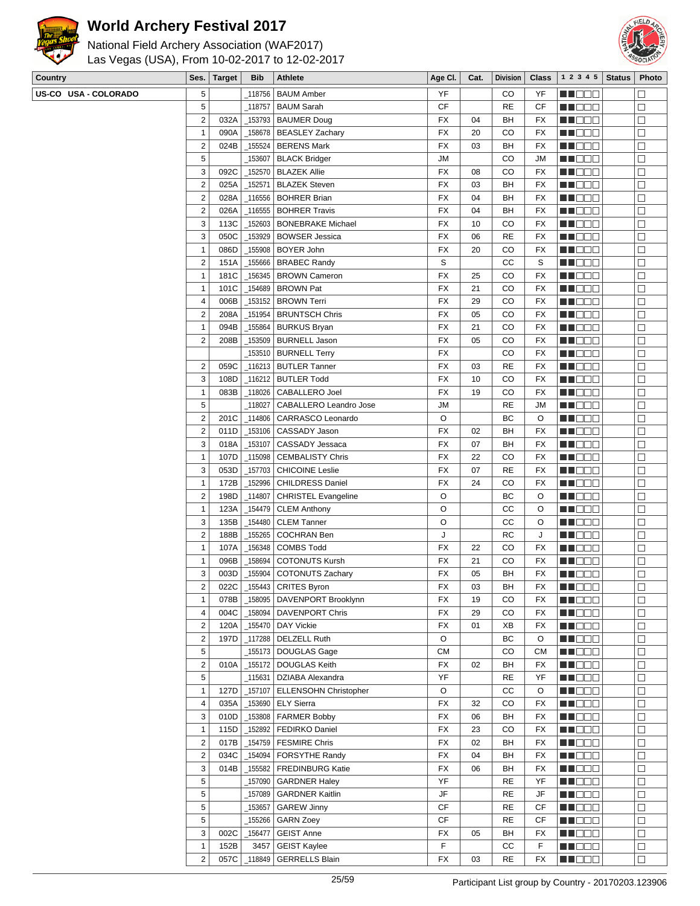# World Archery Festival 2017

National Field Archery Association (WAF2017)
Las Vegas (USA), From 10-02-2017 to 12-02-2017

| Country | Ses. | Target | Bib | Athlete | Age Cl. | Cat. | Division | Class | 1 2 3 4 5 | Status | Photo |
|---|---|---|---|---|---|---|---|---|---|---|---|
| US-CO USA - COLORADO | 5 | | _118756 | BAUM Amber | YF | | CO | YF | ■■□□□ | | □ |
| | 5 | | _118757 | BAUM Sarah | CF | | RE | CF | ■■□□□ | | □ |
| | 2 | 032A | _153793 | BAUMER Doug | FX | 04 | BH | FX | ■■□□□ | | □ |
| | 1 | 090A | _158678 | BEASLEY Zachary | FX | 20 | CO | FX | ■■□□□ | | □ |
| | 2 | 024B | _155524 | BERENS Mark | FX | 03 | BH | FX | ■■□□□ | | □ |
| | 5 | | _153607 | BLACK Bridger | JM | | CO | JM | ■■□□□ | | □ |
| | 3 | 092C | _152570 | BLAZEK Allie | FX | 08 | CO | FX | ■■□□□ | | □ |
| | 2 | 025A | _152571 | BLAZEK Steven | FX | 03 | BH | FX | ■■□□□ | | □ |
| | 2 | 028A | _116556 | BOHRER Brian | FX | 04 | BH | FX | ■■□□□ | | □ |
| | 2 | 026A | _116555 | BOHRER Travis | FX | 04 | BH | FX | ■■□□□ | | □ |
| | 3 | 113C | _152603 | BONEBRAKE Michael | FX | 10 | CO | FX | ■■□□□ | | □ |
| | 3 | 050C | _153929 | BOWSER Jessica | FX | 06 | RE | FX | ■■□□□ | | □ |
| | 1 | 086D | _155908 | BOYER John | FX | 20 | CO | FX | ■■□□□ | | □ |
| | 2 | 151A | _155666 | BRABEC Randy | S | | CC | S | ■■□□□ | | □ |
| | 1 | 181C | _156345 | BROWN Cameron | FX | 25 | CO | FX | ■■□□□ | | □ |
| | 1 | 101C | _154689 | BROWN Pat | FX | 21 | CO | FX | ■■□□□ | | □ |
| | 4 | 006B | _153152 | BROWN Terri | FX | 29 | CO | FX | ■■□□□ | | □ |
| | 2 | 208A | _151954 | BRUNTSCH Chris | FX | 05 | CO | FX | ■■□□□ | | □ |
| | 1 | 094B | _155864 | BURKUS Bryan | FX | 21 | CO | FX | ■■□□□ | | □ |
| | 2 | 208B | _153509 | BURNELL Jason | FX | 05 | CO | FX | ■■□□□ | | □ |
| | | | _153510 | BURNELL Terry | FX | | CO | FX | ■■□□□ | | □ |
| | 2 | 059C | _116213 | BUTLER Tanner | FX | 03 | RE | FX | ■■□□□ | | □ |
| | 3 | 108D | _116212 | BUTLER Todd | FX | 10 | CO | FX | ■■□□□ | | □ |
| | 1 | 083B | _118026 | CABALLERO Joel | FX | 19 | CO | FX | ■■□□□ | | □ |
| | 5 | | _118027 | CABALLERO Leandro Jose | JM | | RE | JM | ■■□□□ | | □ |
| | 2 | 201C | _114806 | CARRASCO Leonardo | O | | BC | O | ■■□□□ | | □ |
| | 2 | 011D | _153106 | CASSADY Jason | FX | 02 | BH | FX | ■■□□□ | | □ |
| | 3 | 018A | _153107 | CASSADY Jessaca | FX | 07 | BH | FX | ■■□□□ | | □ |
| | 1 | 107D | _115098 | CEMBALISTY Chris | FX | 22 | CO | FX | ■■□□□ | | □ |
| | 3 | 053D | _157703 | CHICOINE Leslie | FX | 07 | RE | FX | ■■□□□ | | □ |
| | 1 | 172B | _152996 | CHILDRESS Daniel | FX | 24 | CO | FX | ■■□□□ | | □ |
| | 2 | 198D | _114807 | CHRISTEL Evangeline | O | | BC | O | ■■□□□ | | □ |
| | 1 | 123A | _154479 | CLEM Anthony | O | | CC | O | ■■□□□ | | □ |
| | 3 | 135B | _154480 | CLEM Tanner | O | | CC | O | ■■□□□ | | □ |
| | 2 | 188B | _155265 | COCHRAN Ben | J | | RC | J | ■■□□□ | | □ |
| | 1 | 107A | _156348 | COMBS Todd | FX | 22 | CO | FX | ■■□□□ | | □ |
| | 1 | 096B | _158694 | COTONUTS Kursh | FX | 21 | CO | FX | ■■□□□ | | □ |
| | 3 | 003D | _155904 | COTONUTS Zachary | FX | 05 | BH | FX | ■■□□□ | | □ |
| | 2 | 022C | _155443 | CRITES Byron | FX | 03 | BH | FX | ■■□□□ | | □ |
| | 1 | 078B | _158095 | DAVENPORT Brooklynn | FX | 19 | CO | FX | ■■□□□ | | □ |
| | 4 | 004C | _158094 | DAVENPORT Chris | FX | 29 | CO | FX | ■■□□□ | | □ |
| | 2 | 120A | _155470 | DAY Vickie | FX | 01 | XB | FX | ■■□□□ | | □ |
| | 2 | 197D | _117288 | DELZELL Ruth | O | | BC | O | ■■□□□ | | □ |
| | 5 | | _155173 | DOUGLAS Gage | CM | | CO | CM | ■■□□□ | | □ |
| | 2 | 010A | _155172 | DOUGLAS Keith | FX | 02 | BH | FX | ■■□□□ | | □ |
| | 5 | | _115631 | DZIABA Alexandra | YF | | RE | YF | ■■□□□ | | □ |
| | 1 | 127D | _157107 | ELLENSOHN Christopher | O | | CC | O | ■■□□□ | | □ |
| | 4 | 035A | _153690 | ELY Sierra | FX | 32 | CO | FX | ■■□□□ | | □ |
| | 3 | 010D | _153808 | FARMER Bobby | FX | 06 | BH | FX | ■■□□□ | | □ |
| | 1 | 115D | _152892 | FEDIRKO Daniel | FX | 23 | CO | FX | ■■□□□ | | □ |
| | 2 | 017B | _154759 | FESMIRE Chris | FX | 02 | BH | FX | ■■□□□ | | □ |
| | 2 | 034C | _154094 | FORSYTHE Randy | FX | 04 | BH | FX | ■■□□□ | | □ |
| | 3 | 014B | _155582 | FREDINBURG Katie | FX | 06 | BH | FX | ■■□□□ | | □ |
| | 5 | | _157090 | GARDNER Haley | YF | | RE | YF | ■■□□□ | | □ |
| | 5 | | _157089 | GARDNER Kaitlin | JF | | RE | JF | ■■□□□ | | □ |
| | 5 | | _153657 | GAREW Jinny | CF | | RE | CF | ■■□□□ | | □ |
| | 5 | | _155266 | GARN Zoey | CF | | RE | CF | ■■□□□ | | □ |
| | 3 | 002C | _156477 | GEIST Anne | FX | 05 | BH | FX | ■■□□□ | | □ |
| | 1 | 152B | 3457 | GEIST Kaylee | F | | CC | F | ■■□□□ | | □ |
| | 2 | 057C | _118849 | GERRELLS Blain | FX | 03 | RE | FX | ■■□□□ | | □ |

Participant List group by Country - 20170203.123906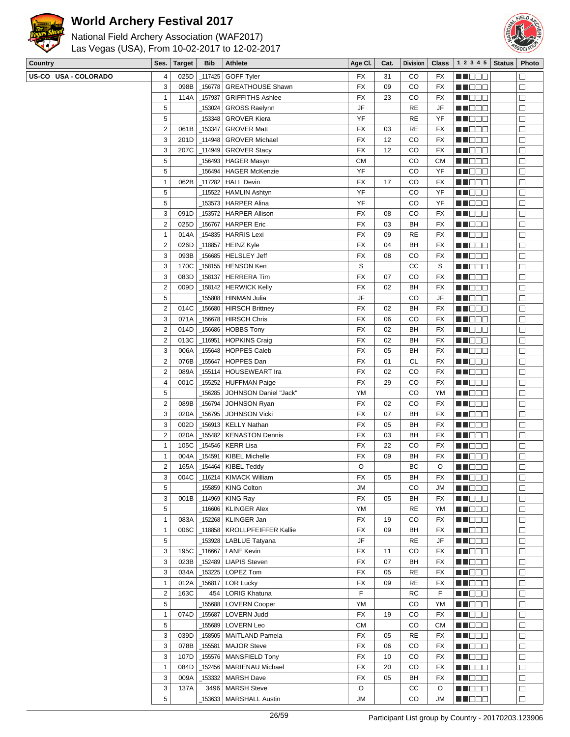# World Archery Festival 2017

National Field Archery Association (WAF2017)
Las Vegas (USA), From 10-02-2017 to 12-02-2017

| Country | Ses. | Target | Bib | Athlete | Age Cl. | Cat. | Division | Class | 1 2 3 4 5 | Status | Photo |
|---|---|---|---|---|---|---|---|---|---|---|---|
| US-CO USA - COLORADO | 4 | 025D | _117425 | GOFF Tyler | FX | 31 | CO | FX | ■■□□□ | | □ |
| | 3 | 098B | _156778 | GREATHOUSE Shawn | FX | 09 | CO | FX | ■■□□□ | | □ |
| | 1 | 114A | _157937 | GRIFFITHS Ashlee | FX | 23 | CO | FX | ■■□□□ | | □ |
| | 5 | | _153024 | GROSS Raelynn | JF | | RE | JF | ■■□□□ | | □ |
| | 5 | | _153348 | GROVER Kiera | YF | | RE | YF | ■■□□□ | | □ |
| | 2 | 061B | _153347 | GROVER Matt | FX | 03 | RE | FX | ■■□□□ | | □ |
| | 3 | 201D | _114948 | GROVER Michael | FX | 12 | CO | FX | ■■□□□ | | □ |
| | 3 | 207C | _114949 | GROVER Stacy | FX | 12 | CO | FX | ■■□□□ | | □ |
| | 5 | | _156493 | HAGER Masyn | CM | | CO | CM | ■■□□□ | | □ |
| | 5 | | _156494 | HAGER McKenzie | YF | | CO | YF | ■■□□□ | | □ |
| | 1 | 062B | _117282 | HALL Devin | FX | 17 | CO | FX | ■■□□□ | | □ |
| | 5 | | _115522 | HAMLIN Ashtyn | YF | | CO | YF | ■■□□□ | | □ |
| | 5 | | _153573 | HARPER Alina | YF | | CO | YF | ■■□□□ | | □ |
| | 3 | 091D | _153572 | HARPER Allison | FX | 08 | CO | FX | ■■□□□ | | □ |
| | 2 | 025D | _156767 | HARPER Eric | FX | 03 | BH | FX | ■■□□□ | | □ |
| | 1 | 014A | _154835 | HARRIS Lexi | FX | 09 | RE | FX | ■■□□□ | | □ |
| | 2 | 026D | _118857 | HEINZ Kyle | FX | 04 | BH | FX | ■■□□□ | | □ |
| | 3 | 093B | _156685 | HELSLEY Jeff | FX | 08 | CO | FX | ■■□□□ | | □ |
| | 3 | 170C | _158155 | HENSON Ken | S | | CC | S | ■■□□□ | | □ |
| | 3 | 083D | _158137 | HERRERA Tim | FX | 07 | CO | FX | ■■□□□ | | □ |
| | 2 | 009D | _158142 | HERWICK Kelly | FX | 02 | BH | FX | ■■□□□ | | □ |
| | 5 | | _155808 | HINMAN Julia | JF | | CO | JF | ■■□□□ | | □ |
| | 2 | 014C | _156680 | HIRSCH Brittney | FX | 02 | BH | FX | ■■□□□ | | □ |
| | 3 | 071A | _156678 | HIRSCH Chris | FX | 06 | CO | FX | ■■□□□ | | □ |
| | 2 | 014D | _156686 | HOBBS Tony | FX | 02 | BH | FX | ■■□□□ | | □ |
| | 2 | 013C | _116951 | HOPKINS Craig | FX | 02 | BH | FX | ■■□□□ | | □ |
| | 3 | 006A | _155648 | HOPPES Caleb | FX | 05 | BH | FX | ■■□□□ | | □ |
| | 2 | 076B | _155647 | HOPPES Dan | FX | 01 | CL | FX | ■■□□□ | | □ |
| | 2 | 089A | _155114 | HOUSEWEART Ira | FX | 02 | CO | FX | ■■□□□ | | □ |
| | 4 | 001C | _155252 | HUFFMAN Paige | FX | 29 | CO | FX | ■■□□□ | | □ |
| | 5 | | _156285 | JOHNSON Daniel "Jack" | YM | | CO | YM | ■■□□□ | | □ |
| | 2 | 089B | _156794 | JOHNSON Ryan | FX | 02 | CO | FX | ■■□□□ | | □ |
| | 3 | 020A | _156795 | JOHNSON Vicki | FX | 07 | BH | FX | ■■□□□ | | □ |
| | 3 | 002D | _156913 | KELLY Nathan | FX | 05 | BH | FX | ■■□□□ | | □ |
| | 2 | 020A | _155482 | KENASTON Dennis | FX | 03 | BH | FX | ■■□□□ | | □ |
| | 1 | 105C | _154546 | KERR Lisa | FX | 22 | CO | FX | ■■□□□ | | □ |
| | 1 | 004A | _154591 | KIBEL Michelle | FX | 09 | BH | FX | ■■□□□ | | □ |
| | 2 | 165A | _154464 | KIBEL Teddy | O | | BC | O | ■■□□□ | | □ |
| | 3 | 004C | _116214 | KIMACK William | FX | 05 | BH | FX | ■■□□□ | | □ |
| | 5 | | _155859 | KING Colton | JM | | CO | JM | ■■□□□ | | □ |
| | 3 | 001B | _114969 | KING Ray | FX | 05 | BH | FX | ■■□□□ | | □ |
| | 5 | | _116606 | KLINGER Alex | YM | | RE | YM | ■■□□□ | | □ |
| | 1 | 083A | _152268 | KLINGER Jan | FX | 19 | CO | FX | ■■□□□ | | □ |
| | 1 | 006C | _118858 | KROLLPFEIFFER Kallie | FX | 09 | BH | FX | ■■□□□ | | □ |
| | 5 | | _153928 | LABLUE Tatyana | JF | | RE | JF | ■■□□□ | | □ |
| | 3 | 195C | _116667 | LANE Kevin | FX | 11 | CO | FX | ■■□□□ | | □ |
| | 3 | 023B | _152489 | LIAPIS Steven | FX | 07 | BH | FX | ■■□□□ | | □ |
| | 3 | 034A | _153225 | LOPEZ Tom | FX | 05 | RE | FX | ■■□□□ | | □ |
| | 1 | 012A | _156817 | LOR Lucky | FX | 09 | RE | FX | ■■□□□ | | □ |
| | 2 | 163C | 454 | LORIG Khatuna | F | | RC | F | ■■□□□ | | □ |
| | 5 | | _155688 | LOVERN Cooper | YM | | CO | YM | ■■□□□ | | □ |
| | 1 | 074D | _155687 | LOVERN Judd | FX | 19 | CO | FX | ■■□□□ | | □ |
| | 5 | | _155689 | LOVERN Leo | CM | | CO | CM | ■■□□□ | | □ |
| | 3 | 039D | _158505 | MAITLAND Pamela | FX | 05 | RE | FX | ■■□□□ | | □ |
| | 3 | 078B | _155581 | MAJOR Steve | FX | 06 | CO | FX | ■■□□□ | | □ |
| | 3 | 107D | _155576 | MANSFIELD Tony | FX | 10 | CO | FX | ■■□□□ | | □ |
| | 1 | 084D | _152456 | MARIENAU Michael | FX | 20 | CO | FX | ■■□□□ | | □ |
| | 3 | 009A | _153332 | MARSH Dave | FX | 05 | BH | FX | ■■□□□ | | □ |
| | 3 | 137A | 3496 | MARSH Steve | O | | CC | O | ■■□□□ | | □ |
| | 5 | | _153633 | MARSHALL Austin | JM | | CO | JM | ■■□□□ | | □ |

Participant List group by Country - 20170203.123906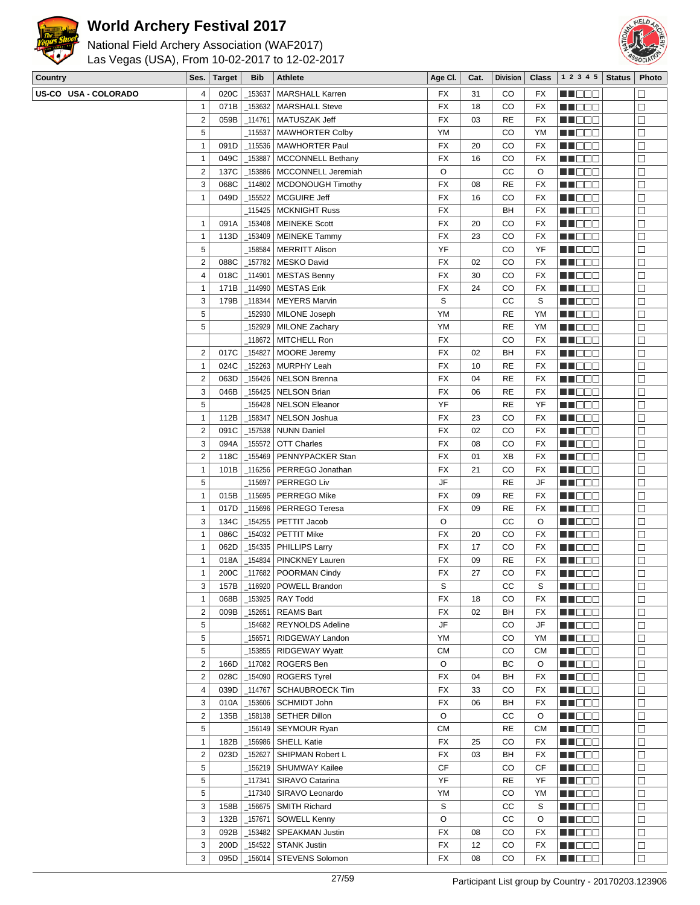# World Archery Festival 2017

National Field Archery Association (WAF2017)
Las Vegas (USA), From 10-02-2017 to 12-02-2017

| Country | Ses. | Target | Bib | Athlete | Age Cl. | Cat. | Division | Class | 1 2 3 4 5 | Status | Photo |
|---|---|---|---|---|---|---|---|---|---|---|---|
| US-CO USA - COLORADO | 4 | 020C | _153637 | MARSHALL Karren | FX | 31 | CO | FX | ■■□□□ | | □ |
| | 1 | 071B | _153632 | MARSHALL Steve | FX | 18 | CO | FX | ■■□□□ | | □ |
| | 2 | 059B | _114761 | MATUSZAK Jeff | FX | 03 | RE | FX | ■■□□□ | | □ |
| | 5 | | _115537 | MAWHORTER Colby | YM | | CO | YM | ■■□□□ | | □ |
| | 1 | 091D | _115536 | MAWHORTER Paul | FX | 20 | CO | FX | ■■□□□ | | □ |
| | 1 | 049C | _153887 | MCCONNELL Bethany | FX | 16 | CO | FX | ■■□□□ | | □ |
| | 2 | 137C | _153886 | MCCONNELL Jeremiah | O | | CC | O | ■■□□□ | | □ |
| | 3 | 068C | _114802 | MCDONOUGH Timothy | FX | 08 | RE | FX | ■■□□□ | | □ |
| | 1 | 049D | _155522 | MCGUIRE Jeff | FX | 16 | CO | FX | ■■□□□ | | □ |
| | | | _115425 | MCKNIGHT Russ | FX | | BH | FX | ■■□□□ | | □ |
| | 1 | 091A | _153408 | MEINEKE Scott | FX | 20 | CO | FX | ■■□□□ | | □ |
| | 1 | 113D | _153409 | MEINEKE Tammy | FX | 23 | CO | FX | ■■□□□ | | □ |
| | 5 | | _158584 | MERRITT Alison | YF | | CO | YF | ■■□□□ | | □ |
| | 2 | 088C | _157782 | MESKO David | FX | 02 | CO | FX | ■■□□□ | | □ |
| | 4 | 018C | _114901 | MESTAS Benny | FX | 30 | CO | FX | ■■□□□ | | □ |
| | 1 | 171B | _114990 | MESTAS Erik | FX | 24 | CO | FX | ■■□□□ | | □ |
| | 3 | 179B | _118344 | MEYERS Marvin | S | | CC | S | ■■□□□ | | □ |
| | 5 | | _152930 | MILONE Joseph | YM | | RE | YM | ■■□□□ | | □ |
| | 5 | | _152929 | MILONE Zachary | YM | | RE | YM | ■■□□□ | | □ |
| | | | _118672 | MITCHELL Ron | FX | | CO | FX | ■■□□□ | | □ |
| | 2 | 017C | _154827 | MOORE Jeremy | FX | 02 | BH | FX | ■■□□□ | | □ |
| | 1 | 024C | _152263 | MURPHY Leah | FX | 10 | RE | FX | ■■□□□ | | □ |
| | 2 | 063D | _156426 | NELSON Brenna | FX | 04 | RE | FX | ■■□□□ | | □ |
| | 3 | 046B | _156425 | NELSON Brian | FX | 06 | RE | FX | ■■□□□ | | □ |
| | 5 | | _156428 | NELSON Eleanor | YF | | RE | YF | ■■□□□ | | □ |
| | 1 | 112B | _158347 | NELSON Joshua | FX | 23 | CO | FX | ■■□□□ | | □ |
| | 2 | 091C | _157538 | NUNN Daniel | FX | 02 | CO | FX | ■■□□□ | | □ |
| | 3 | 094A | _155572 | OTT Charles | FX | 08 | CO | FX | ■■□□□ | | □ |
| | 2 | 118C | _155469 | PENNYPACKER Stan | FX | 01 | XB | FX | ■■□□□ | | □ |
| | 1 | 101B | _116256 | PERREGO Jonathan | FX | 21 | CO | FX | ■■□□□ | | □ |
| | 5 | | _115697 | PERREGO Liv | JF | | RE | JF | ■■□□□ | | □ |
| | 1 | 015B | _115695 | PERREGO Mike | FX | 09 | RE | FX | ■■□□□ | | □ |
| | 1 | 017D | _115696 | PERREGO Teresa | FX | 09 | RE | FX | ■■□□□ | | □ |
| | 3 | 134C | _154255 | PETTIT Jacob | O | | CC | O | ■■□□□ | | □ |
| | 1 | 086C | _154032 | PETTIT Mike | FX | 20 | CO | FX | ■■□□□ | | □ |
| | 1 | 062D | _154335 | PHILLIPS Larry | FX | 17 | CO | FX | ■■□□□ | | □ |
| | 1 | 018A | _154834 | PINCKNEY Lauren | FX | 09 | RE | FX | ■■□□□ | | □ |
| | 1 | 200C | _117682 | POORMAN Cindy | FX | 27 | CO | FX | ■■□□□ | | □ |
| | 3 | 157B | _116920 | POWELL Brandon | S | | CC | S | ■■□□□ | | □ |
| | 1 | 068B | _153925 | RAY Todd | FX | 18 | CO | FX | ■■□□□ | | □ |
| | 2 | 009B | _152651 | REAMS Bart | FX | 02 | BH | FX | ■■□□□ | | □ |
| | 5 | | _154682 | REYNOLDS Adeline | JF | | CO | JF | ■■□□□ | | □ |
| | 5 | | _156571 | RIDGEWAY Landon | YM | | CO | YM | ■■□□□ | | □ |
| | 5 | | _153855 | RIDGEWAY Wyatt | CM | | CO | CM | ■■□□□ | | □ |
| | 2 | 166D | _117082 | ROGERS Ben | O | | BC | O | ■■□□□ | | □ |
| | 2 | 028C | _154090 | ROGERS Tyrel | FX | 04 | BH | FX | ■■□□□ | | □ |
| | 4 | 039D | _114767 | SCHAUBROECK Tim | FX | 33 | CO | FX | ■■□□□ | | □ |
| | 3 | 010A | _153606 | SCHMIDT John | FX | 06 | BH | FX | ■■□□□ | | □ |
| | 2 | 135B | _158138 | SETHER Dillon | O | | CC | O | ■■□□□ | | □ |
| | 5 | | _156149 | SEYMOUR Ryan | CM | | RE | CM | ■■□□□ | | □ |
| | 1 | 182B | _156986 | SHELL Katie | FX | 25 | CO | FX | ■■□□□ | | □ |
| | 2 | 023D | _152627 | SHIPMAN Robert L | FX | 03 | BH | FX | ■■□□□ | | □ |
| | 5 | | _156219 | SHUMWAY Kailee | CF | | CO | CF | ■■□□□ | | □ |
| | 5 | | _117341 | SIRAVO Catarina | YF | | RE | YF | ■■□□□ | | □ |
| | 5 | | _117340 | SIRAVO Leonardo | YM | | CO | YM | ■■□□□ | | □ |
| | 3 | 158B | _156675 | SMITH Richard | S | | CC | S | ■■□□□ | | □ |
| | 3 | 132B | _157671 | SOWELL Kenny | O | | CC | O | ■■□□□ | | □ |
| | 3 | 092B | _153482 | SPEAKMAN Justin | FX | 08 | CO | FX | ■■□□□ | | □ |
| | 3 | 200D | _154522 | STANK Justin | FX | 12 | CO | FX | ■■□□□ | | □ |
| | 3 | 095D | _156014 | STEVENS Solomon | FX | 08 | CO | FX | ■■□□□ | | □ |

Participant List group by Country - 20170203.123906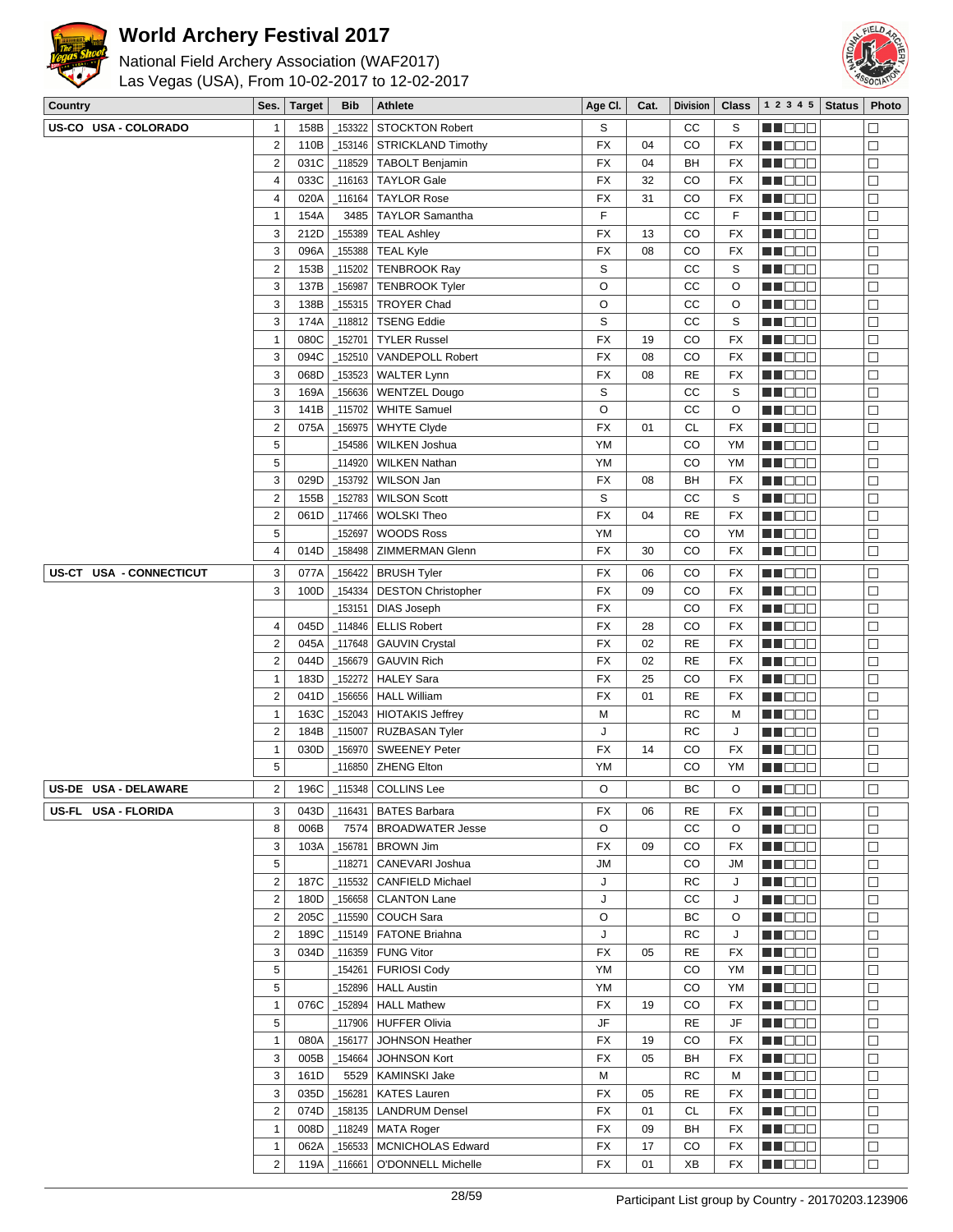# World Archery Festival 2017

National Field Archery Association (WAF2017)
Las Vegas (USA), From 10-02-2017 to 12-02-2017

| Country | Ses. | Target | Bib | Athlete | Age Cl. | Cat. | Division | Class | 1 2 3 4 5 | Status | Photo |
|---|---|---|---|---|---|---|---|---|---|---|---|
| US-CO USA - COLORADO | 1 | 158B | _153322 | STOCKTON Robert | S | | CC | S | | | ☐ |
| | 2 | 110B | _153146 | STRICKLAND Timothy | FX | 04 | CO | FX | | | ☐ |
| | 2 | 031C | _118529 | TABOLT Benjamin | FX | 04 | BH | FX | | | ☐ |
| | 4 | 033C | _116163 | TAYLOR Gale | FX | 32 | CO | FX | | | ☐ |
| | 4 | 020A | _116164 | TAYLOR Rose | FX | 31 | CO | FX | | | ☐ |
| | 1 | 154A | 3485 | TAYLOR Samantha | F | | CC | F | | | ☐ |
| | 3 | 212D | _155389 | TEAL Ashley | FX | 13 | CO | FX | | | ☐ |
| | 3 | 096A | _155388 | TEAL Kyle | FX | 08 | CO | FX | | | ☐ |
| | 2 | 153B | _115202 | TENBROOK Ray | S | | CC | S | | | ☐ |
| | 3 | 137B | _156987 | TENBROOK Tyler | O | | CC | O | | | ☐ |
| | 3 | 138B | _155315 | TROYER Chad | O | | CC | O | | | ☐ |
| | 3 | 174A | _118812 | TSENG Eddie | S | | CC | S | | | ☐ |
| | 1 | 080C | _152701 | TYLER Russel | FX | 19 | CO | FX | | | ☐ |
| | 3 | 094C | _152510 | VANDEPOLL Robert | FX | 08 | CO | FX | | | ☐ |
| | 3 | 068D | _153523 | WALTER Lynn | FX | 08 | RE | FX | | | ☐ |
| | 3 | 169A | _156636 | WENTZEL Dougo | S | | CC | S | | | ☐ |
| | 3 | 141B | _115702 | WHITE Samuel | O | | CC | O | | | ☐ |
| | 2 | 075A | _156975 | WHYTE Clyde | FX | 01 | CL | FX | | | ☐ |
| | 5 | | _154586 | WILKEN Joshua | YM | | CO | YM | | | ☐ |
| | 5 | | _114920 | WILKEN Nathan | YM | | CO | YM | | | ☐ |
| | 3 | 029D | _153792 | WILSON Jan | FX | 08 | BH | FX | | | ☐ |
| | 2 | 155B | _152783 | WILSON Scott | S | | CC | S | | | ☐ |
| | 2 | 061D | _117466 | WOLSKI Theo | FX | 04 | RE | FX | | | ☐ |
| | 5 | | _152697 | WOODS Ross | YM | | CO | YM | | | ☐ |
| | 4 | 014D | _158498 | ZIMMERMAN Glenn | FX | 30 | CO | FX | | | ☐ |
| US-CT USA - CONNECTICUT | 3 | 077A | _156422 | BRUSH Tyler | FX | 06 | CO | FX | | | ☐ |
| | 3 | 100D | _154334 | DESTON Christopher | FX | 09 | CO | FX | | | ☐ |
| | | | _153151 | DIAS Joseph | FX | | CO | FX | | | ☐ |
| | 4 | 045D | _114846 | ELLIS Robert | FX | 28 | CO | FX | | | ☐ |
| | 2 | 045A | _117648 | GAUVIN Crystal | FX | 02 | RE | FX | | | ☐ |
| | 2 | 044D | _156679 | GAUVIN Rich | FX | 02 | RE | FX | | | ☐ |
| | 1 | 183D | _152272 | HALEY Sara | FX | 25 | CO | FX | | | ☐ |
| | 2 | 041D | _156656 | HALL William | FX | 01 | RE | FX | | | ☐ |
| | 1 | 163C | _152043 | HIOTAKIS Jeffrey | M | | RC | M | | | ☐ |
| | 2 | 184B | _115007 | RUZBASAN Tyler | J | | RC | J | | | ☐ |
| | 1 | 030D | _156970 | SWEENEY Peter | FX | 14 | CO | FX | | | ☐ |
| | 5 | | _116850 | ZHENG Elton | YM | | CO | YM | | | ☐ |
| US-DE USA - DELAWARE | 2 | 196C | _115348 | COLLINS Lee | O | | BC | O | | | ☐ |
| US-FL USA - FLORIDA | 3 | 043D | _116431 | BATES Barbara | FX | 06 | RE | FX | | | ☐ |
| | 8 | 006B | 7574 | BROADWATER Jesse | O | | CC | O | | | ☐ |
| | 3 | 103A | _156781 | BROWN Jim | FX | 09 | CO | FX | | | ☐ |
| | 5 | | _118271 | CANEVARI Joshua | JM | | CO | JM | | | ☐ |
| | 2 | 187C | _115532 | CANFIELD Michael | J | | RC | J | | | ☐ |
| | 2 | 180D | _156658 | CLANTON Lane | J | | CC | J | | | ☐ |
| | 2 | 205C | _115590 | COUCH Sara | O | | BC | O | | | ☐ |
| | 2 | 189C | _115149 | FATONE Briahna | J | | RC | J | | | ☐ |
| | 3 | 034D | _116359 | FUNG Vitor | FX | 05 | RE | FX | | | ☐ |
| | 5 | | _154261 | FURIOSI Cody | YM | | CO | YM | | | ☐ |
| | 5 | | _152896 | HALL Austin | YM | | CO | YM | | | ☐ |
| | 1 | 076C | _152894 | HALL Mathew | FX | 19 | CO | FX | | | ☐ |
| | 5 | | _117906 | HUFFER Olivia | JF | | RE | JF | | | ☐ |
| | 1 | 080A | _156177 | JOHNSON Heather | FX | 19 | CO | FX | | | ☐ |
| | 3 | 005B | _154664 | JOHNSON Kort | FX | 05 | BH | FX | | | ☐ |
| | 3 | 161D | 5529 | KAMINSKI Jake | M | | RC | M | | | ☐ |
| | 3 | 035D | _156281 | KATES Lauren | FX | 05 | RE | FX | | | ☐ |
| | 2 | 074D | _158135 | LANDRUM Densel | FX | 01 | CL | FX | | | ☐ |
| | 1 | 008D | _118249 | MATA Roger | FX | 09 | BH | FX | | | ☐ |
| | 1 | 062A | _156533 | MCNICHOLAS Edward | FX | 17 | CO | FX | | | ☐ |
| | 2 | 119A | _116661 | O'DONNELL Michelle | FX | 01 | XB | FX | | | ☐ |

Participant List group by Country - 20170203.123906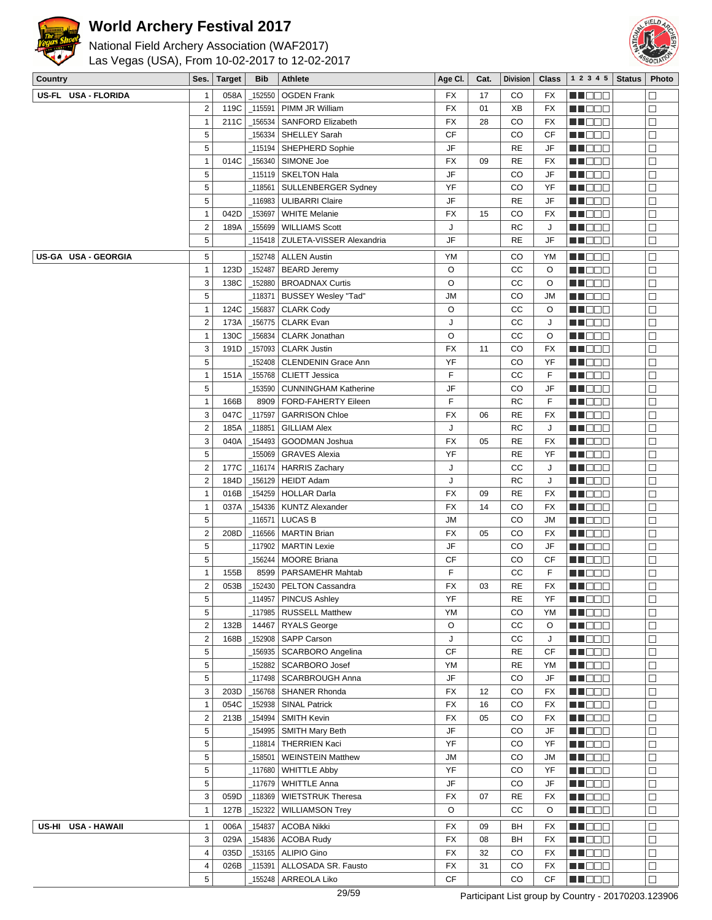# World Archery Festival 2017

National Field Archery Association (WAF2017)
Las Vegas (USA), From 10-02-2017 to 12-02-2017

| Country | Ses. | Target | Bib | Athlete | Age Cl. | Cat. | Division | Class | 1 2 3 4 5 | Status | Photo |
|---|---|---|---|---|---|---|---|---|---|---|---|
| US-FL USA - FLORIDA | 1 | 058A | _152550 | OGDEN Frank | FX | 17 | CO | FX | ■■□□□ | | □ |
| | 2 | 119C | _115591 | PIMM JR William | FX | 01 | XB | FX | ■■□□□ | | □ |
| | 1 | 211C | _156534 | SANFORD Elizabeth | FX | 28 | CO | FX | ■■□□□ | | □ |
| | 5 | | _156334 | SHELLEY Sarah | CF | | CO | CF | ■■□□□ | | □ |
| | 5 | | _115194 | SHEPHERD Sophie | JF | | RE | JF | ■■□□□ | | □ |
| | 1 | 014C | _156340 | SIMONE Joe | FX | 09 | RE | FX | ■■□□□ | | □ |
| | 5 | | _115119 | SKELTON Hala | JF | | CO | JF | ■■□□□ | | □ |
| | 5 | | _118561 | SULLENBERGER Sydney | YF | | CO | YF | ■■□□□ | | □ |
| | 5 | | _116983 | ULIBARRI Claire | JF | | RE | JF | ■■□□□ | | □ |
| | 1 | 042D | _153697 | WHITE Melanie | FX | 15 | CO | FX | ■■□□□ | | □ |
| | 2 | 189A | _155699 | WILLIAMS Scott | J | | RC | J | ■■□□□ | | □ |
| | 5 | | _115418 | ZULETA-VISSER Alexandria | JF | | RE | JF | ■■□□□ | | □ |
| US-GA USA - GEORGIA | 5 | | _152748 | ALLEN Austin | YM | | CO | YM | ■■□□□ | | □ |
| | 1 | 123D | _152487 | BEARD Jeremy | O | | CC | O | ■■□□□ | | □ |
| | 3 | 138C | _152880 | BROADNAX Curtis | O | | CC | O | ■■□□□ | | □ |
| | 5 | | _118371 | BUSSEY Wesley "Tad" | JM | | CO | JM | ■■□□□ | | □ |
| | 1 | 124C | _156837 | CLARK Cody | O | | CC | O | ■■□□□ | | □ |
| | 2 | 173A | _156775 | CLARK Evan | J | | CC | J | ■■□□□ | | □ |
| | 1 | 130C | _156834 | CLARK Jonathan | O | | CC | O | ■■□□□ | | □ |
| | 3 | 191D | _157093 | CLARK Justin | FX | 11 | CO | FX | ■■□□□ | | □ |
| | 5 | | _152408 | CLENDENIN Grace Ann | YF | | CO | YF | ■■□□□ | | □ |
| | 1 | 151A | _155768 | CLIETT Jessica | F | | CC | F | ■■□□□ | | □ |
| | 5 | | _153590 | CUNNINGHAM Katherine | JF | | CO | JF | ■■□□□ | | □ |
| | 1 | 166B | 8909 | FORD-FAHERTY Eileen | F | | RC | F | ■■□□□ | | □ |
| | 3 | 047C | _117597 | GARRISON Chloe | FX | 06 | RE | FX | ■■□□□ | | □ |
| | 2 | 185A | _118851 | GILLIAM Alex | J | | RC | J | ■■□□□ | | □ |
| | 3 | 040A | _154493 | GOODMAN Joshua | FX | 05 | RE | FX | ■■□□□ | | □ |
| | 5 | | _155069 | GRAVES Alexia | YF | | RE | YF | ■■□□□ | | □ |
| | 2 | 177C | _116174 | HARRIS Zachary | J | | CC | J | ■■□□□ | | □ |
| | 2 | 184D | _156129 | HEIDT Adam | J | | RC | J | ■■□□□ | | □ |
| | 1 | 016B | _154259 | HOLLAR Darla | FX | 09 | RE | FX | ■■□□□ | | □ |
| | 1 | 037A | _154336 | KUNTZ Alexander | FX | 14 | CO | FX | ■■□□□ | | □ |
| | 5 | | _116571 | LUCAS B | JM | | CO | JM | ■■□□□ | | □ |
| | 2 | 208D | _116566 | MARTIN Brian | FX | 05 | CO | FX | ■■□□□ | | □ |
| | 5 | | _117902 | MARTIN Lexie | JF | | CO | JF | ■■□□□ | | □ |
| | 5 | | _156244 | MOORE Briana | CF | | CO | CF | ■■□□□ | | □ |
| | 1 | 155B | 8599 | PARSAMEHR Mahtab | F | | CC | F | ■■□□□ | | □ |
| | 2 | 053B | _152430 | PELTON Cassandra | FX | 03 | RE | FX | ■■□□□ | | □ |
| | 5 | | _114957 | PINCUS Ashley | YF | | RE | YF | ■■□□□ | | □ |
| | 5 | | _117985 | RUSSELL Matthew | YM | | CO | YM | ■■□□□ | | □ |
| | 2 | 132B | 14467 | RYALS George | O | | CC | O | ■■□□□ | | □ |
| | 2 | 168B | _152908 | SAPP Carson | J | | CC | J | ■■□□□ | | □ |
| | 5 | | _156935 | SCARBORO Angelina | CF | | RE | CF | ■■□□□ | | □ |
| | 5 | | _152882 | SCARBORO Josef | YM | | RE | YM | ■■□□□ | | □ |
| | 5 | | _117498 | SCARBROUGH Anna | JF | | CO | JF | ■■□□□ | | □ |
| | 3 | 203D | _156768 | SHANER Rhonda | FX | 12 | CO | FX | ■■□□□ | | □ |
| | 1 | 054C | _152938 | SINAL Patrick | FX | 16 | CO | FX | ■■□□□ | | □ |
| | 2 | 213B | _154994 | SMITH Kevin | FX | 05 | CO | FX | ■■□□□ | | □ |
| | 5 | | _154995 | SMITH Mary Beth | JF | | CO | JF | ■■□□□ | | □ |
| | 5 | | _118814 | THERRIEN Kaci | YF | | CO | YF | ■■□□□ | | □ |
| | 5 | | _158501 | WEINSTEIN Matthew | JM | | CO | JM | ■■□□□ | | □ |
| | 5 | | _117680 | WHITTLE Abby | YF | | CO | YF | ■■□□□ | | □ |
| | 5 | | _117679 | WHITTLE Anna | JF | | CO | JF | ■■□□□ | | □ |
| | 3 | 059D | _118369 | WIETSTRUK Theresa | FX | 07 | RE | FX | ■■□□□ | | □ |
| | 1 | 127B | _152322 | WILLIAMSON Trey | O | | CC | O | ■■□□□ | | □ |
| US-HI USA - HAWAII | 1 | 006A | _154837 | ACOBA Nikki | FX | 09 | BH | FX | ■■□□□ | | □ |
| | 3 | 029A | _154836 | ACOBA Rudy | FX | 08 | BH | FX | ■■□□□ | | □ |
| | 4 | 035D | _153165 | ALIPIO Gino | FX | 32 | CO | FX | ■■□□□ | | □ |
| | 4 | 026B | _115391 | ALLOSADA SR. Fausto | FX | 31 | CO | FX | ■■□□□ | | □ |
| | 5 | | _155248 | ARREOLA Liko | CF | | CO | CF | ■■□□□ | | □ |

Participant List group by Country - 20170203.123906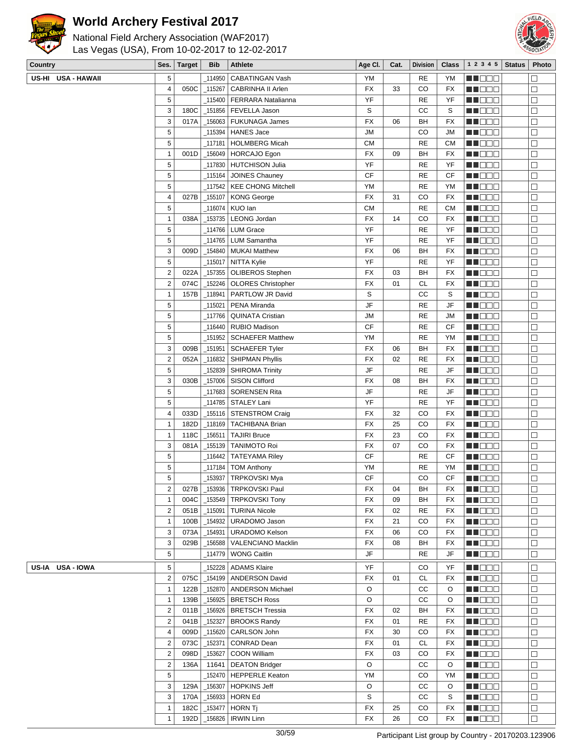# World Archery Festival 2017

National Field Archery Association (WAF2017)
Las Vegas (USA), From 10-02-2017 to 12-02-2017

| Country | Ses. | Target | Bib | Athlete | Age Cl. | Cat. | Division | Class | 1 2 3 4 5 | Status | Photo |
|---|---|---|---|---|---|---|---|---|---|---|---|
| US-HI USA - HAWAII | 5 | | _114950 | CABATINGAN Vash | YM | | RE | YM | | | |
| | 4 | 050C | _115267 | CABRINHA II Arlen | FX | 33 | CO | FX | | | |
| | 5 | | _115400 | FERRARA Natalianna | YF | | RE | YF | | | |
| | 3 | 180C | _151856 | FEVELLA Jason | S | | CC | S | | | |
| | 3 | 017A | _156063 | FUKUNAGA James | FX | 06 | BH | FX | | | |
| | 5 | | _115394 | HANES Jace | JM | | CO | JM | | | |
| | 5 | | _117181 | HOLMBERG Micah | CM | | RE | CM | | | |
| | 1 | 001D | _156049 | HORCAJO Egon | FX | 09 | BH | FX | | | |
| | 5 | | _117830 | HUTCHISON Julia | YF | | RE | YF | | | |
| | 5 | | _115164 | JOINES Chauney | CF | | RE | CF | | | |
| | 5 | | _117542 | KEE CHONG Mitchell | YM | | RE | YM | | | |
| | 4 | 027B | _155107 | KONG George | FX | 31 | CO | FX | | | |
| | 5 | | _116074 | KUO Ian | CM | | RE | CM | | | |
| | 1 | 038A | _153735 | LEONG Jordan | FX | 14 | CO | FX | | | |
| | 5 | | _114766 | LUM Grace | YF | | RE | YF | | | |
| | 5 | | _114765 | LUM Samantha | YF | | RE | YF | | | |
| | 3 | 009D | _154840 | MUKAI Matthew | FX | 06 | BH | FX | | | |
| | 5 | | _115017 | NITTA Kylie | YF | | RE | YF | | | |
| | 2 | 022A | _157355 | OLIBEROS Stephen | FX | 03 | BH | FX | | | |
| | 2 | 074C | _152246 | OLORES Christopher | FX | 01 | CL | FX | | | |
| | 1 | 157B | _118941 | PARTLOW JR David | S | | CC | S | | | |
| | 5 | | _115021 | PENA Miranda | JF | | RE | JF | | | |
| | 5 | | _117766 | QUINATA Cristian | JM | | RE | JM | | | |
| | 5 | | _116440 | RUBIO Madison | CF | | RE | CF | | | |
| | 5 | | _151952 | SCHAEFER Matthew | YM | | RE | YM | | | |
| | 3 | 009B | _151951 | SCHAEFER Tyler | FX | 06 | BH | FX | | | |
| | 2 | 052A | _116832 | SHIPMAN Phyllis | FX | 02 | RE | FX | | | |
| | 5 | | _152839 | SHIROMA Trinity | JF | | RE | JF | | | |
| | 3 | 030B | _157006 | SISON Clifford | FX | 08 | BH | FX | | | |
| | 5 | | _117683 | SORENSEN Rita | JF | | RE | JF | | | |
| | 5 | | _114785 | STALEY Lani | YF | | RE | YF | | | |
| | 4 | 033D | _155116 | STENSTROM Craig | FX | 32 | CO | FX | | | |
| | 1 | 182D | _118169 | TACHIBANA Brian | FX | 25 | CO | FX | | | |
| | 1 | 118C | _156511 | TAJIRI Bruce | FX | 23 | CO | FX | | | |
| | 3 | 081A | _155139 | TANIMOTO Roi | FX | 07 | CO | FX | | | |
| | 5 | | _116442 | TATEYAMA Riley | CF | | RE | CF | | | |
| | 5 | | _117184 | TOM Anthony | YM | | RE | YM | | | |
| | 5 | | _153937 | TRPKOVSKI Mya | CF | | CO | CF | | | |
| | 2 | 027B | _153936 | TRPKOVSKI Paul | FX | 04 | BH | FX | | | |
| | 1 | 004C | _153549 | TRPKOVSKI Tony | FX | 09 | BH | FX | | | |
| | 2 | 051B | _115091 | TURINA Nicole | FX | 02 | RE | FX | | | |
| | 1 | 100B | _154932 | URADOMO Jason | FX | 21 | CO | FX | | | |
| | 3 | 073A | _154931 | URADOMO Kelson | FX | 06 | CO | FX | | | |
| | 3 | 029B | _156588 | VALENCIANO Macklin | FX | 08 | BH | FX | | | |
| | 5 | | _114779 | WONG Caitlin | JF | | RE | JF | | | |
| US-IA USA - IOWA | 5 | | _152228 | ADAMS Klaire | YF | | CO | YF | | | |
| | 2 | 075C | _154199 | ANDERSON David | FX | 01 | CL | FX | | | |
| | 1 | 122B | _152870 | ANDERSON Michael | O | | CC | O | | | |
| | 1 | 139B | _156925 | BRETSCH Ross | O | | CC | O | | | |
| | 2 | 011B | _156926 | BRETSCH Tressia | FX | 02 | BH | FX | | | |
| | 2 | 041B | _152327 | BROOKS Randy | FX | 01 | RE | FX | | | |
| | 4 | 009D | _115620 | CARLSON John | FX | 30 | CO | FX | | | |
| | 2 | 073C | _152371 | CONRAD Dean | FX | 01 | CL | FX | | | |
| | 2 | 098D | _153627 | COON William | FX | 03 | CO | FX | | | |
| | 2 | 136A | 11641 | DEATON Bridger | O | | CC | O | | | |
| | 5 | | _152470 | HEPPERLE Keaton | YM | | CO | YM | | | |
| | 3 | 129A | _156307 | HOPKINS Jeff | O | | CC | O | | | |
| | 3 | 170A | _156933 | HORN Ed | S | | CC | S | | | |
| | 1 | 182C | _153477 | HORN Tj | FX | 25 | CO | FX | | | |
| | 1 | 192D | _156826 | IRWIN Linn | FX | 26 | CO | FX | | | |

Participant List group by Country - 20170203.123906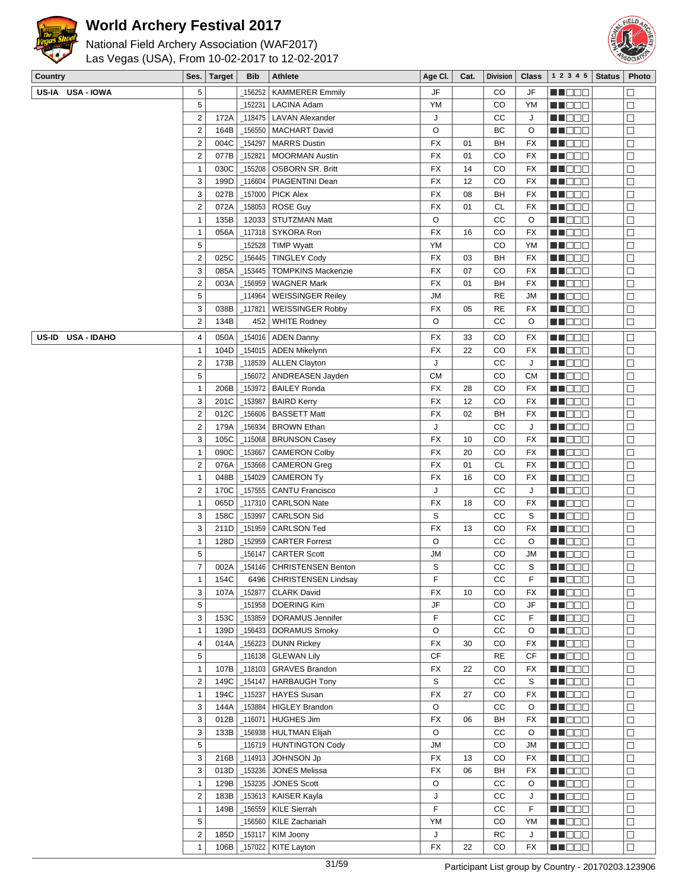# World Archery Festival 2017

National Field Archery Association (WAF2017)
Las Vegas (USA), From 10-02-2017 to 12-02-2017

| Country | Ses. | Target | Bib | Athlete | Age Cl. | Cat. | Division | Class | 1 2 3 4 5 | Status | Photo |
|---|---|---|---|---|---|---|---|---|---|---|---|
| US-IA USA - IOWA | 5 | | _156252 | KAMMERER Emmily | JF | | CO | JF | ■■□□□ | | □ |
| | 5 | | _152231 | LACINA Adam | YM | | CO | YM | ■■□□□ | | □ |
| | 2 | 172A | _118475 | LAVAN Alexander | J | | CC | J | ■■□□□ | | □ |
| | 2 | 164B | _156550 | MACHART David | O | | BC | O | ■■□□□ | | □ |
| | 2 | 004C | _154297 | MARRS Dustin | FX | 01 | BH | FX | ■■□□□ | | □ |
| | 2 | 077B | _152821 | MOORMAN Austin | FX | 01 | CO | FX | ■■□□□ | | □ |
| | 1 | 030C | _155208 | OSBORN SR. Britt | FX | 14 | CO | FX | ■■□□□ | | □ |
| | 3 | 199D | _116604 | PIAGENTINI Dean | FX | 12 | CO | FX | ■■□□□ | | □ |
| | 3 | 027B | _157000 | PICK Alex | FX | 08 | BH | FX | ■■□□□ | | □ |
| | 2 | 072A | _158053 | ROSE Guy | FX | 01 | CL | FX | ■■□□□ | | □ |
| | 1 | 135B | 12033 | STUTZMAN Matt | O | | CC | O | ■■□□□ | | □ |
| | 1 | 056A | _117318 | SYKORA Ron | FX | 16 | CO | FX | ■■□□□ | | □ |
| | 5 | | _152528 | TIMP Wyatt | YM | | CO | YM | ■■□□□ | | □ |
| | 2 | 025C | _156445 | TINGLEY Cody | FX | 03 | BH | FX | ■■□□□ | | □ |
| | 3 | 085A | _153445 | TOMPKINS Mackenzie | FX | 07 | CO | FX | ■■□□□ | | □ |
| | 2 | 003A | _156959 | WAGNER Mark | FX | 01 | BH | FX | ■■□□□ | | □ |
| | 5 | | _114964 | WEISSINGER Reiley | JM | | RE | JM | ■■□□□ | | □ |
| | 3 | 038B | _117821 | WEISSINGER Robby | FX | 05 | RE | FX | ■■□□□ | | □ |
| | 2 | 134B | 452 | WHITE Rodney | O | | CC | O | ■■□□□ | | □ |
| US-ID USA - IDAHO | 4 | 050A | _154016 | ADEN Danny | FX | 33 | CO | FX | ■■□□□ | | □ |
| | 1 | 104D | _154015 | ADEN Mikelynn | FX | 22 | CO | FX | ■■□□□ | | □ |
| | 2 | 173B | _118539 | ALLEN Clayton | J | | CC | J | ■■□□□ | | □ |
| | 5 | | _156072 | ANDREASEN Jayden | CM | | CO | CM | ■■□□□ | | □ |
| | 1 | 206B | _153972 | BAILEY Ronda | FX | 28 | CO | FX | ■■□□□ | | □ |
| | 3 | 201C | _153987 | BAIRD Kerry | FX | 12 | CO | FX | ■■□□□ | | □ |
| | 2 | 012C | _156606 | BASSETT Matt | FX | 02 | BH | FX | ■■□□□ | | □ |
| | 2 | 179A | _156934 | BROWN Ethan | J | | CC | J | ■■□□□ | | □ |
| | 3 | 105C | _115068 | BRUNSON Casey | FX | 10 | CO | FX | ■■□□□ | | □ |
| | 1 | 090C | _153667 | CAMERON Colby | FX | 20 | CO | FX | ■■□□□ | | □ |
| | 2 | 076A | _153668 | CAMERON Greg | FX | 01 | CL | FX | ■■□□□ | | □ |
| | 1 | 048B | _154029 | CAMERON Ty | FX | 16 | CO | FX | ■■□□□ | | □ |
| | 2 | 170C | _157555 | CANTU Francisco | J | | CC | J | ■■□□□ | | □ |
| | 1 | 065D | _117310 | CARLSON Nate | FX | 18 | CO | FX | ■■□□□ | | □ |
| | 3 | 158C | _153997 | CARLSON Sid | S | | CC | S | ■■□□□ | | □ |
| | 3 | 211D | _151959 | CARLSON Ted | FX | 13 | CO | FX | ■■□□□ | | □ |
| | 1 | 128D | _152959 | CARTER Forrest | O | | CC | O | ■■□□□ | | □ |
| | 5 | | _156147 | CARTER Scott | JM | | CO | JM | ■■□□□ | | □ |
| | 7 | 002A | _154146 | CHRISTENSEN Benton | S | | CC | S | ■■□□□ | | □ |
| | 1 | 154C | 6496 | CHRISTENSEN Lindsay | F | | CC | F | ■■□□□ | | □ |
| | 3 | 107A | _152877 | CLARK David | FX | 10 | CO | FX | ■■□□□ | | □ |
| | 5 | | _151958 | DOERING Kim | JF | | CO | JF | ■■□□□ | | □ |
| | 3 | 153C | _153859 | DORAMUS Jennifer | F | | CC | F | ■■□□□ | | □ |
| | 1 | 139D | _156433 | DORAMUS Smoky | O | | CC | O | ■■□□□ | | □ |
| | 4 | 014A | _156223 | DUNN Rickey | FX | 30 | CO | FX | ■■□□□ | | □ |
| | 5 | | _116138 | GLEWAN Lily | CF | | RE | CF | ■■□□□ | | □ |
| | 1 | 107B | _118103 | GRAVES Brandon | FX | 22 | CO | FX | ■■□□□ | | □ |
| | 2 | 149C | _154147 | HARBAUGH Tony | S | | CC | S | ■■□□□ | | □ |
| | 1 | 194C | _115237 | HAYES Susan | FX | 27 | CO | FX | ■■□□□ | | □ |
| | 3 | 144A | _153884 | HIGLEY Brandon | O | | CC | O | ■■□□□ | | □ |
| | 3 | 012B | _116071 | HUGHES Jim | FX | 06 | BH | FX | ■■□□□ | | □ |
| | 3 | 133B | _156938 | HULTMAN Elijah | O | | CC | O | ■■□□□ | | □ |
| | 5 | | _116719 | HUNTINGTON Cody | JM | | CO | JM | ■■□□□ | | □ |
| | 3 | 216B | _114913 | JOHNSON Jp | FX | 13 | CO | FX | ■■□□□ | | □ |
| | 3 | 013D | _153236 | JONES Melissa | FX | 06 | BH | FX | ■■□□□ | | □ |
| | 1 | 129B | _153235 | JONES Scott | O | | CC | O | ■■□□□ | | □ |
| | 2 | 183B | _153613 | KAISER Kayla | J | | CC | J | ■■□□□ | | □ |
| | 1 | 149B | _156559 | KILE Sierrah | F | | CC | F | ■■□□□ | | □ |
| | 5 | | _156560 | KILE Zachariah | YM | | CO | YM | ■■□□□ | | □ |
| | 2 | 185D | _153117 | KIM Joony | J | | RC | J | ■■□□□ | | □ |
| | 1 | 106B | _157022 | KITE Layton | FX | 22 | CO | FX | ■■□□□ | | □ |

Participant List group by Country - 20170203.123906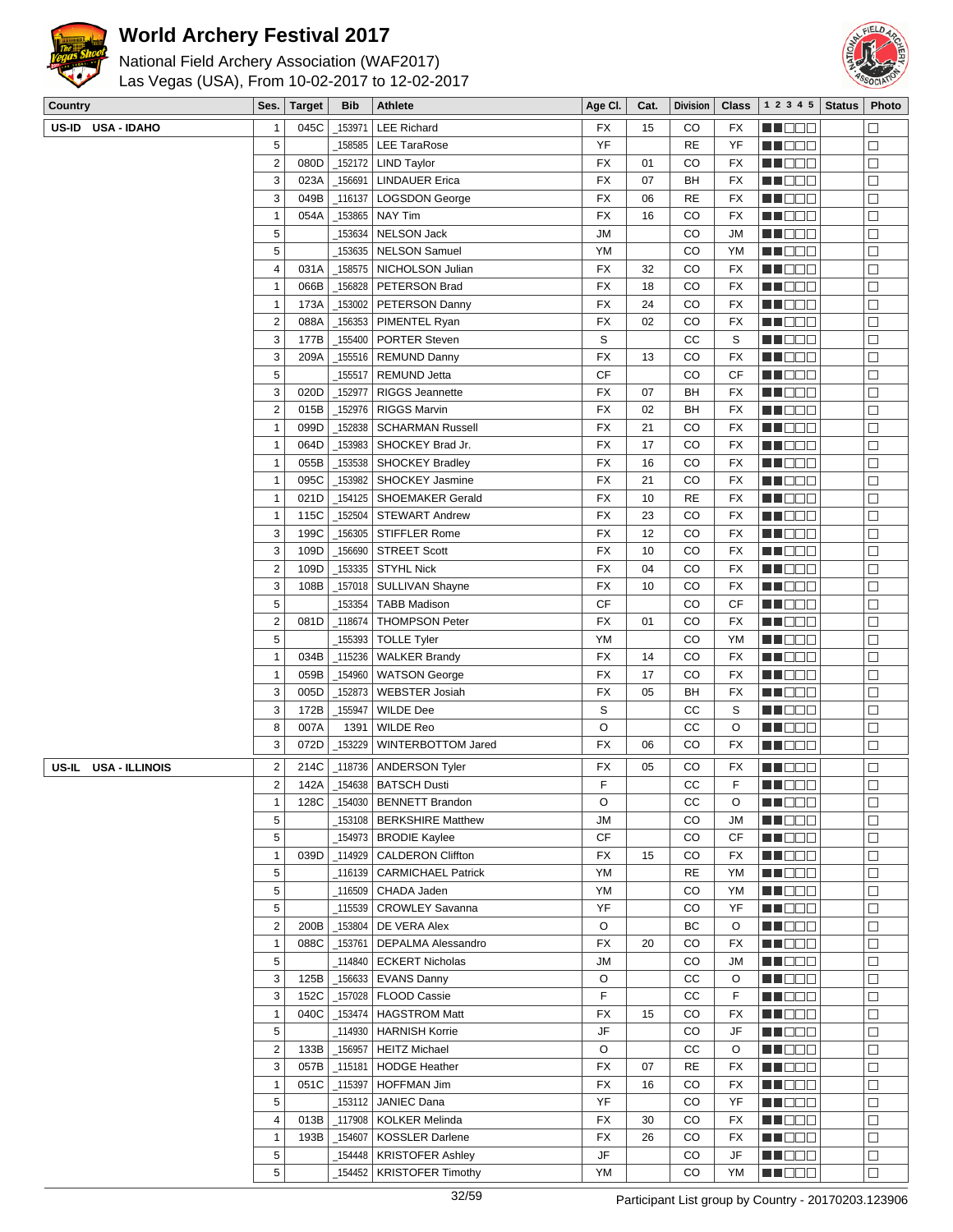# World Archery Festival 2017

National Field Archery Association (WAF2017)
Las Vegas (USA), From 10-02-2017 to 12-02-2017

| Country | Ses. | Target | Bib | Athlete | Age Cl. | Cat. | Division | Class | 1 2 3 4 5 | Status | Photo |
|---|---|---|---|---|---|---|---|---|---|---|---|
| US-ID USA - IDAHO | 1 | 045C | _153971 | LEE Richard | FX | 15 | CO | FX | ■■□□□ | | □ |
| | 5 | | _158585 | LEE TaraRose | YF | | RE | YF | ■■□□□ | | □ |
| | 2 | 080D | _152172 | LIND Taylor | FX | 01 | CO | FX | ■■□□□ | | □ |
| | 3 | 023A | _156691 | LINDAUER Erica | FX | 07 | BH | FX | ■■□□□ | | □ |
| | 3 | 049B | _116137 | LOGSDON George | FX | 06 | RE | FX | ■■□□□ | | □ |
| | 1 | 054A | _153865 | NAY Tim | FX | 16 | CO | FX | ■■□□□ | | □ |
| | 5 | | _153634 | NELSON Jack | JM | | CO | JM | ■■□□□ | | □ |
| | 5 | | _153635 | NELSON Samuel | YM | | CO | YM | ■■□□□ | | □ |
| | 4 | 031A | _158575 | NICHOLSON Julian | FX | 32 | CO | FX | ■■□□□ | | □ |
| | 1 | 066B | _156828 | PETERSON Brad | FX | 18 | CO | FX | ■■□□□ | | □ |
| | 1 | 173A | _153002 | PETERSON Danny | FX | 24 | CO | FX | ■■□□□ | | □ |
| | 2 | 088A | _156353 | PIMENTEL Ryan | FX | 02 | CO | FX | ■■□□□ | | □ |
| | 3 | 177B | _155400 | PORTER Steven | S | | CC | S | ■■□□□ | | □ |
| | 3 | 209A | _155516 | REMUND Danny | FX | 13 | CO | FX | ■■□□□ | | □ |
| | 5 | | _155517 | REMUND Jetta | CF | | CO | CF | ■■□□□ | | □ |
| | 3 | 020D | _152977 | RIGGS Jeannette | FX | 07 | BH | FX | ■■□□□ | | □ |
| | 2 | 015B | _152976 | RIGGS Marvin | FX | 02 | BH | FX | ■■□□□ | | □ |
| | 1 | 099D | _152838 | SCHARMAN Russell | FX | 21 | CO | FX | ■■□□□ | | □ |
| | 1 | 064D | _153983 | SHOCKEY Brad Jr. | FX | 17 | CO | FX | ■■□□□ | | □ |
| | 1 | 055B | _153538 | SHOCKEY Bradley | FX | 16 | CO | FX | ■■□□□ | | □ |
| | 1 | 095C | _153982 | SHOCKEY Jasmine | FX | 21 | CO | FX | ■■□□□ | | □ |
| | 1 | 021D | _154125 | SHOEMAKER Gerald | FX | 10 | RE | FX | ■■□□□ | | □ |
| | 1 | 115C | _152504 | STEWART Andrew | FX | 23 | CO | FX | ■■□□□ | | □ |
| | 3 | 199C | _156305 | STIFFLER Rome | FX | 12 | CO | FX | ■■□□□ | | □ |
| | 3 | 109D | _156690 | STREET Scott | FX | 10 | CO | FX | ■■□□□ | | □ |
| | 2 | 109D | _153335 | STYHL Nick | FX | 04 | CO | FX | ■■□□□ | | □ |
| | 3 | 108B | _157018 | SULLIVAN Shayne | FX | 10 | CO | FX | ■■□□□ | | □ |
| | 5 | | _153354 | TABB Madison | CF | | CO | CF | ■■□□□ | | □ |
| | 2 | 081D | _118674 | THOMPSON Peter | FX | 01 | CO | FX | ■■□□□ | | □ |
| | 5 | | _155393 | TOLLE Tyler | YM | | CO | YM | ■■□□□ | | □ |
| | 1 | 034B | _115236 | WALKER Brandy | FX | 14 | CO | FX | ■■□□□ | | □ |
| | 1 | 059B | _154960 | WATSON George | FX | 17 | CO | FX | ■■□□□ | | □ |
| | 3 | 005D | _152873 | WEBSTER Josiah | FX | 05 | BH | FX | ■■□□□ | | □ |
| | 3 | 172B | _155947 | WILDE Dee | S | | CC | S | ■■□□□ | | □ |
| | 8 | 007A | 1391 | WILDE Reo | O | | CC | O | ■■□□□ | | □ |
| | 3 | 072D | _153229 | WINTERBOTTOM Jared | FX | 06 | CO | FX | ■■□□□ | | □ |
| US-IL USA - ILLINOIS | 2 | 214C | _118736 | ANDERSON Tyler | FX | 05 | CO | FX | ■■□□□ | | □ |
| | 2 | 142A | _154638 | BATSCH Dusti | F | | CC | F | ■■□□□ | | □ |
| | 1 | 128C | _154030 | BENNETT Brandon | O | | CC | O | ■■□□□ | | □ |
| | 5 | | _153108 | BERKSHIRE Matthew | JM | | CO | JM | ■■□□□ | | □ |
| | 5 | | _154973 | BRODIE Kaylee | CF | | CO | CF | ■■□□□ | | □ |
| | 1 | 039D | _114929 | CALDERON Cliffton | FX | 15 | CO | FX | ■■□□□ | | □ |
| | 5 | | _116139 | CARMICHAEL Patrick | YM | | RE | YM | ■■□□□ | | □ |
| | 5 | | _116509 | CHADA Jaden | YM | | CO | YM | ■■□□□ | | □ |
| | 5 | | _115539 | CROWLEY Savanna | YF | | CO | YF | ■■□□□ | | □ |
| | 2 | 200B | _153804 | DE VERA Alex | O | | BC | O | ■■□□□ | | □ |
| | 1 | 088C | _153761 | DEPALMA Alessandro | FX | 20 | CO | FX | ■■□□□ | | □ |
| | 5 | | _114840 | ECKERT Nicholas | JM | | CO | JM | ■■□□□ | | □ |
| | 3 | 125B | _156633 | EVANS Danny | O | | CC | O | ■■□□□ | | □ |
| | 3 | 152C | _157028 | FLOOD Cassie | F | | CC | F | ■■□□□ | | □ |
| | 1 | 040C | _153474 | HAGSTROM Matt | FX | 15 | CO | FX | ■■□□□ | | □ |
| | 5 | | _114930 | HARNISH Korrie | JF | | CO | JF | ■■□□□ | | □ |
| | 2 | 133B | _156957 | HEITZ Michael | O | | CC | O | ■■□□□ | | □ |
| | 3 | 057B | _115181 | HODGE Heather | FX | 07 | RE | FX | ■■□□□ | | □ |
| | 1 | 051C | _115397 | HOFFMAN Jim | FX | 16 | CO | FX | ■■□□□ | | □ |
| | 5 | | _153112 | JANIEC Dana | YF | | CO | YF | ■■□□□ | | □ |
| | 4 | 013B | _117908 | KOLKER Melinda | FX | 30 | CO | FX | ■■□□□ | | □ |
| | 1 | 193B | _154607 | KOSSLER Darlene | FX | 26 | CO | FX | ■■□□□ | | □ |
| | 5 | | _154448 | KRISTOFER Ashley | JF | | CO | JF | ■■□□□ | | □ |
| | 5 | | _154452 | KRISTOFER Timothy | YM | | CO | YM | ■■□□□ | | □ |

Participant List group by Country - 20170203.123906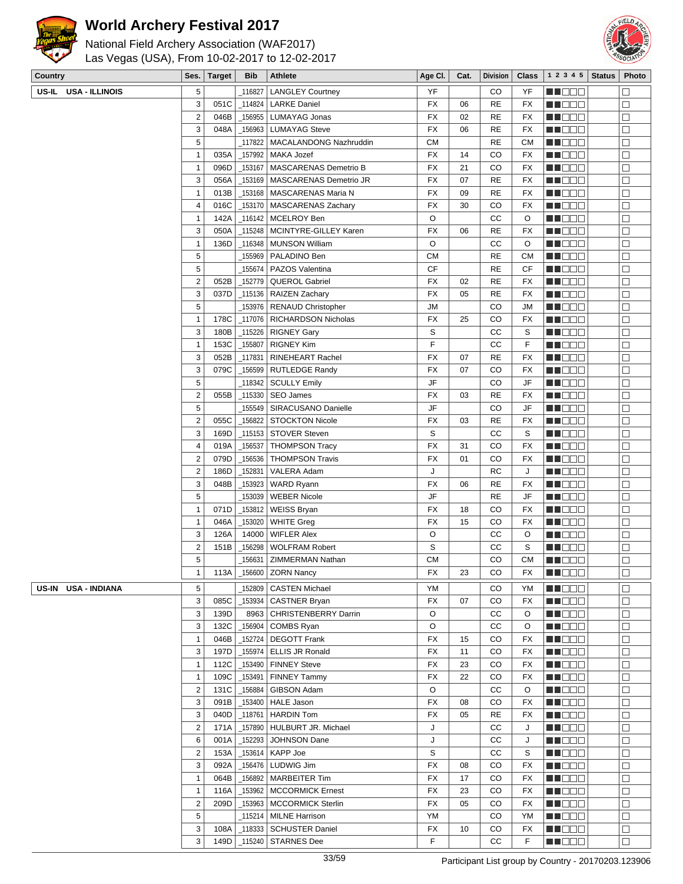# World Archery Festival 2017

National Field Archery Association (WAF2017)
Las Vegas (USA), From 10-02-2017 to 12-02-2017

| Country | Ses. | Target | Bib | Athlete | Age Cl. | Cat. | Division | Class | 1 2 3 4 5 | Status | Photo |
|---|---|---|---|---|---|---|---|---|---|---|---|
| US-IL USA - ILLINOIS | 5 | | _116827 | LANGLEY Courtney | YF | | CO | YF | ■■□□□ | | □ |
| | 3 | 051C | _114824 | LARKE Daniel | FX | 06 | RE | FX | ■■□□□ | | □ |
| | 2 | 046B | _156955 | LUMAYAG Jonas | FX | 02 | RE | FX | ■■□□□ | | □ |
| | 3 | 048A | _156963 | LUMAYAG Steve | FX | 06 | RE | FX | ■■□□□ | | □ |
| | 5 | | _117822 | MACALANDONG Nazhruddin | CM | | RE | CM | ■■□□□ | | □ |
| | 1 | 035A | _157992 | MAKA Jozef | FX | 14 | CO | FX | ■■□□□ | | □ |
| | 1 | 096D | _153167 | MASCARENAS Demetrio B | FX | 21 | CO | FX | ■■□□□ | | □ |
| | 3 | 056A | _153169 | MASCARENAS Demetrio JR | FX | 07 | RE | FX | ■■□□□ | | □ |
| | 1 | 013B | _153168 | MASCARENAS Maria N | FX | 09 | RE | FX | ■■□□□ | | □ |
| | 4 | 016C | _153170 | MASCARENAS Zachary | FX | 30 | CO | FX | ■■□□□ | | □ |
| | 1 | 142A | _116142 | MCELROY Ben | O | | CC | O | ■■□□□ | | □ |
| | 3 | 050A | _115248 | MCINTYRE-GILLEY Karen | FX | 06 | RE | FX | ■■□□□ | | □ |
| | 1 | 136D | _116348 | MUNSON William | O | | CC | O | ■■□□□ | | □ |
| | 5 | | _155969 | PALADINO Ben | CM | | RE | CM | ■■□□□ | | □ |
| | 5 | | _155674 | PAZOS Valentina | CF | | RE | CF | ■■□□□ | | □ |
| | 2 | 052B | _152779 | QUEROL Gabriel | FX | 02 | RE | FX | ■■□□□ | | □ |
| | 3 | 037D | _115136 | RAIZEN Zachary | FX | 05 | RE | FX | ■■□□□ | | □ |
| | 5 | | _153976 | RENAUD Christopher | JM | | CO | JM | ■■□□□ | | □ |
| | 1 | 178C | _117076 | RICHARDSON Nicholas | FX | 25 | CO | FX | ■■□□□ | | □ |
| | 3 | 180B | _115226 | RIGNEY Gary | S | | CC | S | ■■□□□ | | □ |
| | 1 | 153C | _155807 | RIGNEY Kim | F | | CC | F | ■■□□□ | | □ |
| | 3 | 052B | _117831 | RINEHEART Rachel | FX | 07 | RE | FX | ■■□□□ | | □ |
| | 3 | 079C | _156599 | RUTLEDGE Randy | FX | 07 | CO | FX | ■■□□□ | | □ |
| | 5 | | _118342 | SCULLY Emily | JF | | CO | JF | ■■□□□ | | □ |
| | 2 | 055B | _115330 | SEO James | FX | 03 | RE | FX | ■■□□□ | | □ |
| | 5 | | _155549 | SIRACUSANO Danielle | JF | | CO | JF | ■■□□□ | | □ |
| | 2 | 055C | _156822 | STOCKTON Nicole | FX | 03 | RE | FX | ■■□□□ | | □ |
| | 3 | 169D | _115153 | STOVER Steven | S | | CC | S | ■■□□□ | | □ |
| | 4 | 019A | _156537 | THOMPSON Tracy | FX | 31 | CO | FX | ■■□□□ | | □ |
| | 2 | 079D | _156536 | THOMPSON Travis | FX | 01 | CO | FX | ■■□□□ | | □ |
| | 2 | 186D | _152831 | VALERA Adam | J | | RC | J | ■■□□□ | | □ |
| | 3 | 048B | _153923 | WARD Ryann | FX | 06 | RE | FX | ■■□□□ | | □ |
| | 5 | | _153039 | WEBER Nicole | JF | | RE | JF | ■■□□□ | | □ |
| | 1 | 071D | _153812 | WEISS Bryan | FX | 18 | CO | FX | ■■□□□ | | □ |
| | 1 | 046A | _153020 | WHITE Greg | FX | 15 | CO | FX | ■■□□□ | | □ |
| | 3 | 126A | 14000 | WIFLER Alex | O | | CC | O | ■■□□□ | | □ |
| | 2 | 151B | _156298 | WOLFRAM Robert | S | | CC | S | ■■□□□ | | □ |
| | 5 | | _156631 | ZIMMERMAN Nathan | CM | | CO | CM | ■■□□□ | | □ |
| | 1 | 113A | _156600 | ZORN Nancy | FX | 23 | CO | FX | ■■□□□ | | □ |
| US-IN USA - INDIANA | 5 | | _152809 | CASTEN Michael | YM | | CO | YM | ■■□□□ | | □ |
| | 3 | 085C | _153934 | CASTNER Bryan | FX | 07 | CO | FX | ■■□□□ | | □ |
| | 3 | 139D | 8963 | CHRISTENBERRY Darrin | O | | CC | O | ■■□□□ | | □ |
| | 3 | 132C | _156904 | COMBS Ryan | O | | CC | O | ■■□□□ | | □ |
| | 1 | 046B | _152724 | DEGOTT Frank | FX | 15 | CO | FX | ■■□□□ | | □ |
| | 3 | 197D | _155974 | ELLIS JR Ronald | FX | 11 | CO | FX | ■■□□□ | | □ |
| | 1 | 112C | _153490 | FINNEY Steve | FX | 23 | CO | FX | ■■□□□ | | □ |
| | 1 | 109C | _153491 | FINNEY Tammy | FX | 22 | CO | FX | ■■□□□ | | □ |
| | 2 | 131C | _156884 | GIBSON Adam | O | | CC | O | ■■□□□ | | □ |
| | 3 | 091B | _153400 | HALE Jason | FX | 08 | CO | FX | ■■□□□ | | □ |
| | 3 | 040D | _118761 | HARDIN Tom | FX | 05 | RE | FX | ■■□□□ | | □ |
| | 2 | 171A | _157890 | HULBURT JR. Michael | J | | CC | J | ■■□□□ | | □ |
| | 6 | 001A | _152293 | JOHNSON Dane | J | | CC | J | ■■□□□ | | □ |
| | 2 | 153A | _153614 | KAPP Joe | S | | CC | S | ■■□□□ | | □ |
| | 3 | 092A | _156476 | LUDWIG Jim | FX | 08 | CO | FX | ■■□□□ | | □ |
| | 1 | 064B | _156892 | MARBEITER Tim | FX | 17 | CO | FX | ■■□□□ | | □ |
| | 1 | 116A | _153962 | MCCORMICK Ernest | FX | 23 | CO | FX | ■■□□□ | | □ |
| | 2 | 209D | _153963 | MCCORMICK Sterlin | FX | 05 | CO | FX | ■■□□□ | | □ |
| | 5 | | _115214 | MILNE Harrison | YM | | CO | YM | ■■□□□ | | □ |
| | 3 | 108A | _118333 | SCHUSTER Daniel | FX | 10 | CO | FX | ■■□□□ | | □ |
| | 3 | 149D | _115240 | STARNES Dee | F | | CC | F | ■■□□□ | | □ |

Participant List group by Country - 20170203.123906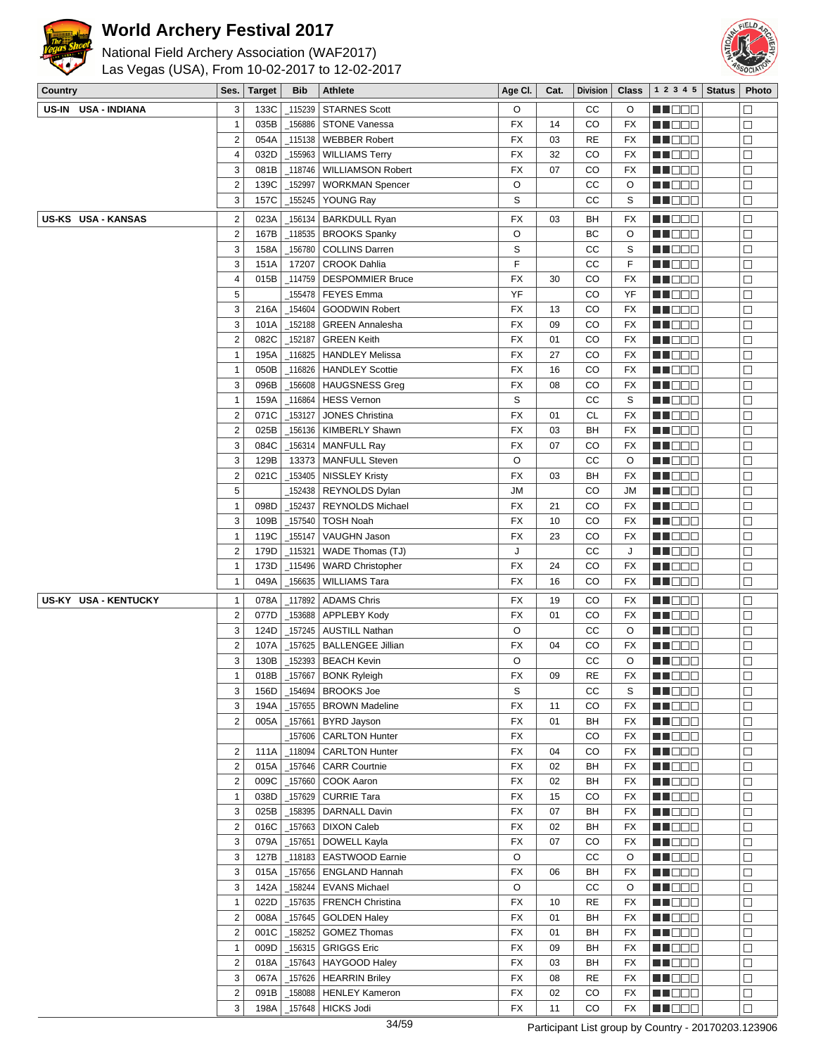# World Archery Festival 2017

National Field Archery Association (WAF2017)
Las Vegas (USA), From 10-02-2017 to 12-02-2017

| Country | Ses. | Target | Bib | Athlete | Age Cl. | Cat. | Division | Class | 1 2 3 4 5 | Status | Photo |
|---|---|---|---|---|---|---|---|---|---|---|---|
| US-IN USA - INDIANA | 3 | 133C | _115239 | STARNES Scott | O | | CC | O | | | |
| | 1 | 035B | _156886 | STONE Vanessa | FX | 14 | CO | FX | | | |
| | 2 | 054A | _115138 | WEBBER Robert | FX | 03 | RE | FX | | | |
| | 4 | 032D | _155963 | WILLIAMS Terry | FX | 32 | CO | FX | | | |
| | 3 | 081B | _118746 | WILLIAMSON Robert | FX | 07 | CO | FX | | | |
| | 2 | 139C | _152997 | WORKMAN Spencer | O | | CC | O | | | |
| | 3 | 157C | _155245 | YOUNG Ray | S | | CC | S | | | |
| US-KS USA - KANSAS | 2 | 023A | _156134 | BARKDULL Ryan | FX | 03 | BH | FX | | | |
| | 2 | 167B | _118535 | BROOKS Spanky | O | | BC | O | | | |
| | 3 | 158A | _156780 | COLLINS Darren | S | | CC | S | | | |
| | 3 | 151A | 17207 | CROOK Dahlia | F | | CC | F | | | |
| | 4 | 015B | _114759 | DESPOMMIER Bruce | FX | 30 | CO | FX | | | |
| | 5 | | _155478 | FEYES Emma | YF | | CO | YF | | | |
| | 3 | 216A | _154604 | GOODWIN Robert | FX | 13 | CO | FX | | | |
| | 3 | 101A | _152188 | GREEN Annalesha | FX | 09 | CO | FX | | | |
| | 2 | 082C | _152187 | GREEN Keith | FX | 01 | CO | FX | | | |
| | 1 | 195A | _116825 | HANDLEY Melissa | FX | 27 | CO | FX | | | |
| | 1 | 050B | _116826 | HANDLEY Scottie | FX | 16 | CO | FX | | | |
| | 3 | 096B | _156608 | HAUGSNESS Greg | FX | 08 | CO | FX | | | |
| | 1 | 159A | _116864 | HESS Vernon | S | | CC | S | | | |
| | 2 | 071C | _153127 | JONES Christina | FX | 01 | CL | FX | | | |
| | 2 | 025B | _156136 | KIMBERLY Shawn | FX | 03 | BH | FX | | | |
| | 3 | 084C | _156314 | MANFULL Ray | FX | 07 | CO | FX | | | |
| | 3 | 129B | 13373 | MANFULL Steven | O | | CC | O | | | |
| | 2 | 021C | _153405 | NISSLEY Kristy | FX | 03 | BH | FX | | | |
| | 5 | | _152438 | REYNOLDS Dylan | JM | | CO | JM | | | |
| | 1 | 098D | _152437 | REYNOLDS Michael | FX | 21 | CO | FX | | | |
| | 3 | 109B | _157540 | TOSH Noah | FX | 10 | CO | FX | | | |
| | 1 | 119C | _155147 | VAUGHN Jason | FX | 23 | CO | FX | | | |
| | 2 | 179D | _115321 | WADE Thomas (TJ) | J | | CC | J | | | |
| | 1 | 173D | _115496 | WARD Christopher | FX | 24 | CO | FX | | | |
| | 1 | 049A | _156635 | WILLIAMS Tara | FX | 16 | CO | FX | | | |
| US-KY USA - KENTUCKY | 1 | 078A | _117892 | ADAMS Chris | FX | 19 | CO | FX | | | |
| | 2 | 077D | _153688 | APPLEBY Kody | FX | 01 | CO | FX | | | |
| | 3 | 124D | _157245 | AUSTILL Nathan | O | | CC | O | | | |
| | 2 | 107A | _157625 | BALLENGEE Jillian | FX | 04 | CO | FX | | | |
| | 3 | 130B | _152393 | BEACH Kevin | O | | CC | O | | | |
| | 1 | 018B | _157667 | BONK Ryleigh | FX | 09 | RE | FX | | | |
| | 3 | 156D | _154694 | BROOKS Joe | S | | CC | S | | | |
| | 3 | 194A | _157655 | BROWN Madeline | FX | 11 | CO | FX | | | |
| | 2 | 005A | _157661 | BYRD Jayson | FX | 01 | BH | FX | | | |
| | | | _157606 | CARLTON Hunter | FX | | CO | FX | | | |
| | 2 | 111A | _118094 | CARLTON Hunter | FX | 04 | CO | FX | | | |
| | 2 | 015A | _157646 | CARR Courtnie | FX | 02 | BH | FX | | | |
| | 2 | 009C | _157660 | COOK Aaron | FX | 02 | BH | FX | | | |
| | 1 | 038D | _157629 | CURRIE Tara | FX | 15 | CO | FX | | | |
| | 3 | 025B | _158395 | DARNALL Davin | FX | 07 | BH | FX | | | |
| | 2 | 016C | _157663 | DIXON Caleb | FX | 02 | BH | FX | | | |
| | 3 | 079A | _157651 | DOWELL Kayla | FX | 07 | CO | FX | | | |
| | 3 | 127B | _118183 | EASTWOOD Earnie | O | | CC | O | | | |
| | 3 | 015A | _157656 | ENGLAND Hannah | FX | 06 | BH | FX | | | |
| | 3 | 142A | _158244 | EVANS Michael | O | | CC | O | | | |
| | 1 | 022D | _157635 | FRENCH Christina | FX | 10 | RE | FX | | | |
| | 2 | 008A | _157645 | GOLDEN Haley | FX | 01 | BH | FX | | | |
| | 2 | 001C | _158252 | GOMEZ Thomas | FX | 01 | BH | FX | | | |
| | 1 | 009D | _156315 | GRIGGS Eric | FX | 09 | BH | FX | | | |
| | 2 | 018A | _157643 | HAYGOOD Haley | FX | 03 | BH | FX | | | |
| | 3 | 067A | _157626 | HEARRIN Briley | FX | 08 | RE | FX | | | |
| | 2 | 091B | _158088 | HENLEY Kameron | FX | 02 | CO | FX | | | |
| | 3 | 198A | _157648 | HICKS Jodi | FX | 11 | CO | FX | | | |

Participant List group by Country - 20170203.123906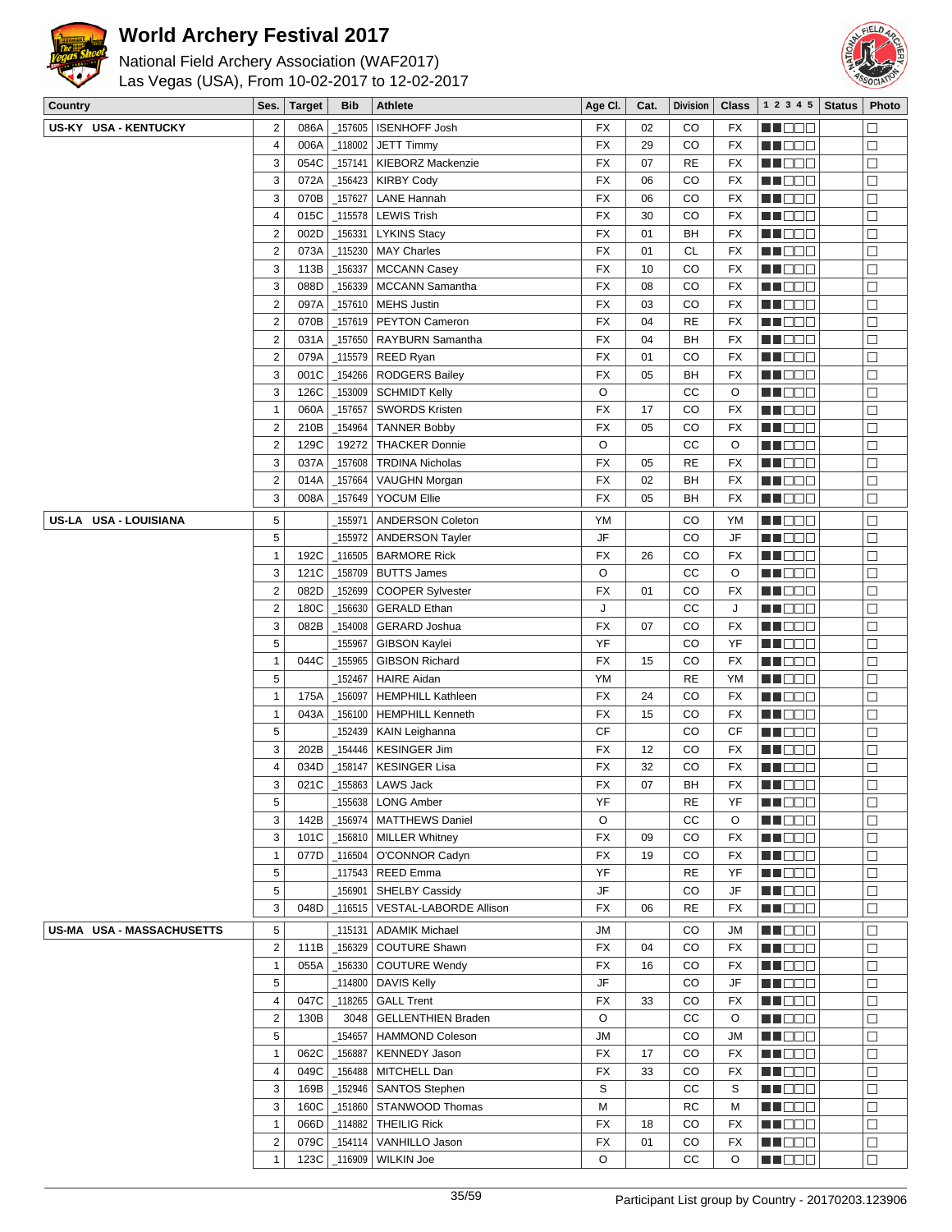# World Archery Festival 2017

National Field Archery Association (WAF2017)
Las Vegas (USA), From 10-02-2017 to 12-02-2017

| Country | Ses. | Target | Bib | Athlete | Age Cl. | Cat. | Division | Class | 1 2 3 4 5 | Status | Photo |
|---|---|---|---|---|---|---|---|---|---|---|---|
| US-KY USA - KENTUCKY | 2 | 086A | _157605 | ISENHOFF Josh | FX | 02 | CO | FX | | | |
| | 4 | 006A | _118002 | JETT Timmy | FX | 29 | CO | FX | | | |
| | 3 | 054C | _157141 | KIEBORZ Mackenzie | FX | 07 | RE | FX | | | |
| | 3 | 072A | _156423 | KIRBY Cody | FX | 06 | CO | FX | | | |
| | 3 | 070B | _157627 | LANE Hannah | FX | 06 | CO | FX | | | |
| | 4 | 015C | _115578 | LEWIS Trish | FX | 30 | CO | FX | | | |
| | 2 | 002D | _156331 | LYKINS Stacy | FX | 01 | BH | FX | | | |
| | 2 | 073A | _115230 | MAY Charles | FX | 01 | CL | FX | | | |
| | 3 | 113B | _156337 | MCCANN Casey | FX | 10 | CO | FX | | | |
| | 3 | 088D | _156339 | MCCANN Samantha | FX | 08 | CO | FX | | | |
| | 2 | 097A | _157610 | MEHS Justin | FX | 03 | CO | FX | | | |
| | 2 | 070B | _157619 | PEYTON Cameron | FX | 04 | RE | FX | | | |
| | 2 | 031A | _157650 | RAYBURN Samantha | FX | 04 | BH | FX | | | |
| | 2 | 079A | _115579 | REED Ryan | FX | 01 | CO | FX | | | |
| | 3 | 001C | _154266 | RODGERS Bailey | FX | 05 | BH | FX | | | |
| | 3 | 126C | _153009 | SCHMIDT Kelly | O | | CC | O | | | |
| | 1 | 060A | _157657 | SWORDS Kristen | FX | 17 | CO | FX | | | |
| | 2 | 210B | _154964 | TANNER Bobby | FX | 05 | CO | FX | | | |
| | 2 | 129C | 19272 | THACKER Donnie | O | | CC | O | | | |
| | 3 | 037A | _157608 | TRDINA Nicholas | FX | 05 | RE | FX | | | |
| | 2 | 014A | _157664 | VAUGHN Morgan | FX | 02 | BH | FX | | | |
| | 3 | 008A | _157649 | YOCUM Ellie | FX | 05 | BH | FX | | | |
| US-LA USA - LOUISIANA | 5 | | _155971 | ANDERSON Coleton | YM | | CO | YM | | | |
| | 5 | | _155972 | ANDERSON Tayler | JF | | CO | JF | | | |
| | 1 | 192C | _116505 | BARMORE Rick | FX | 26 | CO | FX | | | |
| | 3 | 121C | _158709 | BUTTS James | O | | CC | O | | | |
| | 2 | 082D | _152699 | COOPER Sylvester | FX | 01 | CO | FX | | | |
| | 2 | 180C | _156630 | GERALD Ethan | J | | CC | J | | | |
| | 3 | 082B | _154008 | GERARD Joshua | FX | 07 | CO | FX | | | |
| | 5 | | _155967 | GIBSON Kaylei | YF | | CO | YF | | | |
| | 1 | 044C | _155965 | GIBSON Richard | FX | 15 | CO | FX | | | |
| | 5 | | _152467 | HAIRE Aidan | YM | | RE | YM | | | |
| | 1 | 175A | _156097 | HEMPHILL Kathleen | FX | 24 | CO | FX | | | |
| | 1 | 043A | _156100 | HEMPHILL Kenneth | FX | 15 | CO | FX | | | |
| | 5 | | _152439 | KAIN Leighanna | CF | | CO | CF | | | |
| | 3 | 202B | _154446 | KESINGER Jim | FX | 12 | CO | FX | | | |
| | 4 | 034D | _158147 | KESINGER Lisa | FX | 32 | CO | FX | | | |
| | 3 | 021C | _155863 | LAWS Jack | FX | 07 | BH | FX | | | |
| | 5 | | _155638 | LONG Amber | YF | | RE | YF | | | |
| | 3 | 142B | _156974 | MATTHEWS Daniel | O | | CC | O | | | |
| | 3 | 101C | _156810 | MILLER Whitney | FX | 09 | CO | FX | | | |
| | 1 | 077D | _116504 | O'CONNOR Cadyn | FX | 19 | CO | FX | | | |
| | 5 | | _117543 | REED Emma | YF | | RE | YF | | | |
| | 5 | | _156901 | SHELBY Cassidy | JF | | CO | JF | | | |
| | 3 | 048D | _116515 | VESTAL-LABORDE Allison | FX | 06 | RE | FX | | | |
| US-MA USA - MASSACHUSETTS | 5 | | _115131 | ADAMIK Michael | JM | | CO | JM | | | |
| | 2 | 111B | _156329 | COUTURE Shawn | FX | 04 | CO | FX | | | |
| | 1 | 055A | _156330 | COUTURE Wendy | FX | 16 | CO | FX | | | |
| | 5 | | _114800 | DAVIS Kelly | JF | | CO | JF | | | |
| | 4 | 047C | _118265 | GALL Trent | FX | 33 | CO | FX | | | |
| | 2 | 130B | 3048 | GELLENTHIEN Braden | O | | CC | O | | | |
| | 5 | | _154657 | HAMMOND Coleson | JM | | CO | JM | | | |
| | 1 | 062C | _156887 | KENNEDY Jason | FX | 17 | CO | FX | | | |
| | 4 | 049C | _156488 | MITCHELL Dan | FX | 33 | CO | FX | | | |
| | 3 | 169B | _152946 | SANTOS Stephen | S | | CC | S | | | |
| | 3 | 160C | _151860 | STANWOOD Thomas | M | | RC | M | | | |
| | 1 | 066D | _114882 | THEILIG Rick | FX | 18 | CO | FX | | | |
| | 2 | 079C | _154114 | VANHILLO Jason | FX | 01 | CO | FX | | | |
| | 1 | 123C | _116909 | WILKIN Joe | O | | CC | O | | | |

Participant List group by Country - 20170203.123906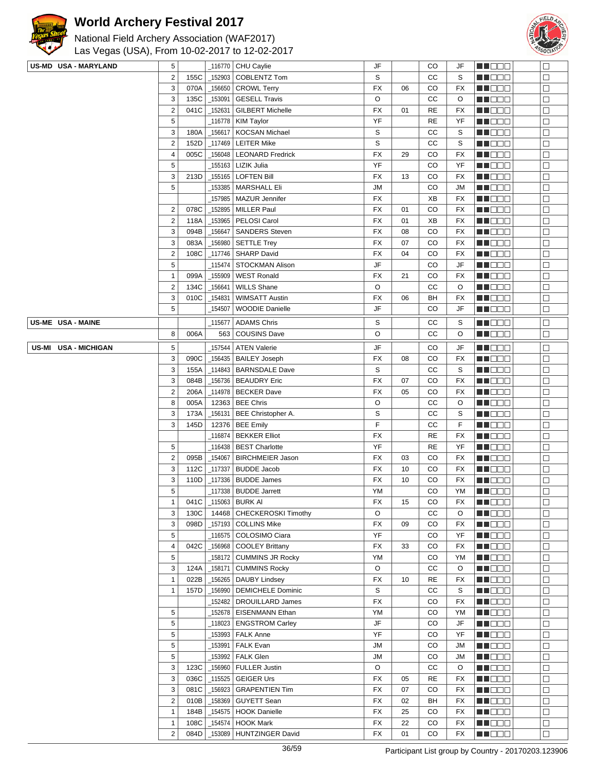# World Archery Festival 2017

National Field Archery Association (WAF2017)
Las Vegas (USA), From 10-02-2017 to 12-02-2017

| Country | | | | Name | | | | | | | |
|---|---|---|---|---|---|---|---|---|---|---|---|
| US-MD USA - MARYLAND | 5 | | _116770 | CHU Caylie | JF | | CO | JF | ■■□□□ | | □ |
| | 2 | 155C | _152903 | COBLENTZ Tom | S | | CC | S | ■■□□□ | | □ |
| | 3 | 070A | _156650 | CROWL Terry | FX | 06 | CO | FX | ■■□□□ | | □ |
| | 3 | 135C | _153091 | GESELL Travis | O | | CC | O | ■■□□□ | | □ |
| | 2 | 041C | _152631 | GILBERT Michelle | FX | 01 | RE | FX | ■■□□□ | | □ |
| | 5 | | _116778 | KIM Taylor | YF | | RE | YF | ■■□□□ | | □ |
| | 3 | 180A | _156617 | KOCSAN Michael | S | | CC | S | ■■□□□ | | □ |
| | 2 | 152D | _117469 | LEITER Mike | S | | CC | S | ■■□□□ | | □ |
| | 4 | 005C | _156048 | LEONARD Fredrick | FX | 29 | CO | FX | ■■□□□ | | □ |
| | 5 | | _155163 | LIZIK Julia | YF | | CO | YF | ■■□□□ | | □ |
| | 3 | 213D | _155165 | LOFTEN Bill | FX | 13 | CO | FX | ■■□□□ | | □ |
| | 5 | | _153385 | MARSHALL Eli | JM | | CO | JM | ■■□□□ | | □ |
| | | | _157985 | MAZUR Jennifer | FX | | XB | FX | ■■□□□ | | □ |
| | 2 | 078C | _152895 | MILLER Paul | FX | 01 | CO | FX | ■■□□□ | | □ |
| | 2 | 118A | _153965 | PELOSI Carol | FX | 01 | XB | FX | ■■□□□ | | □ |
| | 3 | 094B | _156647 | SANDERS Steven | FX | 08 | CO | FX | ■■□□□ | | □ |
| | 3 | 083A | _156980 | SETTLE Trey | FX | 07 | CO | FX | ■■□□□ | | □ |
| | 2 | 108C | _117746 | SHARP David | FX | 04 | CO | FX | ■■□□□ | | □ |
| | 5 | | _115474 | STOCKMAN Alison | JF | | CO | JF | ■■□□□ | | □ |
| | 1 | 099A | _155909 | WEST Ronald | FX | 21 | CO | FX | ■■□□□ | | □ |
| | 2 | 134C | _156641 | WILLS Shane | O | | CC | O | ■■□□□ | | □ |
| | 3 | 010C | _154831 | WIMSATT Austin | FX | 06 | BH | FX | ■■□□□ | | □ |
| | 5 | | _154507 | WOODIE Danielle | JF | | CO | JF | ■■□□□ | | □ |
| US-ME USA - MAINE | | | _115677 | ADAMS Chris | S | | CC | S | ■■□□□ | | □ |
| | 8 | 006A | 563 | COUSINS Dave | O | | CC | O | ■■□□□ | | □ |
| US-MI USA - MICHIGAN | 5 | | _157544 | ATEN Valerie | JF | | CO | JF | ■■□□□ | | □ |
| | 3 | 090C | _156435 | BAILEY Joseph | FX | 08 | CO | FX | ■■□□□ | | □ |
| | 3 | 155A | _114843 | BARNSDALE Dave | S | | CC | S | ■■□□□ | | □ |
| | 3 | 084B | _156736 | BEAUDRY Eric | FX | 07 | CO | FX | ■■□□□ | | □ |
| | 2 | 206A | _114978 | BECKER Dave | FX | 05 | CO | FX | ■■□□□ | | □ |
| | 8 | 005A | 12363 | BEE Chris | O | | CC | O | ■■□□□ | | □ |
| | 3 | 173A | _156131 | BEE Christopher A. | S | | CC | S | ■■□□□ | | □ |
| | 3 | 145D | 12376 | BEE Emily | F | | CC | F | ■■□□□ | | □ |
| | | | _116874 | BEKKER Elliot | FX | | RE | FX | ■■□□□ | | □ |
| | 5 | | _116438 | BEST Charlotte | YF | | RE | YF | ■■□□□ | | □ |
| | 2 | 095B | _154067 | BIRCHMEIER Jason | FX | 03 | CO | FX | ■■□□□ | | □ |
| | 3 | 112C | _117337 | BUDDE Jacob | FX | 10 | CO | FX | ■■□□□ | | □ |
| | 3 | 110D | _117336 | BUDDE James | FX | 10 | CO | FX | ■■□□□ | | □ |
| | 5 | | _117338 | BUDDE Jarrett | YM | | CO | YM | ■■□□□ | | □ |
| | 1 | 041C | _115063 | BURK Al | FX | 15 | CO | FX | ■■□□□ | | □ |
| | 3 | 130C | 14468 | CHECKEROSKI Timothy | O | | CC | O | ■■□□□ | | □ |
| | 3 | 098D | _157193 | COLLINS Mike | FX | 09 | CO | FX | ■■□□□ | | □ |
| | 5 | | _116575 | COLOSIMO Ciara | YF | | CO | YF | ■■□□□ | | □ |
| | 4 | 042C | _156968 | COOLEY Brittany | FX | 33 | CO | FX | ■■□□□ | | □ |
| | 5 | | _158172 | CUMMINS JR Rocky | YM | | CO | YM | ■■□□□ | | □ |
| | 3 | 124A | _158171 | CUMMINS Rocky | O | | CC | O | ■■□□□ | | □ |
| | 1 | 022B | _156265 | DAUBY Lindsey | FX | 10 | RE | FX | ■■□□□ | | □ |
| | 1 | 157D | _156990 | DEMICHELE Dominic | S | | CC | S | ■■□□□ | | □ |
| | | | _152482 | DROUILLARD James | FX | | CO | FX | ■■□□□ | | □ |
| | 5 | | _152678 | EISENMANN Ethan | YM | | CO | YM | ■■□□□ | | □ |
| | 5 | | _118023 | ENGSTROM Carley | JF | | CO | JF | ■■□□□ | | □ |
| | 5 | | _153993 | FALK Anne | YF | | CO | YF | ■■□□□ | | □ |
| | 5 | | _153991 | FALK Evan | JM | | CO | JM | ■■□□□ | | □ |
| | 5 | | _153992 | FALK Glen | JM | | CO | JM | ■■□□□ | | □ |
| | 3 | 123C | _156960 | FULLER Justin | O | | CC | O | ■■□□□ | | □ |
| | 3 | 036C | _115525 | GEIGER Urs | FX | 05 | RE | FX | ■■□□□ | | □ |
| | 3 | 081C | _156923 | GRAPENTIEN Tim | FX | 07 | CO | FX | ■■□□□ | | □ |
| | 2 | 010B | _158369 | GUYETT Sean | FX | 02 | BH | FX | ■■□□□ | | □ |
| | 1 | 184B | _154575 | HOOK Danielle | FX | 25 | CO | FX | ■■□□□ | | □ |
| | 1 | 108C | _154574 | HOOK Mark | FX | 22 | CO | FX | ■■□□□ | | □ |
| | 2 | 084D | _153089 | HUNTZINGER David | FX | 01 | CO | FX | ■■□□□ | | □ |

Participant List group by Country - 20170203.123906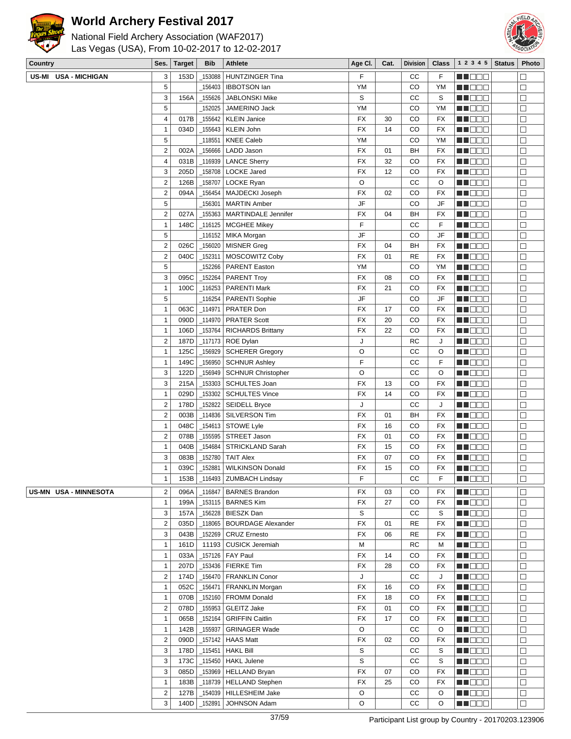# World Archery Festival 2017

National Field Archery Association (WAF2017)
Las Vegas (USA), From 10-02-2017 to 12-02-2017

| Country | Ses. | Target | Bib | Athlete | Age Cl. | Cat. | Division | Class | 1 2 3 4 5 | Status | Photo |
|---|---|---|---|---|---|---|---|---|---|---|---|
| US-MI USA - MICHIGAN | 3 | 153D | _153088 | HUNTZINGER Tina | F | | CC | F | ■■□□□ | | □ |
| | 5 | | _156403 | IBBOTSON Ian | YM | | CO | YM | ■■□□□ | | □ |
| | 3 | 156A | _155626 | JABLONSKI Mike | S | | CC | S | ■■□□□ | | □ |
| | 5 | | _152025 | JAMERINO Jack | YM | | CO | YM | ■■□□□ | | □ |
| | 4 | 017B | _155642 | KLEIN Janice | FX | 30 | CO | FX | ■■□□□ | | □ |
| | 1 | 034D | _155643 | KLEIN John | FX | 14 | CO | FX | ■■□□□ | | □ |
| | 5 | | _118551 | KNEE Caleb | YM | | CO | YM | ■■□□□ | | □ |
| | 2 | 002A | _156666 | LADD Jason | FX | 01 | BH | FX | ■■□□□ | | □ |
| | 4 | 031B | _116939 | LANCE Sherry | FX | 32 | CO | FX | ■■□□□ | | □ |
| | 3 | 205D | _158708 | LOCKE Jared | FX | 12 | CO | FX | ■■□□□ | | □ |
| | 2 | 126B | _158707 | LOCKE Ryan | O | | CC | O | ■■□□□ | | □ |
| | 2 | 094A | _156454 | MAJDECKI Joseph | FX | 02 | CO | FX | ■■□□□ | | □ |
| | 5 | | _156301 | MARTIN Amber | JF | | CO | JF | ■■□□□ | | □ |
| | 2 | 027A | _155363 | MARTINDALE Jennifer | FX | 04 | BH | FX | ■■□□□ | | □ |
| | 1 | 148C | _116125 | MCGHEE Mikey | F | | CC | F | ■■□□□ | | □ |
| | 5 | | _116152 | MIKA Morgan | JF | | CO | JF | ■■□□□ | | □ |
| | 2 | 026C | _156020 | MISNER Greg | FX | 04 | BH | FX | ■■□□□ | | □ |
| | 2 | 040C | _152311 | MOSCOWITZ Coby | FX | 01 | RE | FX | ■■□□□ | | □ |
| | 5 | | _152266 | PARENT Easton | YM | | CO | YM | ■■□□□ | | □ |
| | 3 | 095C | _152264 | PARENT Troy | FX | 08 | CO | FX | ■■□□□ | | □ |
| | 1 | 100C | _116253 | PARENTI Mark | FX | 21 | CO | FX | ■■□□□ | | □ |
| | 5 | | _116254 | PARENTI Sophie | JF | | CO | JF | ■■□□□ | | □ |
| | 1 | 063C | _114971 | PRATER Don | FX | 17 | CO | FX | ■■□□□ | | □ |
| | 1 | 090D | _114970 | PRATER Scott | FX | 20 | CO | FX | ■■□□□ | | □ |
| | 1 | 106D | _153764 | RICHARDS Brittany | FX | 22 | CO | FX | ■■□□□ | | □ |
| | 2 | 187D | _117173 | ROE Dylan | J | | RC | J | ■■□□□ | | □ |
| | 1 | 125C | _156929 | SCHERER Gregory | O | | CC | O | ■■□□□ | | □ |
| | 1 | 149C | _156950 | SCHNUR Ashley | F | | CC | F | ■■□□□ | | □ |
| | 3 | 122D | _156949 | SCHNUR Christopher | O | | CC | O | ■■□□□ | | □ |
| | 3 | 215A | _153303 | SCHULTES Joan | FX | 13 | CO | FX | ■■□□□ | | □ |
| | 1 | 029D | _153302 | SCHULTES Vince | FX | 14 | CO | FX | ■■□□□ | | □ |
| | 2 | 178D | _152822 | SEIDELL Bryce | J | | CC | J | ■■□□□ | | □ |
| | 2 | 003B | _114836 | SILVERSON Tim | FX | 01 | BH | FX | ■■□□□ | | □ |
| | 1 | 048C | _154613 | STOWE Lyle | FX | 16 | CO | FX | ■■□□□ | | □ |
| | 2 | 078B | _155595 | STREET Jason | FX | 01 | CO | FX | ■■□□□ | | □ |
| | 1 | 040B | _154684 | STRICKLAND Sarah | FX | 15 | CO | FX | ■■□□□ | | □ |
| | 3 | 083B | _152780 | TAIT Alex | FX | 07 | CO | FX | ■■□□□ | | □ |
| | 1 | 039C | _152881 | WILKINSON Donald | FX | 15 | CO | FX | ■■□□□ | | □ |
| | 1 | 153B | _116493 | ZUMBACH Lindsay | F | | CC | F | ■■□□□ | | □ |
| US-MN USA - MINNESOTA | 2 | 096A | _116847 | BARNES Brandon | FX | 03 | CO | FX | ■■□□□ | | □ |
| | 1 | 199A | _153115 | BARNES Kim | FX | 27 | CO | FX | ■■□□□ | | □ |
| | 3 | 157A | _156228 | BIESZK Dan | S | | CC | S | ■■□□□ | | □ |
| | 2 | 035D | _118065 | BOURDAGE Alexander | FX | 01 | RE | FX | ■■□□□ | | □ |
| | 3 | 043B | _152269 | CRUZ Ernesto | FX | 06 | RE | FX | ■■□□□ | | □ |
| | 1 | 161D | 11193 | CUSICK Jeremiah | M | | RC | M | ■■□□□ | | □ |
| | 1 | 033A | _157126 | FAY Paul | FX | 14 | CO | FX | ■■□□□ | | □ |
| | 1 | 207D | _153436 | FIERKE Tim | FX | 28 | CO | FX | ■■□□□ | | □ |
| | 2 | 174D | _156470 | FRANKLIN Conor | J | | CC | J | ■■□□□ | | □ |
| | 1 | 052C | _156471 | FRANKLIN Morgan | FX | 16 | CO | FX | ■■□□□ | | □ |
| | 1 | 070B | _152160 | FROMM Donald | FX | 18 | CO | FX | ■■□□□ | | □ |
| | 2 | 078D | _155953 | GLEITZ Jake | FX | 01 | CO | FX | ■■□□□ | | □ |
| | 1 | 065B | _152164 | GRIFFIN Caitlin | FX | 17 | CO | FX | ■■□□□ | | □ |
| | 1 | 142B | _155937 | GRINAGER Wade | O | | CC | O | ■■□□□ | | □ |
| | 2 | 090D | _157142 | HAAS Matt | FX | 02 | CO | FX | ■■□□□ | | □ |
| | 3 | 178D | _115451 | HAKL Bill | S | | CC | S | ■■□□□ | | □ |
| | 3 | 173C | _115450 | HAKL Julene | S | | CC | S | ■■□□□ | | □ |
| | 3 | 085D | _153969 | HELLAND Bryan | FX | 07 | CO | FX | ■■□□□ | | □ |
| | 1 | 183B | _118739 | HELLAND Stephen | FX | 25 | CO | FX | ■■□□□ | | □ |
| | 2 | 127B | _154039 | HILLESHEIM Jake | O | | CC | O | ■■□□□ | | □ |
| | 3 | 140D | _152891 | JOHNSON Adam | O | | CC | O | ■■□□□ | | □ |

Participant List group by Country - 20170203.123906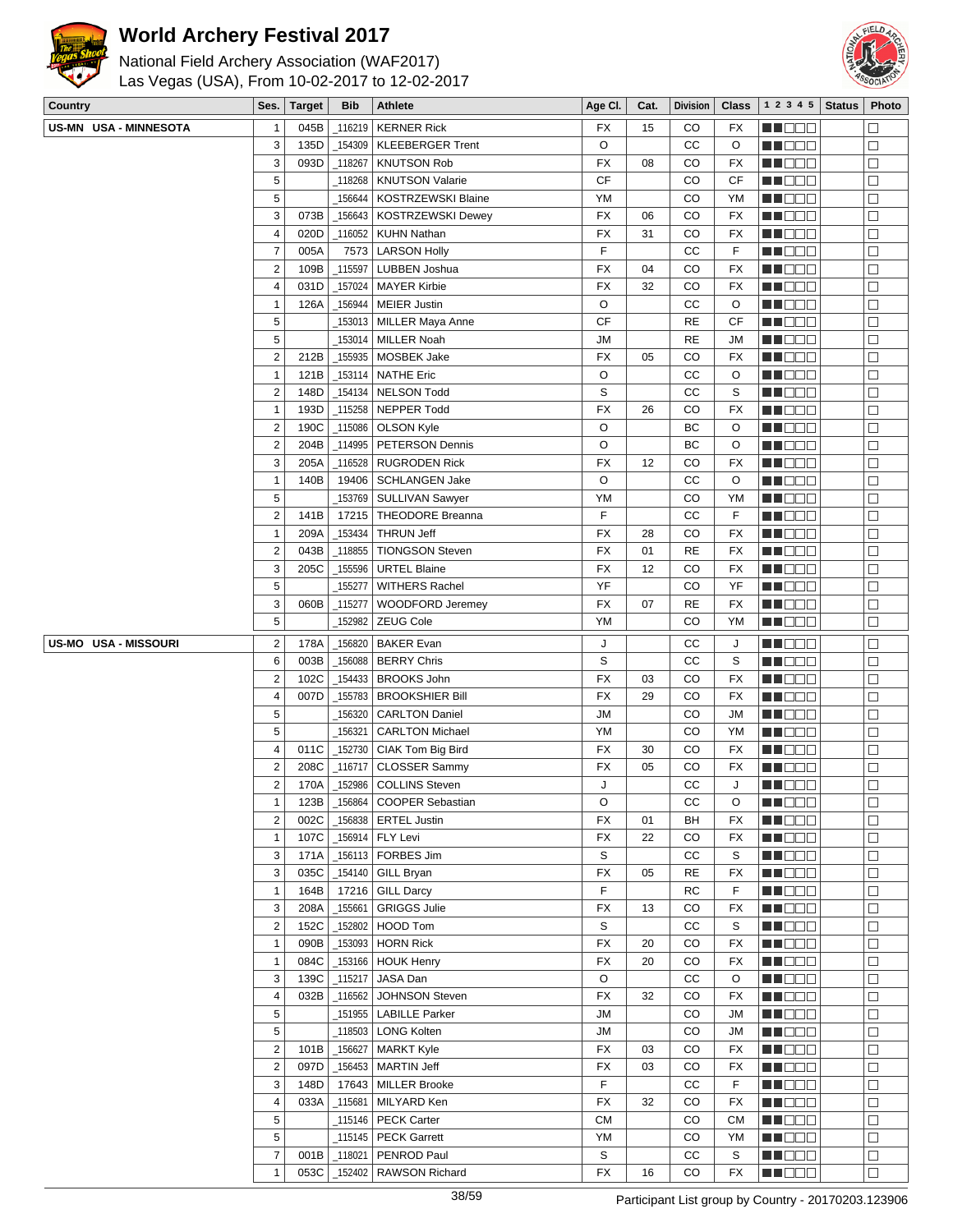# World Archery Festival 2017

National Field Archery Association (WAF2017)
Las Vegas (USA), From 10-02-2017 to 12-02-2017

| Country | Ses. | Target | Bib | Athlete | Age Cl. | Cat. | Division | Class | 1 2 3 4 5 | Status | Photo |
|---|---|---|---|---|---|---|---|---|---|---|---|
| US-MN USA - MINNESOTA | 1 | 045B | _116219 | KERNER Rick | FX | 15 | CO | FX | ■■□□□ | | □ |
| | 3 | 135D | _154309 | KLEEBERGER Trent | O | | CC | O | ■■□□□ | | □ |
| | 3 | 093D | _118267 | KNUTSON Rob | FX | 08 | CO | FX | ■■□□□ | | □ |
| | 5 | | _118268 | KNUTSON Valarie | CF | | CO | CF | ■■□□□ | | □ |
| | 5 | | _156644 | KOSTRZEWSKI Blaine | YM | | CO | YM | ■■□□□ | | □ |
| | 3 | 073B | _156643 | KOSTRZEWSKI Dewey | FX | 06 | CO | FX | ■■□□□ | | □ |
| | 4 | 020D | _116052 | KUHN Nathan | FX | 31 | CO | FX | ■■□□□ | | □ |
| | 7 | 005A | 7573 | LARSON Holly | F | | CC | F | ■■□□□ | | □ |
| | 2 | 109B | _115597 | LUBBEN Joshua | FX | 04 | CO | FX | ■■□□□ | | □ |
| | 4 | 031D | _157024 | MAYER Kirbie | FX | 32 | CO | FX | ■■□□□ | | □ |
| | 1 | 126A | _156944 | MEIER Justin | O | | CC | O | ■■□□□ | | □ |
| | 5 | | _153013 | MILLER Maya Anne | CF | | RE | CF | ■■□□□ | | □ |
| | 5 | | _153014 | MILLER Noah | JM | | RE | JM | ■■□□□ | | □ |
| | 2 | 212B | _155935 | MOSBEK Jake | FX | 05 | CO | FX | ■■□□□ | | □ |
| | 1 | 121B | _153114 | NATHE Eric | O | | CC | O | ■■□□□ | | □ |
| | 2 | 148D | _154134 | NELSON Todd | S | | CC | S | ■■□□□ | | □ |
| | 1 | 193D | _115258 | NEPPER Todd | FX | 26 | CO | FX | ■■□□□ | | □ |
| | 2 | 190C | _115086 | OLSON Kyle | O | | BC | O | ■■□□□ | | □ |
| | 2 | 204B | _114995 | PETERSON Dennis | O | | BC | O | ■■□□□ | | □ |
| | 3 | 205A | _116528 | RUGRODEN Rick | FX | 12 | CO | FX | ■■□□□ | | □ |
| | 1 | 140B | 19406 | SCHLANGEN Jake | O | | CC | O | ■■□□□ | | □ |
| | 5 | | _153769 | SULLIVAN Sawyer | YM | | CO | YM | ■■□□□ | | □ |
| | 2 | 141B | 17215 | THEODORE Breanna | F | | CC | F | ■■□□□ | | □ |
| | 1 | 209A | _153434 | THRUN Jeff | FX | 28 | CO | FX | ■■□□□ | | □ |
| | 2 | 043B | _118855 | TIONGSON Steven | FX | 01 | RE | FX | ■■□□□ | | □ |
| | 3 | 205C | _155596 | URTEL Blaine | FX | 12 | CO | FX | ■■□□□ | | □ |
| | 5 | | _155277 | WITHERS Rachel | YF | | CO | YF | ■■□□□ | | □ |
| | 3 | 060B | _115277 | WOODFORD Jeremey | FX | 07 | RE | FX | ■■□□□ | | □ |
| | 5 | | _152982 | ZEUG Cole | YM | | CO | YM | ■■□□□ | | □ |
| US-MO USA - MISSOURI | 2 | 178A | _156820 | BAKER Evan | J | | CC | J | ■■□□□ | | □ |
| | 6 | 003B | _156088 | BERRY Chris | S | | CC | S | ■■□□□ | | □ |
| | 2 | 102C | _154433 | BROOKS John | FX | 03 | CO | FX | ■■□□□ | | □ |
| | 4 | 007D | _155783 | BROOKSHIER Bill | FX | 29 | CO | FX | ■■□□□ | | □ |
| | 5 | | _156320 | CARLTON Daniel | JM | | CO | JM | ■■□□□ | | □ |
| | 5 | | _156321 | CARLTON Michael | YM | | CO | YM | ■■□□□ | | □ |
| | 4 | 011C | _152730 | CIAK Tom Big Bird | FX | 30 | CO | FX | ■■□□□ | | □ |
| | 2 | 208C | _116717 | CLOSSER Sammy | FX | 05 | CO | FX | ■■□□□ | | □ |
| | 2 | 170A | _152986 | COLLINS Steven | J | | CC | J | ■■□□□ | | □ |
| | 1 | 123B | _156864 | COOPER Sebastian | O | | CC | O | ■■□□□ | | □ |
| | 2 | 002C | _156838 | ERTEL Justin | FX | 01 | BH | FX | ■■□□□ | | □ |
| | 1 | 107C | _156914 | FLY Levi | FX | 22 | CO | FX | ■■□□□ | | □ |
| | 3 | 171A | _156113 | FORBES Jim | S | | CC | S | ■■□□□ | | □ |
| | 3 | 035C | _154140 | GILL Bryan | FX | 05 | RE | FX | ■■□□□ | | □ |
| | 1 | 164B | 17216 | GILL Darcy | F | | RC | F | ■■□□□ | | □ |
| | 3 | 208A | _155661 | GRIGGS Julie | FX | 13 | CO | FX | ■■□□□ | | □ |
| | 2 | 152C | _152802 | HOOD Tom | S | | CC | S | ■■□□□ | | □ |
| | 1 | 090B | _153093 | HORN Rick | FX | 20 | CO | FX | ■■□□□ | | □ |
| | 1 | 084C | _153166 | HOUK Henry | FX | 20 | CO | FX | ■■□□□ | | □ |
| | 3 | 139C | _115217 | JASA Dan | O | | CC | O | ■■□□□ | | □ |
| | 4 | 032B | _116562 | JOHNSON Steven | FX | 32 | CO | FX | ■■□□□ | | □ |
| | 5 | | _151955 | LABILLE Parker | JM | | CO | JM | ■■□□□ | | □ |
| | 5 | | _118503 | LONG Kolten | JM | | CO | JM | ■■□□□ | | □ |
| | 2 | 101B | _156627 | MARKT Kyle | FX | 03 | CO | FX | ■■□□□ | | □ |
| | 2 | 097D | _156453 | MARTIN Jeff | FX | 03 | CO | FX | ■■□□□ | | □ |
| | 3 | 148D | 17643 | MILLER Brooke | F | | CC | F | ■■□□□ | | □ |
| | 4 | 033A | _115681 | MILYARD Ken | FX | 32 | CO | FX | ■■□□□ | | □ |
| | 5 | | _115146 | PECK Carter | CM | | CO | CM | ■■□□□ | | □ |
| | 5 | | _115145 | PECK Garrett | YM | | CO | YM | ■■□□□ | | □ |
| | 7 | 001B | _118021 | PENROD Paul | S | | CC | S | ■■□□□ | | □ |
| | 1 | 053C | _152402 | RAWSON Richard | FX | 16 | CO | FX | ■■□□□ | | □ |

Participant List group by Country - 20170203.123906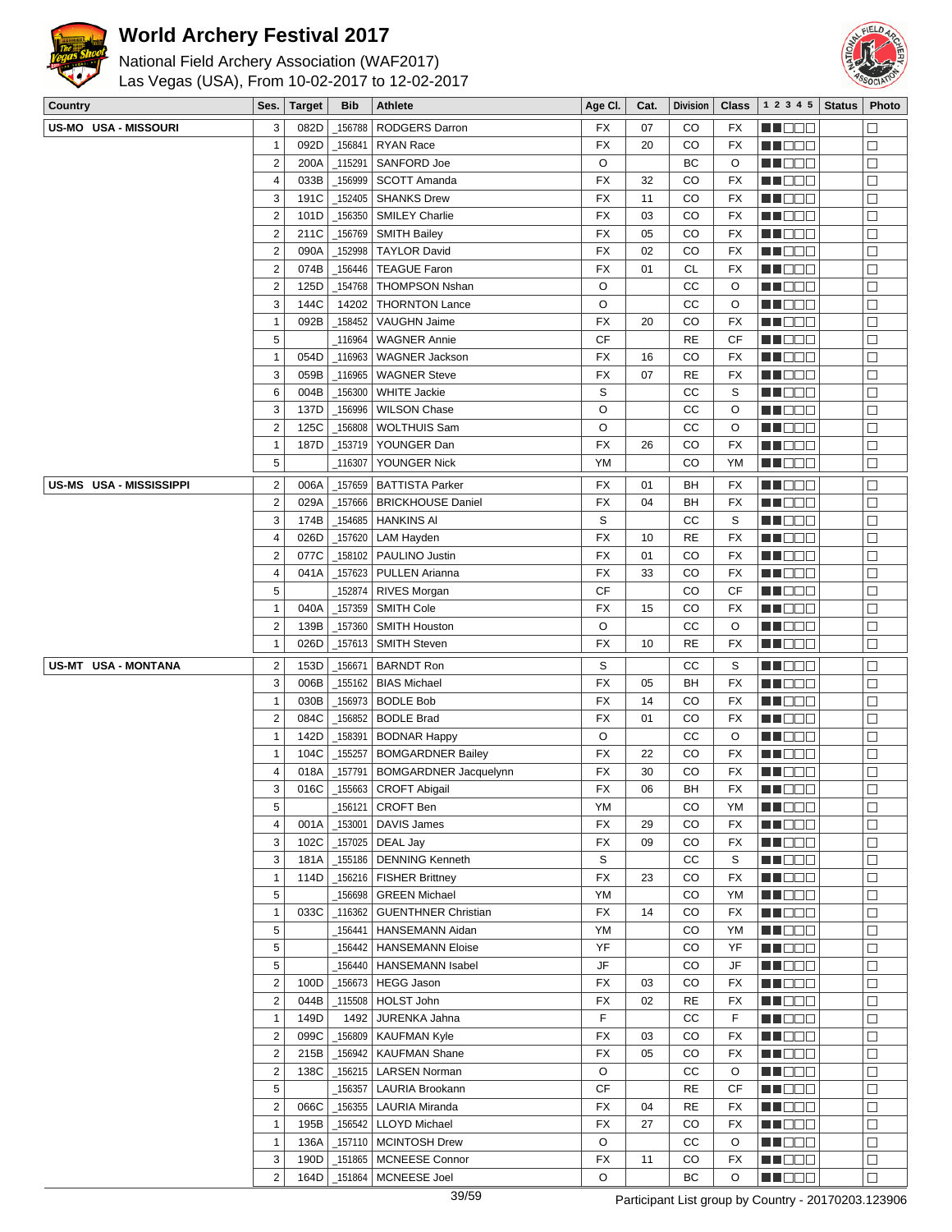# World Archery Festival 2017

National Field Archery Association (WAF2017)
Las Vegas (USA), From 10-02-2017 to 12-02-2017

| Country | Ses. | Target | Bib | Athlete | Age Cl. | Cat. | Division | Class | 1 2 3 4 5 | Status | Photo |
|---|---|---|---|---|---|---|---|---|---|---|---|
| US-MO USA - MISSOURI | 3 | 082D | _156788 | RODGERS Darron | FX | 07 | CO | FX | ■■□□□ | | □ |
| | 1 | 092D | _156841 | RYAN Race | FX | 20 | CO | FX | ■■□□□ | | □ |
| | 2 | 200A | _115291 | SANFORD Joe | O | | BC | O | ■■□□□ | | □ |
| | 4 | 033B | _156999 | SCOTT Amanda | FX | 32 | CO | FX | ■■□□□ | | □ |
| | 3 | 191C | _152405 | SHANKS Drew | FX | 11 | CO | FX | ■■□□□ | | □ |
| | 2 | 101D | _156350 | SMILEY Charlie | FX | 03 | CO | FX | ■■□□□ | | □ |
| | 2 | 211C | _156769 | SMITH Bailey | FX | 05 | CO | FX | ■■□□□ | | □ |
| | 2 | 090A | _152998 | TAYLOR David | FX | 02 | CO | FX | ■■□□□ | | □ |
| | 2 | 074B | _156446 | TEAGUE Faron | FX | 01 | CL | FX | ■■□□□ | | □ |
| | 2 | 125D | _154768 | THOMPSON Nshan | O | | CC | O | ■■□□□ | | □ |
| | 3 | 144C | 14202 | THORNTON Lance | O | | CC | O | ■■□□□ | | □ |
| | 1 | 092B | _158452 | VAUGHN Jaime | FX | 20 | CO | FX | ■■□□□ | | □ |
| | 5 | | _116964 | WAGNER Annie | CF | | RE | CF | ■■□□□ | | □ |
| | 1 | 054D | _116963 | WAGNER Jackson | FX | 16 | CO | FX | ■■□□□ | | □ |
| | 3 | 059B | _116965 | WAGNER Steve | FX | 07 | RE | FX | ■■□□□ | | □ |
| | 6 | 004B | _156300 | WHITE Jackie | S | | CC | S | ■■□□□ | | □ |
| | 3 | 137D | _156996 | WILSON Chase | O | | CC | O | ■■□□□ | | □ |
| | 2 | 125C | _156808 | WOLTHUIS Sam | O | | CC | O | ■■□□□ | | □ |
| | 1 | 187D | _153719 | YOUNGER Dan | FX | 26 | CO | FX | ■■□□□ | | □ |
| | 5 | | _116307 | YOUNGER Nick | YM | | CO | YM | ■■□□□ | | □ |
| US-MS USA - MISSISSIPPI | 2 | 006A | _157659 | BATTISTA Parker | FX | 01 | BH | FX | ■■□□□ | | □ |
| | 2 | 029A | _157666 | BRICKHOUSE Daniel | FX | 04 | BH | FX | ■■□□□ | | □ |
| | 3 | 174B | _154685 | HANKINS Al | S | | CC | S | ■■□□□ | | □ |
| | 4 | 026D | _157620 | LAM Hayden | FX | 10 | RE | FX | ■■□□□ | | □ |
| | 2 | 077C | _158102 | PAULINO Justin | FX | 01 | CO | FX | ■■□□□ | | □ |
| | 4 | 041A | _157623 | PULLEN Arianna | FX | 33 | CO | FX | ■■□□□ | | □ |
| | 5 | | _152874 | RIVES Morgan | CF | | CO | CF | ■■□□□ | | □ |
| | 1 | 040A | _157359 | SMITH Cole | FX | 15 | CO | FX | ■■□□□ | | □ |
| | 2 | 139B | _157360 | SMITH Houston | O | | CC | O | ■■□□□ | | □ |
| | 1 | 026D | _157613 | SMITH Steven | FX | 10 | RE | FX | ■■□□□ | | □ |
| US-MT USA - MONTANA | 2 | 153D | _156671 | BARNDT Ron | S | | CC | S | ■■□□□ | | □ |
| | 3 | 006B | _155162 | BIAS Michael | FX | 05 | BH | FX | ■■□□□ | | □ |
| | 1 | 030B | _156973 | BODLE Bob | FX | 14 | CO | FX | ■■□□□ | | □ |
| | 2 | 084C | _156852 | BODLE Brad | FX | 01 | CO | FX | ■■□□□ | | □ |
| | 1 | 142D | _158391 | BODNAR Happy | O | | CC | O | ■■□□□ | | □ |
| | 1 | 104C | _155257 | BOMGARDNER Bailey | FX | 22 | CO | FX | ■■□□□ | | □ |
| | 4 | 018A | _157791 | BOMGARDNER Jacquelynn | FX | 30 | CO | FX | ■■□□□ | | □ |
| | 3 | 016C | _155663 | CROFT Abigail | FX | 06 | BH | FX | ■■□□□ | | □ |
| | 5 | | _156121 | CROFT Ben | YM | | CO | YM | ■■□□□ | | □ |
| | 4 | 001A | _153001 | DAVIS James | FX | 29 | CO | FX | ■■□□□ | | □ |
| | 3 | 102C | _157025 | DEAL Jay | FX | 09 | CO | FX | ■■□□□ | | □ |
| | 3 | 181A | _155186 | DENNING Kenneth | S | | CC | S | ■■□□□ | | □ |
| | 1 | 114D | _156216 | FISHER Brittney | FX | 23 | CO | FX | ■■□□□ | | □ |
| | 5 | | _156698 | GREEN Michael | YM | | CO | YM | ■■□□□ | | □ |
| | 1 | 033C | _116362 | GUENTHNER Christian | FX | 14 | CO | FX | ■■□□□ | | □ |
| | 5 | | _156441 | HANSEMANN Aidan | YM | | CO | YM | ■■□□□ | | □ |
| | 5 | | _156442 | HANSEMANN Eloise | YF | | CO | YF | ■■□□□ | | □ |
| | 5 | | _156440 | HANSEMANN Isabel | JF | | CO | JF | ■■□□□ | | □ |
| | 2 | 100D | _156673 | HEGG Jason | FX | 03 | CO | FX | ■■□□□ | | □ |
| | 2 | 044B | _115508 | HOLST John | FX | 02 | RE | FX | ■■□□□ | | □ |
| | 1 | 149D | 1492 | JURENKA Jahna | F | | CC | F | ■■□□□ | | □ |
| | 2 | 099C | _156809 | KAUFMAN Kyle | FX | 03 | CO | FX | ■■□□□ | | □ |
| | 2 | 215B | _156942 | KAUFMAN Shane | FX | 05 | CO | FX | ■■□□□ | | □ |
| | 2 | 138C | _156215 | LARSEN Norman | O | | CC | O | ■■□□□ | | □ |
| | 5 | | _156357 | LAURIA Brookann | CF | | RE | CF | ■■□□□ | | □ |
| | 2 | 066C | _156355 | LAURIA Miranda | FX | 04 | RE | FX | ■■□□□ | | □ |
| | 1 | 195B | _156542 | LLOYD Michael | FX | 27 | CO | FX | ■■□□□ | | □ |
| | 1 | 136A | _157110 | MCINTOSH Drew | O | | CC | O | ■■□□□ | | □ |
| | 3 | 190D | _151865 | MCNEESE Connor | FX | 11 | CO | FX | ■■□□□ | | □ |
| | 2 | 164D | _151864 | MCNEESE Joel | O | | BC | O | ■■□□□ | | □ |

Participant List group by Country - 20170203.123906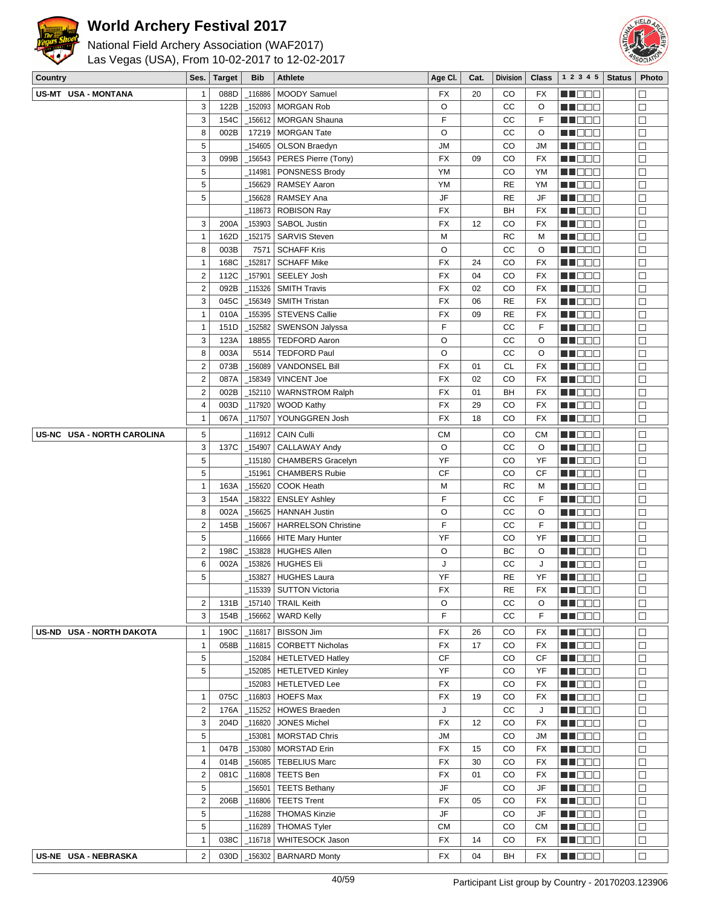# World Archery Festival 2017

National Field Archery Association (WAF2017)
Las Vegas (USA), From 10-02-2017 to 12-02-2017

| Country | Ses. | Target | Bib | Athlete | Age Cl. | Cat. | Division | Class | 1 2 3 4 5 | Status | Photo |
|---|---|---|---|---|---|---|---|---|---|---|---|
| US-MT USA - MONTANA | 1 | 088D | _116886 | MOODY Samuel | FX | 20 | CO | FX | | | ☐ |
| | 3 | 122B | _152093 | MORGAN Rob | O | | CC | O | | | ☐ |
| | 3 | 154C | _156612 | MORGAN Shauna | F | | CC | F | | | ☐ |
| | 8 | 002B | 17219 | MORGAN Tate | O | | CC | O | | | ☐ |
| | 5 | | _154605 | OLSON Braedyn | JM | | CO | JM | | | ☐ |
| | 3 | 099B | _156543 | PERES Pierre (Tony) | FX | 09 | CO | FX | | | ☐ |
| | 5 | | _114981 | PONSNESS Brody | YM | | CO | YM | | | ☐ |
| | 5 | | _156629 | RAMSEY Aaron | YM | | RE | YM | | | ☐ |
| | 5 | | _156628 | RAMSEY Ana | JF | | RE | JF | | | ☐ |
| | | | _118673 | ROBISON Ray | FX | | BH | FX | | | ☐ |
| | 3 | 200A | _153903 | SABOL Justin | FX | 12 | CO | FX | | | ☐ |
| | 1 | 162D | _152175 | SARVIS Steven | M | | RC | M | | | ☐ |
| | 8 | 003B | 7571 | SCHAFF Kris | O | | CC | O | | | ☐ |
| | 1 | 168C | _152817 | SCHAFF Mike | FX | 24 | CO | FX | | | ☐ |
| | 2 | 112C | _157901 | SEELEY Josh | FX | 04 | CO | FX | | | ☐ |
| | 2 | 092B | _115326 | SMITH Travis | FX | 02 | CO | FX | | | ☐ |
| | 3 | 045C | _156349 | SMITH Tristan | FX | 06 | RE | FX | | | ☐ |
| | 1 | 010A | _155395 | STEVENS Callie | FX | 09 | RE | FX | | | ☐ |
| | 1 | 151D | _152582 | SWENSON Jalyssa | F | | CC | F | | | ☐ |
| | 3 | 123A | 18855 | TEDFORD Aaron | O | | CC | O | | | ☐ |
| | 8 | 003A | 5514 | TEDFORD Paul | O | | CC | O | | | ☐ |
| | 2 | 073B | _156089 | VANDONSEL Bill | FX | 01 | CL | FX | | | ☐ |
| | 2 | 087A | _158349 | VINCENT Joe | FX | 02 | CO | FX | | | ☐ |
| | 2 | 002B | _152110 | WARNSTROM Ralph | FX | 01 | BH | FX | | | ☐ |
| | 4 | 003D | _117920 | WOOD Kathy | FX | 29 | CO | FX | | | ☐ |
| | 1 | 067A | _117507 | YOUNGGREN Josh | FX | 18 | CO | FX | | | ☐ |
| US-NC USA - NORTH CAROLINA | 5 | | _116912 | CAIN Culli | CM | | CO | CM | | | ☐ |
| | 3 | 137C | _154907 | CALLAWAY Andy | O | | CC | O | | | ☐ |
| | 5 | | _115180 | CHAMBERS Gracelyn | YF | | CO | YF | | | ☐ |
| | 5 | | _151961 | CHAMBERS Rubie | CF | | CO | CF | | | ☐ |
| | 1 | 163A | _155620 | COOK Heath | M | | RC | M | | | ☐ |
| | 3 | 154A | _158322 | ENSLEY Ashley | F | | CC | F | | | ☐ |
| | 8 | 002A | _156625 | HANNAH Justin | O | | CC | O | | | ☐ |
| | 2 | 145B | _156067 | HARRELSON Christine | F | | CC | F | | | ☐ |
| | 5 | | _116666 | HITE Mary Hunter | YF | | CO | YF | | | ☐ |
| | 2 | 198C | _153828 | HUGHES Allen | O | | BC | O | | | ☐ |
| | 6 | 002A | _153826 | HUGHES Eli | J | | CC | J | | | ☐ |
| | 5 | | _153827 | HUGHES Laura | YF | | RE | YF | | | ☐ |
| | | | _115339 | SUTTON Victoria | FX | | RE | FX | | | ☐ |
| | 2 | 131B | _157140 | TRAIL Keith | O | | CC | O | | | ☐ |
| | 3 | 154B | _156662 | WARD Kelly | F | | CC | F | | | ☐ |
| US-ND USA - NORTH DAKOTA | 1 | 190C | _116817 | BISSON Jim | FX | 26 | CO | FX | | | ☐ |
| | 1 | 058B | _116815 | CORBETT Nicholas | FX | 17 | CO | FX | | | ☐ |
| | 5 | | _152084 | HETLETVED Hatley | CF | | CO | CF | | | ☐ |
| | 5 | | _152085 | HETLETVED Kinley | YF | | CO | YF | | | ☐ |
| | | | _152083 | HETLETVED Lee | FX | | CO | FX | | | ☐ |
| | 1 | 075C | _116803 | HOEFS Max | FX | 19 | CO | FX | | | ☐ |
| | 2 | 176A | _115252 | HOWES Braeden | J | | CC | J | | | ☐ |
| | 3 | 204D | _116820 | JONES Michel | FX | 12 | CO | FX | | | ☐ |
| | 5 | | _153081 | MORSTAD Chris | JM | | CO | JM | | | ☐ |
| | 1 | 047B | _153080 | MORSTAD Erin | FX | 15 | CO | FX | | | ☐ |
| | 4 | 014B | _156085 | TEBELIUS Marc | FX | 30 | CO | FX | | | ☐ |
| | 2 | 081C | _116808 | TEETS Ben | FX | 01 | CO | FX | | | ☐ |
| | 5 | | _156501 | TEETS Bethany | JF | | CO | JF | | | ☐ |
| | 2 | 206B | _116806 | TEETS Trent | FX | 05 | CO | FX | | | ☐ |
| | 5 | | _116288 | THOMAS Kinzie | JF | | CO | JF | | | ☐ |
| | 5 | | _116289 | THOMAS Tyler | CM | | CO | CM | | | ☐ |
| | 1 | 038C | _116718 | WHITESOCK Jason | FX | 14 | CO | FX | | | ☐ |
| US-NE USA - NEBRASKA | 2 | 030D | _156302 | BARNARD Monty | FX | 04 | BH | FX | | | ☐ |

Participant List group by Country - 20170203.123906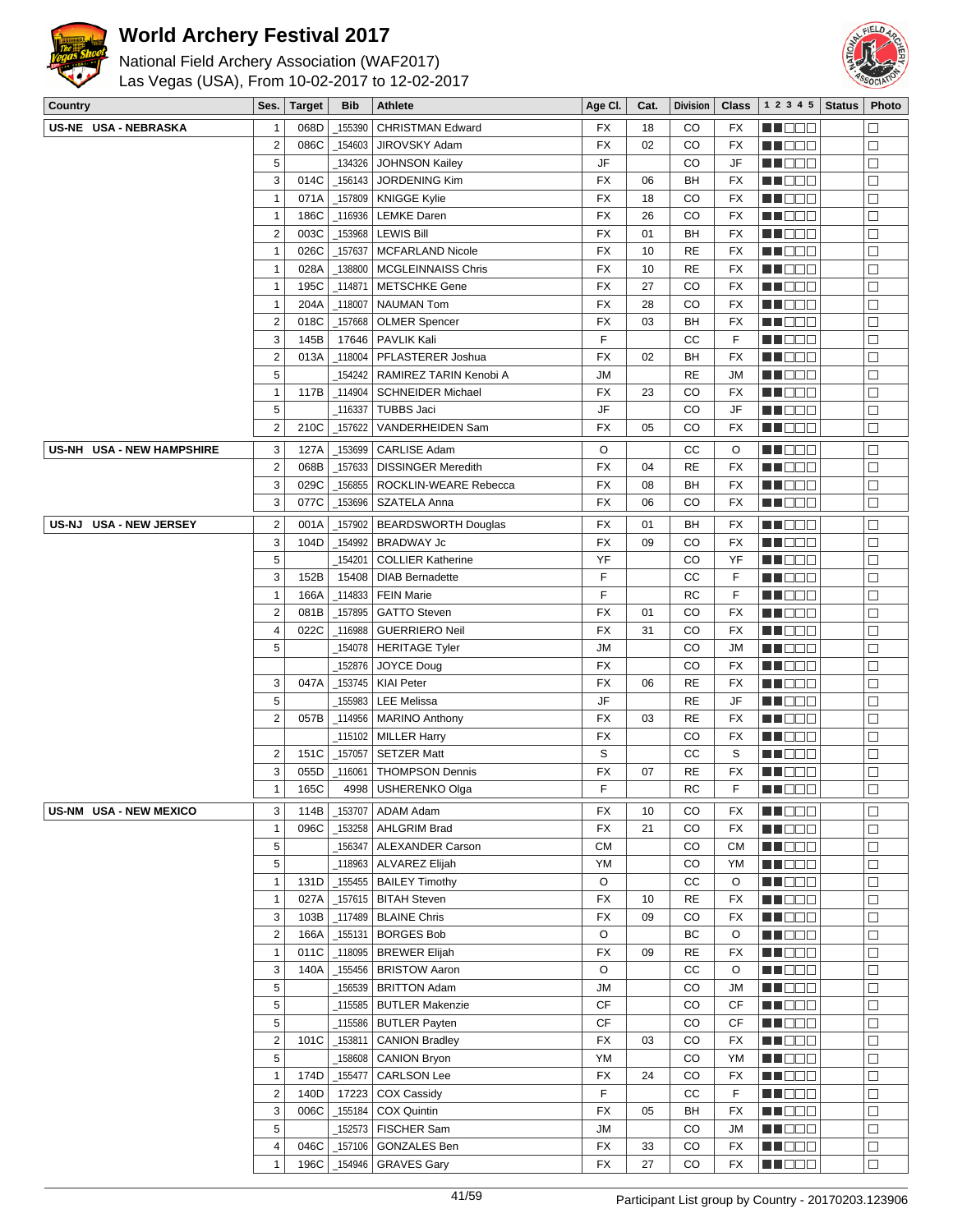# World Archery Festival 2017

National Field Archery Association (WAF2017)
Las Vegas (USA), From 10-02-2017 to 12-02-2017

| Country | Ses. | Target | Bib | Athlete | Age Cl. | Cat. | Division | Class | 1 2 3 4 5 | Status | Photo |
|---|---|---|---|---|---|---|---|---|---|---|---|
| US-NE USA - NEBRASKA | 1 | 068D | _155390 | CHRISTMAN Edward | FX | 18 | CO | FX | | | |
| | 2 | 086C | _154603 | JIROVSKY Adam | FX | 02 | CO | FX | | | |
| | 5 | | _134326 | JOHNSON Kailey | JF | | CO | JF | | | |
| | 3 | 014C | _156143 | JORDENING Kim | FX | 06 | BH | FX | | | |
| | 1 | 071A | _157809 | KNIGGE Kylie | FX | 18 | CO | FX | | | |
| | 1 | 186C | _116936 | LEMKE Daren | FX | 26 | CO | FX | | | |
| | 2 | 003C | _153968 | LEWIS Bill | FX | 01 | BH | FX | | | |
| | 1 | 026C | _157637 | MCFARLAND Nicole | FX | 10 | RE | FX | | | |
| | 1 | 028A | _138800 | MCGLEINNAISS Chris | FX | 10 | RE | FX | | | |
| | 1 | 195C | _114871 | METSCHKE Gene | FX | 27 | CO | FX | | | |
| | 1 | 204A | _118007 | NAUMAN Tom | FX | 28 | CO | FX | | | |
| | 2 | 018C | _157668 | OLMER Spencer | FX | 03 | BH | FX | | | |
| | 3 | 145B | 17646 | PAVLIK Kali | F | | CC | F | | | |
| | 2 | 013A | _118004 | PFLASTERER Joshua | FX | 02 | BH | FX | | | |
| | 5 | | _154242 | RAMIREZ TARIN Kenobi A | JM | | RE | JM | | | |
| | 1 | 117B | _114904 | SCHNEIDER Michael | FX | 23 | CO | FX | | | |
| | 5 | | _116337 | TUBBS Jaci | JF | | CO | JF | | | |
| | 2 | 210C | _157622 | VANDERHEIDEN Sam | FX | 05 | CO | FX | | | |
| US-NH USA - NEW HAMPSHIRE | 3 | 127A | _153699 | CARLISE Adam | O | | CC | O | | | |
| | 2 | 068B | _157633 | DISSINGER Meredith | FX | 04 | RE | FX | | | |
| | 3 | 029C | _156855 | ROCKLIN-WEARE Rebecca | FX | 08 | BH | FX | | | |
| | 3 | 077C | _153696 | SZATELA Anna | FX | 06 | CO | FX | | | |
| US-NJ USA - NEW JERSEY | 2 | 001A | _157902 | BEARDSWORTH Douglas | FX | 01 | BH | FX | | | |
| | 3 | 104D | _154992 | BRADWAY Jc | FX | 09 | CO | FX | | | |
| | 5 | | _154201 | COLLIER Katherine | YF | | CO | YF | | | |
| | 3 | 152B | 15408 | DIAB Bernadette | F | | CC | F | | | |
| | 1 | 166A | _114833 | FEIN Marie | F | | RC | F | | | |
| | 2 | 081B | _157895 | GATTO Steven | FX | 01 | CO | FX | | | |
| | 4 | 022C | _116988 | GUERRIERO Neil | FX | 31 | CO | FX | | | |
| | 5 | | _154078 | HERITAGE Tyler | JM | | CO | JM | | | |
| | | | _152876 | JOYCE Doug | FX | | CO | FX | | | |
| | 3 | 047A | _153745 | KIAI Peter | FX | 06 | RE | FX | | | |
| | 5 | | _155983 | LEE Melissa | JF | | RE | JF | | | |
| | 2 | 057B | _114956 | MARINO Anthony | FX | 03 | RE | FX | | | |
| | | | _115102 | MILLER Harry | FX | | CO | FX | | | |
| | 2 | 151C | _157057 | SETZER Matt | S | | CC | S | | | |
| | 3 | 055D | _116061 | THOMPSON Dennis | FX | 07 | RE | FX | | | |
| | 1 | 165C | 4998 | USHERENKO Olga | F | | RC | F | | | |
| US-NM USA - NEW MEXICO | 3 | 114B | _153707 | ADAM Adam | FX | 10 | CO | FX | | | |
| | 1 | 096C | _153258 | AHLGRIM Brad | FX | 21 | CO | FX | | | |
| | 5 | | _156347 | ALEXANDER Carson | CM | | CO | CM | | | |
| | 5 | | _118963 | ALVAREZ Elijah | YM | | CO | YM | | | |
| | 1 | 131D | _155455 | BAILEY Timothy | O | | CC | O | | | |
| | 1 | 027A | _157615 | BITAH Steven | FX | 10 | RE | FX | | | |
| | 3 | 103B | _117489 | BLAINE Chris | FX | 09 | CO | FX | | | |
| | 2 | 166A | _155131 | BORGES Bob | O | | BC | O | | | |
| | 1 | 011C | _118095 | BREWER Elijah | FX | 09 | RE | FX | | | |
| | 3 | 140A | _155456 | BRISTOW Aaron | O | | CC | O | | | |
| | 5 | | _156539 | BRITTON Adam | JM | | CO | JM | | | |
| | 5 | | _115585 | BUTLER Makenzie | CF | | CO | CF | | | |
| | 5 | | _115586 | BUTLER Payten | CF | | CO | CF | | | |
| | 2 | 101C | _153811 | CANION Bradley | FX | 03 | CO | FX | | | |
| | 5 | | _158608 | CANION Bryon | YM | | CO | YM | | | |
| | 1 | 174D | _155477 | CARLSON Lee | FX | 24 | CO | FX | | | |
| | 2 | 140D | 17223 | COX Cassidy | F | | CC | F | | | |
| | 3 | 006C | _155184 | COX Quintin | FX | 05 | BH | FX | | | |
| | 5 | | _152573 | FISCHER Sam | JM | | CO | JM | | | |
| | 4 | 046C | _157106 | GONZALES Ben | FX | 33 | CO | FX | | | |
| | 1 | 196C | _154946 | GRAVES Gary | FX | 27 | CO | FX | | | |

Participant List group by Country - 20170203.123906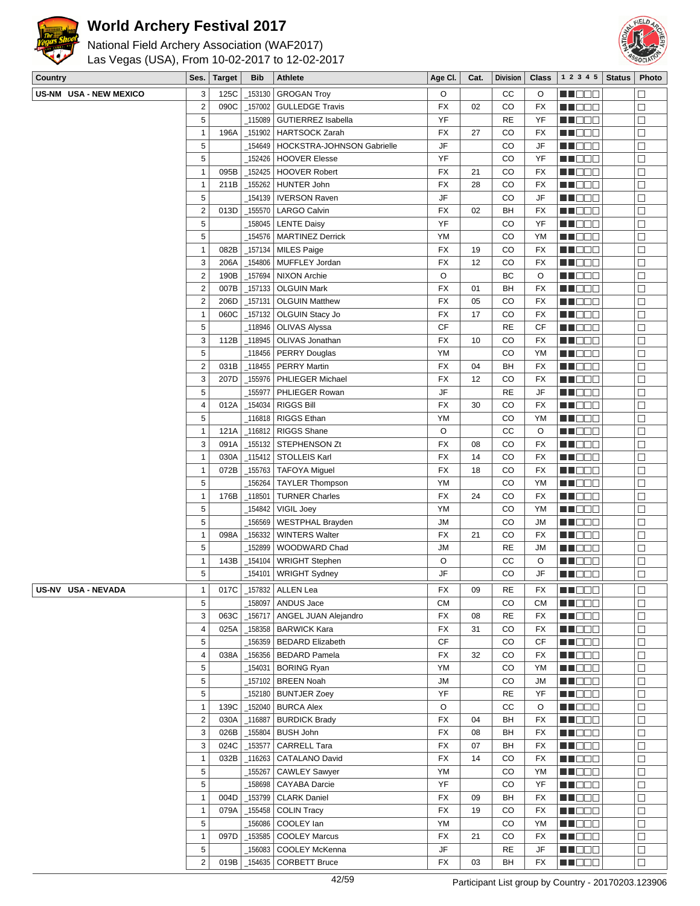# World Archery Festival 2017

National Field Archery Association (WAF2017)
Las Vegas (USA), From 10-02-2017 to 12-02-2017

| Country | Ses. | Target | Bib | Athlete | Age Cl. | Cat. | Division | Class | 1 2 3 4 5 | Status | Photo |
|---|---|---|---|---|---|---|---|---|---|---|---|
| US-NM USA - NEW MEXICO | 3 | 125C | _153130 | GROGAN Troy | O | | CC | O | | | ☐ |
| | 2 | 090C | _157002 | GULLEDGE Travis | FX | 02 | CO | FX | | | ☐ |
| | 5 | | _115089 | GUTIERREZ Isabella | YF | | RE | YF | | | ☐ |
| | 1 | 196A | _151902 | HARTSOCK Zarah | FX | 27 | CO | FX | | | ☐ |
| | 5 | | _154649 | HOCKSTRA-JOHNSON Gabrielle | JF | | CO | JF | | | ☐ |
| | 5 | | _152426 | HOOVER Elesse | YF | | CO | YF | | | ☐ |
| | 1 | 095B | _152425 | HOOVER Robert | FX | 21 | CO | FX | | | ☐ |
| | 1 | 211B | _155262 | HUNTER John | FX | 28 | CO | FX | | | ☐ |
| | 5 | | _154139 | IVERSON Raven | JF | | CO | JF | | | ☐ |
| | 2 | 013D | _155570 | LARGO Calvin | FX | 02 | BH | FX | | | ☐ |
| | 5 | | _158045 | LENTE Daisy | YF | | CO | YF | | | ☐ |
| | 5 | | _154576 | MARTINEZ Derrick | YM | | CO | YM | | | ☐ |
| | 1 | 082B | _157134 | MILES Paige | FX | 19 | CO | FX | | | ☐ |
| | 3 | 206A | _154806 | MUFFLEY Jordan | FX | 12 | CO | FX | | | ☐ |
| | 2 | 190B | _157694 | NIXON Archie | O | | BC | O | | | ☐ |
| | 2 | 007B | _157133 | OLGUIN Mark | FX | 01 | BH | FX | | | ☐ |
| | 2 | 206D | _157131 | OLGUIN Matthew | FX | 05 | CO | FX | | | ☐ |
| | 1 | 060C | _157132 | OLGUIN Stacy Jo | FX | 17 | CO | FX | | | ☐ |
| | 5 | | _118946 | OLIVAS Alyssa | CF | | RE | CF | | | ☐ |
| | 3 | 112B | _118945 | OLIVAS Jonathan | FX | 10 | CO | FX | | | ☐ |
| | 5 | | _118456 | PERRY Douglas | YM | | CO | YM | | | ☐ |
| | 2 | 031B | _118455 | PERRY Martin | FX | 04 | BH | FX | | | ☐ |
| | 3 | 207D | _155976 | PHLIEGER Michael | FX | 12 | CO | FX | | | ☐ |
| | 5 | | _155977 | PHLIEGER Rowan | JF | | RE | JF | | | ☐ |
| | 4 | 012A | _154034 | RIGGS Bill | FX | 30 | CO | FX | | | ☐ |
| | 5 | | _116818 | RIGGS Ethan | YM | | CO | YM | | | ☐ |
| | 1 | 121A | _116812 | RIGGS Shane | O | | CC | O | | | ☐ |
| | 3 | 091A | _155132 | STEPHENSON Zt | FX | 08 | CO | FX | | | ☐ |
| | 1 | 030A | _115412 | STOLLEIS Karl | FX | 14 | CO | FX | | | ☐ |
| | 1 | 072B | _155763 | TAFOYA Miguel | FX | 18 | CO | FX | | | ☐ |
| | 5 | | _156264 | TAYLER Thompson | YM | | CO | YM | | | ☐ |
| | 1 | 176B | _118501 | TURNER Charles | FX | 24 | CO | FX | | | ☐ |
| | 5 | | _154842 | VIGIL Joey | YM | | CO | YM | | | ☐ |
| | 5 | | _156569 | WESTPHAL Brayden | JM | | CO | JM | | | ☐ |
| | 1 | 098A | _156332 | WINTERS Walter | FX | 21 | CO | FX | | | ☐ |
| | 5 | | _152899 | WOODWARD Chad | JM | | RE | JM | | | ☐ |
| | 1 | 143B | _154104 | WRIGHT Stephen | O | | CC | O | | | ☐ |
| | 5 | | _154101 | WRIGHT Sydney | JF | | CO | JF | | | ☐ |
| US-NV USA - NEVADA | 1 | 017C | _157832 | ALLEN Lea | FX | 09 | RE | FX | | | ☐ |
| | 5 | | _158097 | ANDUS Jace | CM | | CO | CM | | | ☐ |
| | 3 | 063C | _156717 | ANGEL JUAN Alejandro | FX | 08 | RE | FX | | | ☐ |
| | 4 | 025A | _158358 | BARWICK Kara | FX | 31 | CO | FX | | | ☐ |
| | 5 | | _156359 | BEDARD Elizabeth | CF | | CO | CF | | | ☐ |
| | 4 | 038A | _156356 | BEDARD Pamela | FX | 32 | CO | FX | | | ☐ |
| | 5 | | _154031 | BORING Ryan | YM | | CO | YM | | | ☐ |
| | 5 | | _157102 | BREEN Noah | JM | | CO | JM | | | ☐ |
| | 5 | | _152180 | BUNTJER Zoey | YF | | RE | YF | | | ☐ |
| | 1 | 139C | _152040 | BURCA Alex | O | | CC | O | | | ☐ |
| | 2 | 030A | _116887 | BURDICK Brady | FX | 04 | BH | FX | | | ☐ |
| | 3 | 026B | _155804 | BUSH John | FX | 08 | BH | FX | | | ☐ |
| | 3 | 024C | _153577 | CARRELL Tara | FX | 07 | BH | FX | | | ☐ |
| | 1 | 032B | _116263 | CATALANO David | FX | 14 | CO | FX | | | ☐ |
| | 5 | | _155267 | CAWLEY Sawyer | YM | | CO | YM | | | ☐ |
| | 5 | | _158698 | CAYABA Darcie | YF | | CO | YF | | | ☐ |
| | 1 | 004D | _153799 | CLARK Daniel | FX | 09 | BH | FX | | | ☐ |
| | 1 | 079A | _155458 | COLIN Tracy | FX | 19 | CO | FX | | | ☐ |
| | 5 | | _156086 | COOLEY Ian | YM | | CO | YM | | | ☐ |
| | 1 | 097D | _153585 | COOLEY Marcus | FX | 21 | CO | FX | | | ☐ |
| | 5 | | _156083 | COOLEY McKenna | JF | | RE | JF | | | ☐ |
| | 2 | 019B | _154635 | CORBETT Bruce | FX | 03 | BH | FX | | | ☐ |

Participant List group by Country - 20170203.123906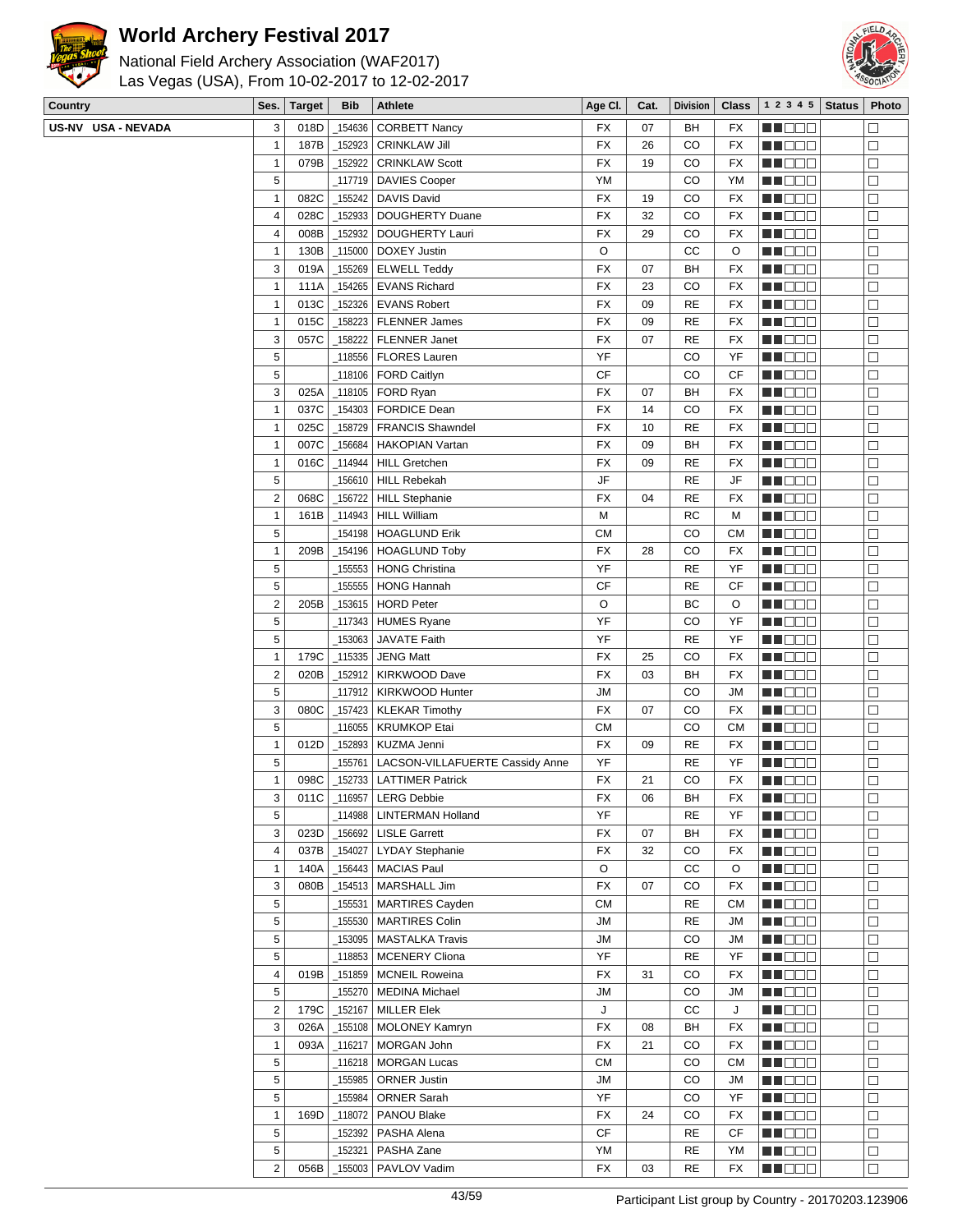# World Archery Festival 2017

National Field Archery Association (WAF2017)
Las Vegas (USA), From 10-02-2017 to 12-02-2017

| Country | Ses. | Target | Bib | Athlete | Age Cl. | Cat. | Division | Class | 1 2 3 4 5 | Status | Photo |
|---|---|---|---|---|---|---|---|---|---|---|---|
| US-NV USA - NEVADA | 3 | 018D | _154636 | CORBETT Nancy | FX | 07 | BH | FX | ■■□□□ | | □ |
| | 1 | 187B | _152923 | CRINKLAW Jill | FX | 26 | CO | FX | ■■□□□ | | □ |
| | 1 | 079B | _152922 | CRINKLAW Scott | FX | 19 | CO | FX | ■■□□□ | | □ |
| | 5 | | _117719 | DAVIES Cooper | YM | | CO | YM | ■■□□□ | | □ |
| | 1 | 082C | _155242 | DAVIS David | FX | 19 | CO | FX | ■■□□□ | | □ |
| | 4 | 028C | _152933 | DOUGHERTY Duane | FX | 32 | CO | FX | ■■□□□ | | □ |
| | 4 | 008B | _152932 | DOUGHERTY Lauri | FX | 29 | CO | FX | ■■□□□ | | □ |
| | 1 | 130B | _115000 | DOXEY Justin | O | | CC | O | ■■□□□ | | □ |
| | 3 | 019A | _155269 | ELWELL Teddy | FX | 07 | BH | FX | ■■□□□ | | □ |
| | 1 | 111A | _154265 | EVANS Richard | FX | 23 | CO | FX | ■■□□□ | | □ |
| | 1 | 013C | _152326 | EVANS Robert | FX | 09 | RE | FX | ■■□□□ | | □ |
| | 1 | 015C | _158223 | FLENNER James | FX | 09 | RE | FX | ■■□□□ | | □ |
| | 3 | 057C | _158222 | FLENNER Janet | FX | 07 | RE | FX | ■■□□□ | | □ |
| | 5 | | _118556 | FLORES Lauren | YF | | CO | YF | ■■□□□ | | □ |
| | 5 | | _118106 | FORD Caitlyn | CF | | CO | CF | ■■□□□ | | □ |
| | 3 | 025A | _118105 | FORD Ryan | FX | 07 | BH | FX | ■■□□□ | | □ |
| | 1 | 037C | _154303 | FORDICE Dean | FX | 14 | CO | FX | ■■□□□ | | □ |
| | 1 | 025C | _158729 | FRANCIS Shawndel | FX | 10 | RE | FX | ■■□□□ | | □ |
| | 1 | 007C | _156684 | HAKOPIAN Vartan | FX | 09 | BH | FX | ■■□□□ | | □ |
| | 1 | 016C | _114944 | HILL Gretchen | FX | 09 | RE | FX | ■■□□□ | | □ |
| | 5 | | _156610 | HILL Rebekah | JF | | RE | JF | ■■□□□ | | □ |
| | 2 | 068C | _156722 | HILL Stephanie | FX | 04 | RE | FX | ■■□□□ | | □ |
| | 1 | 161B | _114943 | HILL William | M | | RC | M | ■■□□□ | | □ |
| | 5 | | _154198 | HOAGLUND Erik | CM | | CO | CM | ■■□□□ | | □ |
| | 1 | 209B | _154196 | HOAGLUND Toby | FX | 28 | CO | FX | ■■□□□ | | □ |
| | 5 | | _155553 | HONG Christina | YF | | RE | YF | ■■□□□ | | □ |
| | 5 | | _155555 | HONG Hannah | CF | | RE | CF | ■■□□□ | | □ |
| | 2 | 205B | _153615 | HORD Peter | O | | BC | O | ■■□□□ | | □ |
| | 5 | | _117343 | HUMES Ryane | YF | | CO | YF | ■■□□□ | | □ |
| | 5 | | _153063 | JAVATE Faith | YF | | RE | YF | ■■□□□ | | □ |
| | 1 | 179C | _115335 | JENG Matt | FX | 25 | CO | FX | ■■□□□ | | □ |
| | 2 | 020B | _152912 | KIRKWOOD Dave | FX | 03 | BH | FX | ■■□□□ | | □ |
| | 5 | | _117912 | KIRKWOOD Hunter | JM | | CO | JM | ■■□□□ | | □ |
| | 3 | 080C | _157423 | KLEKAR Timothy | FX | 07 | CO | FX | ■■□□□ | | □ |
| | 5 | | _116055 | KRUMKOP Etai | CM | | CO | CM | ■■□□□ | | □ |
| | 1 | 012D | _152893 | KUZMA Jenni | FX | 09 | RE | FX | ■■□□□ | | □ |
| | 5 | | _155761 | LACSON-VILLAFUERTE Cassidy Anne | YF | | RE | YF | ■■□□□ | | □ |
| | 1 | 098C | _152733 | LATTIMER Patrick | FX | 21 | CO | FX | ■■□□□ | | □ |
| | 3 | 011C | _116957 | LERG Debbie | FX | 06 | BH | FX | ■■□□□ | | □ |
| | 5 | | _114988 | LINTERMAN Holland | YF | | RE | YF | ■■□□□ | | □ |
| | 3 | 023D | _156692 | LISLE Garrett | FX | 07 | BH | FX | ■■□□□ | | □ |
| | 4 | 037B | _154027 | LYDAY Stephanie | FX | 32 | CO | FX | ■■□□□ | | □ |
| | 1 | 140A | _156443 | MACIAS Paul | O | | CC | O | ■■□□□ | | □ |
| | 3 | 080B | _154513 | MARSHALL Jim | FX | 07 | CO | FX | ■■□□□ | | □ |
| | 5 | | _155531 | MARTIRES Cayden | CM | | RE | CM | ■■□□□ | | □ |
| | 5 | | _155530 | MARTIRES Colin | JM | | RE | JM | ■■□□□ | | □ |
| | 5 | | _153095 | MASTALKA Travis | JM | | CO | JM | ■■□□□ | | □ |
| | 5 | | _118853 | MCENERY Cliona | YF | | RE | YF | ■■□□□ | | □ |
| | 4 | 019B | _151859 | MCNEIL Roweina | FX | 31 | CO | FX | ■■□□□ | | □ |
| | 5 | | _155270 | MEDINA Michael | JM | | CO | JM | ■■□□□ | | □ |
| | 2 | 179C | _152167 | MILLER Elek | J | | CC | J | ■■□□□ | | □ |
| | 3 | 026A | _155108 | MOLONEY Kamryn | FX | 08 | BH | FX | ■■□□□ | | □ |
| | 1 | 093A | _116217 | MORGAN John | FX | 21 | CO | FX | ■■□□□ | | □ |
| | 5 | | _116218 | MORGAN Lucas | CM | | CO | CM | ■■□□□ | | □ |
| | 5 | | _155985 | ORNER Justin | JM | | CO | JM | ■■□□□ | | □ |
| | 5 | | _155984 | ORNER Sarah | YF | | CO | YF | ■■□□□ | | □ |
| | 1 | 169D | _118072 | PANOU Blake | FX | 24 | CO | FX | ■■□□□ | | □ |
| | 5 | | _152392 | PASHA Alena | CF | | RE | CF | ■■□□□ | | □ |
| | 5 | | _152321 | PASHA Zane | YM | | RE | YM | ■■□□□ | | □ |
| | 2 | 056B | _155003 | PAVLOV Vadim | FX | 03 | RE | FX | ■■□□□ | | □ |

Participant List group by Country - 20170203.123906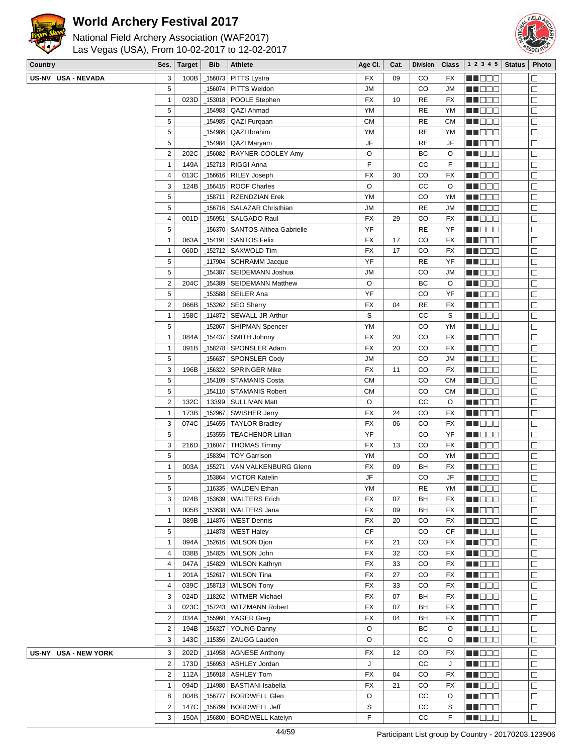# World Archery Festival 2017

National Field Archery Association (WAF2017)
Las Vegas (USA), From 10-02-2017 to 12-02-2017

| Country | Ses. | Target | Bib | Athlete | Age Cl. | Cat. | Division | Class | 1 2 3 4 5 | Status | Photo |
|---|---|---|---|---|---|---|---|---|---|---|---|
| US-NV USA - NEVADA | 3 | 100B | _156073 | PITTS Lystra | FX | 09 | CO | FX | ■■□□□ | | □ |
| | 5 | | _156074 | PITTS Weldon | JM | | CO | JM | ■■□□□ | | □ |
| | 1 | 023D | _153018 | POOLE Stephen | FX | 10 | RE | FX | ■■□□□ | | □ |
| | 5 | | _154983 | QAZI Ahmad | YM | | RE | YM | ■■□□□ | | □ |
| | 5 | | _154985 | QAZI Furqaan | CM | | RE | CM | ■■□□□ | | □ |
| | 5 | | _154986 | QAZI Ibrahim | YM | | RE | YM | ■■□□□ | | □ |
| | 5 | | _154984 | QAZI Maryam | JF | | RE | JF | ■■□□□ | | □ |
| | 2 | 202C | _156082 | RAYNER-COOLEY Amy | O | | BC | O | ■■□□□ | | □ |
| | 1 | 149A | _152713 | RIGGI Anna | F | | CC | F | ■■□□□ | | □ |
| | 4 | 013C | _156616 | RILEY Joseph | FX | 30 | CO | FX | ■■□□□ | | □ |
| | 3 | 124B | _156415 | ROOF Charles | O | | CC | O | ■■□□□ | | □ |
| | 5 | | _158711 | RZENDZIAN Erek | YM | | CO | YM | ■■□□□ | | □ |
| | 5 | | _156716 | SALAZAR Christhian | JM | | RE | JM | ■■□□□ | | □ |
| | 4 | 001D | _156951 | SALGADO Raul | FX | 29 | CO | FX | ■■□□□ | | □ |
| | 5 | | _156370 | SANTOS Althea Gabrielle | YF | | RE | YF | ■■□□□ | | □ |
| | 1 | 063A | _154191 | SANTOS Felix | FX | 17 | CO | FX | ■■□□□ | | □ |
| | 1 | 060D | _152712 | SAXWOLD Tim | FX | 17 | CO | FX | ■■□□□ | | □ |
| | 5 | | _117904 | SCHRAMM Jacque | YF | | RE | YF | ■■□□□ | | □ |
| | 5 | | _154387 | SEIDEMANN Joshua | JM | | CO | JM | ■■□□□ | | □ |
| | 2 | 204C | _154389 | SEIDEMANN Matthew | O | | BC | O | ■■□□□ | | □ |
| | 5 | | _153588 | SEILER Ana | YF | | CO | YF | ■■□□□ | | □ |
| | 2 | 066B | _153262 | SEO Sherry | FX | 04 | RE | FX | ■■□□□ | | □ |
| | 1 | 158C | _114872 | SEWALL JR Arthur | S | | CC | S | ■■□□□ | | □ |
| | 5 | | _152067 | SHIPMAN Spencer | YM | | CO | YM | ■■□□□ | | □ |
| | 1 | 084A | _154437 | SMITH Johnny | FX | 20 | CO | FX | ■■□□□ | | □ |
| | 1 | 091B | _158278 | SPONSLER Adam | FX | 20 | CO | FX | ■■□□□ | | □ |
| | 5 | | _156637 | SPONSLER Cody | JM | | CO | JM | ■■□□□ | | □ |
| | 3 | 196B | _156322 | SPRINGER Mike | FX | 11 | CO | FX | ■■□□□ | | □ |
| | 5 | | _154109 | STAMANIS Costa | CM | | CO | CM | ■■□□□ | | □ |
| | 5 | | _154110 | STAMANIS Robert | CM | | CO | CM | ■■□□□ | | □ |
| | 2 | 132C | 13399 | SULLIVAN Matt | O | | CC | O | ■■□□□ | | □ |
| | 1 | 173B | _152967 | SWISHER Jerry | FX | 24 | CO | FX | ■■□□□ | | □ |
| | 3 | 074C | _154655 | TAYLOR Bradley | FX | 06 | CO | FX | ■■□□□ | | □ |
| | 5 | | _153555 | TEACHENOR Lillian | YF | | CO | YF | ■■□□□ | | □ |
| | 3 | 216D | _116047 | THOMAS Timmy | FX | 13 | CO | FX | ■■□□□ | | □ |
| | 5 | | _158394 | TOY Garrison | YM | | CO | YM | ■■□□□ | | □ |
| | 1 | 003A | _155271 | VAN VALKENBURG Glenn | FX | 09 | BH | FX | ■■□□□ | | □ |
| | 5 | | _153864 | VICTOR Katelin | JF | | CO | JF | ■■□□□ | | □ |
| | 5 | | _116335 | WALDEN Ethan | YM | | RE | YM | ■■□□□ | | □ |
| | 3 | 024B | _153639 | WALTERS Erich | FX | 07 | BH | FX | ■■□□□ | | □ |
| | 1 | 005B | _153638 | WALTERS Jana | FX | 09 | BH | FX | ■■□□□ | | □ |
| | 1 | 089B | _114876 | WEST Dennis | FX | 20 | CO | FX | ■■□□□ | | □ |
| | 5 | | _114878 | WEST Haley | CF | | CO | CF | ■■□□□ | | □ |
| | 1 | 094A | _152616 | WILSON Djon | FX | 21 | CO | FX | ■■□□□ | | □ |
| | 4 | 038B | _154825 | WILSON John | FX | 32 | CO | FX | ■■□□□ | | □ |
| | 4 | 047A | _154829 | WILSON Kathryn | FX | 33 | CO | FX | ■■□□□ | | □ |
| | 1 | 201A | _152617 | WILSON Tina | FX | 27 | CO | FX | ■■□□□ | | □ |
| | 4 | 039C | _158713 | WILSON Tony | FX | 33 | CO | FX | ■■□□□ | | □ |
| | 3 | 024D | _118262 | WITMER Michael | FX | 07 | BH | FX | ■■□□□ | | □ |
| | 3 | 023C | _157243 | WITZMANN Robert | FX | 07 | BH | FX | ■■□□□ | | □ |
| | 2 | 034A | _155960 | YAGER Greg | FX | 04 | BH | FX | ■■□□□ | | □ |
| | 2 | 194B | _156327 | YOUNG Danny | O | | BC | O | ■■□□□ | | □ |
| | 3 | 143C | _115356 | ZAUGG Lauden | O | | CC | O | ■■□□□ | | □ |
| US-NY USA - NEW YORK | 3 | 202D | _114958 | AGNESE Anthony | FX | 12 | CO | FX | ■■□□□ | | □ |
| | 2 | 173D | _156953 | ASHLEY Jordan | J | | CC | J | ■■□□□ | | □ |
| | 2 | 112A | _156918 | ASHLEY Tom | FX | 04 | CO | FX | ■■□□□ | | □ |
| | 1 | 094D | _114980 | BASTIANI Isabella | FX | 21 | CO | FX | ■■□□□ | | □ |
| | 8 | 004B | _156777 | BORDWELL Glen | O | | CC | O | ■■□□□ | | □ |
| | 2 | 147C | _156799 | BORDWELL Jeff | S | | CC | S | ■■□□□ | | □ |
| | 3 | 150A | _156800 | BORDWELL Katelyn | F | | CC | F | ■■□□□ | | □ |

Participant List group by Country - 20170203.123906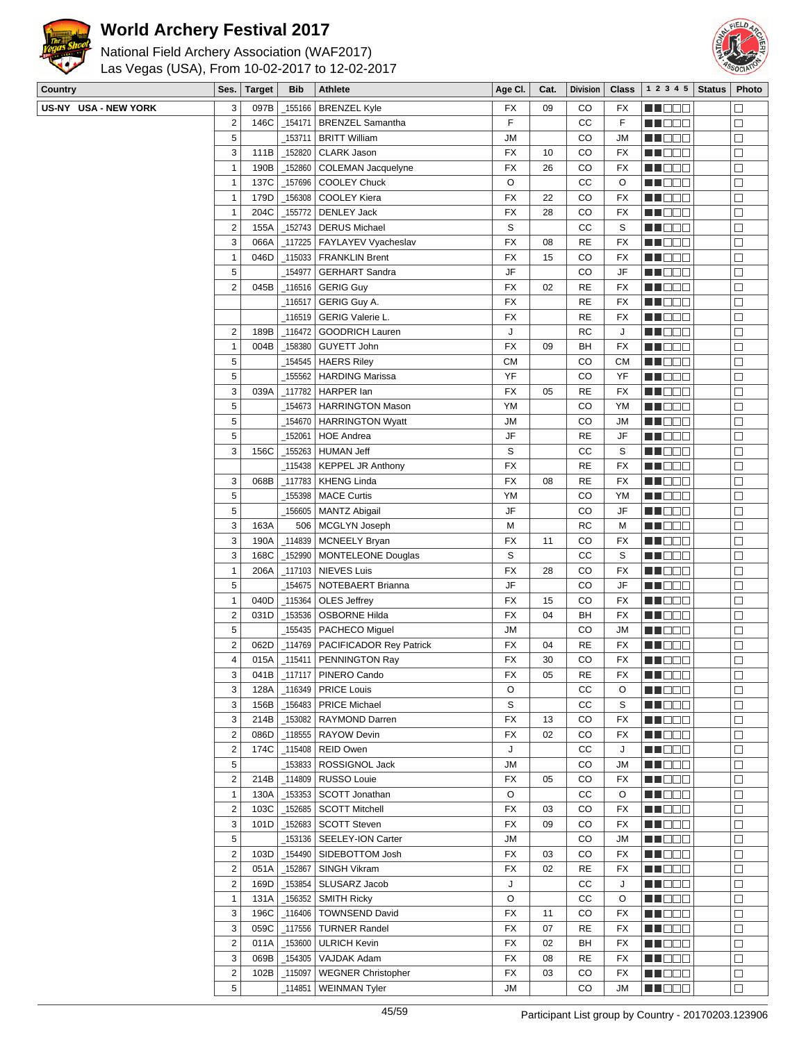# World Archery Festival 2017

National Field Archery Association (WAF2017)
Las Vegas (USA), From 10-02-2017 to 12-02-2017

| Country | Ses. | Target | Bib | Athlete | Age Cl. | Cat. | Division | Class | 1 2 3 4 5 | Status | Photo |
|---|---|---|---|---|---|---|---|---|---|---|---|
| US-NY USA - NEW YORK | 3 | 097B | _155166 | BRENZEL Kyle | FX | 09 | CO | FX | ■■□□□ | | □ |
| | 2 | 146C | _154171 | BRENZEL Samantha | F | | CC | F | ■■□□□ | | □ |
| | 5 | | _153711 | BRITT William | JM | | CO | JM | ■■□□□ | | □ |
| | 3 | 111B | _152820 | CLARK Jason | FX | 10 | CO | FX | ■■□□□ | | □ |
| | 1 | 190B | _152860 | COLEMAN Jacquelyne | FX | 26 | CO | FX | ■■□□□ | | □ |
| | 1 | 137C | _157696 | COOLEY Chuck | O | | CC | O | ■■□□□ | | □ |
| | 1 | 179D | _156308 | COOLEY Kiera | FX | 22 | CO | FX | ■■□□□ | | □ |
| | 1 | 204C | _155772 | DENLEY Jack | FX | 28 | CO | FX | ■■□□□ | | □ |
| | 2 | 155A | _152743 | DERUS Michael | S | | CC | S | ■■□□□ | | □ |
| | 3 | 066A | _117225 | FAYLAYEV Vyacheslav | FX | 08 | RE | FX | ■■□□□ | | □ |
| | 1 | 046D | _115033 | FRANKLIN Brent | FX | 15 | CO | FX | ■■□□□ | | □ |
| | 5 | | _154977 | GERHART Sandra | JF | | CO | JF | ■■□□□ | | □ |
| | 2 | 045B | _116516 | GERIG Guy | FX | 02 | RE | FX | ■■□□□ | | □ |
| | | | _116517 | GERIG Guy A. | FX | | RE | FX | ■■□□□ | | □ |
| | | | _116519 | GERIG Valerie L. | FX | | RE | FX | ■■□□□ | | □ |
| | 2 | 189B | _116472 | GOODRICH Lauren | J | | RC | J | ■■□□□ | | □ |
| | 1 | 004B | _158380 | GUYETT John | FX | 09 | BH | FX | ■■□□□ | | □ |
| | 5 | | _154545 | HAERS Riley | CM | | CO | CM | ■■□□□ | | □ |
| | 5 | | _155562 | HARDING Marissa | YF | | CO | YF | ■■□□□ | | □ |
| | 3 | 039A | _117782 | HARPER Ian | FX | 05 | RE | FX | ■■□□□ | | □ |
| | 5 | | _154673 | HARRINGTON Mason | YM | | CO | YM | ■■□□□ | | □ |
| | 5 | | _154670 | HARRINGTON Wyatt | JM | | CO | JM | ■■□□□ | | □ |
| | 5 | | _152061 | HOE Andrea | JF | | RE | JF | ■■□□□ | | □ |
| | 3 | 156C | _155263 | HUMAN Jeff | S | | CC | S | ■■□□□ | | □ |
| | | | _115438 | KEPPEL JR Anthony | FX | | RE | FX | ■■□□□ | | □ |
| | 3 | 068B | _117783 | KHENG Linda | FX | 08 | RE | FX | ■■□□□ | | □ |
| | 5 | | _155398 | MACE Curtis | YM | | CO | YM | ■■□□□ | | □ |
| | 5 | | _156605 | MANTZ Abigail | JF | | CO | JF | ■■□□□ | | □ |
| | 3 | 163A | 506 | MCGLYN Joseph | M | | RC | M | ■■□□□ | | □ |
| | 3 | 190A | _114839 | MCNEELY Bryan | FX | 11 | CO | FX | ■■□□□ | | □ |
| | 3 | 168C | _152990 | MONTELEONE Douglas | S | | CC | S | ■■□□□ | | □ |
| | 1 | 206A | _117103 | NIEVES Luis | FX | 28 | CO | FX | ■■□□□ | | □ |
| | 5 | | _154675 | NOTEBAERT Brianna | JF | | CO | JF | ■■□□□ | | □ |
| | 1 | 040D | _115364 | OLES Jeffrey | FX | 15 | CO | FX | ■■□□□ | | □ |
| | 2 | 031D | _153536 | OSBORNE Hilda | FX | 04 | BH | FX | ■■□□□ | | □ |
| | 5 | | _155435 | PACHECO Miguel | JM | | CO | JM | ■■□□□ | | □ |
| | 2 | 062D | _114769 | PACIFICADOR Rey Patrick | FX | 04 | RE | FX | ■■□□□ | | □ |
| | 4 | 015A | _115411 | PENNINGTON Ray | FX | 30 | CO | FX | ■■□□□ | | □ |
| | 3 | 041B | _117117 | PINERO Cando | FX | 05 | RE | FX | ■■□□□ | | □ |
| | 3 | 128A | _116349 | PRICE Louis | O | | CC | O | ■■□□□ | | □ |
| | 3 | 156B | _156483 | PRICE Michael | S | | CC | S | ■■□□□ | | □ |
| | 3 | 214B | _153082 | RAYMOND Darren | FX | 13 | CO | FX | ■■□□□ | | □ |
| | 2 | 086D | _118555 | RAYOW Devin | FX | 02 | CO | FX | ■■□□□ | | □ |
| | 2 | 174C | _115408 | REID Owen | J | | CC | J | ■■□□□ | | □ |
| | 5 | | _153833 | ROSSIGNOL Jack | JM | | CO | JM | ■■□□□ | | □ |
| | 2 | 214B | _114809 | RUSSO Louie | FX | 05 | CO | FX | ■■□□□ | | □ |
| | 1 | 130A | _153353 | SCOTT Jonathan | O | | CC | O | ■■□□□ | | □ |
| | 2 | 103C | _152685 | SCOTT Mitchell | FX | 03 | CO | FX | ■■□□□ | | □ |
| | 3 | 101D | _152683 | SCOTT Steven | FX | 09 | CO | FX | ■■□□□ | | □ |
| | 5 | | _153136 | SEELEY-ION Carter | JM | | CO | JM | ■■□□□ | | □ |
| | 2 | 103D | _154490 | SIDEBOTTOM Josh | FX | 03 | CO | FX | ■■□□□ | | □ |
| | 2 | 051A | _152867 | SINGH Vikram | FX | 02 | RE | FX | ■■□□□ | | □ |
| | 2 | 169D | _153854 | SLUSARZ Jacob | J | | CC | J | ■■□□□ | | □ |
| | 1 | 131A | _156352 | SMITH Ricky | O | | CC | O | ■■□□□ | | □ |
| | 3 | 196C | _116406 | TOWNSEND David | FX | 11 | CO | FX | ■■□□□ | | □ |
| | 3 | 059C | _117556 | TURNER Randel | FX | 07 | RE | FX | ■■□□□ | | □ |
| | 2 | 011A | _153600 | ULRICH Kevin | FX | 02 | BH | FX | ■■□□□ | | □ |
| | 3 | 069B | _154305 | VAJDAK Adam | FX | 08 | RE | FX | ■■□□□ | | □ |
| | 2 | 102B | _115097 | WEGNER Christopher | FX | 03 | CO | FX | ■■□□□ | | □ |
| | 5 | | _114851 | WEINMAN Tyler | JM | | CO | JM | ■■□□□ | | □ |

Participant List group by Country - 20170203.123906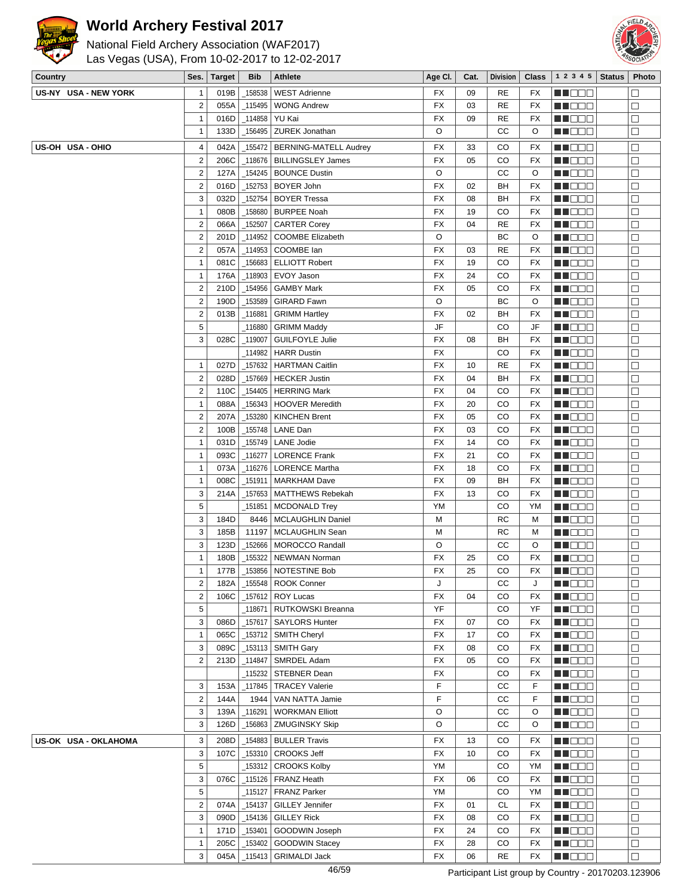# World Archery Festival 2017

National Field Archery Association (WAF2017)
Las Vegas (USA), From 10-02-2017 to 12-02-2017

| Country | Ses. | Target | Bib | Athlete | Age Cl. | Cat. | Division | Class | 1 2 3 4 5 | Status | Photo |
|---|---|---|---|---|---|---|---|---|---|---|---|
| US-NY USA - NEW YORK | 1 | 019B | _158538 | WEST Adrienne | FX | 09 | RE | FX | | | |
| | 2 | 055A | _115495 | WONG Andrew | FX | 03 | RE | FX | | | |
| | 1 | 016D | _114858 | YU Kai | FX | 09 | RE | FX | | | |
| | 1 | 133D | _156495 | ZUREK Jonathan | O | | CC | O | | | |
| US-OH USA - OHIO | 4 | 042A | _155472 | BERNING-MATELL Audrey | FX | 33 | CO | FX | | | |
| | 2 | 206C | _118676 | BILLINGSLEY James | FX | 05 | CO | FX | | | |
| | 2 | 127A | _154245 | BOUNCE Dustin | O | | CC | O | | | |
| | 2 | 016D | _152753 | BOYER John | FX | 02 | BH | FX | | | |
| | 3 | 032D | _152754 | BOYER Tressa | FX | 08 | BH | FX | | | |
| | 1 | 080B | _158680 | BURPEE Noah | FX | 19 | CO | FX | | | |
| | 2 | 066A | _152507 | CARTER Corey | FX | 04 | RE | FX | | | |
| | 2 | 201D | _114952 | COOMBE Elizabeth | O | | BC | O | | | |
| | 2 | 057A | _114953 | COOMBE Ian | FX | 03 | RE | FX | | | |
| | 1 | 081C | _156683 | ELLIOTT Robert | FX | 19 | CO | FX | | | |
| | 1 | 176A | _118903 | EVOY Jason | FX | 24 | CO | FX | | | |
| | 2 | 210D | _154956 | GAMBY Mark | FX | 05 | CO | FX | | | |
| | 2 | 190D | _153589 | GIRARD Fawn | O | | BC | O | | | |
| | 2 | 013B | _116881 | GRIMM Hartley | FX | 02 | BH | FX | | | |
| | 5 | | _116880 | GRIMM Maddy | JF | | CO | JF | | | |
| | 3 | 028C | _119007 | GUILFOYLE Julie | FX | 08 | BH | FX | | | |
| | | | _114982 | HARR Dustin | FX | | CO | FX | | | |
| | 1 | 027D | _157632 | HARTMAN Caitlin | FX | 10 | RE | FX | | | |
| | 2 | 028D | _157669 | HECKER Justin | FX | 04 | BH | FX | | | |
| | 2 | 110C | _154405 | HERRING Mark | FX | 04 | CO | FX | | | |
| | 1 | 088A | _156343 | HOOVER Meredith | FX | 20 | CO | FX | | | |
| | 2 | 207A | _153280 | KINCHEN Brent | FX | 05 | CO | FX | | | |
| | 2 | 100B | _155748 | LANE Dan | FX | 03 | CO | FX | | | |
| | 1 | 031D | _155749 | LANE Jodie | FX | 14 | CO | FX | | | |
| | 1 | 093C | _116277 | LORENCE Frank | FX | 21 | CO | FX | | | |
| | 1 | 073A | _116276 | LORENCE Martha | FX | 18 | CO | FX | | | |
| | 1 | 008C | _151911 | MARKHAM Dave | FX | 09 | BH | FX | | | |
| | 3 | 214A | _157653 | MATTHEWS Rebekah | FX | 13 | CO | FX | | | |
| | 5 | | _151851 | MCDONALD Trey | YM | | CO | YM | | | |
| | 3 | 184D | 8446 | MCLAUGHLIN Daniel | M | | RC | M | | | |
| | 3 | 185B | 11197 | MCLAUGHLIN Sean | M | | RC | M | | | |
| | 3 | 123D | _152666 | MOROCCO Randall | O | | CC | O | | | |
| | 1 | 180B | _155322 | NEWMAN Norman | FX | 25 | CO | FX | | | |
| | 1 | 177B | _153856 | NOTESTINE Bob | FX | 25 | CO | FX | | | |
| | 2 | 182A | _155548 | ROOK Conner | J | | CC | J | | | |
| | 2 | 106C | _157612 | ROY Lucas | FX | 04 | CO | FX | | | |
| | 5 | | _118671 | RUTKOWSKI Breanna | YF | | CO | YF | | | |
| | 3 | 086D | _157617 | SAYLORS Hunter | FX | 07 | CO | FX | | | |
| | 1 | 065C | _153712 | SMITH Cheryl | FX | 17 | CO | FX | | | |
| | 3 | 089C | _153113 | SMITH Gary | FX | 08 | CO | FX | | | |
| | 2 | 213D | _114847 | SMRDEL Adam | FX | 05 | CO | FX | | | |
| | | | _115232 | STEBNER Dean | FX | | CO | FX | | | |
| | 3 | 153A | _117845 | TRACEY Valerie | F | | CC | F | | | |
| | 2 | 144A | 1944 | VAN NATTA Jamie | F | | CC | F | | | |
| | 3 | 139A | _116291 | WORKMAN Elliott | O | | CC | O | | | |
| | 3 | 126D | _156863 | ZMUGINSKY Skip | O | | CC | O | | | |
| US-OK USA - OKLAHOMA | 3 | 208D | _154883 | BULLER Travis | FX | 13 | CO | FX | | | |
| | 3 | 107C | _153310 | CROOKS Jeff | FX | 10 | CO | FX | | | |
| | 5 | | _153312 | CROOKS Kolby | YM | | CO | YM | | | |
| | 3 | 076C | _115126 | FRANZ Heath | FX | 06 | CO | FX | | | |
| | 5 | | _115127 | FRANZ Parker | YM | | CO | YM | | | |
| | 2 | 074A | _154137 | GILLEY Jennifer | FX | 01 | CL | FX | | | |
| | 3 | 090D | _154136 | GILLEY Rick | FX | 08 | CO | FX | | | |
| | 1 | 171D | _153401 | GOODWIN Joseph | FX | 24 | CO | FX | | | |
| | 1 | 205C | _153402 | GOODWIN Stacey | FX | 28 | CO | FX | | | |
| | 3 | 045A | _115413 | GRIMALDI Jack | FX | 06 | RE | FX | | | |

Participant List group by Country - 20170203.123906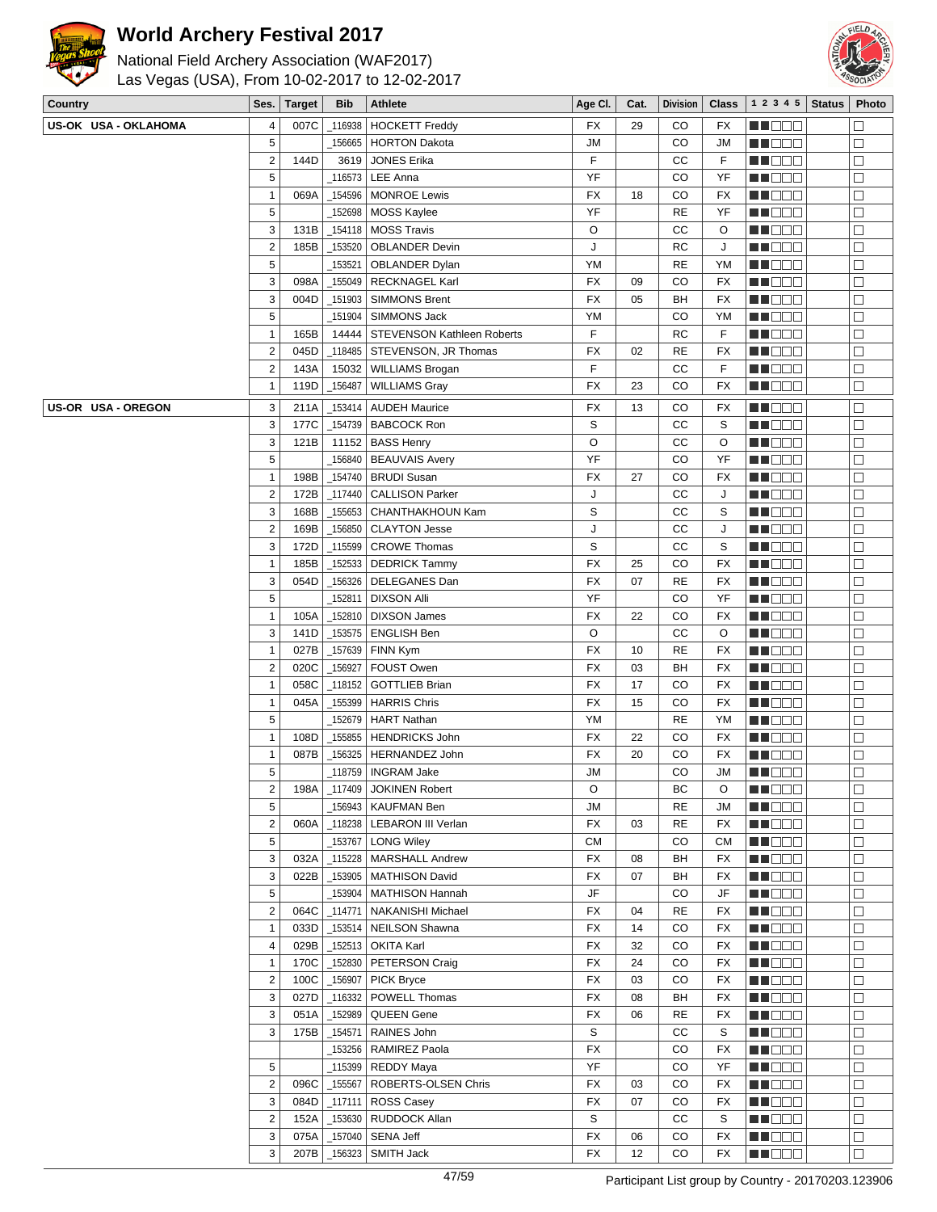# World Archery Festival 2017

National Field Archery Association (WAF2017)
Las Vegas (USA), From 10-02-2017 to 12-02-2017

| Country | Ses. | Target | Bib | Athlete | Age Cl. | Cat. | Division | Class | 1 2 3 4 5 | Status | Photo |
|---|---|---|---|---|---|---|---|---|---|---|---|
| US-OK USA - OKLAHOMA | 4 | 007C | _116938 | HOCKETT Freddy | FX | 29 | CO | FX | ■■□□□ | | □ |
| | 5 | | _156665 | HORTON Dakota | JM | | CO | JM | ■■□□□ | | □ |
| | 2 | 144D | 3619 | JONES Erika | F | | CC | F | ■■□□□ | | □ |
| | 5 | | _116573 | LEE Anna | YF | | CO | YF | ■■□□□ | | □ |
| | 1 | 069A | _154596 | MONROE Lewis | FX | 18 | CO | FX | ■■□□□ | | □ |
| | 5 | | _152698 | MOSS Kaylee | YF | | RE | YF | ■■□□□ | | □ |
| | 3 | 131B | _154118 | MOSS Travis | O | | CC | O | ■■□□□ | | □ |
| | 2 | 185B | _153520 | OBLANDER Devin | J | | RC | J | ■■□□□ | | □ |
| | 5 | | _153521 | OBLANDER Dylan | YM | | RE | YM | ■■□□□ | | □ |
| | 3 | 098A | _155049 | RECKNAGEL Karl | FX | 09 | CO | FX | ■■□□□ | | □ |
| | 3 | 004D | _151903 | SIMMONS Brent | FX | 05 | BH | FX | ■■□□□ | | □ |
| | 5 | | _151904 | SIMMONS Jack | YM | | CO | YM | ■■□□□ | | □ |
| | 1 | 165B | 14444 | STEVENSON Kathleen Roberts | F | | RC | F | ■■□□□ | | □ |
| | 2 | 045D | _118485 | STEVENSON, JR Thomas | FX | 02 | RE | FX | ■■□□□ | | □ |
| | 2 | 143A | 15032 | WILLIAMS Brogan | F | | CC | F | ■■□□□ | | □ |
| | 1 | 119D | _156487 | WILLIAMS Gray | FX | 23 | CO | FX | ■■□□□ | | □ |
| US-OR USA - OREGON | 3 | 211A | _153414 | AUDEH Maurice | FX | 13 | CO | FX | ■■□□□ | | □ |
| | 3 | 177C | _154739 | BABCOCK Ron | S | | CC | S | ■■□□□ | | □ |
| | 3 | 121B | 11152 | BASS Henry | O | | CC | O | ■■□□□ | | □ |
| | 5 | | _156840 | BEAUVAIS Avery | YF | | CO | YF | ■■□□□ | | □ |
| | 1 | 198B | _154740 | BRUDI Susan | FX | 27 | CO | FX | ■■□□□ | | □ |
| | 2 | 172B | _117440 | CALLISON Parker | J | | CC | J | ■■□□□ | | □ |
| | 3 | 168B | _155653 | CHANTHAKHOUN Kam | S | | CC | S | ■■□□□ | | □ |
| | 2 | 169B | _156850 | CLAYTON Jesse | J | | CC | J | ■■□□□ | | □ |
| | 3 | 172D | _115599 | CROWE Thomas | S | | CC | S | ■■□□□ | | □ |
| | 1 | 185B | _152533 | DEDRICK Tammy | FX | 25 | CO | FX | ■■□□□ | | □ |
| | 3 | 054D | _156326 | DELEGANES Dan | FX | 07 | RE | FX | ■■□□□ | | □ |
| | 5 | | _152811 | DIXSON Alli | YF | | CO | YF | ■■□□□ | | □ |
| | 1 | 105A | _152810 | DIXSON James | FX | 22 | CO | FX | ■■□□□ | | □ |
| | 3 | 141D | _153575 | ENGLISH Ben | O | | CC | O | ■■□□□ | | □ |
| | 1 | 027B | _157639 | FINN Kym | FX | 10 | RE | FX | ■■□□□ | | □ |
| | 2 | 020C | _156927 | FOUST Owen | FX | 03 | BH | FX | ■■□□□ | | □ |
| | 1 | 058C | _118152 | GOTTLIEB Brian | FX | 17 | CO | FX | ■■□□□ | | □ |
| | 1 | 045A | _155399 | HARRIS Chris | FX | 15 | CO | FX | ■■□□□ | | □ |
| | 5 | | _152679 | HART Nathan | YM | | RE | YM | ■■□□□ | | □ |
| | 1 | 108D | _155855 | HENDRICKS John | FX | 22 | CO | FX | ■■□□□ | | □ |
| | 1 | 087B | _156325 | HERNANDEZ John | FX | 20 | CO | FX | ■■□□□ | | □ |
| | 5 | | _118759 | INGRAM Jake | JM | | CO | JM | ■■□□□ | | □ |
| | 2 | 198A | _117409 | JOKINEN Robert | O | | BC | O | ■■□□□ | | □ |
| | 5 | | _156943 | KAUFMAN Ben | JM | | RE | JM | ■■□□□ | | □ |
| | 2 | 060A | _118238 | LEBARON III Verlan | FX | 03 | RE | FX | ■■□□□ | | □ |
| | 5 | | _153767 | LONG Wiley | CM | | CO | CM | ■■□□□ | | □ |
| | 3 | 032A | _115228 | MARSHALL Andrew | FX | 08 | BH | FX | ■■□□□ | | □ |
| | 3 | 022B | _153905 | MATHISON David | FX | 07 | BH | FX | ■■□□□ | | □ |
| | 5 | | _153904 | MATHISON Hannah | JF | | CO | JF | ■■□□□ | | □ |
| | 2 | 064C | _114771 | NAKANISHI Michael | FX | 04 | RE | FX | ■■□□□ | | □ |
| | 1 | 033D | _153514 | NEILSON Shawna | FX | 14 | CO | FX | ■■□□□ | | □ |
| | 4 | 029B | _152513 | OKITA Karl | FX | 32 | CO | FX | ■■□□□ | | □ |
| | 1 | 170C | _152830 | PETERSON Craig | FX | 24 | CO | FX | ■■□□□ | | □ |
| | 2 | 100C | _156907 | PICK Bryce | FX | 03 | CO | FX | ■■□□□ | | □ |
| | 3 | 027D | _116332 | POWELL Thomas | FX | 08 | BH | FX | ■■□□□ | | □ |
| | 3 | 051A | _152989 | QUEEN Gene | FX | 06 | RE | FX | ■■□□□ | | □ |
| | 3 | 175B | _154571 | RAINES John | S | | CC | S | ■■□□□ | | □ |
| | | | _153256 | RAMIREZ Paola | FX | | CO | FX | ■■□□□ | | □ |
| | 5 | | _115399 | REDDY Maya | YF | | CO | YF | ■■□□□ | | □ |
| | 2 | 096C | _155567 | ROBERTS-OLSEN Chris | FX | 03 | CO | FX | ■■□□□ | | □ |
| | 3 | 084D | _117111 | ROSS Casey | FX | 07 | CO | FX | ■■□□□ | | □ |
| | 2 | 152A | _153630 | RUDDOCK Allan | S | | CC | S | ■■□□□ | | □ |
| | 3 | 075A | _157040 | SENA Jeff | FX | 06 | CO | FX | ■■□□□ | | □ |
| | 3 | 207B | _156323 | SMITH Jack | FX | 12 | CO | FX | ■■□□□ | | □ |

Participant List group by Country - 20170203.123906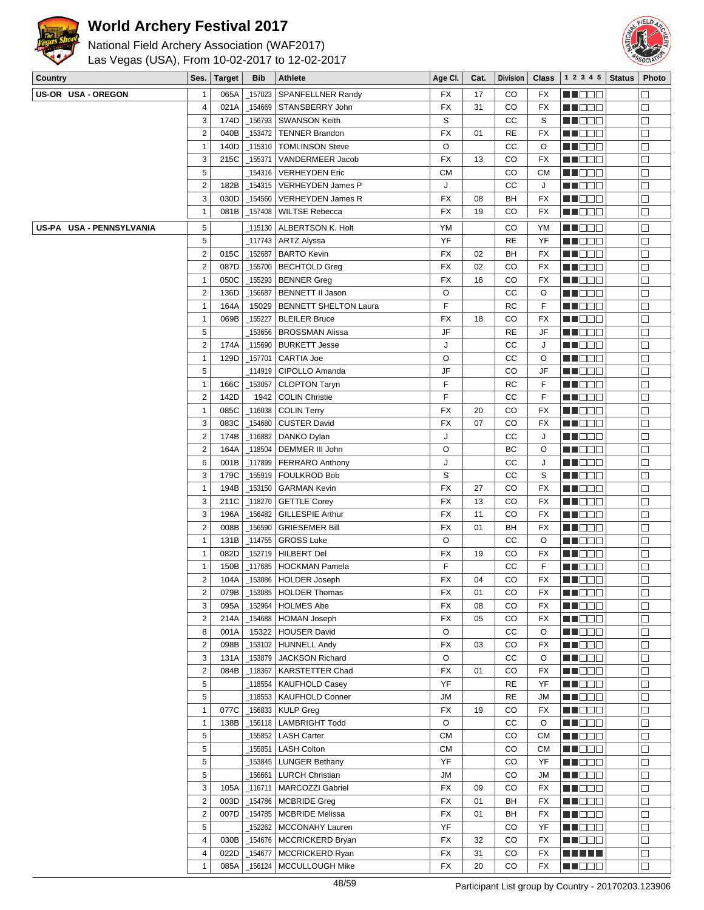# World Archery Festival 2017

National Field Archery Association (WAF2017)
Las Vegas (USA), From 10-02-2017 to 12-02-2017

| Country | Ses. | Target | Bib | Athlete | Age Cl. | Cat. | Division | Class | 1 2 3 4 5 | Status | Photo |
|---|---|---|---|---|---|---|---|---|---|---|---|
| US-OR USA - OREGON | 1 | 065A | _157023 | SPANFELLNER Randy | FX | 17 | CO | FX | ■■□□□ | | □ |
| | 4 | 021A | _154669 | STANSBERRY John | FX | 31 | CO | FX | ■■□□□ | | □ |
| | 3 | 174D | _156793 | SWANSON Keith | S | | CC | S | ■■□□□ | | □ |
| | 2 | 040B | _153472 | TENNER Brandon | FX | 01 | RE | FX | ■■□□□ | | □ |
| | 1 | 140D | _115310 | TOMLINSON Steve | O | | CC | O | ■■□□□ | | □ |
| | 3 | 215C | _155371 | VANDERMEER Jacob | FX | 13 | CO | FX | ■■□□□ | | □ |
| | 5 | | _154316 | VERHEYDEN Eric | CM | | CO | CM | ■■□□□ | | □ |
| | 2 | 182B | _154315 | VERHEYDEN James P | J | | CC | J | ■■□□□ | | □ |
| | 3 | 030D | _154560 | VERHEYDEN James R | FX | 08 | BH | FX | ■■□□□ | | □ |
| | 1 | 081B | _157408 | WILTSE Rebecca | FX | 19 | CO | FX | ■■□□□ | | □ |
| US-PA USA - PENNSYLVANIA | 5 | | _115130 | ALBERTSON K. Holt | YM | | CO | YM | ■■□□□ | | □ |
| | 5 | | _117743 | ARTZ Alyssa | YF | | RE | YF | ■■□□□ | | □ |
| | 2 | 015C | _152687 | BARTO Kevin | FX | 02 | BH | FX | ■■□□□ | | □ |
| | 2 | 087D | _155700 | BECHTOLD Greg | FX | 02 | CO | FX | ■■□□□ | | □ |
| | 1 | 050C | _155293 | BENNER Greg | FX | 16 | CO | FX | ■■□□□ | | □ |
| | 2 | 136D | _156687 | BENNETT II Jason | O | | CC | O | ■■□□□ | | □ |
| | 1 | 164A | 15029 | BENNETT SHELTON Laura | F | | RC | F | ■■□□□ | | □ |
| | 1 | 069B | _155227 | BLEILER Bruce | FX | 18 | CO | FX | ■■□□□ | | □ |
| | 5 | | _153656 | BROSSMAN Alissa | JF | | RE | JF | ■■□□□ | | □ |
| | 2 | 174A | _115690 | BURKETT Jesse | J | | CC | J | ■■□□□ | | □ |
| | 1 | 129D | _157701 | CARTIA Joe | O | | CC | O | ■■□□□ | | □ |
| | 5 | | _114919 | CIPOLLO Amanda | JF | | CO | JF | ■■□□□ | | □ |
| | 1 | 166C | _153057 | CLOPTON Taryn | F | | RC | F | ■■□□□ | | □ |
| | 2 | 142D | 1942 | COLIN Christie | F | | CC | F | ■■□□□ | | □ |
| | 1 | 085C | _116038 | COLIN Terry | FX | 20 | CO | FX | ■■□□□ | | □ |
| | 3 | 083C | _154680 | CUSTER David | FX | 07 | CO | FX | ■■□□□ | | □ |
| | 2 | 174B | _116882 | DANKO Dylan | J | | CC | J | ■■□□□ | | □ |
| | 2 | 164A | _118504 | DEMMER III John | O | | BC | O | ■■□□□ | | □ |
| | 6 | 001B | _117899 | FERRARO Anthony | J | | CC | J | ■■□□□ | | □ |
| | 3 | 179C | _155919 | FOULKROD Bob | S | | CC | S | ■■□□□ | | □ |
| | 1 | 194B | _153150 | GARMAN Kevin | FX | 27 | CO | FX | ■■□□□ | | □ |
| | 3 | 211C | _118270 | GETTLE Corey | FX | 13 | CO | FX | ■■□□□ | | □ |
| | 3 | 196A | _156482 | GILLESPIE Arthur | FX | 11 | CO | FX | ■■□□□ | | □ |
| | 2 | 008B | _156590 | GRIESEMER Bill | FX | 01 | BH | FX | ■■□□□ | | □ |
| | 1 | 131B | _114755 | GROSS Luke | O | | CC | O | ■■□□□ | | □ |
| | 1 | 082D | _152719 | HILBERT Del | FX | 19 | CO | FX | ■■□□□ | | □ |
| | 1 | 150B | _117685 | HOCKMAN Pamela | F | | CC | F | ■■□□□ | | □ |
| | 2 | 104A | _153086 | HOLDER Joseph | FX | 04 | CO | FX | ■■□□□ | | □ |
| | 2 | 079B | _153085 | HOLDER Thomas | FX | 01 | CO | FX | ■■□□□ | | □ |
| | 3 | 095A | _152964 | HOLMES Abe | FX | 08 | CO | FX | ■■□□□ | | □ |
| | 2 | 214A | _154688 | HOMAN Joseph | FX | 05 | CO | FX | ■■□□□ | | □ |
| | 8 | 001A | 15322 | HOUSER David | O | | CC | O | ■■□□□ | | □ |
| | 2 | 098B | _153102 | HUNNELL Andy | FX | 03 | CO | FX | ■■□□□ | | □ |
| | 3 | 131A | _153879 | JACKSON Richard | O | | CC | O | ■■□□□ | | □ |
| | 2 | 084B | _118367 | KARSTETTER Chad | FX | 01 | CO | FX | ■■□□□ | | □ |
| | 5 | | _118554 | KAUFHOLD Casey | YF | | RE | YF | ■■□□□ | | □ |
| | 5 | | _118553 | KAUFHOLD Conner | JM | | RE | JM | ■■□□□ | | □ |
| | 1 | 077C | _156833 | KULP Greg | FX | 19 | CO | FX | ■■□□□ | | □ |
| | 1 | 138B | _156118 | LAMBRIGHT Todd | O | | CC | O | ■■□□□ | | □ |
| | 5 | | _155852 | LASH Carter | CM | | CO | CM | ■■□□□ | | □ |
| | 5 | | _155851 | LASH Colton | CM | | CO | CM | ■■□□□ | | □ |
| | 5 | | _153845 | LUNGER Bethany | YF | | CO | YF | ■■□□□ | | □ |
| | 5 | | _156661 | LURCH Christian | JM | | CO | JM | ■■□□□ | | □ |
| | 3 | 105A | _116711 | MARCOZZI Gabriel | FX | 09 | CO | FX | ■■□□□ | | □ |
| | 2 | 003D | _154786 | MCBRIDE Greg | FX | 01 | BH | FX | ■■□□□ | | □ |
| | 2 | 007D | _154785 | MCBRIDE Melissa | FX | 01 | BH | FX | ■■□□□ | | □ |
| | 5 | | _152262 | MCCONAHY Lauren | YF | | CO | YF | ■■□□□ | | □ |
| | 4 | 030B | _154676 | MCCRICKERD Bryan | FX | 32 | CO | FX | ■■□□□ | | □ |
| | 4 | 022D | _154677 | MCCRICKERD Ryan | FX | 31 | CO | FX | ■■■■■ | | □ |
| | 1 | 085A | _156124 | MCCULLOUGH Mike | FX | 20 | CO | FX | ■■□□□ | | □ |

Participant List group by Country - 20170203.123906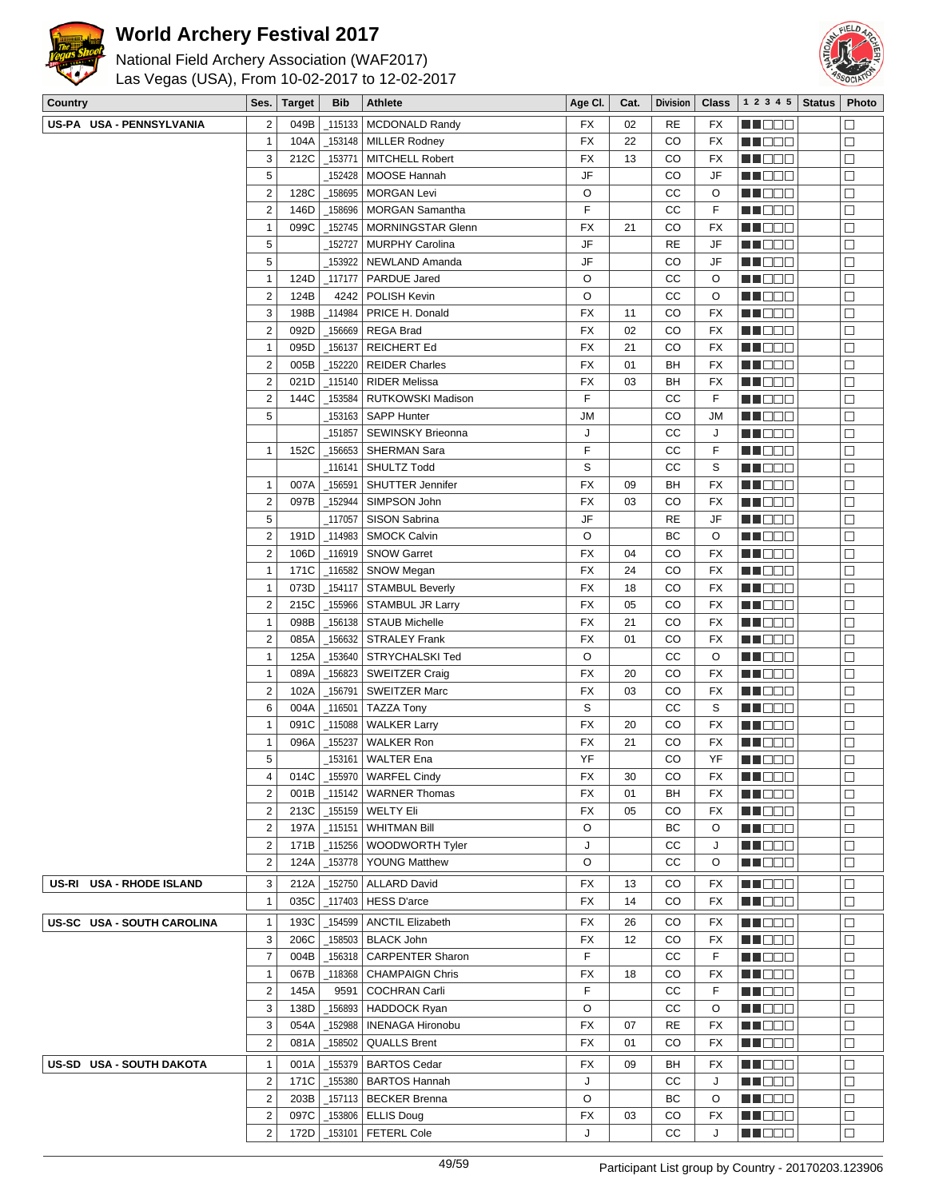# World Archery Festival 2017

National Field Archery Association (WAF2017)
Las Vegas (USA), From 10-02-2017 to 12-02-2017

| Country | Ses. | Target | Bib | Athlete | Age Cl. | Cat. | Division | Class | 1 2 3 4 5 | Status | Photo |
|---|---|---|---|---|---|---|---|---|---|---|---|
| US-PA USA - PENNSYLVANIA | 2 | 049B | _115133 | MCDONALD Randy | FX | 02 | RE | FX | ■■□□□ | | □ |
| | 1 | 104A | _153148 | MILLER Rodney | FX | 22 | CO | FX | ■■□□□ | | □ |
| | 3 | 212C | _153771 | MITCHELL Robert | FX | 13 | CO | FX | ■■□□□ | | □ |
| | 5 | | _152428 | MOOSE Hannah | JF | | CO | JF | ■■□□□ | | □ |
| | 2 | 128C | _158695 | MORGAN Levi | O | | CC | O | ■■□□□ | | □ |
| | 2 | 146D | _158696 | MORGAN Samantha | F | | CC | F | ■■□□□ | | □ |
| | 1 | 099C | _152745 | MORNINGSTAR Glenn | FX | 21 | CO | FX | ■■□□□ | | □ |
| | 5 | | _152727 | MURPHY Carolina | JF | | RE | JF | ■■□□□ | | □ |
| | 5 | | _153922 | NEWLAND Amanda | JF | | CO | JF | ■■□□□ | | □ |
| | 1 | 124D | _117177 | PARDUE Jared | O | | CC | O | ■■□□□ | | □ |
| | 2 | 124B | 4242 | POLISH Kevin | O | | CC | O | ■■□□□ | | □ |
| | 3 | 198B | _114984 | PRICE H. Donald | FX | 11 | CO | FX | ■■□□□ | | □ |
| | 2 | 092D | _156669 | REGA Brad | FX | 02 | CO | FX | ■■□□□ | | □ |
| | 1 | 095D | _156137 | REICHERT Ed | FX | 21 | CO | FX | ■■□□□ | | □ |
| | 2 | 005B | _152220 | REIDER Charles | FX | 01 | BH | FX | ■■□□□ | | □ |
| | 2 | 021D | _115140 | RIDER Melissa | FX | 03 | BH | FX | ■■□□□ | | □ |
| | 2 | 144C | _153584 | RUTKOWSKI Madison | F | | CC | F | ■■□□□ | | □ |
| | 5 | | _153163 | SAPP Hunter | JM | | CO | JM | ■■□□□ | | □ |
| | | | _151857 | SEWINSKY Brieonna | J | | CC | J | ■■□□□ | | □ |
| | 1 | 152C | _156653 | SHERMAN Sara | F | | CC | F | ■■□□□ | | □ |
| | | | _116141 | SHULTZ Todd | S | | CC | S | ■■□□□ | | □ |
| | 1 | 007A | _156591 | SHUTTER Jennifer | FX | 09 | BH | FX | ■■□□□ | | □ |
| | 2 | 097B | _152944 | SIMPSON John | FX | 03 | CO | FX | ■■□□□ | | □ |
| | 5 | | _117057 | SISON Sabrina | JF | | RE | JF | ■■□□□ | | □ |
| | 2 | 191D | _114983 | SMOCK Calvin | O | | BC | O | ■■□□□ | | □ |
| | 2 | 106D | _116919 | SNOW Garret | FX | 04 | CO | FX | ■■□□□ | | □ |
| | 1 | 171C | _116582 | SNOW Megan | FX | 24 | CO | FX | ■■□□□ | | □ |
| | 1 | 073D | _154117 | STAMBUL Beverly | FX | 18 | CO | FX | ■■□□□ | | □ |
| | 2 | 215C | _155966 | STAMBUL JR Larry | FX | 05 | CO | FX | ■■□□□ | | □ |
| | 1 | 098B | _156138 | STAUB Michelle | FX | 21 | CO | FX | ■■□□□ | | □ |
| | 2 | 085A | _156632 | STRALEY Frank | FX | 01 | CO | FX | ■■□□□ | | □ |
| | 1 | 125A | _153640 | STRYCHALSKI Ted | O | | CC | O | ■■□□□ | | □ |
| | 1 | 089A | _156823 | SWEITZER Craig | FX | 20 | CO | FX | ■■□□□ | | □ |
| | 2 | 102A | _156791 | SWEITZER Marc | FX | 03 | CO | FX | ■■□□□ | | □ |
| | 6 | 004A | _116501 | TAZZA Tony | S | | CC | S | ■■□□□ | | □ |
| | 1 | 091C | _115088 | WALKER Larry | FX | 20 | CO | FX | ■■□□□ | | □ |
| | 1 | 096A | _155237 | WALKER Ron | FX | 21 | CO | FX | ■■□□□ | | □ |
| | 5 | | _153161 | WALTER Ena | YF | | CO | YF | ■■□□□ | | □ |
| | 4 | 014C | _155970 | WARFEL Cindy | FX | 30 | CO | FX | ■■□□□ | | □ |
| | 2 | 001B | _115142 | WARNER Thomas | FX | 01 | BH | FX | ■■□□□ | | □ |
| | 2 | 213C | _155159 | WELTY Eli | FX | 05 | CO | FX | ■■□□□ | | □ |
| | 2 | 197A | _115151 | WHITMAN Bill | O | | BC | O | ■■□□□ | | □ |
| | 2 | 171B | _115256 | WOODWORTH Tyler | J | | CC | J | ■■□□□ | | □ |
| | 2 | 124A | _153778 | YOUNG Matthew | O | | CC | O | ■■□□□ | | □ |
| US-RI USA - RHODE ISLAND | 3 | 212A | _152750 | ALLARD David | FX | 13 | CO | FX | ■■□□□ | | □ |
| | 1 | 035C | _117403 | HESS D'arce | FX | 14 | CO | FX | ■■□□□ | | □ |
| US-SC USA - SOUTH CAROLINA | 1 | 193C | _154599 | ANCTIL Elizabeth | FX | 26 | CO | FX | ■■□□□ | | □ |
| | 3 | 206C | _158503 | BLACK John | FX | 12 | CO | FX | ■■□□□ | | □ |
| | 7 | 004B | _156318 | CARPENTER Sharon | F | | CC | F | ■■□□□ | | □ |
| | 1 | 067B | _118368 | CHAMPAIGN Chris | FX | 18 | CO | FX | ■■□□□ | | □ |
| | 2 | 145A | 9591 | COCHRAN Carli | F | | CC | F | ■■□□□ | | □ |
| | 3 | 138D | _156893 | HADDOCK Ryan | O | | CC | O | ■■□□□ | | □ |
| | 3 | 054A | _152988 | INENAGA Hironobu | FX | 07 | RE | FX | ■■□□□ | | □ |
| | 2 | 081A | _158502 | QUALLS Brent | FX | 01 | CO | FX | ■■□□□ | | □ |
| US-SD USA - SOUTH DAKOTA | 1 | 001A | _155379 | BARTOS Cedar | FX | 09 | BH | FX | ■■□□□ | | □ |
| | 2 | 171C | _155380 | BARTOS Hannah | J | | CC | J | ■■□□□ | | □ |
| | 2 | 203B | _157113 | BECKER Brenna | O | | BC | O | ■■□□□ | | □ |
| | 2 | 097C | _153806 | ELLIS Doug | FX | 03 | CO | FX | ■■□□□ | | □ |
| | 2 | 172D | _153101 | FETERL Cole | J | | CC | J | ■■□□□ | | □ |

Participant List group by Country - 20170203.123906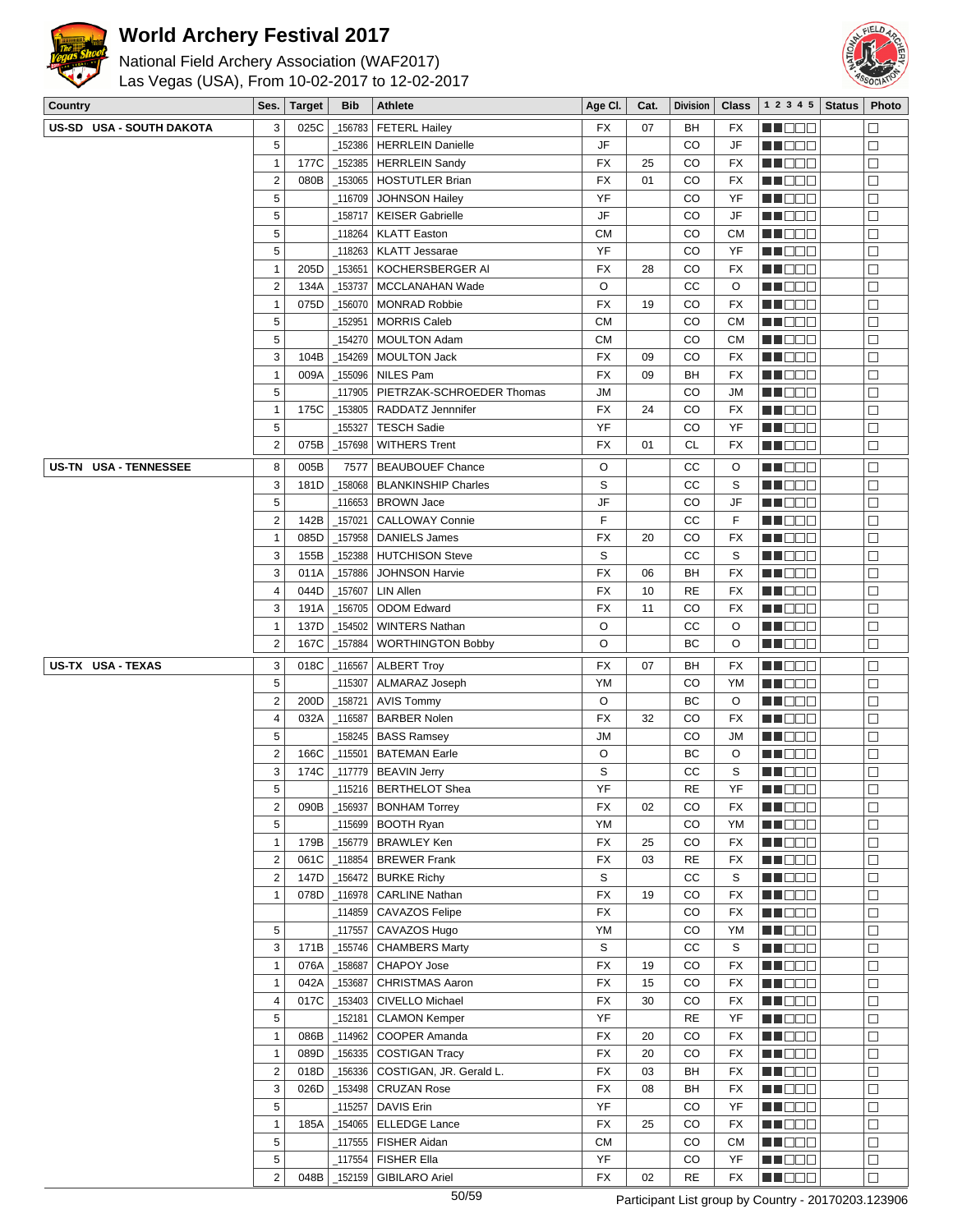# World Archery Festival 2017

National Field Archery Association (WAF2017)
Las Vegas (USA), From 10-02-2017 to 12-02-2017

| Country | Ses. | Target | Bib | Athlete | Age Cl. | Cat. | Division | Class | 1 2 3 4 5 | Status | Photo |
|---|---|---|---|---|---|---|---|---|---|---|---|
| US-SD USA - SOUTH DAKOTA | 3 | 025C | _156783 | FETERL Hailey | FX | 07 | BH | FX | | | |
| | 5 | | _152386 | HERRLEIN Danielle | JF | | CO | JF | | | |
| | 1 | 177C | _152385 | HERRLEIN Sandy | FX | 25 | CO | FX | | | |
| | 2 | 080B | _153065 | HOSTUTLER Brian | FX | 01 | CO | FX | | | |
| | 5 | | _116709 | JOHNSON Hailey | YF | | CO | YF | | | |
| | 5 | | _158717 | KEISER Gabrielle | JF | | CO | JF | | | |
| | 5 | | _118264 | KLATT Easton | CM | | CO | CM | | | |
| | 5 | | _118263 | KLATT Jessarae | YF | | CO | YF | | | |
| | 1 | 205D | _153651 | KOCHERSBERGER Al | FX | 28 | CO | FX | | | |
| | 2 | 134A | _153737 | MCCLANAHAN Wade | O | | CC | O | | | |
| | 1 | 075D | _156070 | MONRAD Robbie | FX | 19 | CO | FX | | | |
| | 5 | | _152951 | MORRIS Caleb | CM | | CO | CM | | | |
| | 5 | | _154270 | MOULTON Adam | CM | | CO | CM | | | |
| | 3 | 104B | _154269 | MOULTON Jack | FX | 09 | CO | FX | | | |
| | 1 | 009A | _155096 | NILES Pam | FX | 09 | BH | FX | | | |
| | 5 | | _117905 | PIETRZAK-SCHROEDER Thomas | JM | | CO | JM | | | |
| | 1 | 175C | _153805 | RADDATZ Jennnifer | FX | 24 | CO | FX | | | |
| | 5 | | _155327 | TESCH Sadie | YF | | CO | YF | | | |
| | 2 | 075B | _157698 | WITHERS Trent | FX | 01 | CL | FX | | | |
| US-TN USA - TENNESSEE | 8 | 005B | 7577 | BEAUBOUEF Chance | O | | CC | O | | | |
| | 3 | 181D | _158068 | BLANKINSHIP Charles | S | | CC | S | | | |
| | 5 | | _116653 | BROWN Jace | JF | | CO | JF | | | |
| | 2 | 142B | _157021 | CALLOWAY Connie | F | | CC | F | | | |
| | 1 | 085D | _157958 | DANIELS James | FX | 20 | CO | FX | | | |
| | 3 | 155B | _152388 | HUTCHISON Steve | S | | CC | S | | | |
| | 3 | 011A | _157886 | JOHNSON Harvie | FX | 06 | BH | FX | | | |
| | 4 | 044D | _157607 | LIN Allen | FX | 10 | RE | FX | | | |
| | 3 | 191A | _156705 | ODOM Edward | FX | 11 | CO | FX | | | |
| | 1 | 137D | _154502 | WINTERS Nathan | O | | CC | O | | | |
| | 2 | 167C | _157884 | WORTHINGTON Bobby | O | | BC | O | | | |
| US-TX USA - TEXAS | 3 | 018C | _116567 | ALBERT Troy | FX | 07 | BH | FX | | | |
| | 5 | | _115307 | ALMARAZ Joseph | YM | | CO | YM | | | |
| | 2 | 200D | _158721 | AVIS Tommy | O | | BC | O | | | |
| | 4 | 032A | _116587 | BARBER Nolen | FX | 32 | CO | FX | | | |
| | 5 | | _158245 | BASS Ramsey | JM | | CO | JM | | | |
| | 2 | 166C | _115501 | BATEMAN Earle | O | | BC | O | | | |
| | 3 | 174C | _117779 | BEAVIN Jerry | S | | CC | S | | | |
| | 5 | | _115216 | BERTHELOT Shea | YF | | RE | YF | | | |
| | 2 | 090B | _156937 | BONHAM Torrey | FX | 02 | CO | FX | | | |
| | 5 | | _115699 | BOOTH Ryan | YM | | CO | YM | | | |
| | 1 | 179B | _156779 | BRAWLEY Ken | FX | 25 | CO | FX | | | |
| | 2 | 061C | _118854 | BREWER Frank | FX | 03 | RE | FX | | | |
| | 2 | 147D | _156472 | BURKE Richy | S | | CC | S | | | |
| | 1 | 078D | _116978 | CARLINE Nathan | FX | 19 | CO | FX | | | |
| | | | _114859 | CAVAZOS Felipe | FX | | CO | FX | | | |
| | 5 | | _117557 | CAVAZOS Hugo | YM | | CO | YM | | | |
| | 3 | 171B | _155746 | CHAMBERS Marty | S | | CC | S | | | |
| | 1 | 076A | _158687 | CHAPOY Jose | FX | 19 | CO | FX | | | |
| | 1 | 042A | _153687 | CHRISTMAS Aaron | FX | 15 | CO | FX | | | |
| | 4 | 017C | _153403 | CIVELLO Michael | FX | 30 | CO | FX | | | |
| | 5 | | _152181 | CLAMON Kemper | YF | | RE | YF | | | |
| | 1 | 086B | _114962 | COOPER Amanda | FX | 20 | CO | FX | | | |
| | 1 | 089D | _156335 | COSTIGAN Tracy | FX | 20 | CO | FX | | | |
| | 2 | 018D | _156336 | COSTIGAN, JR. Gerald L. | FX | 03 | BH | FX | | | |
| | 3 | 026D | _153498 | CRUZAN Rose | FX | 08 | BH | FX | | | |
| | 5 | | _115257 | DAVIS Erin | YF | | CO | YF | | | |
| | 1 | 185A | _154065 | ELLEDGE Lance | FX | 25 | CO | FX | | | |
| | 5 | | _117555 | FISHER Aidan | CM | | CO | CM | | | |
| | 5 | | _117554 | FISHER Ella | YF | | CO | YF | | | |
| | 2 | 048B | _152159 | GIBILARO Ariel | FX | 02 | RE | FX | | | |

Participant List group by Country - 20170203.123906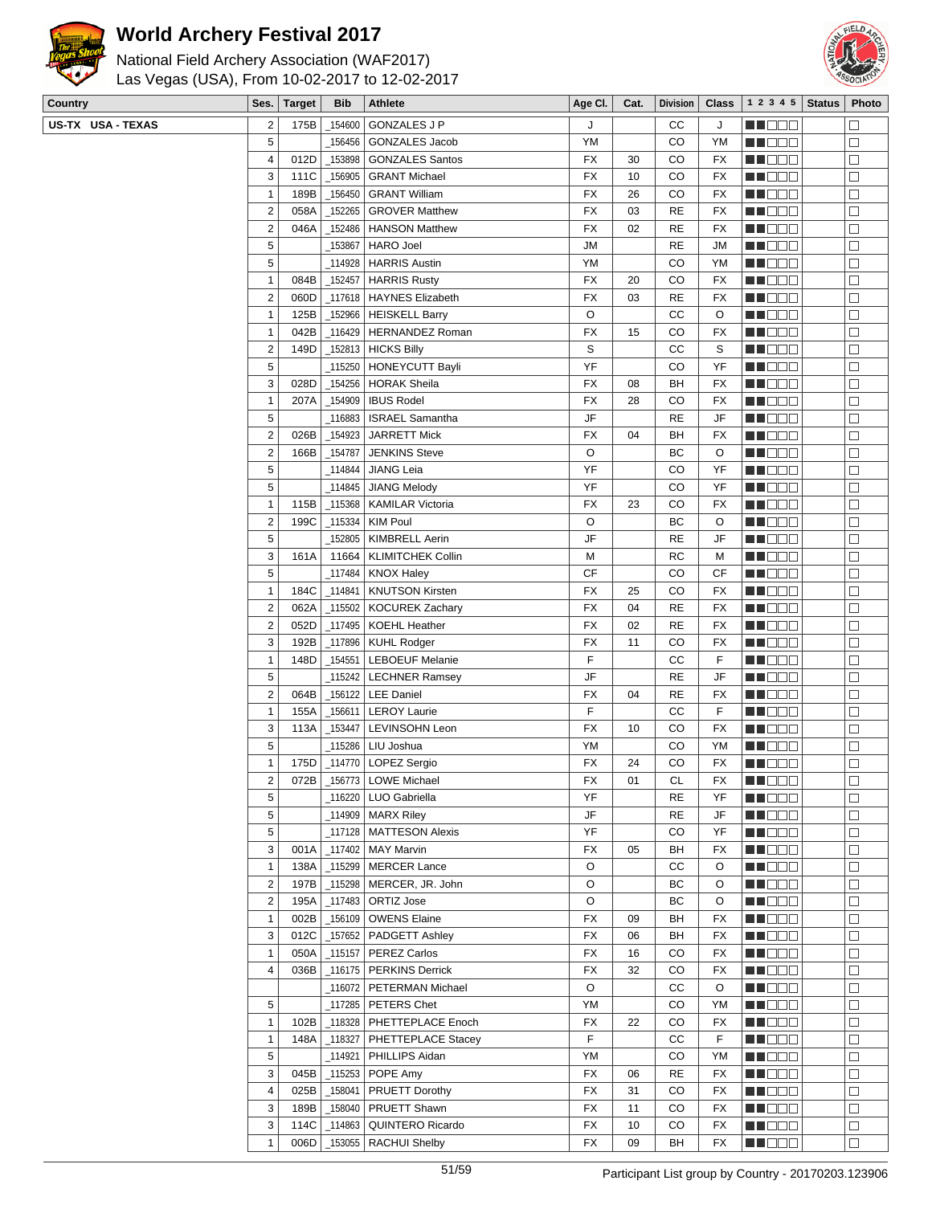# World Archery Festival 2017

National Field Archery Association (WAF2017)
Las Vegas (USA), From 10-02-2017 to 12-02-2017

| Country | Ses. | Target | Bib | Athlete | Age Cl. | Cat. | Division | Class | 1 2 3 4 5 | Status | Photo |
|---|---|---|---|---|---|---|---|---|---|---|---|
| US-TX USA - TEXAS | 2 | 175B | _154600 | GONZALES J P | J | | CC | J | ■■□□□ | | □ |
| | 5 | | _156456 | GONZALES Jacob | YM | | CO | YM | ■■□□□ | | □ |
| | 4 | 012D | _153898 | GONZALES Santos | FX | 30 | CO | FX | ■■□□□ | | □ |
| | 3 | 111C | _156905 | GRANT Michael | FX | 10 | CO | FX | ■■□□□ | | □ |
| | 1 | 189B | _156450 | GRANT William | FX | 26 | CO | FX | ■■□□□ | | □ |
| | 2 | 058A | _152265 | GROVER Matthew | FX | 03 | RE | FX | ■■□□□ | | □ |
| | 2 | 046A | _152486 | HANSON Matthew | FX | 02 | RE | FX | ■■□□□ | | □ |
| | 5 | | _153867 | HARO Joel | JM | | RE | JM | ■■□□□ | | □ |
| | 5 | | _114928 | HARRIS Austin | YM | | CO | YM | ■■□□□ | | □ |
| | 1 | 084B | _152457 | HARRIS Rusty | FX | 20 | CO | FX | ■■□□□ | | □ |
| | 2 | 060D | _117618 | HAYNES Elizabeth | FX | 03 | RE | FX | ■■□□□ | | □ |
| | 1 | 125B | _152966 | HEISKELL Barry | O | | CC | O | ■■□□□ | | □ |
| | 1 | 042B | _116429 | HERNANDEZ Roman | FX | 15 | CO | FX | ■■□□□ | | □ |
| | 2 | 149D | _152813 | HICKS Billy | S | | CC | S | ■■□□□ | | □ |
| | 5 | | _115250 | HONEYCUTT Bayli | YF | | CO | YF | ■■□□□ | | □ |
| | 3 | 028D | _154256 | HORAK Sheila | FX | 08 | BH | FX | ■■□□□ | | □ |
| | 1 | 207A | _154909 | IBUS Rodel | FX | 28 | CO | FX | ■■□□□ | | □ |
| | 5 | | _116883 | ISRAEL Samantha | JF | | RE | JF | ■■□□□ | | □ |
| | 2 | 026B | _154923 | JARRETT Mick | FX | 04 | BH | FX | ■■□□□ | | □ |
| | 2 | 166B | _154787 | JENKINS Steve | O | | BC | O | ■■□□□ | | □ |
| | 5 | | _114844 | JIANG Leia | YF | | CO | YF | ■■□□□ | | □ |
| | 5 | | _114845 | JIANG Melody | YF | | CO | YF | ■■□□□ | | □ |
| | 1 | 115B | _115368 | KAMILAR Victoria | FX | 23 | CO | FX | ■■□□□ | | □ |
| | 2 | 199C | _115334 | KIM Poul | O | | BC | O | ■■□□□ | | □ |
| | 5 | | _152805 | KIMBRELL Aerin | JF | | RE | JF | ■■□□□ | | □ |
| | 3 | 161A | 11664 | KLIMITCHEK Collin | M | | RC | M | ■■□□□ | | □ |
| | 5 | | _117484 | KNOX Haley | CF | | CO | CF | ■■□□□ | | □ |
| | 1 | 184C | _114841 | KNUTSON Kirsten | FX | 25 | CO | FX | ■■□□□ | | □ |
| | 2 | 062A | _115502 | KOCUREK Zachary | FX | 04 | RE | FX | ■■□□□ | | □ |
| | 2 | 052D | _117495 | KOEHL Heather | FX | 02 | RE | FX | ■■□□□ | | □ |
| | 3 | 192B | _117896 | KUHL Rodger | FX | 11 | CO | FX | ■■□□□ | | □ |
| | 1 | 148D | _154551 | LEBOEUF Melanie | F | | CC | F | ■■□□□ | | □ |
| | 5 | | _115242 | LECHNER Ramsey | JF | | RE | JF | ■■□□□ | | □ |
| | 2 | 064B | _156122 | LEE Daniel | FX | 04 | RE | FX | ■■□□□ | | □ |
| | 1 | 155A | _156611 | LEROY Laurie | F | | CC | F | ■■□□□ | | □ |
| | 3 | 113A | _153447 | LEVINSOHN Leon | FX | 10 | CO | FX | ■■□□□ | | □ |
| | 5 | | _115286 | LIU Joshua | YM | | CO | YM | ■■□□□ | | □ |
| | 1 | 175D | _114770 | LOPEZ Sergio | FX | 24 | CO | FX | ■■□□□ | | □ |
| | 2 | 072B | _156773 | LOWE Michael | FX | 01 | CL | FX | ■■□□□ | | □ |
| | 5 | | _116220 | LUO Gabriella | YF | | RE | YF | ■■□□□ | | □ |
| | 5 | | _114909 | MARX Riley | JF | | RE | JF | ■■□□□ | | □ |
| | 5 | | _117128 | MATTESON Alexis | YF | | CO | YF | ■■□□□ | | □ |
| | 3 | 001A | _117402 | MAY Marvin | FX | 05 | BH | FX | ■■□□□ | | □ |
| | 1 | 138A | _115299 | MERCER Lance | O | | CC | O | ■■□□□ | | □ |
| | 2 | 197B | _115298 | MERCER, JR. John | O | | BC | O | ■■□□□ | | □ |
| | 2 | 195A | _117483 | ORTIZ Jose | O | | BC | O | ■■□□□ | | □ |
| | 1 | 002B | _156109 | OWENS Elaine | FX | 09 | BH | FX | ■■□□□ | | □ |
| | 3 | 012C | _157652 | PADGETT Ashley | FX | 06 | BH | FX | ■■□□□ | | □ |
| | 1 | 050A | _115157 | PEREZ Carlos | FX | 16 | CO | FX | ■■□□□ | | □ |
| | 4 | 036B | _116175 | PERKINS Derrick | FX | 32 | CO | FX | ■■□□□ | | □ |
| | | | _116072 | PETERMAN Michael | O | | CC | O | ■■□□□ | | □ |
| | 5 | | _117285 | PETERS Chet | YM | | CO | YM | ■■□□□ | | □ |
| | 1 | 102B | _118328 | PHETTEPLACE Enoch | FX | 22 | CO | FX | ■■□□□ | | □ |
| | 1 | 148A | _118327 | PHETTEPLACE Stacey | F | | CC | F | ■■□□□ | | □ |
| | 5 | | _114921 | PHILLIPS Aidan | YM | | CO | YM | ■■□□□ | | □ |
| | 3 | 045B | _115253 | POPE Amy | FX | 06 | RE | FX | ■■□□□ | | □ |
| | 4 | 025B | _158041 | PRUETT Dorothy | FX | 31 | CO | FX | ■■□□□ | | □ |
| | 3 | 189B | _158040 | PRUETT Shawn | FX | 11 | CO | FX | ■■□□□ | | □ |
| | 3 | 114C | _114863 | QUINTERO Ricardo | FX | 10 | CO | FX | ■■□□□ | | □ |
| | 1 | 006D | _153055 | RACHUI Shelby | FX | 09 | BH | FX | ■■□□□ | | □ |

Participant List group by Country - 20170203.123906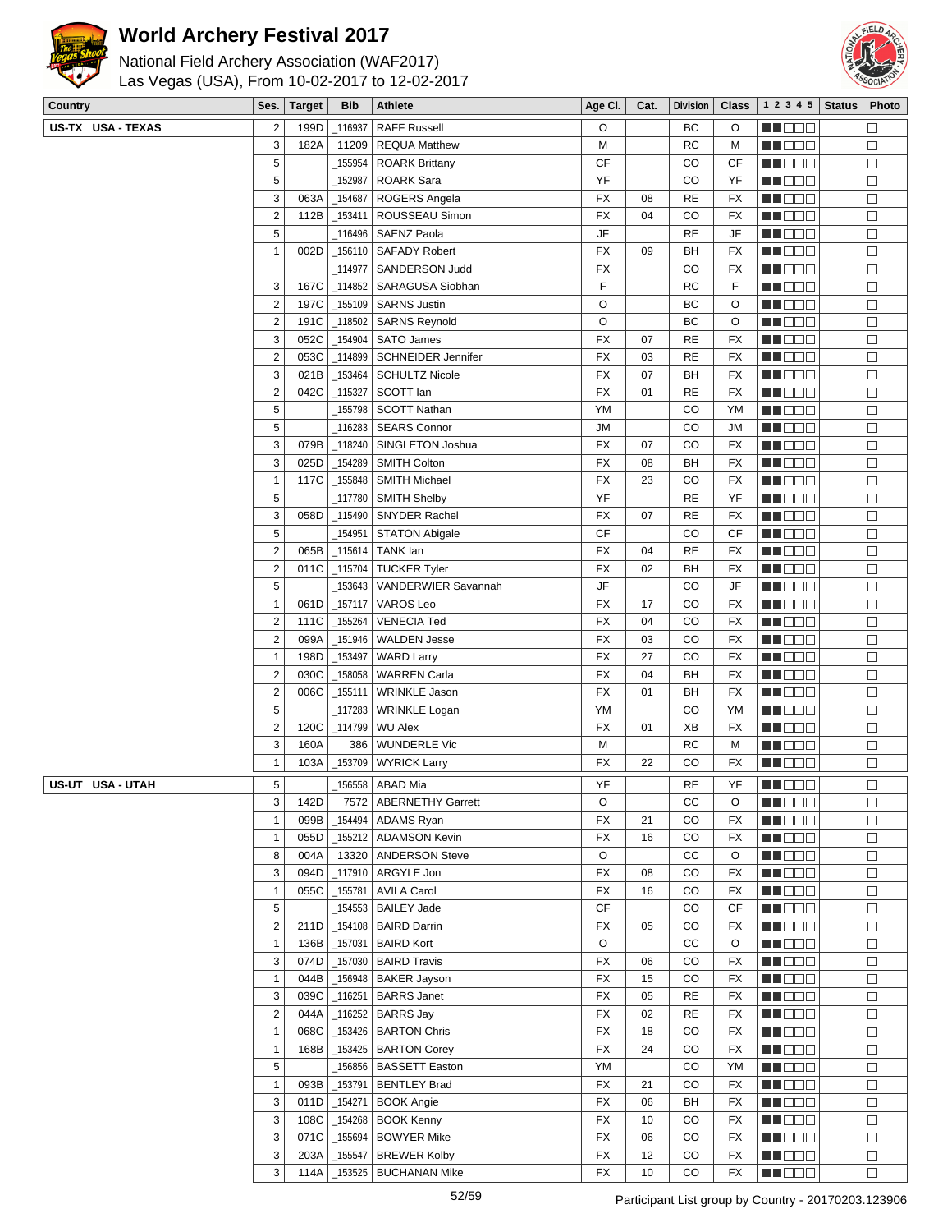# World Archery Festival 2017

National Field Archery Association (WAF2017)
Las Vegas (USA), From 10-02-2017 to 12-02-2017

| Country | Ses. | Target | Bib | Athlete | Age Cl. | Cat. | Division | Class | 1 2 3 4 5 | Status | Photo |
|---|---|---|---|---|---|---|---|---|---|---|---|
| US-TX USA - TEXAS | 2 | 199D | _116937 | RAFF Russell | O | | BC | O | | | ☐ |
| | 3 | 182A | 11209 | REQUA Matthew | M | | RC | M | | | ☐ |
| | 5 | | _155954 | ROARK Brittany | CF | | CO | CF | | | ☐ |
| | 5 | | _152987 | ROARK Sara | YF | | CO | YF | | | ☐ |
| | 3 | 063A | _154687 | ROGERS Angela | FX | 08 | RE | FX | | | ☐ |
| | 2 | 112B | _153411 | ROUSSEAU Simon | FX | 04 | CO | FX | | | ☐ |
| | 5 | | _116496 | SAENZ Paola | JF | | RE | JF | | | ☐ |
| | 1 | 002D | _156110 | SAFADY Robert | FX | 09 | BH | FX | | | ☐ |
| | | | _114977 | SANDERSON Judd | FX | | CO | FX | | | ☐ |
| | 3 | 167C | _114852 | SARAGUSA Siobhan | F | | RC | F | | | ☐ |
| | 2 | 197C | _155109 | SARNS Justin | O | | BC | O | | | ☐ |
| | 2 | 191C | _118502 | SARNS Reynold | O | | BC | O | | | ☐ |
| | 3 | 052C | _154904 | SATO James | FX | 07 | RE | FX | | | ☐ |
| | 2 | 053C | _114899 | SCHNEIDER Jennifer | FX | 03 | RE | FX | | | ☐ |
| | 3 | 021B | _153464 | SCHULTZ Nicole | FX | 07 | BH | FX | | | ☐ |
| | 2 | 042C | _115327 | SCOTT Ian | FX | 01 | RE | FX | | | ☐ |
| | 5 | | _155798 | SCOTT Nathan | YM | | CO | YM | | | ☐ |
| | 5 | | _116283 | SEARS Connor | JM | | CO | JM | | | ☐ |
| | 3 | 079B | _118240 | SINGLETON Joshua | FX | 07 | CO | FX | | | ☐ |
| | 3 | 025D | _154289 | SMITH Colton | FX | 08 | BH | FX | | | ☐ |
| | 1 | 117C | _155848 | SMITH Michael | FX | 23 | CO | FX | | | ☐ |
| | 5 | | _117780 | SMITH Shelby | YF | | RE | YF | | | ☐ |
| | 3 | 058D | _115490 | SNYDER Rachel | FX | 07 | RE | FX | | | ☐ |
| | 5 | | _154951 | STATON Abigale | CF | | CO | CF | | | ☐ |
| | 2 | 065B | _115614 | TANK Ian | FX | 04 | RE | FX | | | ☐ |
| | 2 | 011C | _115704 | TUCKER Tyler | FX | 02 | BH | FX | | | ☐ |
| | 5 | | _153643 | VANDERWIER Savannah | JF | | CO | JF | | | ☐ |
| | 1 | 061D | _157117 | VAROS Leo | FX | 17 | CO | FX | | | ☐ |
| | 2 | 111C | _155264 | VENECIA Ted | FX | 04 | CO | FX | | | ☐ |
| | 2 | 099A | _151946 | WALDEN Jesse | FX | 03 | CO | FX | | | ☐ |
| | 1 | 198D | _153497 | WARD Larry | FX | 27 | CO | FX | | | ☐ |
| | 2 | 030C | _158058 | WARREN Carla | FX | 04 | BH | FX | | | ☐ |
| | 2 | 006C | _155111 | WRINKLE Jason | FX | 01 | BH | FX | | | ☐ |
| | 5 | | _117283 | WRINKLE Logan | YM | | CO | YM | | | ☐ |
| | 2 | 120C | _114799 | WU Alex | FX | 01 | XB | FX | | | ☐ |
| | 3 | 160A | 386 | WUNDERLE Vic | M | | RC | M | | | ☐ |
| | 1 | 103A | _153709 | WYRICK Larry | FX | 22 | CO | FX | | | ☐ |
| US-UT USA - UTAH | 5 | | _156558 | ABAD Mia | YF | | RE | YF | | | ☐ |
| | 3 | 142D | 7572 | ABERNETHY Garrett | O | | CC | O | | | ☐ |
| | 1 | 099B | _154494 | ADAMS Ryan | FX | 21 | CO | FX | | | ☐ |
| | 1 | 055D | _155212 | ADAMSON Kevin | FX | 16 | CO | FX | | | ☐ |
| | 8 | 004A | 13320 | ANDERSON Steve | O | | CC | O | | | ☐ |
| | 3 | 094D | _117910 | ARGYLE Jon | FX | 08 | CO | FX | | | ☐ |
| | 1 | 055C | _155781 | AVILA Carol | FX | 16 | CO | FX | | | ☐ |
| | 5 | | _154553 | BAILEY Jade | CF | | CO | CF | | | ☐ |
| | 2 | 211D | _154108 | BAIRD Darrin | FX | 05 | CO | FX | | | ☐ |
| | 1 | 136B | _157031 | BAIRD Kort | O | | CC | O | | | ☐ |
| | 3 | 074D | _157030 | BAIRD Travis | FX | 06 | CO | FX | | | ☐ |
| | 1 | 044B | _156948 | BAKER Jayson | FX | 15 | CO | FX | | | ☐ |
| | 3 | 039C | _116251 | BARRS Janet | FX | 05 | RE | FX | | | ☐ |
| | 2 | 044A | _116252 | BARRS Jay | FX | 02 | RE | FX | | | ☐ |
| | 1 | 068C | _153426 | BARTON Chris | FX | 18 | CO | FX | | | ☐ |
| | 1 | 168B | _153425 | BARTON Corey | FX | 24 | CO | FX | | | ☐ |
| | 5 | | _156856 | BASSETT Easton | YM | | CO | YM | | | ☐ |
| | 1 | 093B | _153791 | BENTLEY Brad | FX | 21 | CO | FX | | | ☐ |
| | 3 | 011D | _154271 | BOOK Angie | FX | 06 | BH | FX | | | ☐ |
| | 3 | 108C | _154268 | BOOK Kenny | FX | 10 | CO | FX | | | ☐ |
| | 3 | 071C | _155694 | BOWYER Mike | FX | 06 | CO | FX | | | ☐ |
| | 3 | 203A | _155547 | BREWER Kolby | FX | 12 | CO | FX | | | ☐ |
| | 3 | 114A | _153525 | BUCHANAN Mike | FX | 10 | CO | FX | | | ☐ |

Participant List group by Country - 20170203.123906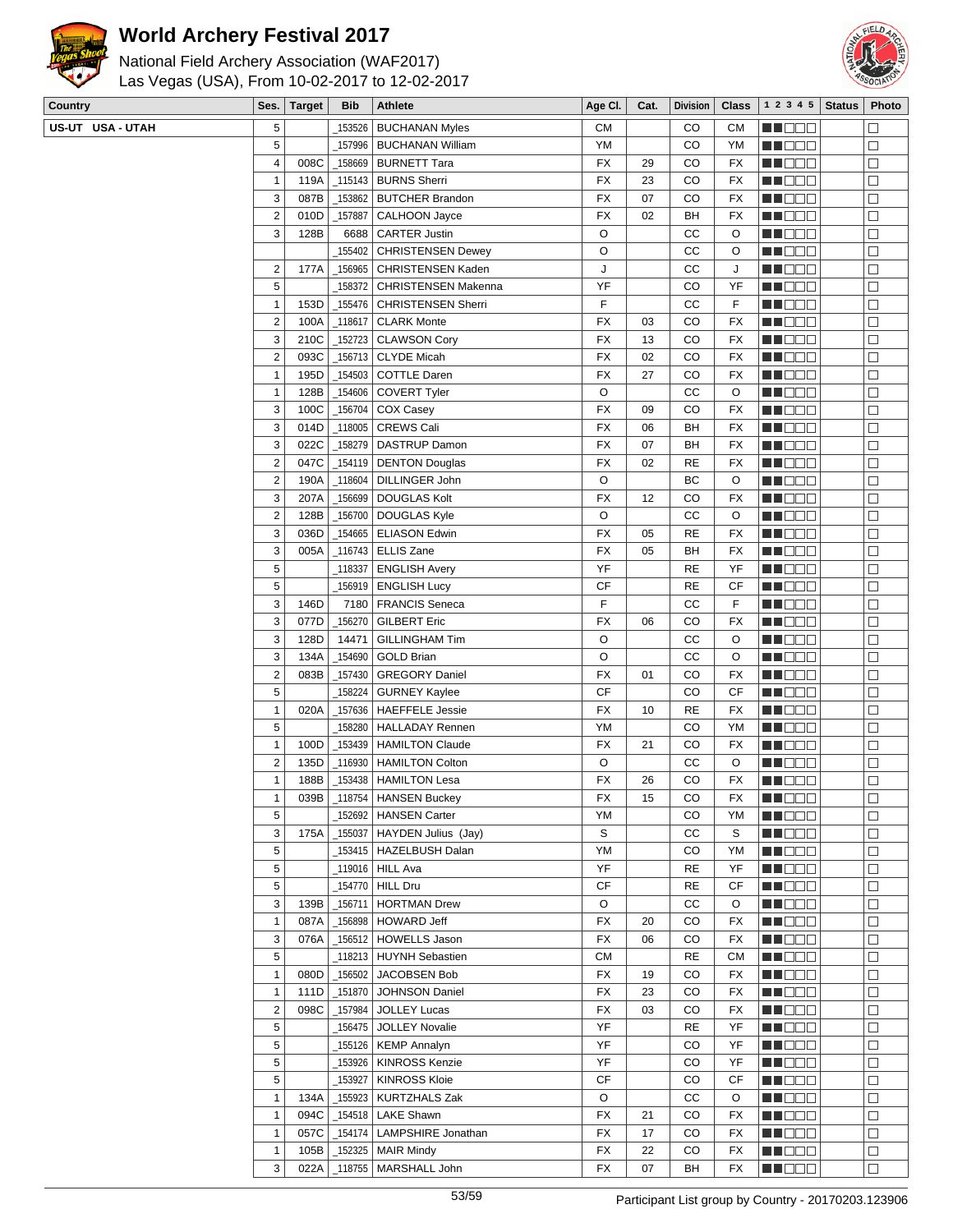# World Archery Festival 2017

National Field Archery Association (WAF2017)
Las Vegas (USA), From 10-02-2017 to 12-02-2017

| Country | Ses. | Target | Bib | Athlete | Age Cl. | Cat. | Division | Class | 1 2 3 4 5 | Status | Photo |
|---|---|---|---|---|---|---|---|---|---|---|---|
| US-UT USA - UTAH | 5 | | _153526 | BUCHANAN Myles | CM | | CO | CM | | | ☐ |
| | 5 | | _157996 | BUCHANAN William | YM | | CO | YM | | | ☐ |
| | 4 | 008C | _158669 | BURNETT Tara | FX | 29 | CO | FX | | | ☐ |
| | 1 | 119A | _115143 | BURNS Sherri | FX | 23 | CO | FX | | | ☐ |
| | 3 | 087B | _153862 | BUTCHER Brandon | FX | 07 | CO | FX | | | ☐ |
| | 2 | 010D | _157887 | CALHOON Jayce | FX | 02 | BH | FX | | | ☐ |
| | 3 | 128B | 6688 | CARTER Justin | O | | CC | O | | | ☐ |
| | | | _155402 | CHRISTENSEN Dewey | O | | CC | O | | | ☐ |
| | 2 | 177A | _156965 | CHRISTENSEN Kaden | J | | CC | J | | | ☐ |
| | 5 | | _158372 | CHRISTENSEN Makenna | YF | | CO | YF | | | ☐ |
| | 1 | 153D | _155476 | CHRISTENSEN Sherri | F | | CC | F | | | ☐ |
| | 2 | 100A | _118617 | CLARK Monte | FX | 03 | CO | FX | | | ☐ |
| | 3 | 210C | _152723 | CLAWSON Cory | FX | 13 | CO | FX | | | ☐ |
| | 2 | 093C | _156713 | CLYDE Micah | FX | 02 | CO | FX | | | ☐ |
| | 1 | 195D | _154503 | COTTLE Daren | FX | 27 | CO | FX | | | ☐ |
| | 1 | 128B | _154606 | COVERT Tyler | O | | CC | O | | | ☐ |
| | 3 | 100C | _156704 | COX Casey | FX | 09 | CO | FX | | | ☐ |
| | 3 | 014D | _118005 | CREWS Cali | FX | 06 | BH | FX | | | ☐ |
| | 3 | 022C | _158279 | DASTRUP Damon | FX | 07 | BH | FX | | | ☐ |
| | 2 | 047C | _154119 | DENTON Douglas | FX | 02 | RE | FX | | | ☐ |
| | 2 | 190A | _118604 | DILLINGER John | O | | BC | O | | | ☐ |
| | 3 | 207A | _156699 | DOUGLAS Kolt | FX | 12 | CO | FX | | | ☐ |
| | 2 | 128B | _156700 | DOUGLAS Kyle | O | | CC | O | | | ☐ |
| | 3 | 036D | _154665 | ELIASON Edwin | FX | 05 | RE | FX | | | ☐ |
| | 3 | 005A | _116743 | ELLIS Zane | FX | 05 | BH | FX | | | ☐ |
| | 5 | | _118337 | ENGLISH Avery | YF | | RE | YF | | | ☐ |
| | 5 | | _156919 | ENGLISH Lucy | CF | | RE | CF | | | ☐ |
| | 3 | 146D | 7180 | FRANCIS Seneca | F | | CC | F | | | ☐ |
| | 3 | 077D | _156270 | GILBERT Eric | FX | 06 | CO | FX | | | ☐ |
| | 3 | 128D | 14471 | GILLINGHAM Tim | O | | CC | O | | | ☐ |
| | 3 | 134A | _154690 | GOLD Brian | O | | CC | O | | | ☐ |
| | 2 | 083B | _157430 | GREGORY Daniel | FX | 01 | CO | FX | | | ☐ |
| | 5 | | _158224 | GURNEY Kaylee | CF | | CO | CF | | | ☐ |
| | 1 | 020A | _157636 | HAEFFELE Jessie | FX | 10 | RE | FX | | | ☐ |
| | 5 | | _158280 | HALLADAY Rennen | YM | | CO | YM | | | ☐ |
| | 1 | 100D | _153439 | HAMILTON Claude | FX | 21 | CO | FX | | | ☐ |
| | 2 | 135D | _116930 | HAMILTON Colton | O | | CC | O | | | ☐ |
| | 1 | 188B | _153438 | HAMILTON Lesa | FX | 26 | CO | FX | | | ☐ |
| | 1 | 039B | _118754 | HANSEN Buckey | FX | 15 | CO | FX | | | ☐ |
| | 5 | | _152692 | HANSEN Carter | YM | | CO | YM | | | ☐ |
| | 3 | 175A | _155037 | HAYDEN Julius (Jay) | S | | CC | S | | | ☐ |
| | 5 | | _153415 | HAZELBUSH Dalan | YM | | CO | YM | | | ☐ |
| | 5 | | _119016 | HILL Ava | YF | | RE | YF | | | ☐ |
| | 5 | | _154770 | HILL Dru | CF | | RE | CF | | | ☐ |
| | 3 | 139B | _156711 | HORTMAN Drew | O | | CC | O | | | ☐ |
| | 1 | 087A | _156898 | HOWARD Jeff | FX | 20 | CO | FX | | | ☐ |
| | 3 | 076A | _156512 | HOWELLS Jason | FX | 06 | CO | FX | | | ☐ |
| | 5 | | _118213 | HUYNH Sebastien | CM | | RE | CM | | | ☐ |
| | 1 | 080D | _156502 | JACOBSEN Bob | FX | 19 | CO | FX | | | ☐ |
| | 1 | 111D | _151870 | JOHNSON Daniel | FX | 23 | CO | FX | | | ☐ |
| | 2 | 098C | _157984 | JOLLEY Lucas | FX | 03 | CO | FX | | | ☐ |
| | 5 | | _156475 | JOLLEY Novalie | YF | | RE | YF | | | ☐ |
| | 5 | | _155126 | KEMP Annalyn | YF | | CO | YF | | | ☐ |
| | 5 | | _153926 | KINROSS Kenzie | YF | | CO | YF | | | ☐ |
| | 5 | | _153927 | KINROSS Kloie | CF | | CO | CF | | | ☐ |
| | 1 | 134A | _155923 | KURTZHALS Zak | O | | CC | O | | | ☐ |
| | 1 | 094C | _154518 | LAKE Shawn | FX | 21 | CO | FX | | | ☐ |
| | 1 | 057C | _154174 | LAMPSHIRE Jonathan | FX | 17 | CO | FX | | | ☐ |
| | 1 | 105B | _152325 | MAIR Mindy | FX | 22 | CO | FX | | | ☐ |
| | 3 | 022A | _118755 | MARSHALL John | FX | 07 | BH | FX | | | ☐ |

Participant List group by Country - 20170203.123906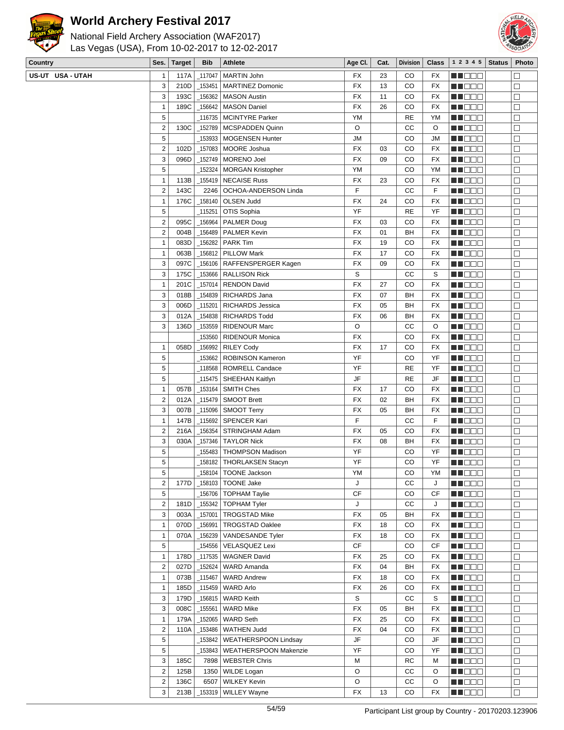# World Archery Festival 2017

National Field Archery Association (WAF2017)
Las Vegas (USA), From 10-02-2017 to 12-02-2017

| Country | Ses. | Target | Bib | Athlete | Age Cl. | Cat. | Division | Class | 1 2 3 4 5 | Status | Photo |
|---|---|---|---|---|---|---|---|---|---|---|---|
| US-UT USA - UTAH | 1 | 117A | _117047 | MARTIN John | FX | 23 | CO | FX | ■■□□□ | | □ |
| | 3 | 210D | _153451 | MARTINEZ Domonic | FX | 13 | CO | FX | ■■□□□ | | □ |
| | 3 | 193C | _156362 | MASON Austin | FX | 11 | CO | FX | ■■□□□ | | □ |
| | 1 | 189C | _156642 | MASON Daniel | FX | 26 | CO | FX | ■■□□□ | | □ |
| | 5 | | _116735 | MCINTYRE Parker | YM | | RE | YM | ■■□□□ | | □ |
| | 2 | 130C | _152789 | MCSPADDEN Quinn | O | | CC | O | ■■□□□ | | □ |
| | 5 | | _153933 | MOGENSEN Hunter | JM | | CO | JM | ■■□□□ | | □ |
| | 2 | 102D | _157083 | MOORE Joshua | FX | 03 | CO | FX | ■■□□□ | | □ |
| | 3 | 096D | _152749 | MORENO Joel | FX | 09 | CO | FX | ■■□□□ | | □ |
| | 5 | | _152324 | MORGAN Kristopher | YM | | CO | YM | ■■□□□ | | □ |
| | 1 | 113B | _155419 | NECAISE Russ | FX | 23 | CO | FX | ■■□□□ | | □ |
| | 2 | 143C | 2246 | OCHOA-ANDERSON Linda | F | | CC | F | ■■□□□ | | □ |
| | 1 | 176C | _158140 | OLSEN Judd | FX | 24 | CO | FX | ■■□□□ | | □ |
| | 5 | | _115251 | OTIS Sophia | YF | | RE | YF | ■■□□□ | | □ |
| | 2 | 095C | _156964 | PALMER Doug | FX | 03 | CO | FX | ■■□□□ | | □ |
| | 2 | 004B | _156489 | PALMER Kevin | FX | 01 | BH | FX | ■■□□□ | | □ |
| | 1 | 083D | _156282 | PARK Tim | FX | 19 | CO | FX | ■■□□□ | | □ |
| | 1 | 063B | _156812 | PILLOW Mark | FX | 17 | CO | FX | ■■□□□ | | □ |
| | 3 | 097C | _156106 | RAFFENSPERGER Kagen | FX | 09 | CO | FX | ■■□□□ | | □ |
| | 3 | 175C | _153666 | RALLISON Rick | S | | CC | S | ■■□□□ | | □ |
| | 1 | 201C | _157014 | RENDON David | FX | 27 | CO | FX | ■■□□□ | | □ |
| | 3 | 018B | _154839 | RICHARDS Jana | FX | 07 | BH | FX | ■■□□□ | | □ |
| | 3 | 006D | _115201 | RICHARDS Jessica | FX | 05 | BH | FX | ■■□□□ | | □ |
| | 3 | 012A | _154838 | RICHARDS Todd | FX | 06 | BH | FX | ■■□□□ | | □ |
| | 3 | 136D | _153559 | RIDENOUR Marc | O | | CC | O | ■■□□□ | | □ |
| | | | _153560 | RIDENOUR Monica | FX | | CO | FX | ■■□□□ | | □ |
| | 1 | 058D | _156992 | RILEY Cody | FX | 17 | CO | FX | ■■□□□ | | □ |
| | 5 | | _153662 | ROBINSON Kameron | YF | | CO | YF | ■■□□□ | | □ |
| | 5 | | _118568 | ROMRELL Candace | YF | | RE | YF | ■■□□□ | | □ |
| | 5 | | _115475 | SHEEHAN Kaitlyn | JF | | RE | JF | ■■□□□ | | □ |
| | 1 | 057B | _153164 | SMITH Ches | FX | 17 | CO | FX | ■■□□□ | | □ |
| | 2 | 012A | _115479 | SMOOT Brett | FX | 02 | BH | FX | ■■□□□ | | □ |
| | 3 | 007B | _115096 | SMOOT Terry | FX | 05 | BH | FX | ■■□□□ | | □ |
| | 1 | 147B | _115692 | SPENCER Kari | F | | CC | F | ■■□□□ | | □ |
| | 2 | 216A | _156354 | STRINGHAM Adam | FX | 05 | CO | FX | ■■□□□ | | □ |
| | 3 | 030A | _157346 | TAYLOR Nick | FX | 08 | BH | FX | ■■□□□ | | □ |
| | 5 | | _155483 | THOMPSON Madison | YF | | CO | YF | ■■□□□ | | □ |
| | 5 | | _158182 | THORLAKSEN Stacyn | YF | | CO | YF | ■■□□□ | | □ |
| | 5 | | _158104 | TOONE Jackson | YM | | CO | YM | ■■□□□ | | □ |
| | 2 | 177D | _158103 | TOONE Jake | J | | CC | J | ■■□□□ | | □ |
| | 5 | | _156706 | TOPHAM Taylie | CF | | CO | CF | ■■□□□ | | □ |
| | 2 | 181D | _155342 | TOPHAM Tyler | J | | CC | J | ■■□□□ | | □ |
| | 3 | 003A | _157001 | TROGSTAD Mike | FX | 05 | BH | FX | ■■□□□ | | □ |
| | 1 | 070D | _156991 | TROGSTAD Oaklee | FX | 18 | CO | FX | ■■□□□ | | □ |
| | 1 | 070A | _156239 | VANDESANDE Tyler | FX | 18 | CO | FX | ■■□□□ | | □ |
| | 5 | | _154556 | VELASQUEZ Lexi | CF | | CO | CF | ■■□□□ | | □ |
| | 1 | 178D | _117535 | WAGNER David | FX | 25 | CO | FX | ■■□□□ | | □ |
| | 2 | 027D | _152624 | WARD Amanda | FX | 04 | BH | FX | ■■□□□ | | □ |
| | 1 | 073B | _115467 | WARD Andrew | FX | 18 | CO | FX | ■■□□□ | | □ |
| | 1 | 185D | _115459 | WARD Arlo | FX | 26 | CO | FX | ■■□□□ | | □ |
| | 3 | 179D | _156815 | WARD Keith | S | | CC | S | ■■□□□ | | □ |
| | 3 | 008C | _155561 | WARD Mike | FX | 05 | BH | FX | ■■□□□ | | □ |
| | 1 | 179A | _152065 | WARD Seth | FX | 25 | CO | FX | ■■□□□ | | □ |
| | 2 | 110A | _153486 | WATHEN Judd | FX | 04 | CO | FX | ■■□□□ | | □ |
| | 5 | | _153842 | WEATHERSPOON Lindsay | JF | | CO | JF | ■■□□□ | | □ |
| | 5 | | _153843 | WEATHERSPOON Makenzie | YF | | CO | YF | ■■□□□ | | □ |
| | 3 | 185C | 7898 | WEBSTER Chris | M | | RC | M | ■■□□□ | | □ |
| | 2 | 125B | 1350 | WILDE Logan | O | | CC | O | ■■□□□ | | □ |
| | 2 | 136C | 6507 | WILKEY Kevin | O | | CC | O | ■■□□□ | | □ |
| | 3 | 213B | _153319 | WILLEY Wayne | FX | 13 | CO | FX | ■■□□□ | | □ |

Participant List group by Country - 20170203.123906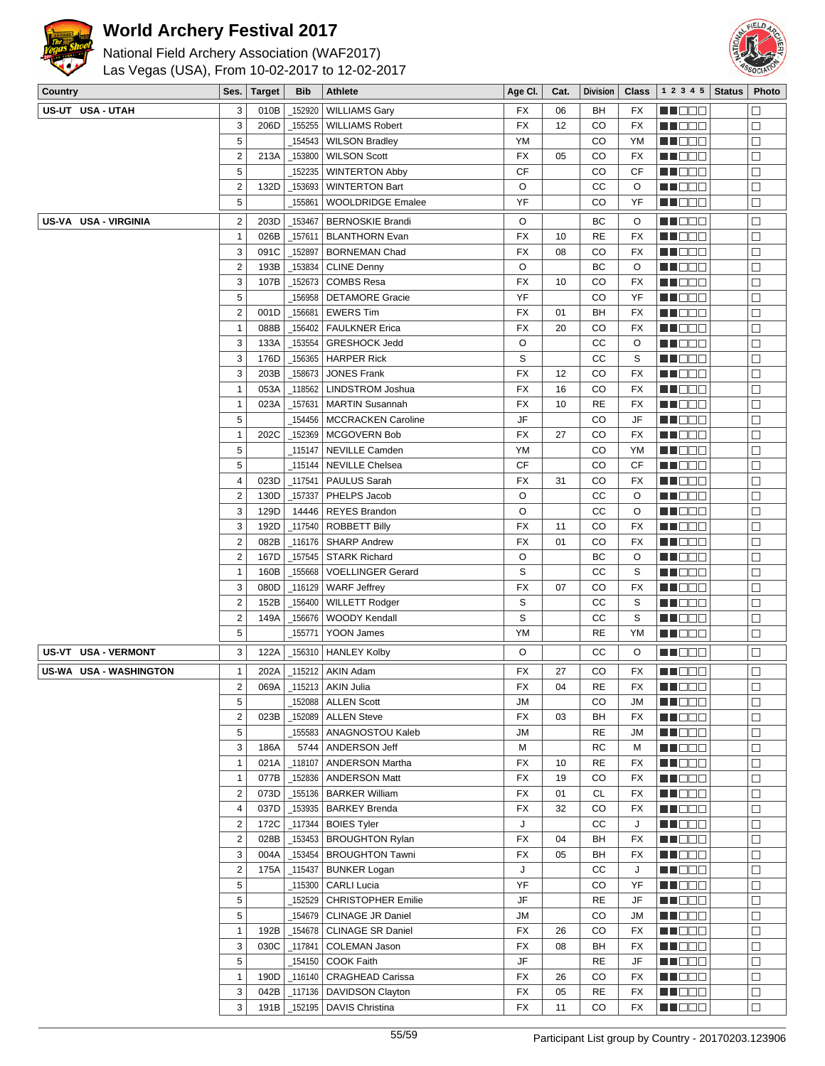# World Archery Festival 2017

National Field Archery Association (WAF2017)
Las Vegas (USA), From 10-02-2017 to 12-02-2017

| Country | Ses. | Target | Bib | Athlete | Age Cl. | Cat. | Division | Class | 1 2 3 4 5 | Status | Photo |
|---|---|---|---|---|---|---|---|---|---|---|---|
| US-UT USA - UTAH | 3 | 010B | _152920 | WILLIAMS Gary | FX | 06 | BH | FX | | | |
| | 3 | 206D | _155255 | WILLIAMS Robert | FX | 12 | CO | FX | | | |
| | 5 | | _154543 | WILSON Bradley | YM | | CO | YM | | | |
| | 2 | 213A | _153800 | WILSON Scott | FX | 05 | CO | FX | | | |
| | 5 | | _152235 | WINTERTON Abby | CF | | CO | CF | | | |
| | 2 | 132D | _153693 | WINTERTON Bart | O | | CC | O | | | |
| | 5 | | _155861 | WOOLDRIDGE Emalee | YF | | CO | YF | | | |
| US-VA USA - VIRGINIA | 2 | 203D | _153467 | BERNOSKIE Brandi | O | | BC | O | | | |
| | 1 | 026B | _157611 | BLANTHORN Evan | FX | 10 | RE | FX | | | |
| | 3 | 091C | _152897 | BORNEMAN Chad | FX | 08 | CO | FX | | | |
| | 2 | 193B | _153834 | CLINE Denny | O | | BC | O | | | |
| | 3 | 107B | _152673 | COMBS Resa | FX | 10 | CO | FX | | | |
| | 5 | | _156958 | DETAMORE Gracie | YF | | CO | YF | | | |
| | 2 | 001D | _156681 | EWERS Tim | FX | 01 | BH | FX | | | |
| | 1 | 088B | _156402 | FAULKNER Erica | FX | 20 | CO | FX | | | |
| | 3 | 133A | _153554 | GRESHOCK Jedd | O | | CC | O | | | |
| | 3 | 176D | _156365 | HARPER Rick | S | | CC | S | | | |
| | 3 | 203B | _158673 | JONES Frank | FX | 12 | CO | FX | | | |
| | 1 | 053A | _118562 | LINDSTROM Joshua | FX | 16 | CO | FX | | | |
| | 1 | 023A | _157631 | MARTIN Susannah | FX | 10 | RE | FX | | | |
| | 5 | | _154456 | MCCRACKEN Caroline | JF | | CO | JF | | | |
| | 1 | 202C | _152369 | MCGOVERN Bob | FX | 27 | CO | FX | | | |
| | 5 | | _115147 | NEVILLE Camden | YM | | CO | YM | | | |
| | 5 | | _115144 | NEVILLE Chelsea | CF | | CO | CF | | | |
| | 4 | 023D | _117541 | PAULUS Sarah | FX | 31 | CO | FX | | | |
| | 2 | 130D | _157337 | PHELPS Jacob | O | | CC | O | | | |
| | 3 | 129D | 14446 | REYES Brandon | O | | CC | O | | | |
| | 3 | 192D | _117540 | ROBBETT Billy | FX | 11 | CO | FX | | | |
| | 2 | 082B | _116176 | SHARP Andrew | FX | 01 | CO | FX | | | |
| | 2 | 167D | _157545 | STARK Richard | O | | BC | O | | | |
| | 1 | 160B | _155668 | VOELLINGER Gerard | S | | CC | S | | | |
| | 3 | 080D | _116129 | WARF Jeffrey | FX | 07 | CO | FX | | | |
| | 2 | 152B | _156400 | WILLETT Rodger | S | | CC | S | | | |
| | 2 | 149A | _156676 | WOODY Kendall | S | | CC | S | | | |
| | 5 | | _155771 | YOON James | YM | | RE | YM | | | |
| US-VT USA - VERMONT | 3 | 122A | _156310 | HANLEY Kolby | O | | CC | O | | | |
| US-WA USA - WASHINGTON | 1 | 202A | _115212 | AKIN Adam | FX | 27 | CO | FX | | | |
| | 2 | 069A | _115213 | AKIN Julia | FX | 04 | RE | FX | | | |
| | 5 | | _152088 | ALLEN Scott | JM | | CO | JM | | | |
| | 2 | 023B | _152089 | ALLEN Steve | FX | 03 | BH | FX | | | |
| | 5 | | _155583 | ANAGNOSTOU Kaleb | JM | | RE | JM | | | |
| | 3 | 186A | 5744 | ANDERSON Jeff | M | | RC | M | | | |
| | 1 | 021A | _118107 | ANDERSON Martha | FX | 10 | RE | FX | | | |
| | 1 | 077B | _152836 | ANDERSON Matt | FX | 19 | CO | FX | | | |
| | 2 | 073D | _155136 | BARKER William | FX | 01 | CL | FX | | | |
| | 4 | 037D | _153935 | BARKEY Brenda | FX | 32 | CO | FX | | | |
| | 2 | 172C | _117344 | BOIES Tyler | J | | CC | J | | | |
| | 2 | 028B | _153453 | BROUGHTON Rylan | FX | 04 | BH | FX | | | |
| | 3 | 004A | _153454 | BROUGHTON Tawni | FX | 05 | BH | FX | | | |
| | 2 | 175A | _115437 | BUNKER Logan | J | | CC | J | | | |
| | 5 | | _115300 | CARLI Lucia | YF | | CO | YF | | | |
| | 5 | | _152529 | CHRISTOPHER Emilie | JF | | RE | JF | | | |
| | 5 | | _154679 | CLINAGE JR Daniel | JM | | CO | JM | | | |
| | 1 | 192B | _154678 | CLINAGE SR Daniel | FX | 26 | CO | FX | | | |
| | 3 | 030C | _117841 | COLEMAN Jason | FX | 08 | BH | FX | | | |
| | 5 | | _154150 | COOK Faith | JF | | RE | JF | | | |
| | 1 | 190D | _116140 | CRAGHEAD Carissa | FX | 26 | CO | FX | | | |
| | 3 | 042B | _117136 | DAVIDSON Clayton | FX | 05 | RE | FX | | | |
| | 3 | 191B | _152195 | DAVIS Christina | FX | 11 | CO | FX | | | |

Participant List group by Country - 20170203.123906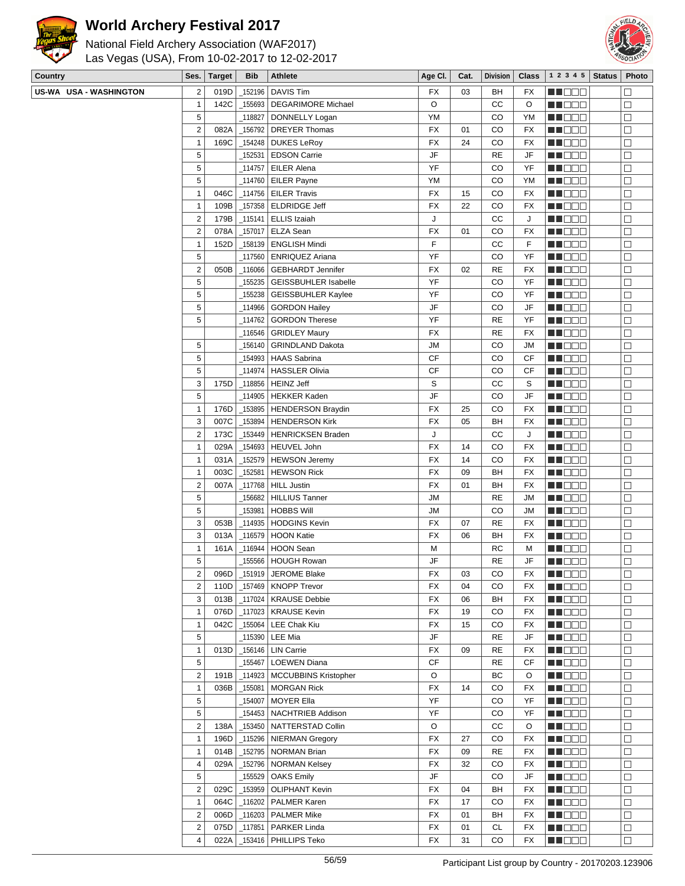# World Archery Festival 2017

National Field Archery Association (WAF2017)
Las Vegas (USA), From 10-02-2017 to 12-02-2017

| Country | Ses. | Target | Bib | Athlete | Age Cl. | Cat. | Division | Class | 1 2 3 4 5 | Status | Photo |
|---|---|---|---|---|---|---|---|---|---|---|---|
| US-WA USA - WASHINGTON | 2 | 019D | _152196 | DAVIS Tim | FX | 03 | BH | FX | ■■□□□ | | □ |
| | 1 | 142C | _155693 | DEGARIMORE Michael | O | | CC | O | ■■□□□ | | □ |
| | 5 | | _118827 | DONNELLY Logan | YM | | CO | YM | ■■□□□ | | □ |
| | 2 | 082A | _156792 | DREYER Thomas | FX | 01 | CO | FX | ■■□□□ | | □ |
| | 1 | 169C | _154248 | DUKES LeRoy | FX | 24 | CO | FX | ■■□□□ | | □ |
| | 5 | | _152531 | EDSON Carrie | JF | | RE | JF | ■■□□□ | | □ |
| | 5 | | _114757 | EILER Alena | YF | | CO | YF | ■■□□□ | | □ |
| | 5 | | _114760 | EILER Payne | YM | | CO | YM | ■■□□□ | | □ |
| | 1 | 046C | _114756 | EILER Travis | FX | 15 | CO | FX | ■■□□□ | | □ |
| | 1 | 109B | _157358 | ELDRIDGE Jeff | FX | 22 | CO | FX | ■■□□□ | | □ |
| | 2 | 179B | _115141 | ELLIS Izaiah | J | | CC | J | ■■□□□ | | □ |
| | 2 | 078A | _157017 | ELZA Sean | FX | 01 | CO | FX | ■■□□□ | | □ |
| | 1 | 152D | _158139 | ENGLISH Mindi | F | | CC | F | ■■□□□ | | □ |
| | 5 | | _117560 | ENRIQUEZ Ariana | YF | | CO | YF | ■■□□□ | | □ |
| | 2 | 050B | _116066 | GEBHARDT Jennifer | FX | 02 | RE | FX | ■■□□□ | | □ |
| | 5 | | _155235 | GEISSBUHLER Isabelle | YF | | CO | YF | ■■□□□ | | □ |
| | 5 | | _155238 | GEISSBUHLER Kaylee | YF | | CO | YF | ■■□□□ | | □ |
| | 5 | | _114966 | GORDON Hailey | JF | | CO | JF | ■■□□□ | | □ |
| | 5 | | _114762 | GORDON Therese | YF | | RE | YF | ■■□□□ | | □ |
| | | | _116546 | GRIDLEY Maury | FX | | RE | FX | ■■□□□ | | □ |
| | 5 | | _156140 | GRINDLAND Dakota | JM | | CO | JM | ■■□□□ | | □ |
| | 5 | | _154993 | HAAS Sabrina | CF | | CO | CF | ■■□□□ | | □ |
| | 5 | | _114974 | HASSLER Olivia | CF | | CO | CF | ■■□□□ | | □ |
| | 3 | 175D | _118856 | HEINZ Jeff | S | | CC | S | ■■□□□ | | □ |
| | 5 | | _114905 | HEKKER Kaden | JF | | CO | JF | ■■□□□ | | □ |
| | 1 | 176D | _153895 | HENDERSON Braydin | FX | 25 | CO | FX | ■■□□□ | | □ |
| | 3 | 007C | _153894 | HENDERSON Kirk | FX | 05 | BH | FX | ■■□□□ | | □ |
| | 2 | 173C | _153449 | HENRICKSEN Braden | J | | CC | J | ■■□□□ | | □ |
| | 1 | 029A | _154693 | HEUVEL John | FX | 14 | CO | FX | ■■□□□ | | □ |
| | 1 | 031A | _152579 | HEWSON Jeremy | FX | 14 | CO | FX | ■■□□□ | | □ |
| | 1 | 003C | _152581 | HEWSON Rick | FX | 09 | BH | FX | ■■□□□ | | □ |
| | 2 | 007A | _117768 | HILL Justin | FX | 01 | BH | FX | ■■□□□ | | □ |
| | 5 | | _156682 | HILLIUS Tanner | JM | | RE | JM | ■■□□□ | | □ |
| | 5 | | _153981 | HOBBS Will | JM | | CO | JM | ■■□□□ | | □ |
| | 3 | 053B | _114935 | HODGINS Kevin | FX | 07 | RE | FX | ■■□□□ | | □ |
| | 3 | 013A | _116579 | HOON Katie | FX | 06 | BH | FX | ■■□□□ | | □ |
| | 1 | 161A | _116944 | HOON Sean | M | | RC | M | ■■□□□ | | □ |
| | 5 | | _155566 | HOUGH Rowan | JF | | RE | JF | ■■□□□ | | □ |
| | 2 | 096D | _151919 | JEROME Blake | FX | 03 | CO | FX | ■■□□□ | | □ |
| | 2 | 110D | _157469 | KNOPP Trevor | FX | 04 | CO | FX | ■■□□□ | | □ |
| | 3 | 013B | _117024 | KRAUSE Debbie | FX | 06 | BH | FX | ■■□□□ | | □ |
| | 1 | 076D | _117023 | KRAUSE Kevin | FX | 19 | CO | FX | ■■□□□ | | □ |
| | 1 | 042C | _155064 | LEE Chak Kiu | FX | 15 | CO | FX | ■■□□□ | | □ |
| | 5 | | _115390 | LEE Mia | JF | | RE | JF | ■■□□□ | | □ |
| | 1 | 013D | _156146 | LIN Carrie | FX | 09 | RE | FX | ■■□□□ | | □ |
| | 5 | | _155467 | LOEWEN Diana | CF | | RE | CF | ■■□□□ | | □ |
| | 2 | 191B | _114923 | MCCUBBINS Kristopher | O | | BC | O | ■■□□□ | | □ |
| | 1 | 036B | _155081 | MORGAN Rick | FX | 14 | CO | FX | ■■□□□ | | □ |
| | 5 | | _154007 | MOYER Ella | YF | | CO | YF | ■■□□□ | | □ |
| | 5 | | _154453 | NACHTRIEB Addison | YF | | CO | YF | ■■□□□ | | □ |
| | 2 | 138A | _153450 | NATTERSTAD Collin | O | | CC | O | ■■□□□ | | □ |
| | 1 | 196D | _115296 | NIERMAN Gregory | FX | 27 | CO | FX | ■■□□□ | | □ |
| | 1 | 014B | _152795 | NORMAN Brian | FX | 09 | RE | FX | ■■□□□ | | □ |
| | 4 | 029A | _152796 | NORMAN Kelsey | FX | 32 | CO | FX | ■■□□□ | | □ |
| | 5 | | _155529 | OAKS Emily | JF | | CO | JF | ■■□□□ | | □ |
| | 2 | 029C | _153959 | OLIPHANT Kevin | FX | 04 | BH | FX | ■■□□□ | | □ |
| | 1 | 064C | _116202 | PALMER Karen | FX | 17 | CO | FX | ■■□□□ | | □ |
| | 2 | 006D | _116203 | PALMER Mike | FX | 01 | BH | FX | ■■□□□ | | □ |
| | 2 | 075D | _117851 | PARKER Linda | FX | 01 | CL | FX | ■■□□□ | | □ |
| | 4 | 022A | _153416 | PHILLIPS Teko | FX | 31 | CO | FX | ■■□□□ | | □ |

Participant List group by Country - 20170203.123906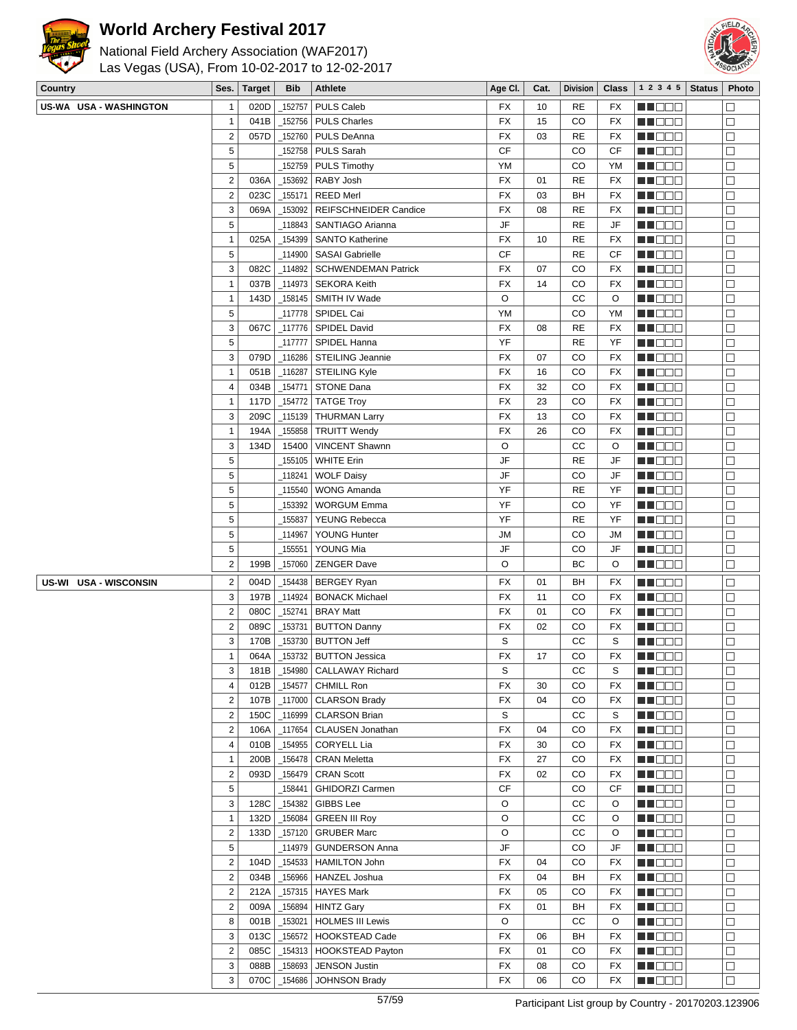# World Archery Festival 2017

National Field Archery Association (WAF2017)
Las Vegas (USA), From 10-02-2017 to 12-02-2017

| Country | Ses. | Target | Bib | Athlete | Age Cl. | Cat. | Division | Class | 1 2 3 4 5 | Status | Photo |
|---|---|---|---|---|---|---|---|---|---|---|---|
| US-WA USA - WASHINGTON | 1 | 020D | _152757 | PULS Caleb | FX | 10 | RE | FX | | | ☐ |
| | 1 | 041B | _152756 | PULS Charles | FX | 15 | CO | FX | | | ☐ |
| | 2 | 057D | _152760 | PULS DeAnna | FX | 03 | RE | FX | | | ☐ |
| | 5 | | _152758 | PULS Sarah | CF | | CO | CF | | | ☐ |
| | 5 | | _152759 | PULS Timothy | YM | | CO | YM | | | ☐ |
| | 2 | 036A | _153692 | RABY Josh | FX | 01 | RE | FX | | | ☐ |
| | 2 | 023C | _155171 | REED Merl | FX | 03 | BH | FX | | | ☐ |
| | 3 | 069A | _153092 | REIFSCHNEIDER Candice | FX | 08 | RE | FX | | | ☐ |
| | 5 | | _118843 | SANTIAGO Arianna | JF | | RE | JF | | | ☐ |
| | 1 | 025A | _154399 | SANTO Katherine | FX | 10 | RE | FX | | | ☐ |
| | 5 | | _114900 | SASAI Gabrielle | CF | | RE | CF | | | ☐ |
| | 3 | 082C | _114892 | SCHWENDEMAN Patrick | FX | 07 | CO | FX | | | ☐ |
| | 1 | 037B | _114973 | SEKORA Keith | FX | 14 | CO | FX | | | ☐ |
| | 1 | 143D | _158145 | SMITH IV Wade | O | | CC | O | | | ☐ |
| | 5 | | _117778 | SPIDEL Cai | YM | | CO | YM | | | ☐ |
| | 3 | 067C | _117776 | SPIDEL David | FX | 08 | RE | FX | | | ☐ |
| | 5 | | _117777 | SPIDEL Hanna | YF | | RE | YF | | | ☐ |
| | 3 | 079D | _116286 | STEILING Jeannie | FX | 07 | CO | FX | | | ☐ |
| | 1 | 051B | _116287 | STEILING Kyle | FX | 16 | CO | FX | | | ☐ |
| | 4 | 034B | _154771 | STONE Dana | FX | 32 | CO | FX | | | ☐ |
| | 1 | 117D | _154772 | TATGE Troy | FX | 23 | CO | FX | | | ☐ |
| | 3 | 209C | _115139 | THURMAN Larry | FX | 13 | CO | FX | | | ☐ |
| | 1 | 194A | _155858 | TRUITT Wendy | FX | 26 | CO | FX | | | ☐ |
| | 3 | 134D | 15400 | VINCENT Shawnn | O | | CC | O | | | ☐ |
| | 5 | | _155105 | WHITE Erin | JF | | RE | JF | | | ☐ |
| | 5 | | _118241 | WOLF Daisy | JF | | CO | JF | | | ☐ |
| | 5 | | _115540 | WONG Amanda | YF | | RE | YF | | | ☐ |
| | 5 | | _153392 | WORGUM Emma | YF | | CO | YF | | | ☐ |
| | 5 | | _155837 | YEUNG Rebecca | YF | | RE | YF | | | ☐ |
| | 5 | | _114967 | YOUNG Hunter | JM | | CO | JM | | | ☐ |
| | 5 | | _155551 | YOUNG Mia | JF | | CO | JF | | | ☐ |
| | 2 | 199B | _157060 | ZENGER Dave | O | | BC | O | | | ☐ |
| US-WI USA - WISCONSIN | 2 | 004D | _154438 | BERGEY Ryan | FX | 01 | BH | FX | | | ☐ |
| | 3 | 197B | _114924 | BONACK Michael | FX | 11 | CO | FX | | | ☐ |
| | 2 | 080C | _152741 | BRAY Matt | FX | 01 | CO | FX | | | ☐ |
| | 2 | 089C | _153731 | BUTTON Danny | FX | 02 | CO | FX | | | ☐ |
| | 3 | 170B | _153730 | BUTTON Jeff | S | | CC | S | | | ☐ |
| | 1 | 064A | _153732 | BUTTON Jessica | FX | 17 | CO | FX | | | ☐ |
| | 3 | 181B | _154980 | CALLAWAY Richard | S | | CC | S | | | ☐ |
| | 4 | 012B | _154577 | CHMILL Ron | FX | 30 | CO | FX | | | ☐ |
| | 2 | 107B | _117000 | CLARSON Brady | FX | 04 | CO | FX | | | ☐ |
| | 2 | 150C | _116999 | CLARSON Brian | S | | CC | S | | | ☐ |
| | 2 | 106A | _117654 | CLAUSEN Jonathan | FX | 04 | CO | FX | | | ☐ |
| | 4 | 010B | _154955 | CORYELL Lia | FX | 30 | CO | FX | | | ☐ |
| | 1 | 200B | _156478 | CRAN Meletta | FX | 27 | CO | FX | | | ☐ |
| | 2 | 093D | _156479 | CRAN Scott | FX | 02 | CO | FX | | | ☐ |
| | 5 | | _158441 | GHIDORZI Carmen | CF | | CO | CF | | | ☐ |
| | 3 | 128C | _154382 | GIBBS Lee | O | | CC | O | | | ☐ |
| | 1 | 132D | _156084 | GREEN III Roy | O | | CC | O | | | ☐ |
| | 2 | 133D | _157120 | GRUBER Marc | O | | CC | O | | | ☐ |
| | 5 | | _114979 | GUNDERSON Anna | JF | | CO | JF | | | ☐ |
| | 2 | 104D | _154533 | HAMILTON John | FX | 04 | CO | FX | | | ☐ |
| | 2 | 034B | _156966 | HANZEL Joshua | FX | 04 | BH | FX | | | ☐ |
| | 2 | 212A | _157315 | HAYES Mark | FX | 05 | CO | FX | | | ☐ |
| | 2 | 009A | _156894 | HINTZ Gary | FX | 01 | BH | FX | | | ☐ |
| | 8 | 001B | _153021 | HOLMES III Lewis | O | | CC | O | | | ☐ |
| | 3 | 013C | _156572 | HOOKSTEAD Cade | FX | 06 | BH | FX | | | ☐ |
| | 2 | 085C | _154313 | HOOKSTEAD Payton | FX | 01 | CO | FX | | | ☐ |
| | 3 | 088B | _158693 | JENSON Justin | FX | 08 | CO | FX | | | ☐ |
| | 3 | 070C | _154686 | JOHNSON Brady | FX | 06 | CO | FX | | | ☐ |

Participant List group by Country - 20170203.123906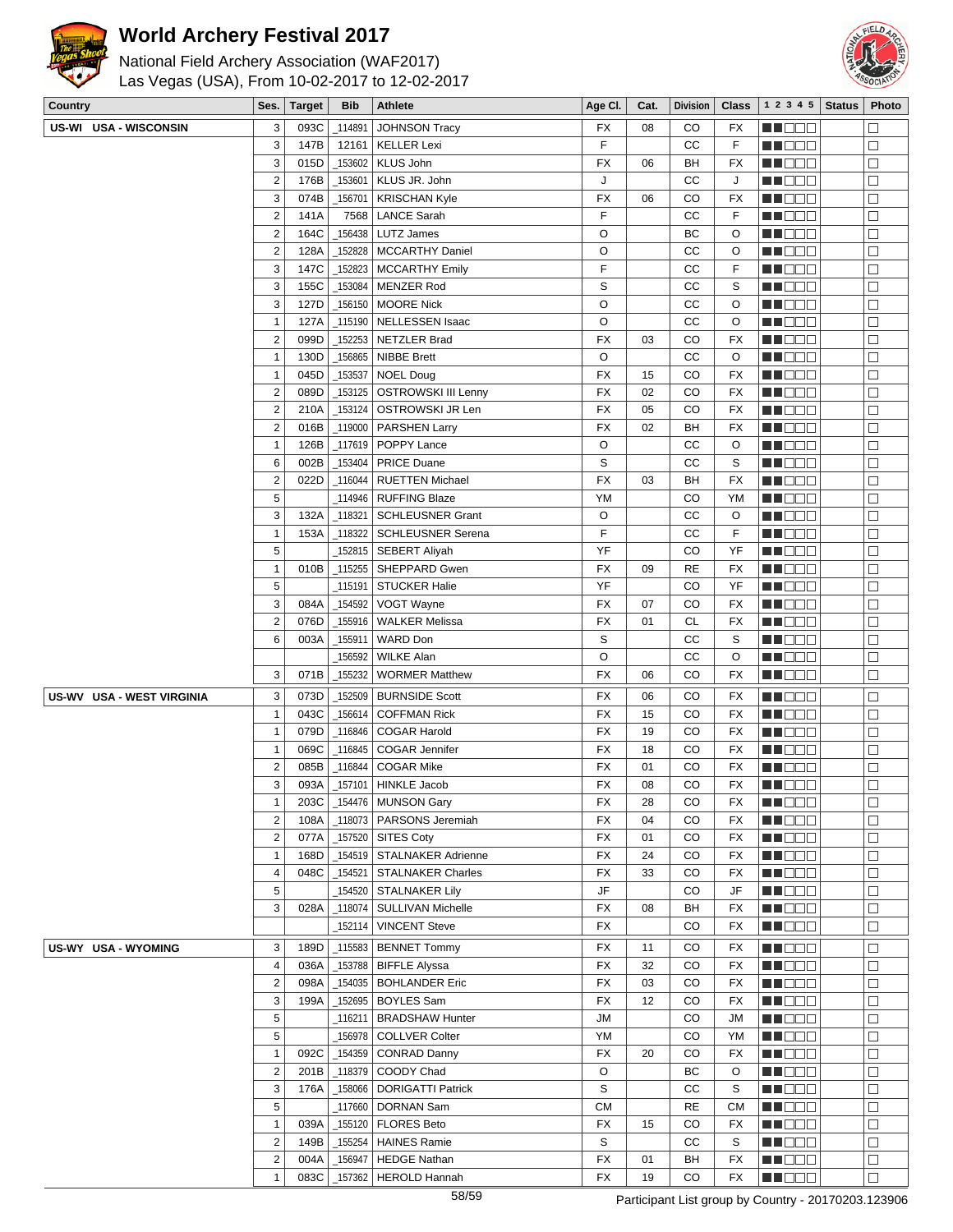# World Archery Festival 2017

National Field Archery Association (WAF2017)
Las Vegas (USA), From 10-02-2017 to 12-02-2017

| Country | Ses. | Target | Bib | Athlete | Age Cl. | Cat. | Division | Class | 1 2 3 4 5 | Status | Photo |
|---|---|---|---|---|---|---|---|---|---|---|---|
| US-WI USA - WISCONSIN | 3 | 093C | _114891 | JOHNSON Tracy | FX | 08 | CO | FX | | | ☐ |
| | 3 | 147B | 12161 | KELLER Lexi | F | | CC | F | | | ☐ |
| | 3 | 015D | _153602 | KLUS John | FX | 06 | BH | FX | | | ☐ |
| | 2 | 176B | _153601 | KLUS JR. John | J | | CC | J | | | ☐ |
| | 3 | 074B | _156701 | KRISCHAN Kyle | FX | 06 | CO | FX | | | ☐ |
| | 2 | 141A | 7568 | LANCE Sarah | F | | CC | F | | | ☐ |
| | 2 | 164C | _156438 | LUTZ James | O | | BC | O | | | ☐ |
| | 2 | 128A | _152828 | MCCARTHY Daniel | O | | CC | O | | | ☐ |
| | 3 | 147C | _152823 | MCCARTHY Emily | F | | CC | F | | | ☐ |
| | 3 | 155C | _153084 | MENZER Rod | S | | CC | S | | | ☐ |
| | 3 | 127D | _156150 | MOORE Nick | O | | CC | O | | | ☐ |
| | 1 | 127A | _115190 | NELLESSEN Isaac | O | | CC | O | | | ☐ |
| | 2 | 099D | _152253 | NETZLER Brad | FX | 03 | CO | FX | | | ☐ |
| | 1 | 130D | _156865 | NIBBE Brett | O | | CC | O | | | ☐ |
| | 1 | 045D | _153537 | NOEL Doug | FX | 15 | CO | FX | | | ☐ |
| | 2 | 089D | _153125 | OSTROWSKI III Lenny | FX | 02 | CO | FX | | | ☐ |
| | 2 | 210A | _153124 | OSTROWSKI JR Len | FX | 05 | CO | FX | | | ☐ |
| | 2 | 016B | _119000 | PARSHEN Larry | FX | 02 | BH | FX | | | ☐ |
| | 1 | 126B | _117619 | POPPY Lance | O | | CC | O | | | ☐ |
| | 6 | 002B | _153404 | PRICE Duane | S | | CC | S | | | ☐ |
| | 2 | 022D | _116044 | RUETTEN Michael | FX | 03 | BH | FX | | | ☐ |
| | 5 | | _114946 | RUFFING Blaze | YM | | CO | YM | | | ☐ |
| | 3 | 132A | _118321 | SCHLEUSNER Grant | O | | CC | O | | | ☐ |
| | 1 | 153A | _118322 | SCHLEUSNER Serena | F | | CC | F | | | ☐ |
| | 5 | | _152815 | SEBERT Aliyah | YF | | CO | YF | | | ☐ |
| | 1 | 010B | _115255 | SHEPPARD Gwen | FX | 09 | RE | FX | | | ☐ |
| | 5 | | _115191 | STUCKER Halie | YF | | CO | YF | | | ☐ |
| | 3 | 084A | _154592 | VOGT Wayne | FX | 07 | CO | FX | | | ☐ |
| | 2 | 076D | _155916 | WALKER Melissa | FX | 01 | CL | FX | | | ☐ |
| | 6 | 003A | _155911 | WARD Don | S | | CC | S | | | ☐ |
| | | | _156592 | WILKE Alan | O | | CC | O | | | ☐ |
| | 3 | 071B | _155232 | WORMER Matthew | FX | 06 | CO | FX | | | ☐ |
| US-WV USA - WEST VIRGINIA | 3 | 073D | _152509 | BURNSIDE Scott | FX | 06 | CO | FX | | | ☐ |
| | 1 | 043C | _156614 | COFFMAN Rick | FX | 15 | CO | FX | | | ☐ |
| | 1 | 079D | _116846 | COGAR Harold | FX | 19 | CO | FX | | | ☐ |
| | 1 | 069C | _116845 | COGAR Jennifer | FX | 18 | CO | FX | | | ☐ |
| | 2 | 085B | _116844 | COGAR Mike | FX | 01 | CO | FX | | | ☐ |
| | 3 | 093A | _157101 | HINKLE Jacob | FX | 08 | CO | FX | | | ☐ |
| | 1 | 203C | _154476 | MUNSON Gary | FX | 28 | CO | FX | | | ☐ |
| | 2 | 108A | _118073 | PARSONS Jeremiah | FX | 04 | CO | FX | | | ☐ |
| | 2 | 077A | _157520 | SITES Coty | FX | 01 | CO | FX | | | ☐ |
| | 1 | 168D | _154519 | STALNAKER Adrienne | FX | 24 | CO | FX | | | ☐ |
| | 4 | 048C | _154521 | STALNAKER Charles | FX | 33 | CO | FX | | | ☐ |
| | 5 | | _154520 | STALNAKER Lily | JF | | CO | JF | | | ☐ |
| | 3 | 028A | _118074 | SULLIVAN Michelle | FX | 08 | BH | FX | | | ☐ |
| | | | _152114 | VINCENT Steve | FX | | CO | FX | | | ☐ |
| US-WY USA - WYOMING | 3 | 189D | _115583 | BENNET Tommy | FX | 11 | CO | FX | | | ☐ |
| | 4 | 036A | _153788 | BIFFLE Alyssa | FX | 32 | CO | FX | | | ☐ |
| | 2 | 098A | _154035 | BOHLANDER Eric | FX | 03 | CO | FX | | | ☐ |
| | 3 | 199A | _152695 | BOYLES Sam | FX | 12 | CO | FX | | | ☐ |
| | 5 | | _116211 | BRADSHAW Hunter | JM | | CO | JM | | | ☐ |
| | 5 | | _156978 | COLLVER Colter | YM | | CO | YM | | | ☐ |
| | 1 | 092C | _154359 | CONRAD Danny | FX | 20 | CO | FX | | | ☐ |
| | 2 | 201B | _118379 | COODY Chad | O | | BC | O | | | ☐ |
| | 3 | 176A | _158066 | DORIGATTI Patrick | S | | CC | S | | | ☐ |
| | 5 | | _117660 | DORNAN Sam | CM | | RE | CM | | | ☐ |
| | 1 | 039A | _155120 | FLORES Beto | FX | 15 | CO | FX | | | ☐ |
| | 2 | 149B | _155254 | HAINES Ramie | S | | CC | S | | | ☐ |
| | 2 | 004A | _156947 | HEDGE Nathan | FX | 01 | BH | FX | | | ☐ |
| | 1 | 083C | _157362 | HEROLD Hannah | FX | 19 | CO | FX | | | ☐ |

Participant List group by Country - 20170203.123906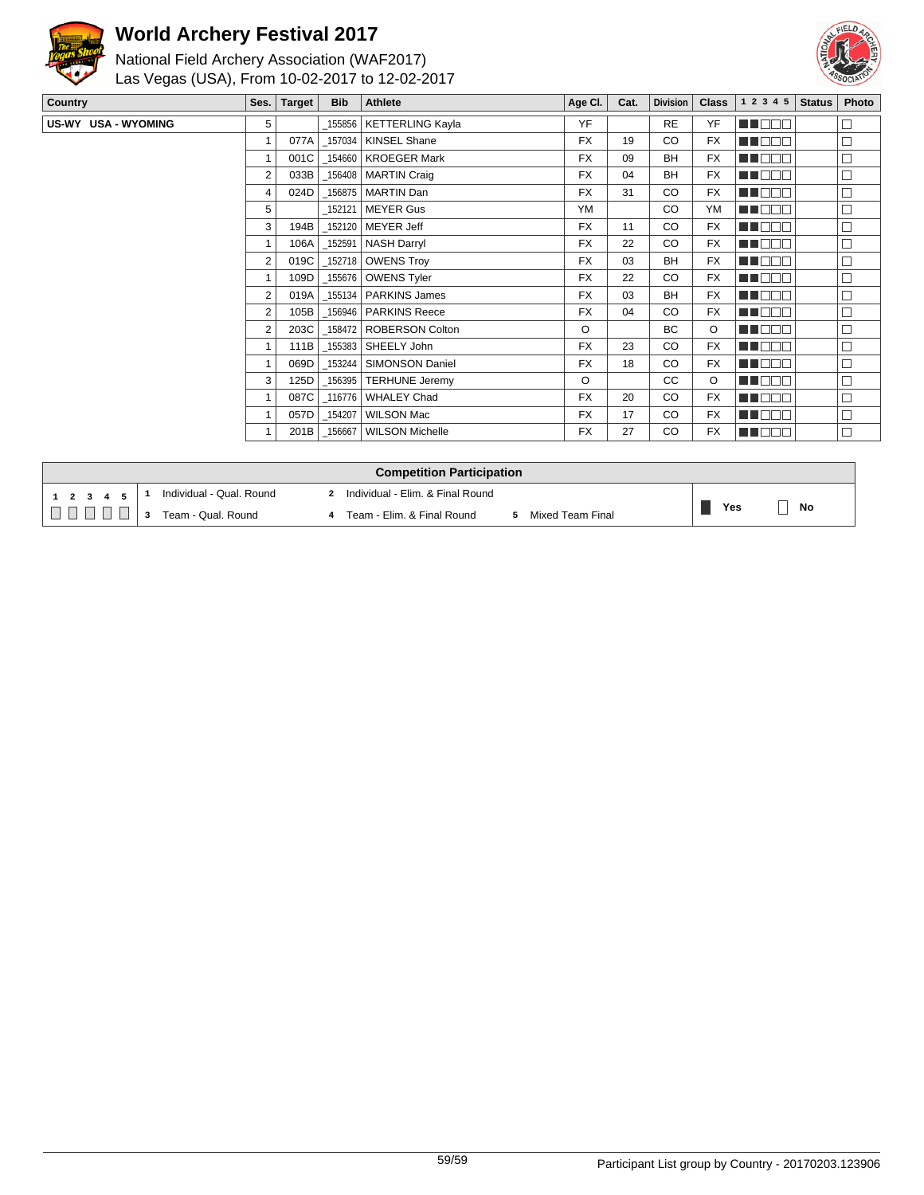# World Archery Festival 2017

National Field Archery Association (WAF2017)
Las Vegas (USA), From 10-02-2017 to 12-02-2017

| Country | Ses. | Target | Bib | Athlete | Age Cl. | Cat. | Division | Class | 1 2 3 4 5 | Status | Photo |
|---|---|---|---|---|---|---|---|---|---|---|---|
| US-WY USA - WYOMING | 5 | | _155856 | KETTERLING Kayla | YF | | RE | YF | ■■□□□ | | □ |
| | 1 | 077A | _157034 | KINSEL Shane | FX | 19 | CO | FX | ■■□□□ | | □ |
| | 1 | 001C | _154660 | KROEGER Mark | FX | 09 | BH | FX | ■■□□□ | | □ |
| | 2 | 033B | _156408 | MARTIN Craig | FX | 04 | BH | FX | ■■□□□ | | □ |
| | 4 | 024D | _156875 | MARTIN Dan | FX | 31 | CO | FX | ■■□□□ | | □ |
| | 5 | | _152121 | MEYER Gus | YM | | CO | YM | ■■□□□ | | □ |
| | 3 | 194B | _152120 | MEYER Jeff | FX | 11 | CO | FX | ■■□□□ | | □ |
| | 1 | 106A | _152591 | NASH Darryl | FX | 22 | CO | FX | ■■□□□ | | □ |
| | 2 | 019C | _152718 | OWENS Troy | FX | 03 | BH | FX | ■■□□□ | | □ |
| | 1 | 109D | _155676 | OWENS Tyler | FX | 22 | CO | FX | ■■□□□ | | □ |
| | 2 | 019A | _155134 | PARKINS James | FX | 03 | BH | FX | ■■□□□ | | □ |
| | 2 | 105B | _156946 | PARKINS Reece | FX | 04 | CO | FX | ■■□□□ | | □ |
| | 2 | 203C | _158472 | ROBERSON Colton | O | | BC | O | ■■□□□ | | □ |
| | 1 | 111B | _155383 | SHEELY John | FX | 23 | CO | FX | ■■□□□ | | □ |
| | 1 | 069D | _153244 | SIMONSON Daniel | FX | 18 | CO | FX | ■■□□□ | | □ |
| | 3 | 125D | _156395 | TERHUNE Jeremy | O | | CC | O | ■■□□□ | | □ |
| | 1 | 087C | _116776 | WHALEY Chad | FX | 20 | CO | FX | ■■□□□ | | □ |
| | 1 | 057D | _154207 | WILSON Mac | FX | 17 | CO | FX | ■■□□□ | | □ |
| | 1 | 201B | _156667 | WILSON Michelle | FX | 27 | CO | FX | ■■□□□ | | □ |

**Competition Participation**

| 1 2 3 4 5 | | | |
|---|---|---|---|
| □ □ □ □ □ | 1 Individual - Qual. Round | 2 Individual - Elim. & Final Round | |
| | 3 Team - Qual. Round | 4 Team - Elim. & Final Round | 5 Mixed Team Final |

■ Yes □ No

Participant List group by Country - 20170203.123906